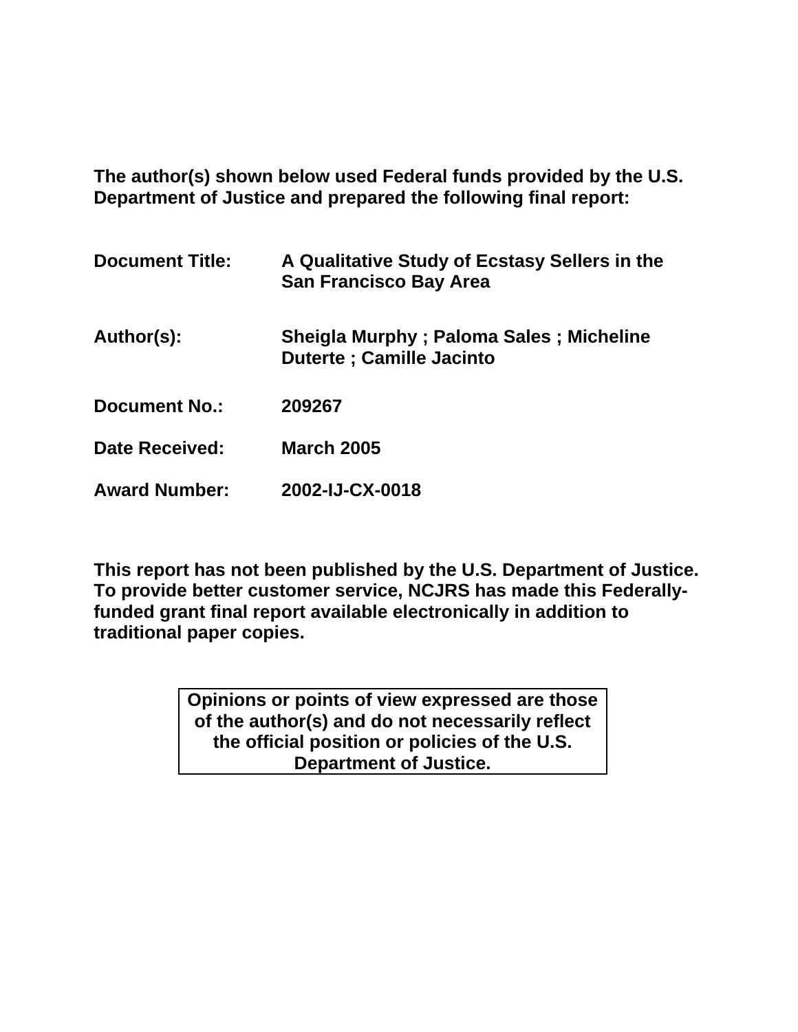**The author(s) shown below used Federal funds provided by the U.S. Department of Justice and prepared the following final report:**

| | |
|---|---|
| **Document Title:** | **A Qualitative Study of Ecstasy Sellers in the San Francisco Bay Area** |
| **Author(s):** | **Sheigla Murphy ; Paloma Sales ; Micheline Duterte ; Camille Jacinto** |
| **Document No.:** | **209267** |
| **Date Received:** | **March 2005** |
| **Award Number:** | **2002-IJ-CX-0018** |

**This report has not been published by the U.S. Department of Justice. To provide better customer service, NCJRS has made this Federally-funded grant final report available electronically in addition to traditional paper copies.**

**Opinions or points of view expressed are those of the author(s) and do not necessarily reflect the official position or policies of the U.S. Department of Justice.**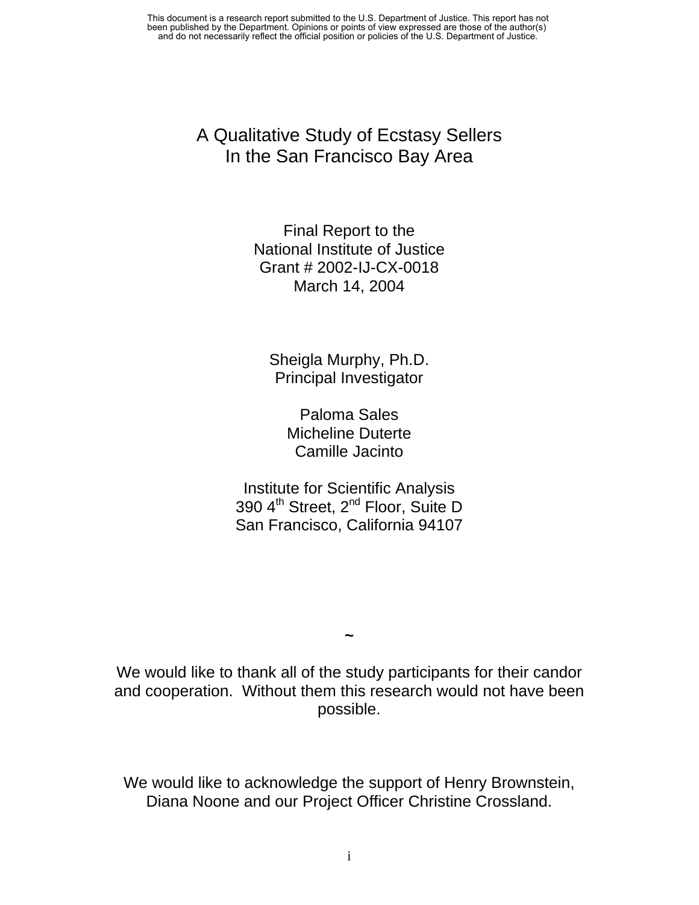This document is a research report submitted to the U.S. Department of Justice. This report has not been published by the Department. Opinions or points of view expressed are those of the author(s) and do not necessarily reflect the official position or policies of the U.S. Department of Justice.

# A Qualitative Study of Ecstasy Sellers In the San Francisco Bay Area

Final Report to the
National Institute of Justice
Grant # 2002-IJ-CX-0018
March 14, 2004

Sheigla Murphy, Ph.D.
Principal Investigator

Paloma Sales
Micheline Duterte
Camille Jacinto

Institute for Scientific Analysis
390 4th Street, 2nd Floor, Suite D
San Francisco, California 94107

~

We would like to thank all of the study participants for their candor and cooperation. Without them this research would not have been possible.

We would like to acknowledge the support of Henry Brownstein, Diana Noone and our Project Officer Christine Crossland.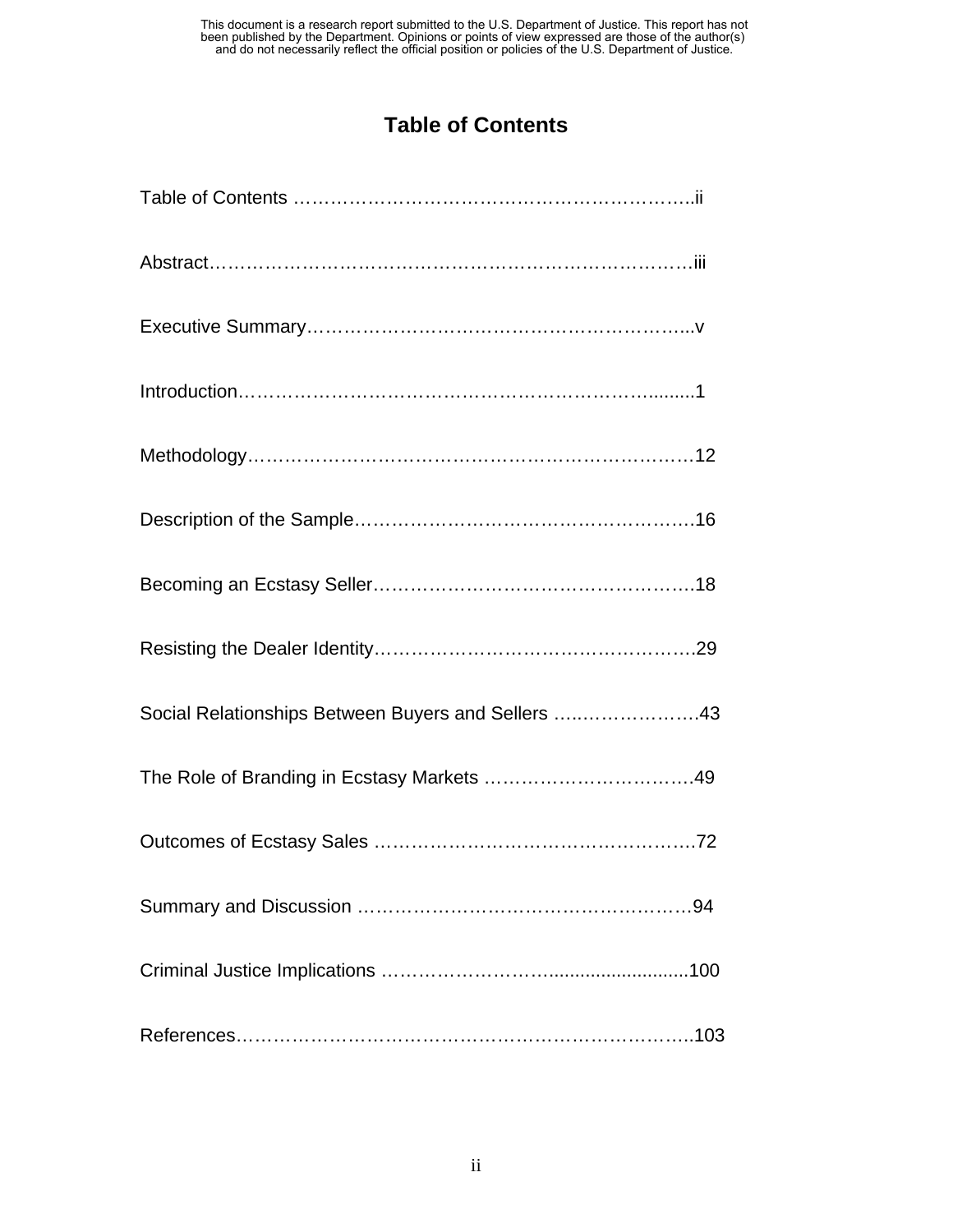This document is a research report submitted to the U.S. Department of Justice. This report has not been published by the Department. Opinions or points of view expressed are those of the author(s) and do not necessarily reflect the official position or policies of the U.S. Department of Justice.

# Table of Contents

Table of Contents …………………………………………………………..ii

Abstract…………………………………………………………………….iii

Executive Summary………………………………………………………...v

Introduction…………………………………………………………..........1

Methodology……………………………………………………………….12

Description of the Sample…………………………………………………16

Becoming an Ecstasy Seller……………………………………………….18

Resisting the Dealer Identity………………………………………………29

Social Relationships Between Buyers and Sellers ………………………43

The Role of Branding in Ecstasy Markets ………………………………49

Outcomes of Ecstasy Sales ………………………………………………72

Summary and Discussion …………………………………………………94

Criminal Justice Implications ……………………….........................100

References…………………………………………………………………103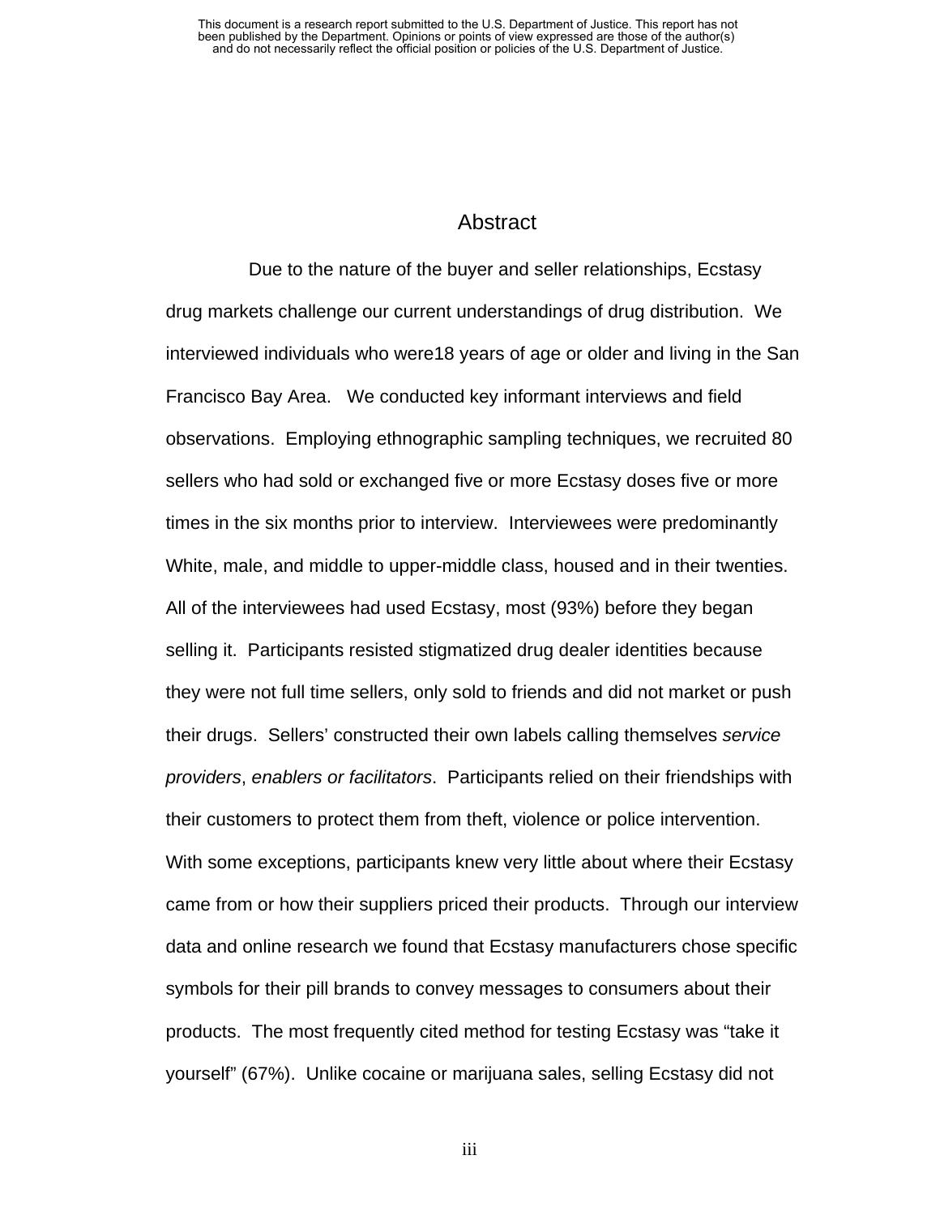## Abstract

Due to the nature of the buyer and seller relationships, Ecstasy drug markets challenge our current understandings of drug distribution. We interviewed individuals who were18 years of age or older and living in the San Francisco Bay Area. We conducted key informant interviews and field observations. Employing ethnographic sampling techniques, we recruited 80 sellers who had sold or exchanged five or more Ecstasy doses five or more times in the six months prior to interview. Interviewees were predominantly White, male, and middle to upper-middle class, housed and in their twenties. All of the interviewees had used Ecstasy, most (93%) before they began selling it. Participants resisted stigmatized drug dealer identities because they were not full time sellers, only sold to friends and did not market or push their drugs. Sellers' constructed their own labels calling themselves *service providers*, *enablers or facilitators*. Participants relied on their friendships with their customers to protect them from theft, violence or police intervention. With some exceptions, participants knew very little about where their Ecstasy came from or how their suppliers priced their products. Through our interview data and online research we found that Ecstasy manufacturers chose specific symbols for their pill brands to convey messages to consumers about their products. The most frequently cited method for testing Ecstasy was "take it yourself" (67%). Unlike cocaine or marijuana sales, selling Ecstasy did not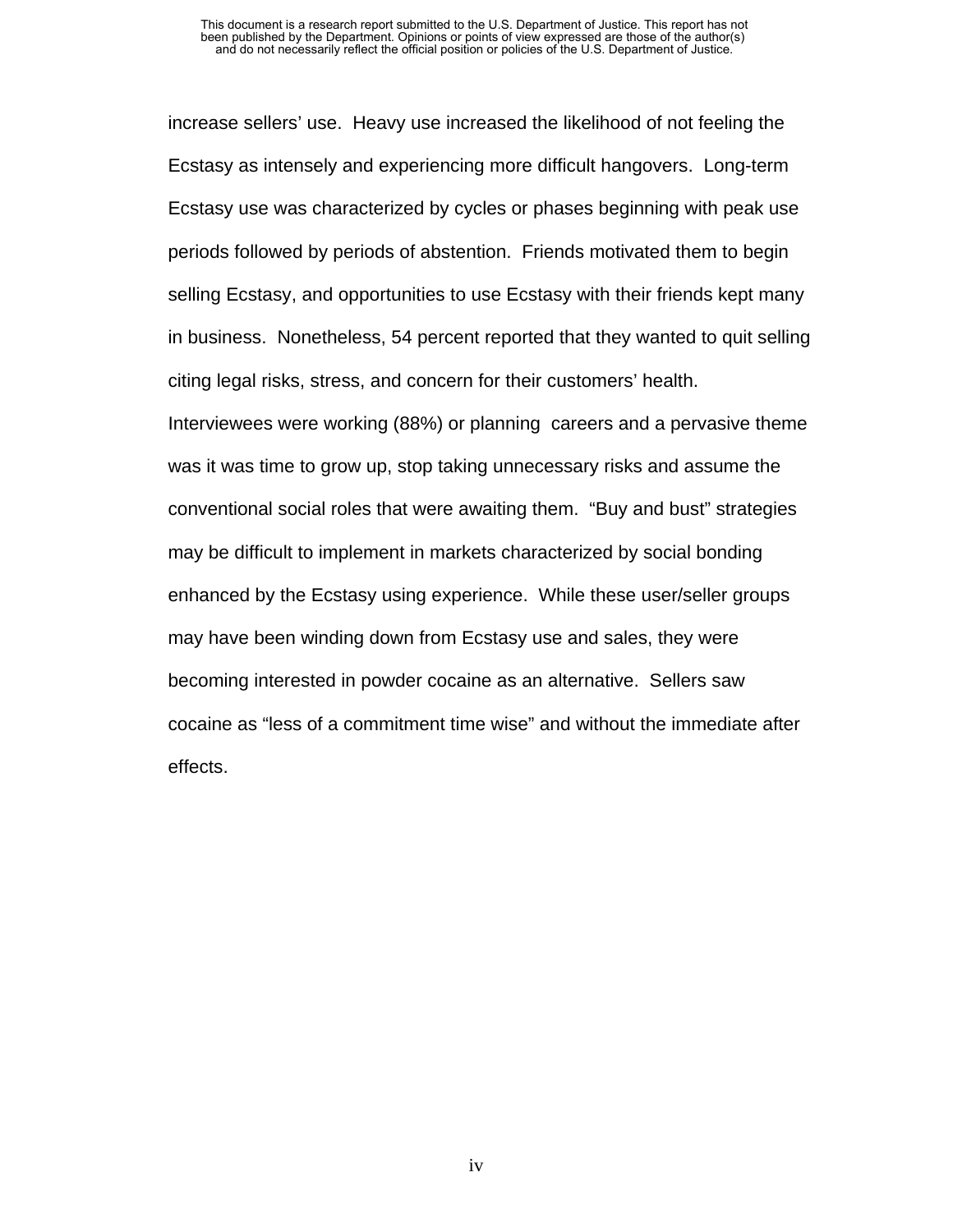increase sellers' use. Heavy use increased the likelihood of not feeling the Ecstasy as intensely and experiencing more difficult hangovers. Long-term Ecstasy use was characterized by cycles or phases beginning with peak use periods followed by periods of abstention. Friends motivated them to begin selling Ecstasy, and opportunities to use Ecstasy with their friends kept many in business. Nonetheless, 54 percent reported that they wanted to quit selling citing legal risks, stress, and concern for their customers' health. Interviewees were working (88%) or planning careers and a pervasive theme was it was time to grow up, stop taking unnecessary risks and assume the conventional social roles that were awaiting them. "Buy and bust" strategies may be difficult to implement in markets characterized by social bonding enhanced by the Ecstasy using experience. While these user/seller groups may have been winding down from Ecstasy use and sales, they were becoming interested in powder cocaine as an alternative. Sellers saw cocaine as "less of a commitment time wise" and without the immediate after effects.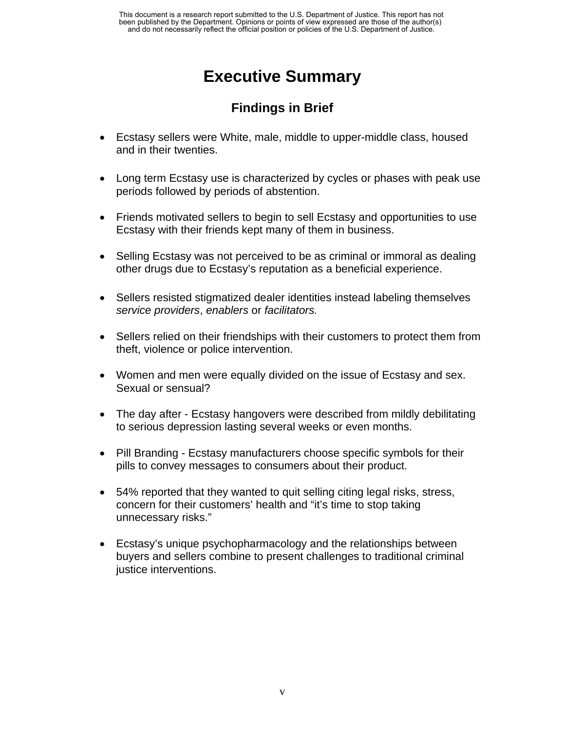# Executive Summary

## Findings in Brief

- Ecstasy sellers were White, male, middle to upper-middle class, housed and in their twenties.
- Long term Ecstasy use is characterized by cycles or phases with peak use periods followed by periods of abstention.
- Friends motivated sellers to begin to sell Ecstasy and opportunities to use Ecstasy with their friends kept many of them in business.
- Selling Ecstasy was not perceived to be as criminal or immoral as dealing other drugs due to Ecstasy's reputation as a beneficial experience.
- Sellers resisted stigmatized dealer identities instead labeling themselves *service providers*, *enablers* or *facilitators.*
- Sellers relied on their friendships with their customers to protect them from theft, violence or police intervention.
- Women and men were equally divided on the issue of Ecstasy and sex. Sexual or sensual?
- The day after - Ecstasy hangovers were described from mildly debilitating to serious depression lasting several weeks or even months.
- Pill Branding - Ecstasy manufacturers choose specific symbols for their pills to convey messages to consumers about their product.
- 54% reported that they wanted to quit selling citing legal risks, stress, concern for their customers' health and "it's time to stop taking unnecessary risks."
- Ecstasy's unique psychopharmacology and the relationships between buyers and sellers combine to present challenges to traditional criminal justice interventions.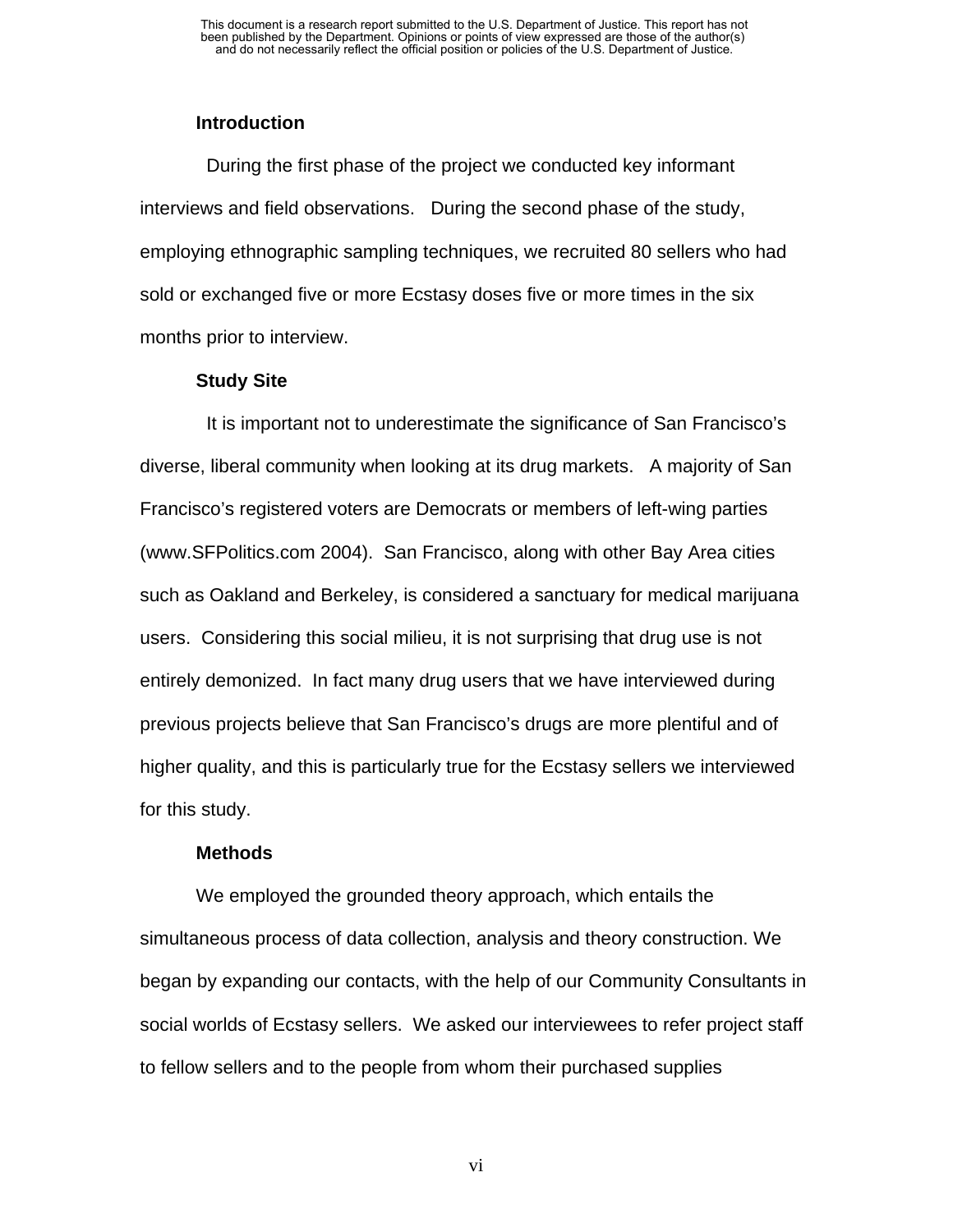## Introduction

During the first phase of the project we conducted key informant interviews and field observations. During the second phase of the study, employing ethnographic sampling techniques, we recruited 80 sellers who had sold or exchanged five or more Ecstasy doses five or more times in the six months prior to interview.

## Study Site

It is important not to underestimate the significance of San Francisco's diverse, liberal community when looking at its drug markets. A majority of San Francisco's registered voters are Democrats or members of left-wing parties (www.SFPolitics.com 2004). San Francisco, along with other Bay Area cities such as Oakland and Berkeley, is considered a sanctuary for medical marijuana users. Considering this social milieu, it is not surprising that drug use is not entirely demonized. In fact many drug users that we have interviewed during previous projects believe that San Francisco's drugs are more plentiful and of higher quality, and this is particularly true for the Ecstasy sellers we interviewed for this study.

## Methods

We employed the grounded theory approach, which entails the simultaneous process of data collection, analysis and theory construction. We began by expanding our contacts, with the help of our Community Consultants in social worlds of Ecstasy sellers. We asked our interviewees to refer project staff to fellow sellers and to the people from whom their purchased supplies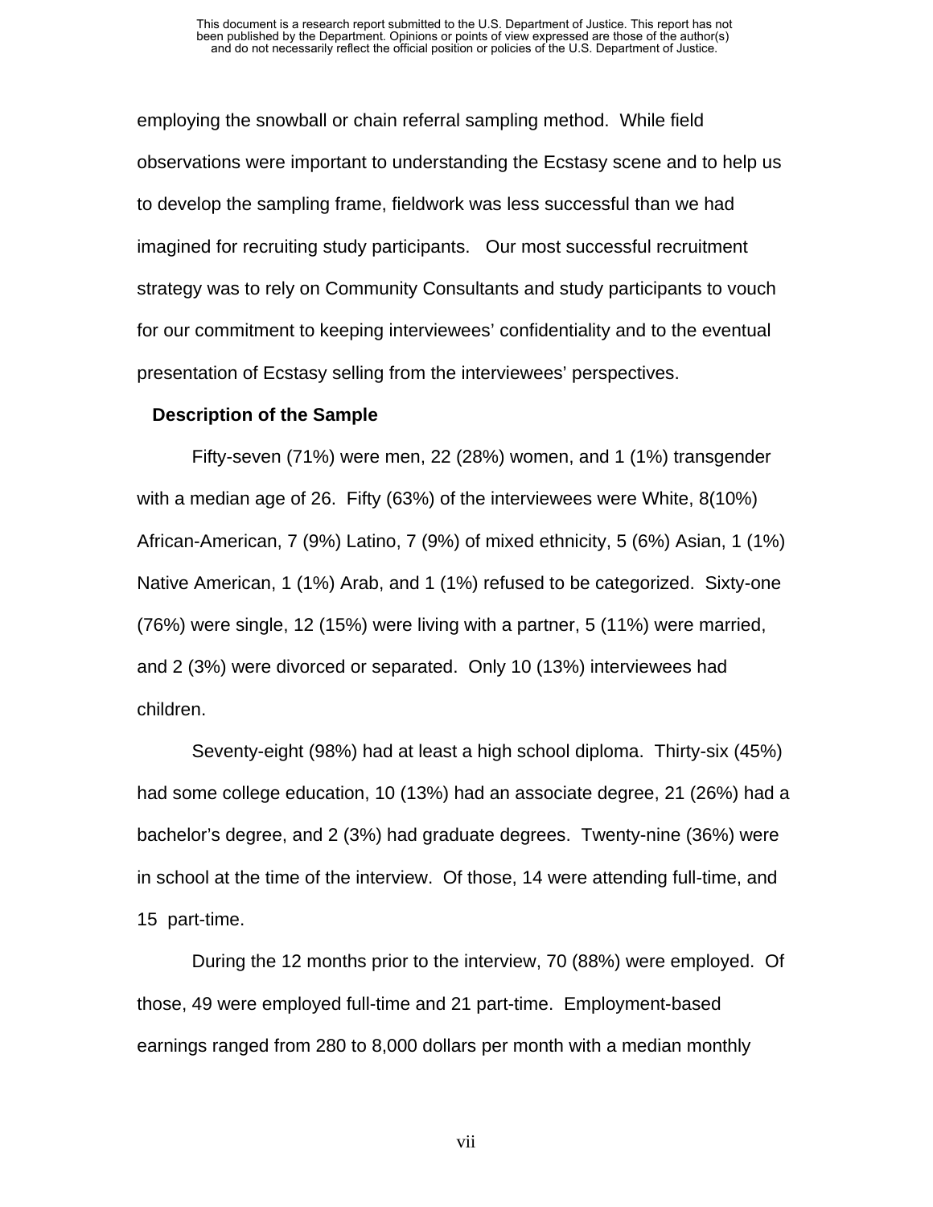employing the snowball or chain referral sampling method. While field observations were important to understanding the Ecstasy scene and to help us to develop the sampling frame, fieldwork was less successful than we had imagined for recruiting study participants. Our most successful recruitment strategy was to rely on Community Consultants and study participants to vouch for our commitment to keeping interviewees' confidentiality and to the eventual presentation of Ecstasy selling from the interviewees' perspectives.

**Description of the Sample**

Fifty-seven (71%) were men, 22 (28%) women, and 1 (1%) transgender with a median age of 26. Fifty (63%) of the interviewees were White, 8(10%) African-American, 7 (9%) Latino, 7 (9%) of mixed ethnicity, 5 (6%) Asian, 1 (1%) Native American, 1 (1%) Arab, and 1 (1%) refused to be categorized. Sixty-one (76%) were single, 12 (15%) were living with a partner, 5 (11%) were married, and 2 (3%) were divorced or separated. Only 10 (13%) interviewees had children.

Seventy-eight (98%) had at least a high school diploma. Thirty-six (45%) had some college education, 10 (13%) had an associate degree, 21 (26%) had a bachelor's degree, and 2 (3%) had graduate degrees. Twenty-nine (36%) were in school at the time of the interview. Of those, 14 were attending full-time, and 15 part-time.

During the 12 months prior to the interview, 70 (88%) were employed. Of those, 49 were employed full-time and 21 part-time. Employment-based earnings ranged from 280 to 8,000 dollars per month with a median monthly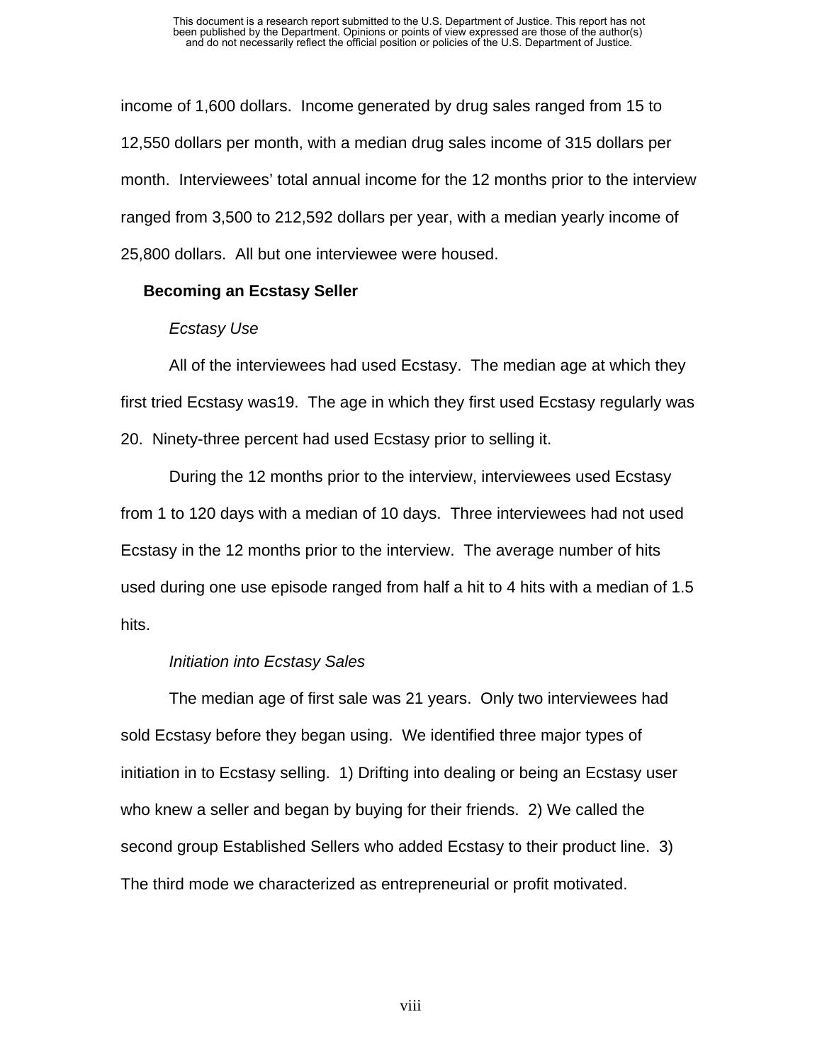income of 1,600 dollars. Income generated by drug sales ranged from 15 to 12,550 dollars per month, with a median drug sales income of 315 dollars per month. Interviewees' total annual income for the 12 months prior to the interview ranged from 3,500 to 212,592 dollars per year, with a median yearly income of 25,800 dollars. All but one interviewee were housed.

### Becoming an Ecstasy Seller

#### *Ecstasy Use*

All of the interviewees had used Ecstasy. The median age at which they first tried Ecstasy was19. The age in which they first used Ecstasy regularly was 20. Ninety-three percent had used Ecstasy prior to selling it.

During the 12 months prior to the interview, interviewees used Ecstasy from 1 to 120 days with a median of 10 days. Three interviewees had not used Ecstasy in the 12 months prior to the interview. The average number of hits used during one use episode ranged from half a hit to 4 hits with a median of 1.5 hits.

#### *Initiation into Ecstasy Sales*

The median age of first sale was 21 years. Only two interviewees had sold Ecstasy before they began using. We identified three major types of initiation in to Ecstasy selling. 1) Drifting into dealing or being an Ecstasy user who knew a seller and began by buying for their friends. 2) We called the second group Established Sellers who added Ecstasy to their product line. 3) The third mode we characterized as entrepreneurial or profit motivated.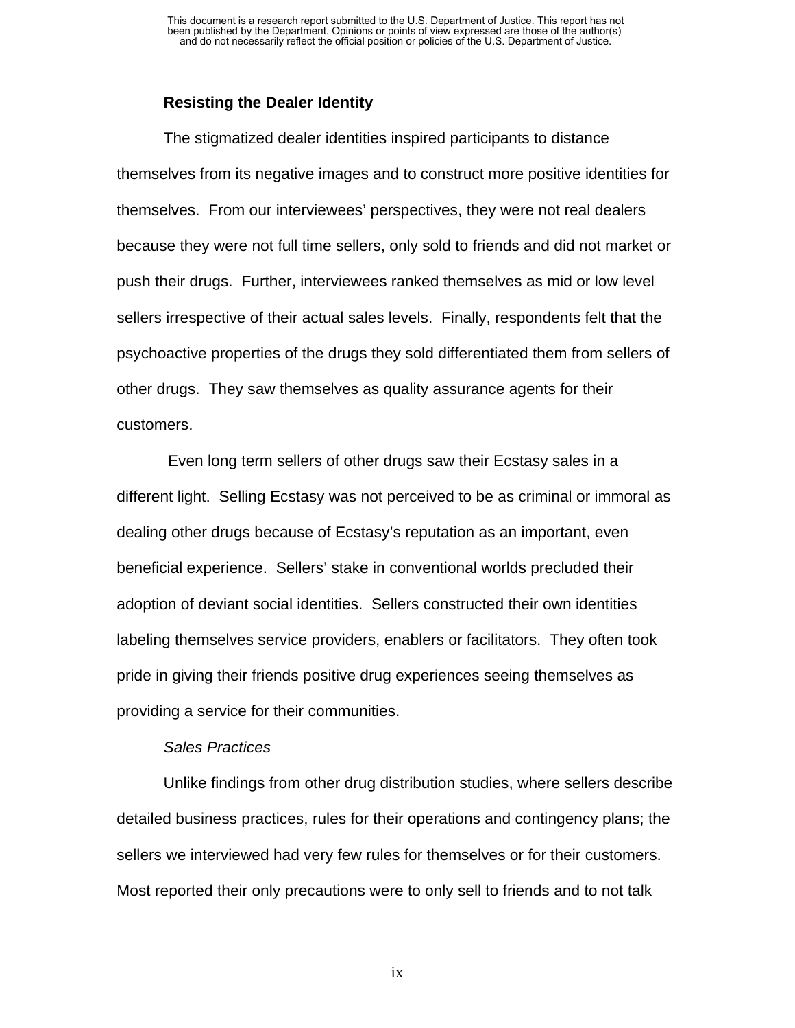**Resisting the Dealer Identity**

The stigmatized dealer identities inspired participants to distance themselves from its negative images and to construct more positive identities for themselves. From our interviewees' perspectives, they were not real dealers because they were not full time sellers, only sold to friends and did not market or push their drugs. Further, interviewees ranked themselves as mid or low level sellers irrespective of their actual sales levels. Finally, respondents felt that the psychoactive properties of the drugs they sold differentiated them from sellers of other drugs. They saw themselves as quality assurance agents for their customers.

Even long term sellers of other drugs saw their Ecstasy sales in a different light. Selling Ecstasy was not perceived to be as criminal or immoral as dealing other drugs because of Ecstasy's reputation as an important, even beneficial experience. Sellers' stake in conventional worlds precluded their adoption of deviant social identities. Sellers constructed their own identities labeling themselves service providers, enablers or facilitators. They often took pride in giving their friends positive drug experiences seeing themselves as providing a service for their communities.

*Sales Practices*

Unlike findings from other drug distribution studies, where sellers describe detailed business practices, rules for their operations and contingency plans; the sellers we interviewed had very few rules for themselves or for their customers. Most reported their only precautions were to only sell to friends and to not talk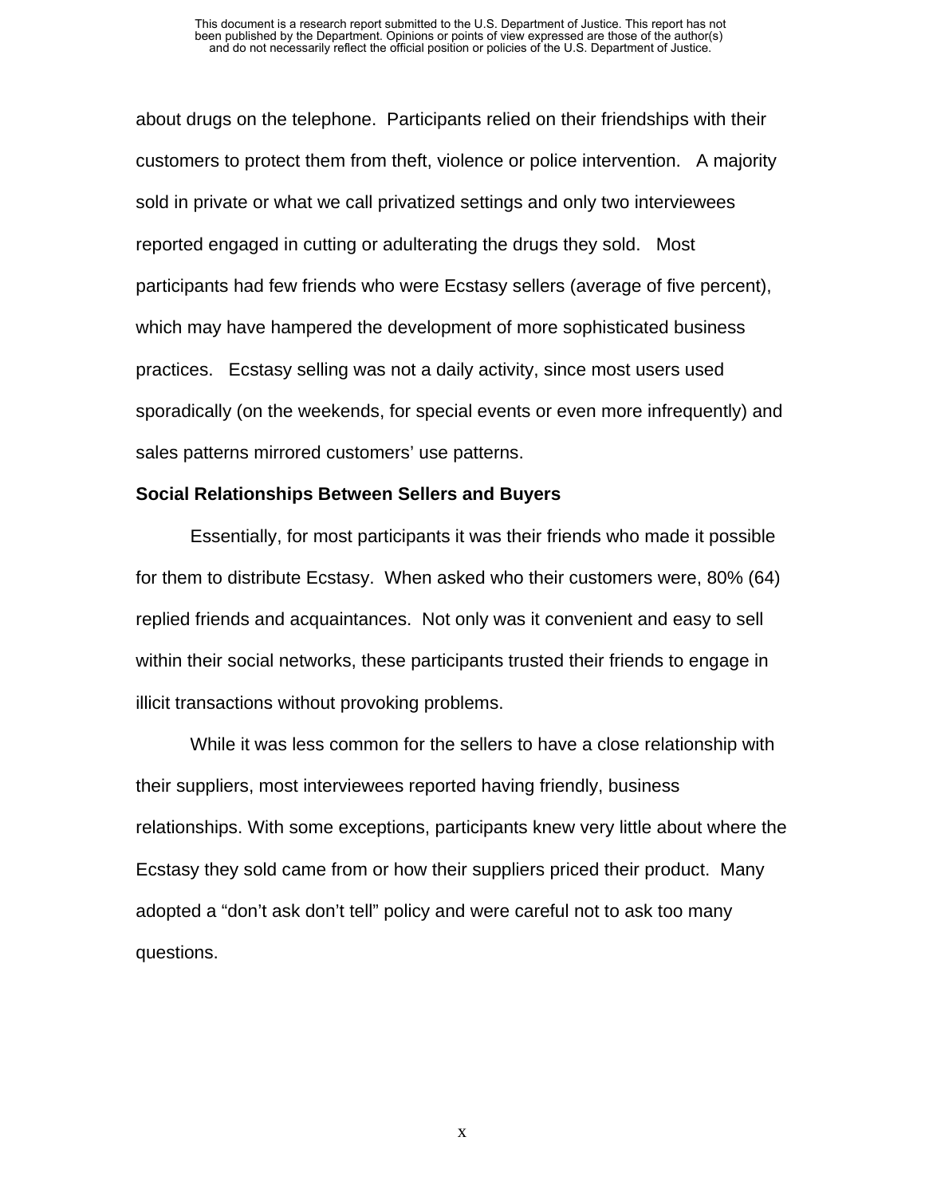about drugs on the telephone. Participants relied on their friendships with their customers to protect them from theft, violence or police intervention. A majority sold in private or what we call privatized settings and only two interviewees reported engaged in cutting or adulterating the drugs they sold. Most participants had few friends who were Ecstasy sellers (average of five percent), which may have hampered the development of more sophisticated business practices. Ecstasy selling was not a daily activity, since most users used sporadically (on the weekends, for special events or even more infrequently) and sales patterns mirrored customers' use patterns.

**Social Relationships Between Sellers and Buyers**

Essentially, for most participants it was their friends who made it possible for them to distribute Ecstasy. When asked who their customers were, 80% (64) replied friends and acquaintances. Not only was it convenient and easy to sell within their social networks, these participants trusted their friends to engage in illicit transactions without provoking problems.

While it was less common for the sellers to have a close relationship with their suppliers, most interviewees reported having friendly, business relationships. With some exceptions, participants knew very little about where the Ecstasy they sold came from or how their suppliers priced their product. Many adopted a "don't ask don't tell" policy and were careful not to ask too many questions.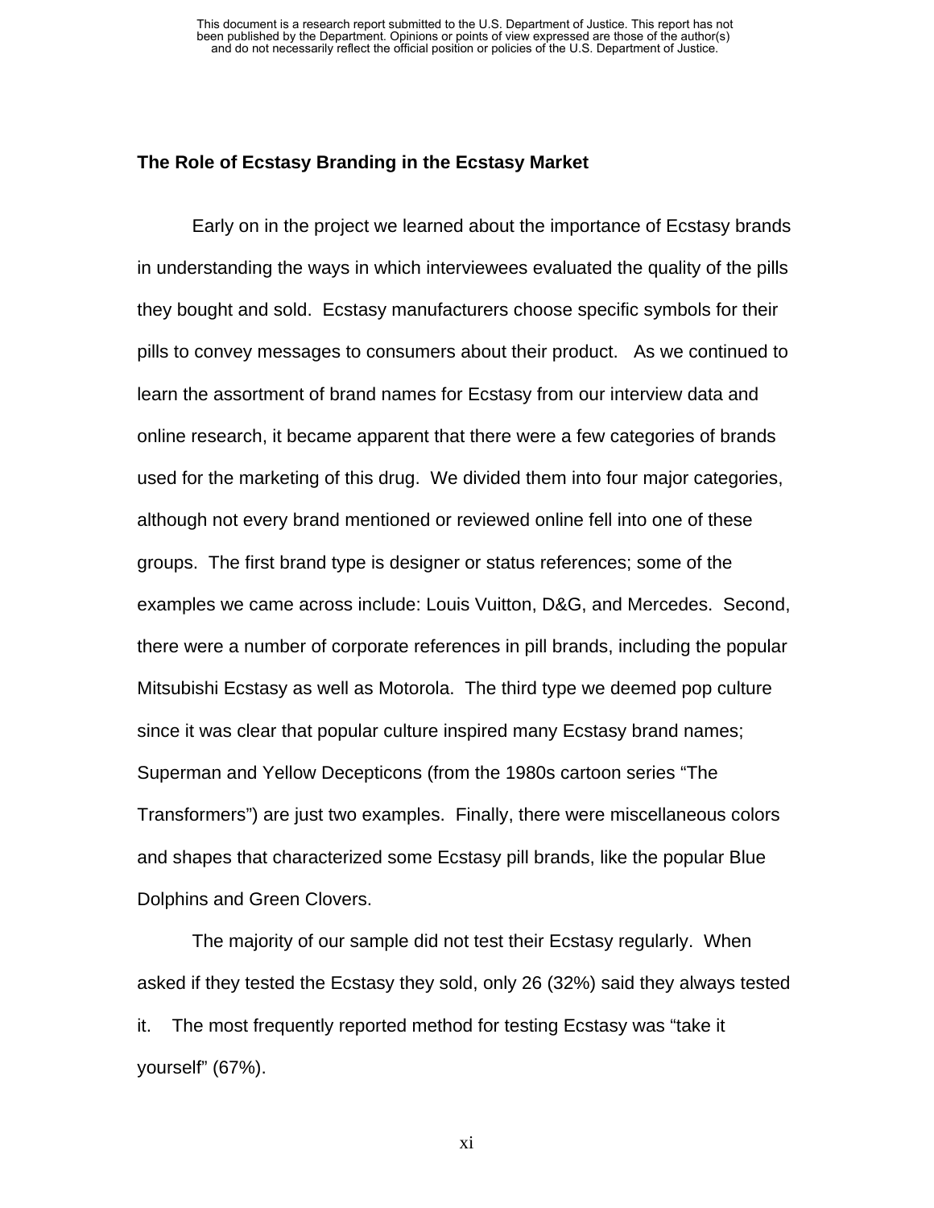### The Role of Ecstasy Branding in the Ecstasy Market

Early on in the project we learned about the importance of Ecstasy brands in understanding the ways in which interviewees evaluated the quality of the pills they bought and sold. Ecstasy manufacturers choose specific symbols for their pills to convey messages to consumers about their product. As we continued to learn the assortment of brand names for Ecstasy from our interview data and online research, it became apparent that there were a few categories of brands used for the marketing of this drug. We divided them into four major categories, although not every brand mentioned or reviewed online fell into one of these groups. The first brand type is designer or status references; some of the examples we came across include: Louis Vuitton, D&G, and Mercedes. Second, there were a number of corporate references in pill brands, including the popular Mitsubishi Ecstasy as well as Motorola. The third type we deemed pop culture since it was clear that popular culture inspired many Ecstasy brand names; Superman and Yellow Decepticons (from the 1980s cartoon series "The Transformers") are just two examples. Finally, there were miscellaneous colors and shapes that characterized some Ecstasy pill brands, like the popular Blue Dolphins and Green Clovers.

The majority of our sample did not test their Ecstasy regularly. When asked if they tested the Ecstasy they sold, only 26 (32%) said they always tested it. The most frequently reported method for testing Ecstasy was "take it yourself" (67%).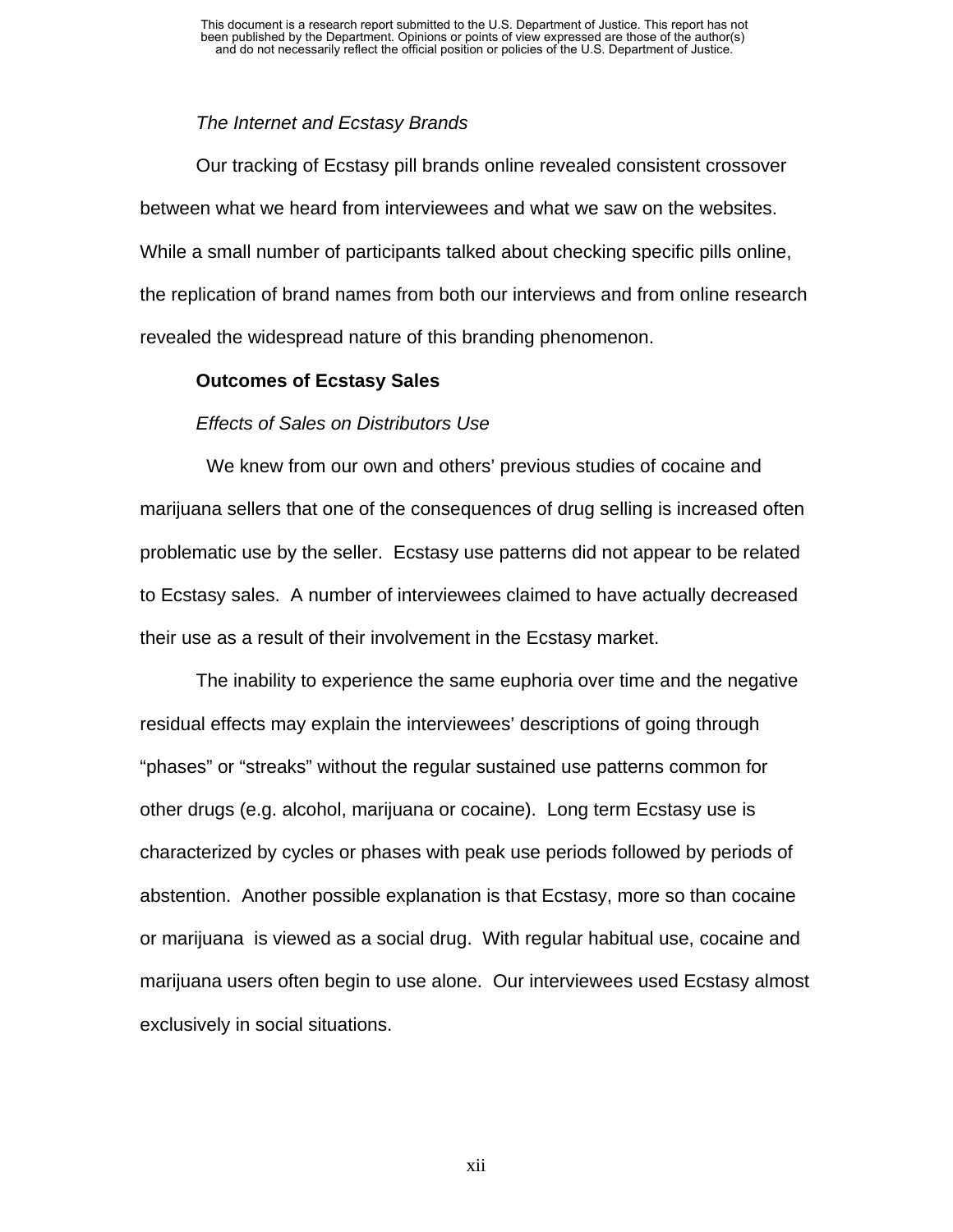*The Internet and Ecstasy Brands*

Our tracking of Ecstasy pill brands online revealed consistent crossover between what we heard from interviewees and what we saw on the websites. While a small number of participants talked about checking specific pills online, the replication of brand names from both our interviews and from online research revealed the widespread nature of this branding phenomenon.

**Outcomes of Ecstasy Sales**

*Effects of Sales on Distributors Use*

We knew from our own and others' previous studies of cocaine and marijuana sellers that one of the consequences of drug selling is increased often problematic use by the seller. Ecstasy use patterns did not appear to be related to Ecstasy sales. A number of interviewees claimed to have actually decreased their use as a result of their involvement in the Ecstasy market.

The inability to experience the same euphoria over time and the negative residual effects may explain the interviewees' descriptions of going through "phases" or "streaks" without the regular sustained use patterns common for other drugs (e.g. alcohol, marijuana or cocaine). Long term Ecstasy use is characterized by cycles or phases with peak use periods followed by periods of abstention. Another possible explanation is that Ecstasy, more so than cocaine or marijuana is viewed as a social drug. With regular habitual use, cocaine and marijuana users often begin to use alone. Our interviewees used Ecstasy almost exclusively in social situations.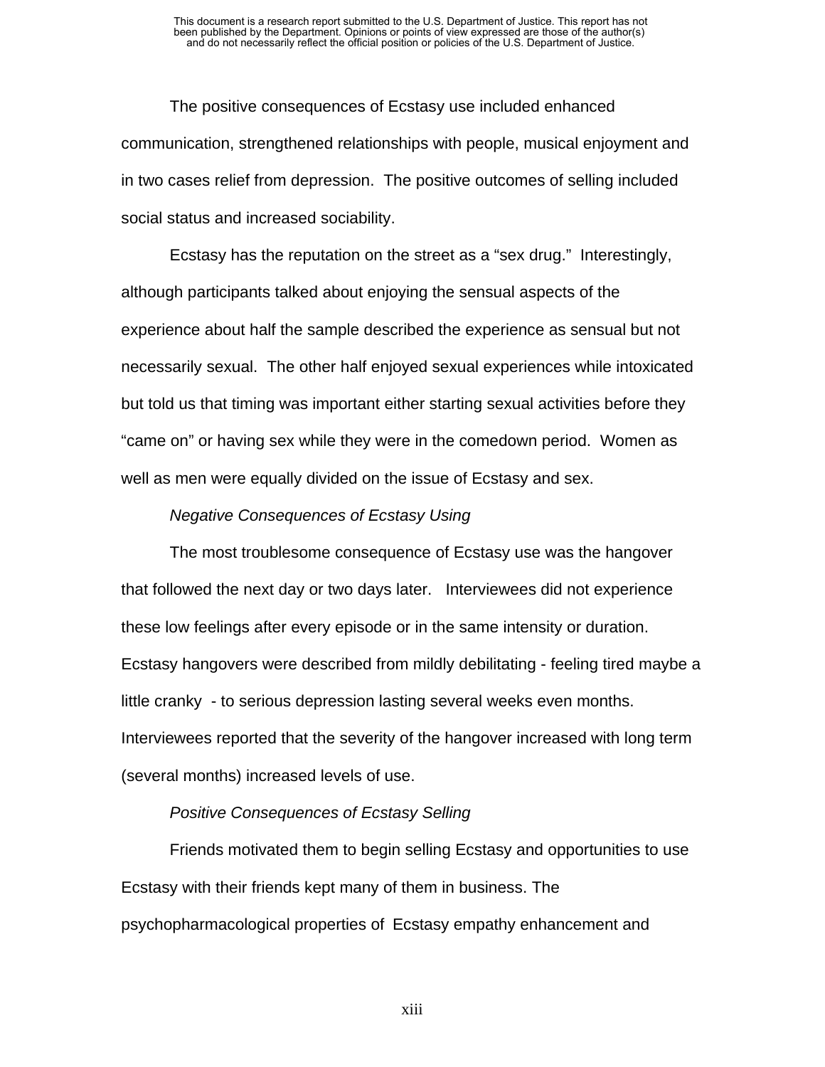The positive consequences of Ecstasy use included enhanced communication, strengthened relationships with people, musical enjoyment and in two cases relief from depression. The positive outcomes of selling included social status and increased sociability.

Ecstasy has the reputation on the street as a "sex drug." Interestingly, although participants talked about enjoying the sensual aspects of the experience about half the sample described the experience as sensual but not necessarily sexual. The other half enjoyed sexual experiences while intoxicated but told us that timing was important either starting sexual activities before they "came on" or having sex while they were in the comedown period. Women as well as men were equally divided on the issue of Ecstasy and sex.

*Negative Consequences of Ecstasy Using*

The most troublesome consequence of Ecstasy use was the hangover that followed the next day or two days later. Interviewees did not experience these low feelings after every episode or in the same intensity or duration. Ecstasy hangovers were described from mildly debilitating - feeling tired maybe a little cranky - to serious depression lasting several weeks even months. Interviewees reported that the severity of the hangover increased with long term (several months) increased levels of use.

*Positive Consequences of Ecstasy Selling*

Friends motivated them to begin selling Ecstasy and opportunities to use Ecstasy with their friends kept many of them in business. The psychopharmacological properties of Ecstasy empathy enhancement and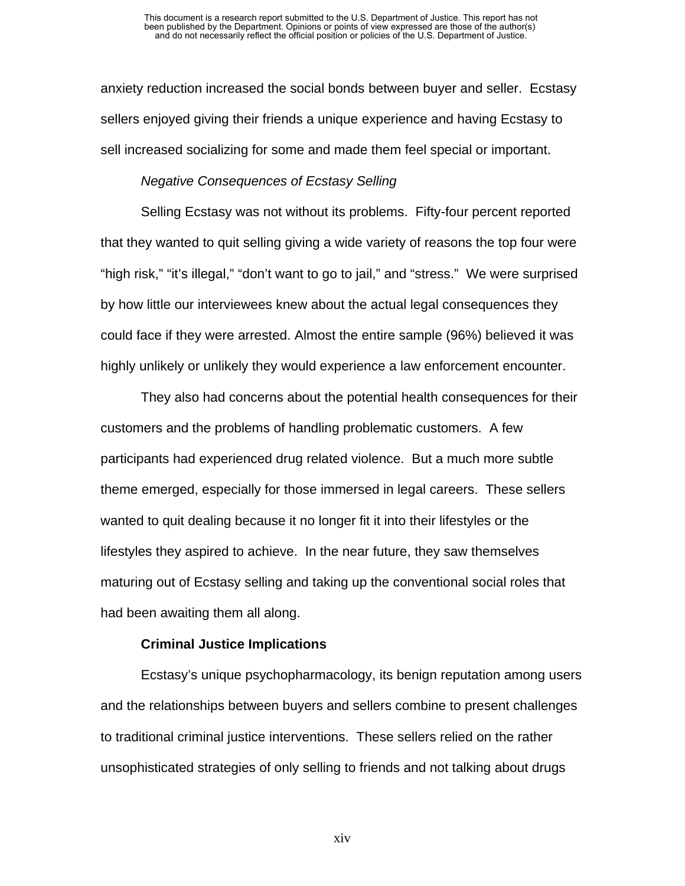anxiety reduction increased the social bonds between buyer and seller. Ecstasy sellers enjoyed giving their friends a unique experience and having Ecstasy to sell increased socializing for some and made them feel special or important.

*Negative Consequences of Ecstasy Selling*

Selling Ecstasy was not without its problems. Fifty-four percent reported that they wanted to quit selling giving a wide variety of reasons the top four were "high risk," "it's illegal," "don't want to go to jail," and "stress." We were surprised by how little our interviewees knew about the actual legal consequences they could face if they were arrested. Almost the entire sample (96%) believed it was highly unlikely or unlikely they would experience a law enforcement encounter.

They also had concerns about the potential health consequences for their customers and the problems of handling problematic customers. A few participants had experienced drug related violence. But a much more subtle theme emerged, especially for those immersed in legal careers. These sellers wanted to quit dealing because it no longer fit it into their lifestyles or the lifestyles they aspired to achieve. In the near future, they saw themselves maturing out of Ecstasy selling and taking up the conventional social roles that had been awaiting them all along.

**Criminal Justice Implications**

Ecstasy's unique psychopharmacology, its benign reputation among users and the relationships between buyers and sellers combine to present challenges to traditional criminal justice interventions. These sellers relied on the rather unsophisticated strategies of only selling to friends and not talking about drugs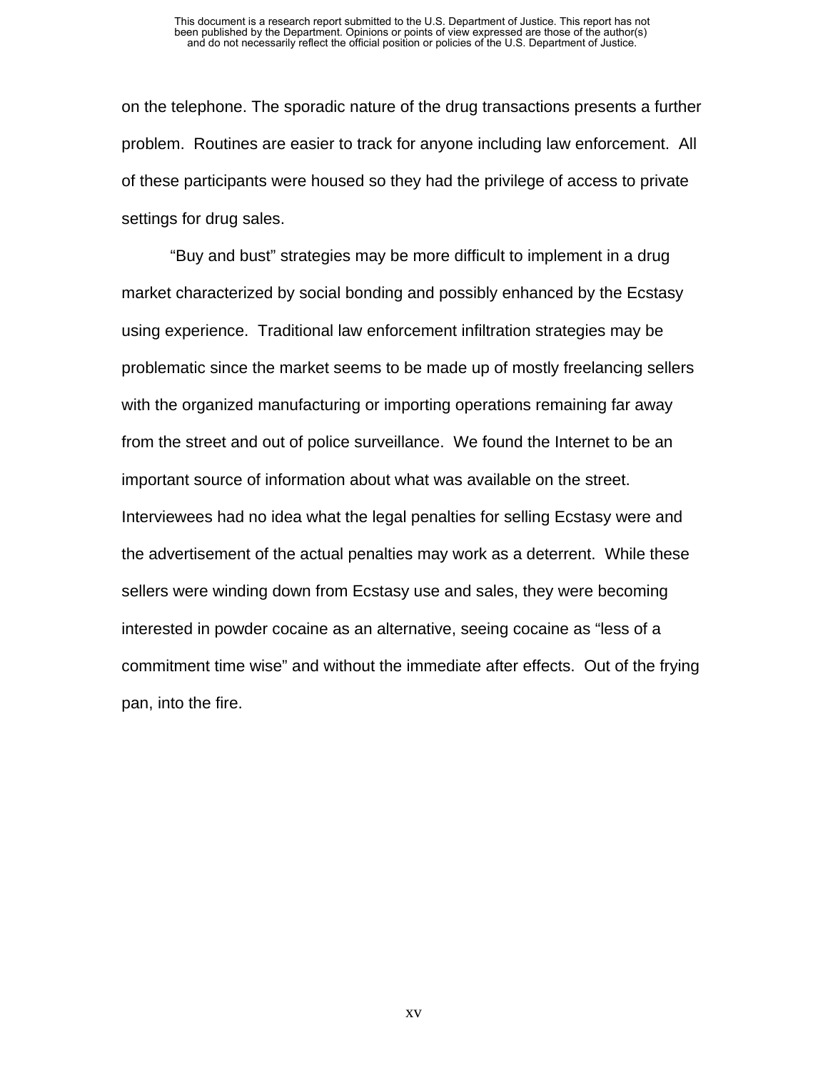on the telephone. The sporadic nature of the drug transactions presents a further problem. Routines are easier to track for anyone including law enforcement. All of these participants were housed so they had the privilege of access to private settings for drug sales.

"Buy and bust" strategies may be more difficult to implement in a drug market characterized by social bonding and possibly enhanced by the Ecstasy using experience. Traditional law enforcement infiltration strategies may be problematic since the market seems to be made up of mostly freelancing sellers with the organized manufacturing or importing operations remaining far away from the street and out of police surveillance. We found the Internet to be an important source of information about what was available on the street. Interviewees had no idea what the legal penalties for selling Ecstasy were and the advertisement of the actual penalties may work as a deterrent. While these sellers were winding down from Ecstasy use and sales, they were becoming interested in powder cocaine as an alternative, seeing cocaine as "less of a commitment time wise" and without the immediate after effects. Out of the frying pan, into the fire.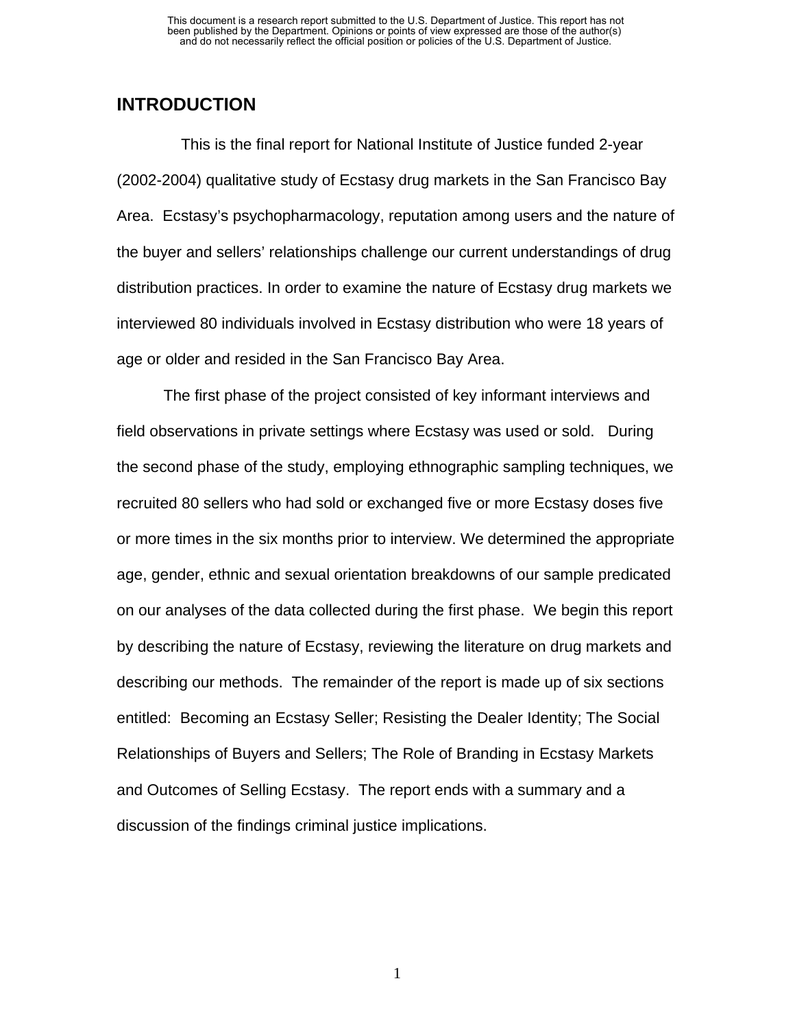## INTRODUCTION

This is the final report for National Institute of Justice funded 2-year (2002-2004) qualitative study of Ecstasy drug markets in the San Francisco Bay Area. Ecstasy's psychopharmacology, reputation among users and the nature of the buyer and sellers' relationships challenge our current understandings of drug distribution practices. In order to examine the nature of Ecstasy drug markets we interviewed 80 individuals involved in Ecstasy distribution who were 18 years of age or older and resided in the San Francisco Bay Area.

The first phase of the project consisted of key informant interviews and field observations in private settings where Ecstasy was used or sold. During the second phase of the study, employing ethnographic sampling techniques, we recruited 80 sellers who had sold or exchanged five or more Ecstasy doses five or more times in the six months prior to interview. We determined the appropriate age, gender, ethnic and sexual orientation breakdowns of our sample predicated on our analyses of the data collected during the first phase. We begin this report by describing the nature of Ecstasy, reviewing the literature on drug markets and describing our methods. The remainder of the report is made up of six sections entitled: Becoming an Ecstasy Seller; Resisting the Dealer Identity; The Social Relationships of Buyers and Sellers; The Role of Branding in Ecstasy Markets and Outcomes of Selling Ecstasy. The report ends with a summary and a discussion of the findings criminal justice implications.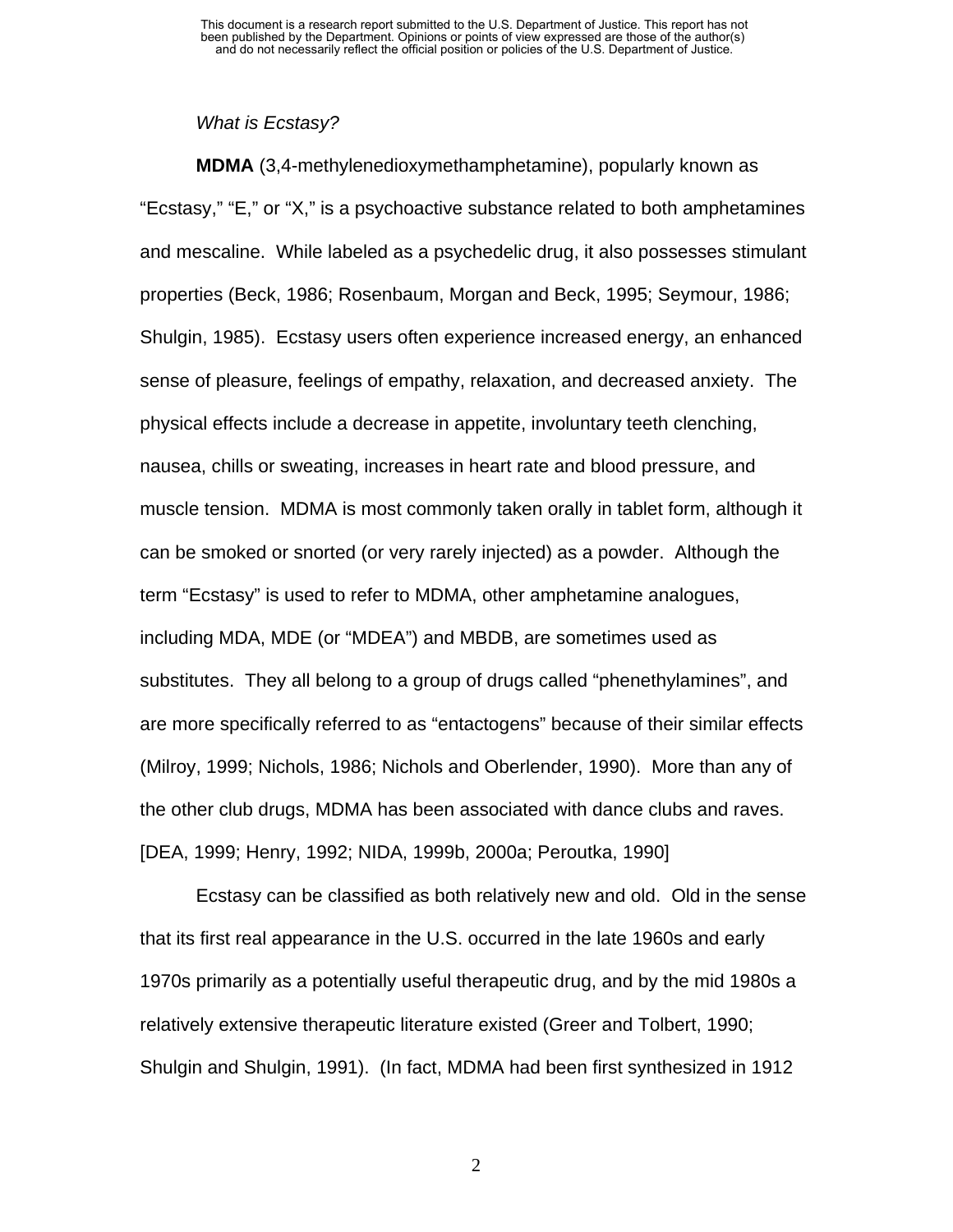*What is Ecstasy?*

**MDMA** (3,4-methylenedioxymethamphetamine), popularly known as "Ecstasy," "E," or "X," is a psychoactive substance related to both amphetamines and mescaline. While labeled as a psychedelic drug, it also possesses stimulant properties (Beck, 1986; Rosenbaum, Morgan and Beck, 1995; Seymour, 1986; Shulgin, 1985). Ecstasy users often experience increased energy, an enhanced sense of pleasure, feelings of empathy, relaxation, and decreased anxiety. The physical effects include a decrease in appetite, involuntary teeth clenching, nausea, chills or sweating, increases in heart rate and blood pressure, and muscle tension. MDMA is most commonly taken orally in tablet form, although it can be smoked or snorted (or very rarely injected) as a powder. Although the term "Ecstasy" is used to refer to MDMA, other amphetamine analogues, including MDA, MDE (or "MDEA") and MBDB, are sometimes used as substitutes. They all belong to a group of drugs called "phenethylamines", and are more specifically referred to as "entactogens" because of their similar effects (Milroy, 1999; Nichols, 1986; Nichols and Oberlender, 1990). More than any of the other club drugs, MDMA has been associated with dance clubs and raves. [DEA, 1999; Henry, 1992; NIDA, 1999b, 2000a; Peroutka, 1990]

Ecstasy can be classified as both relatively new and old. Old in the sense that its first real appearance in the U.S. occurred in the late 1960s and early 1970s primarily as a potentially useful therapeutic drug, and by the mid 1980s a relatively extensive therapeutic literature existed (Greer and Tolbert, 1990; Shulgin and Shulgin, 1991). (In fact, MDMA had been first synthesized in 1912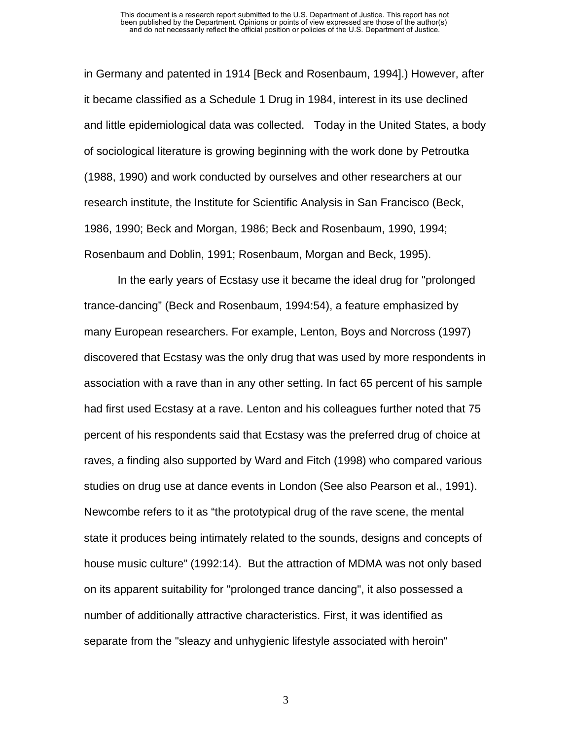in Germany and patented in 1914 [Beck and Rosenbaum, 1994].) However, after it became classified as a Schedule 1 Drug in 1984, interest in its use declined and little epidemiological data was collected. Today in the United States, a body of sociological literature is growing beginning with the work done by Petroutka (1988, 1990) and work conducted by ourselves and other researchers at our research institute, the Institute for Scientific Analysis in San Francisco (Beck, 1986, 1990; Beck and Morgan, 1986; Beck and Rosenbaum, 1990, 1994; Rosenbaum and Doblin, 1991; Rosenbaum, Morgan and Beck, 1995).

In the early years of Ecstasy use it became the ideal drug for "prolonged trance-dancing" (Beck and Rosenbaum, 1994:54), a feature emphasized by many European researchers. For example, Lenton, Boys and Norcross (1997) discovered that Ecstasy was the only drug that was used by more respondents in association with a rave than in any other setting. In fact 65 percent of his sample had first used Ecstasy at a rave. Lenton and his colleagues further noted that 75 percent of his respondents said that Ecstasy was the preferred drug of choice at raves, a finding also supported by Ward and Fitch (1998) who compared various studies on drug use at dance events in London (See also Pearson et al., 1991). Newcombe refers to it as "the prototypical drug of the rave scene, the mental state it produces being intimately related to the sounds, designs and concepts of house music culture" (1992:14). But the attraction of MDMA was not only based on its apparent suitability for "prolonged trance dancing", it also possessed a number of additionally attractive characteristics. First, it was identified as separate from the "sleazy and unhygienic lifestyle associated with heroin"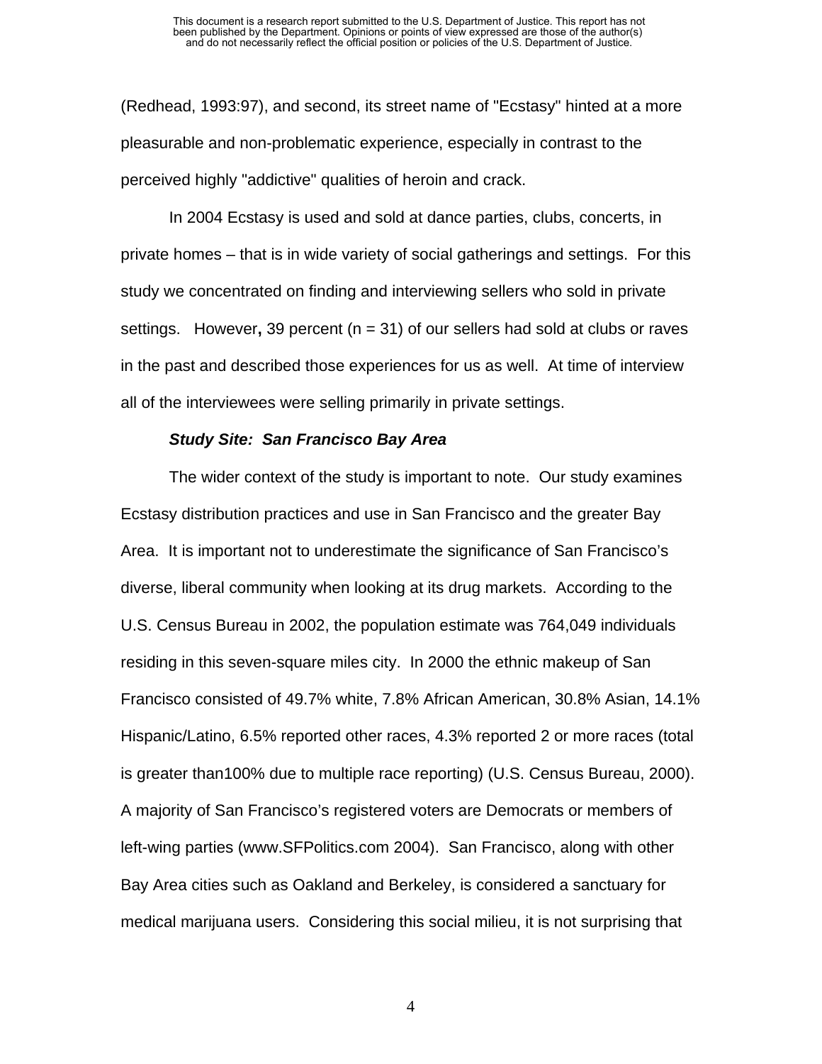(Redhead, 1993:97), and second, its street name of "Ecstasy" hinted at a more pleasurable and non-problematic experience, especially in contrast to the perceived highly "addictive" qualities of heroin and crack.

In 2004 Ecstasy is used and sold at dance parties, clubs, concerts, in private homes – that is in wide variety of social gatherings and settings. For this study we concentrated on finding and interviewing sellers who sold in private settings. However**,** 39 percent (n = 31) of our sellers had sold at clubs or raves in the past and described those experiences for us as well. At time of interview all of the interviewees were selling primarily in private settings.

***Study Site: San Francisco Bay Area***

The wider context of the study is important to note. Our study examines Ecstasy distribution practices and use in San Francisco and the greater Bay Area. It is important not to underestimate the significance of San Francisco's diverse, liberal community when looking at its drug markets. According to the U.S. Census Bureau in 2002, the population estimate was 764,049 individuals residing in this seven-square miles city. In 2000 the ethnic makeup of San Francisco consisted of 49.7% white, 7.8% African American, 30.8% Asian, 14.1% Hispanic/Latino, 6.5% reported other races, 4.3% reported 2 or more races (total is greater than100% due to multiple race reporting) (U.S. Census Bureau, 2000). A majority of San Francisco's registered voters are Democrats or members of left-wing parties (www.SFPolitics.com 2004). San Francisco, along with other Bay Area cities such as Oakland and Berkeley, is considered a sanctuary for medical marijuana users. Considering this social milieu, it is not surprising that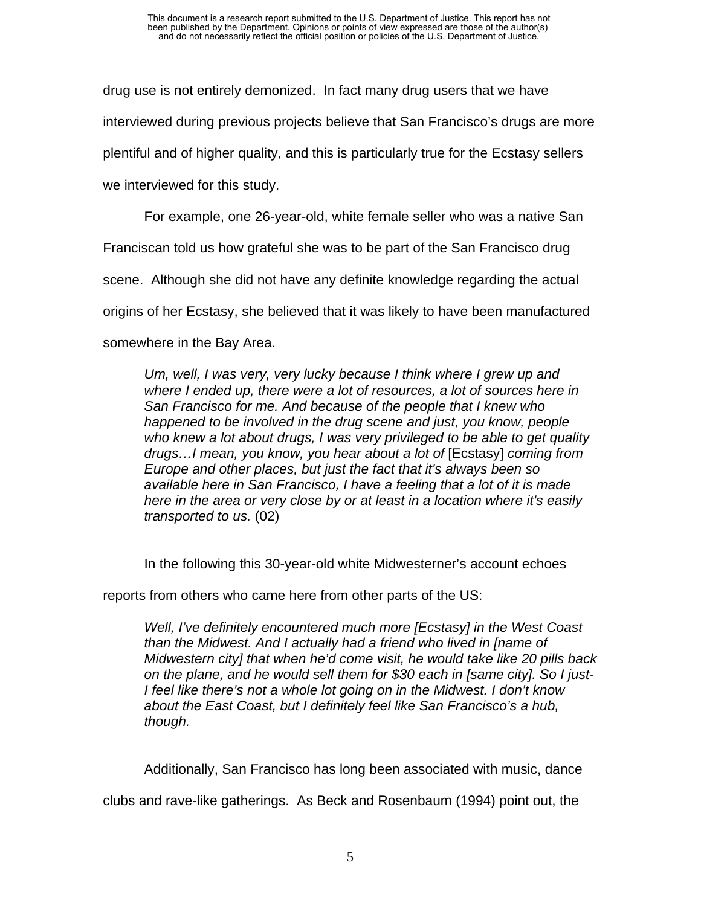drug use is not entirely demonized. In fact many drug users that we have interviewed during previous projects believe that San Francisco's drugs are more plentiful and of higher quality, and this is particularly true for the Ecstasy sellers we interviewed for this study.

For example, one 26-year-old, white female seller who was a native San Franciscan told us how grateful she was to be part of the San Francisco drug scene. Although she did not have any definite knowledge regarding the actual origins of her Ecstasy, she believed that it was likely to have been manufactured somewhere in the Bay Area.

> *Um, well, I was very, very lucky because I think where I grew up and where I ended up, there were a lot of resources, a lot of sources here in San Francisco for me. And because of the people that I knew who happened to be involved in the drug scene and just, you know, people who knew a lot about drugs, I was very privileged to be able to get quality drugs…I mean, you know, you hear about a lot of* [Ecstasy] *coming from Europe and other places, but just the fact that it's always been so available here in San Francisco, I have a feeling that a lot of it is made here in the area or very close by or at least in a location where it's easily transported to us.* (02)

In the following this 30-year-old white Midwesterner's account echoes reports from others who came here from other parts of the US:

> *Well, I've definitely encountered much more [Ecstasy] in the West Coast than the Midwest. And I actually had a friend who lived in [name of Midwestern city] that when he'd come visit, he would take like 20 pills back on the plane, and he would sell them for $30 each in [same city]. So I just- I feel like there's not a whole lot going on in the Midwest. I don't know about the East Coast, but I definitely feel like San Francisco's a hub, though.*

Additionally, San Francisco has long been associated with music, dance clubs and rave-like gatherings. As Beck and Rosenbaum (1994) point out, the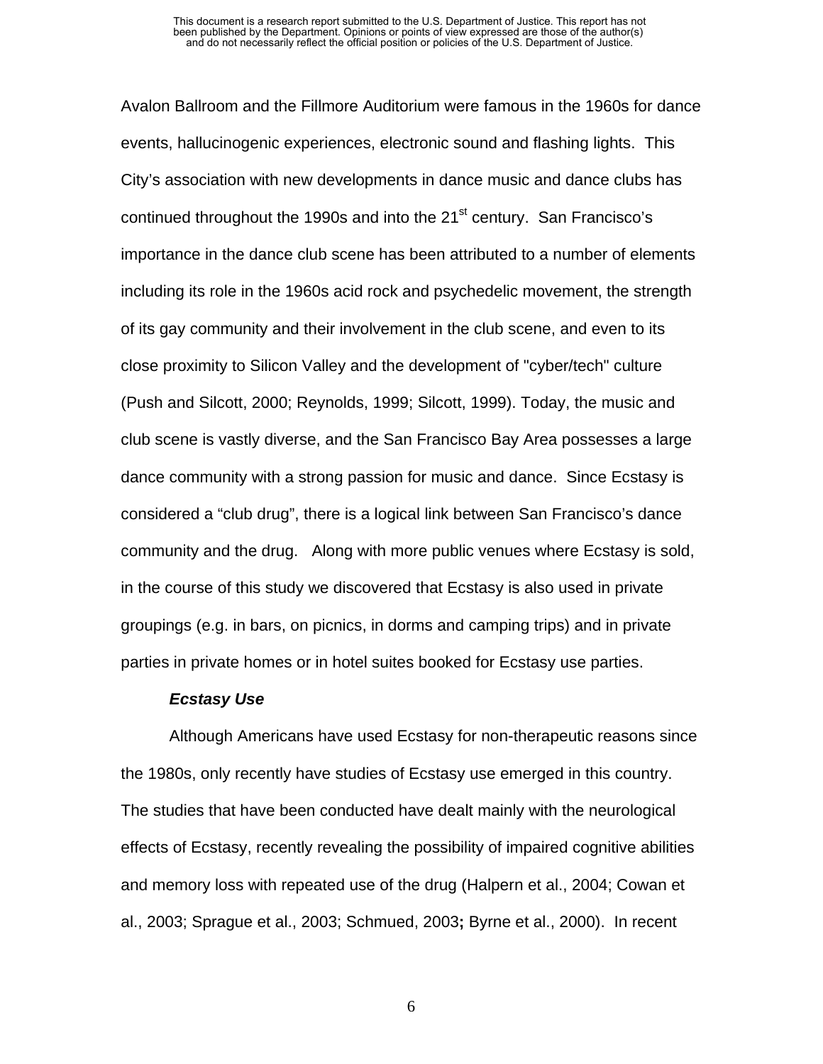Avalon Ballroom and the Fillmore Auditorium were famous in the 1960s for dance events, hallucinogenic experiences, electronic sound and flashing lights. This City's association with new developments in dance music and dance clubs has continued throughout the 1990s and into the 21st century. San Francisco's importance in the dance club scene has been attributed to a number of elements including its role in the 1960s acid rock and psychedelic movement, the strength of its gay community and their involvement in the club scene, and even to its close proximity to Silicon Valley and the development of "cyber/tech" culture (Push and Silcott, 2000; Reynolds, 1999; Silcott, 1999). Today, the music and club scene is vastly diverse, and the San Francisco Bay Area possesses a large dance community with a strong passion for music and dance. Since Ecstasy is considered a "club drug", there is a logical link between San Francisco's dance community and the drug. Along with more public venues where Ecstasy is sold, in the course of this study we discovered that Ecstasy is also used in private groupings (e.g. in bars, on picnics, in dorms and camping trips) and in private parties in private homes or in hotel suites booked for Ecstasy use parties.

### ***Ecstasy Use***

Although Americans have used Ecstasy for non-therapeutic reasons since the 1980s, only recently have studies of Ecstasy use emerged in this country. The studies that have been conducted have dealt mainly with the neurological effects of Ecstasy, recently revealing the possibility of impaired cognitive abilities and memory loss with repeated use of the drug (Halpern et al., 2004; Cowan et al., 2003; Sprague et al., 2003; Schmued, 2003**;** Byrne et al., 2000). In recent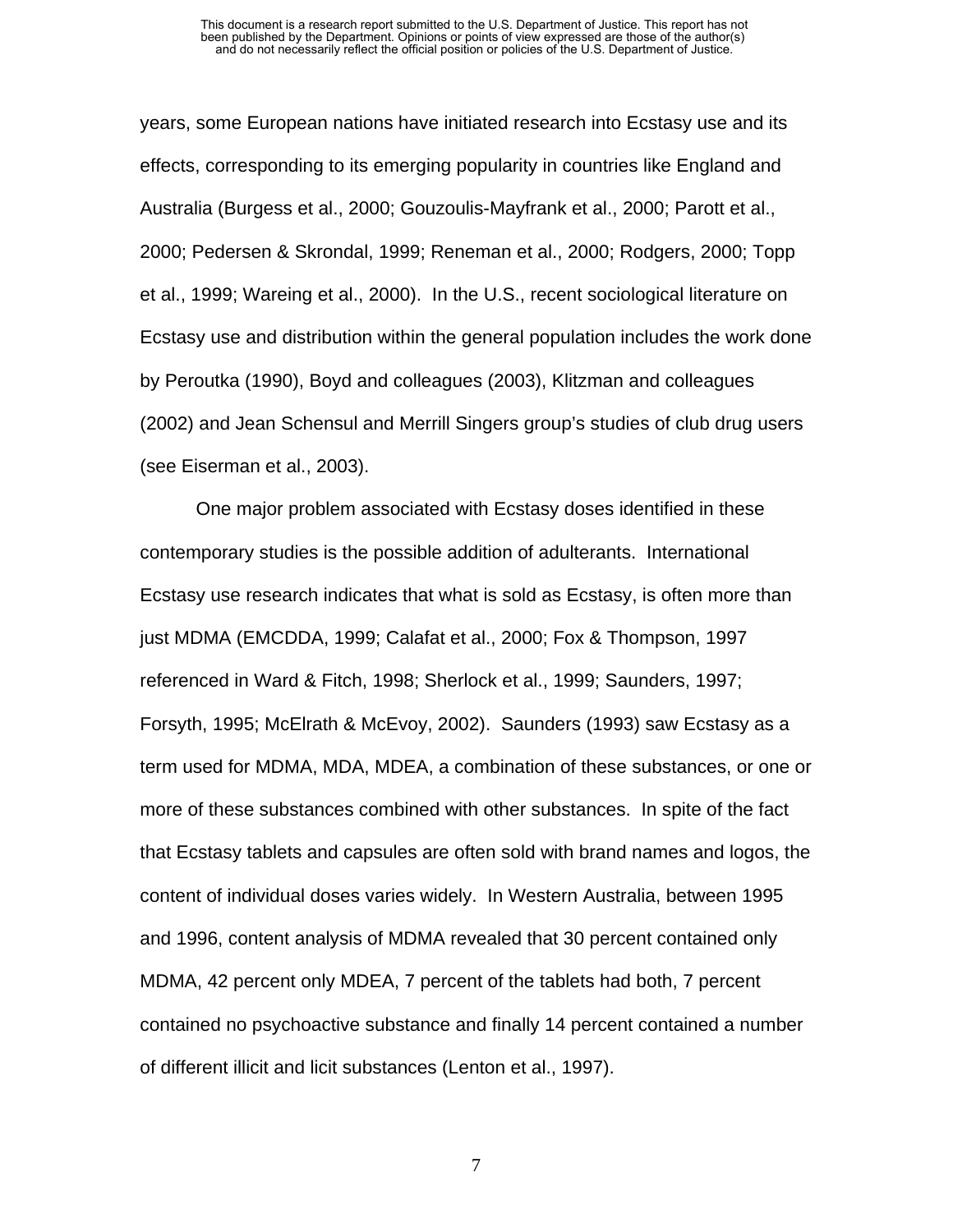years, some European nations have initiated research into Ecstasy use and its effects, corresponding to its emerging popularity in countries like England and Australia (Burgess et al., 2000; Gouzoulis-Mayfrank et al., 2000; Parott et al., 2000; Pedersen & Skrondal, 1999; Reneman et al., 2000; Rodgers, 2000; Topp et al., 1999; Wareing et al., 2000). In the U.S., recent sociological literature on Ecstasy use and distribution within the general population includes the work done by Peroutka (1990), Boyd and colleagues (2003), Klitzman and colleagues (2002) and Jean Schensul and Merrill Singers group's studies of club drug users (see Eiserman et al., 2003).

One major problem associated with Ecstasy doses identified in these contemporary studies is the possible addition of adulterants. International Ecstasy use research indicates that what is sold as Ecstasy, is often more than just MDMA (EMCDDA, 1999; Calafat et al., 2000; Fox & Thompson, 1997 referenced in Ward & Fitch, 1998; Sherlock et al., 1999; Saunders, 1997; Forsyth, 1995; McElrath & McEvoy, 2002). Saunders (1993) saw Ecstasy as a term used for MDMA, MDA, MDEA, a combination of these substances, or one or more of these substances combined with other substances. In spite of the fact that Ecstasy tablets and capsules are often sold with brand names and logos, the content of individual doses varies widely. In Western Australia, between 1995 and 1996, content analysis of MDMA revealed that 30 percent contained only MDMA, 42 percent only MDEA, 7 percent of the tablets had both, 7 percent contained no psychoactive substance and finally 14 percent contained a number of different illicit and licit substances (Lenton et al., 1997).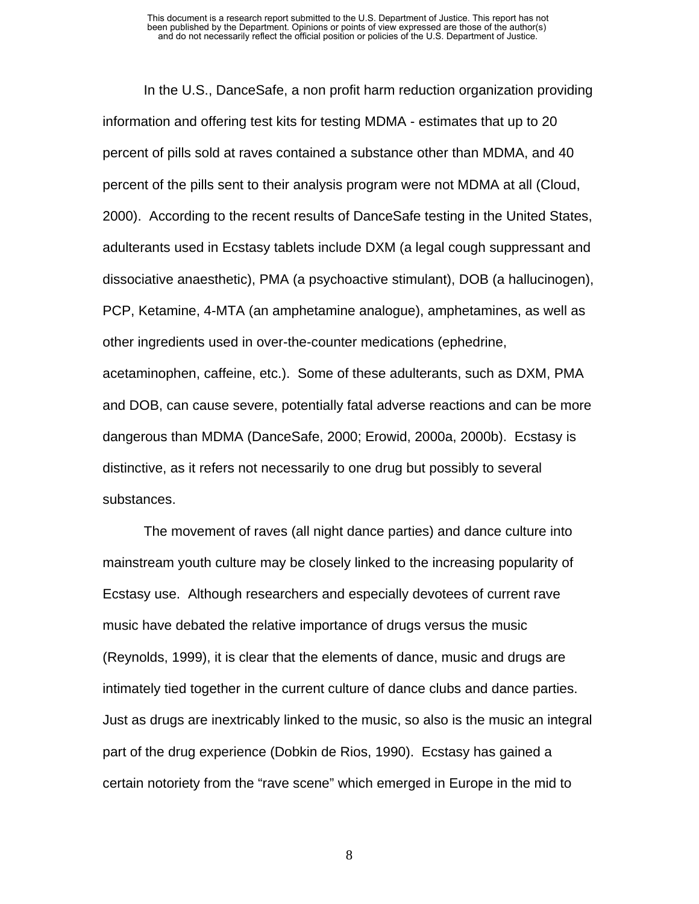In the U.S., DanceSafe, a non profit harm reduction organization providing information and offering test kits for testing MDMA - estimates that up to 20 percent of pills sold at raves contained a substance other than MDMA, and 40 percent of the pills sent to their analysis program were not MDMA at all (Cloud, 2000). According to the recent results of DanceSafe testing in the United States, adulterants used in Ecstasy tablets include DXM (a legal cough suppressant and dissociative anaesthetic), PMA (a psychoactive stimulant), DOB (a hallucinogen), PCP, Ketamine, 4-MTA (an amphetamine analogue), amphetamines, as well as other ingredients used in over-the-counter medications (ephedrine, acetaminophen, caffeine, etc.). Some of these adulterants, such as DXM, PMA and DOB, can cause severe, potentially fatal adverse reactions and can be more dangerous than MDMA (DanceSafe, 2000; Erowid, 2000a, 2000b). Ecstasy is distinctive, as it refers not necessarily to one drug but possibly to several substances.

The movement of raves (all night dance parties) and dance culture into mainstream youth culture may be closely linked to the increasing popularity of Ecstasy use. Although researchers and especially devotees of current rave music have debated the relative importance of drugs versus the music (Reynolds, 1999), it is clear that the elements of dance, music and drugs are intimately tied together in the current culture of dance clubs and dance parties. Just as drugs are inextricably linked to the music, so also is the music an integral part of the drug experience (Dobkin de Rios, 1990). Ecstasy has gained a certain notoriety from the "rave scene" which emerged in Europe in the mid to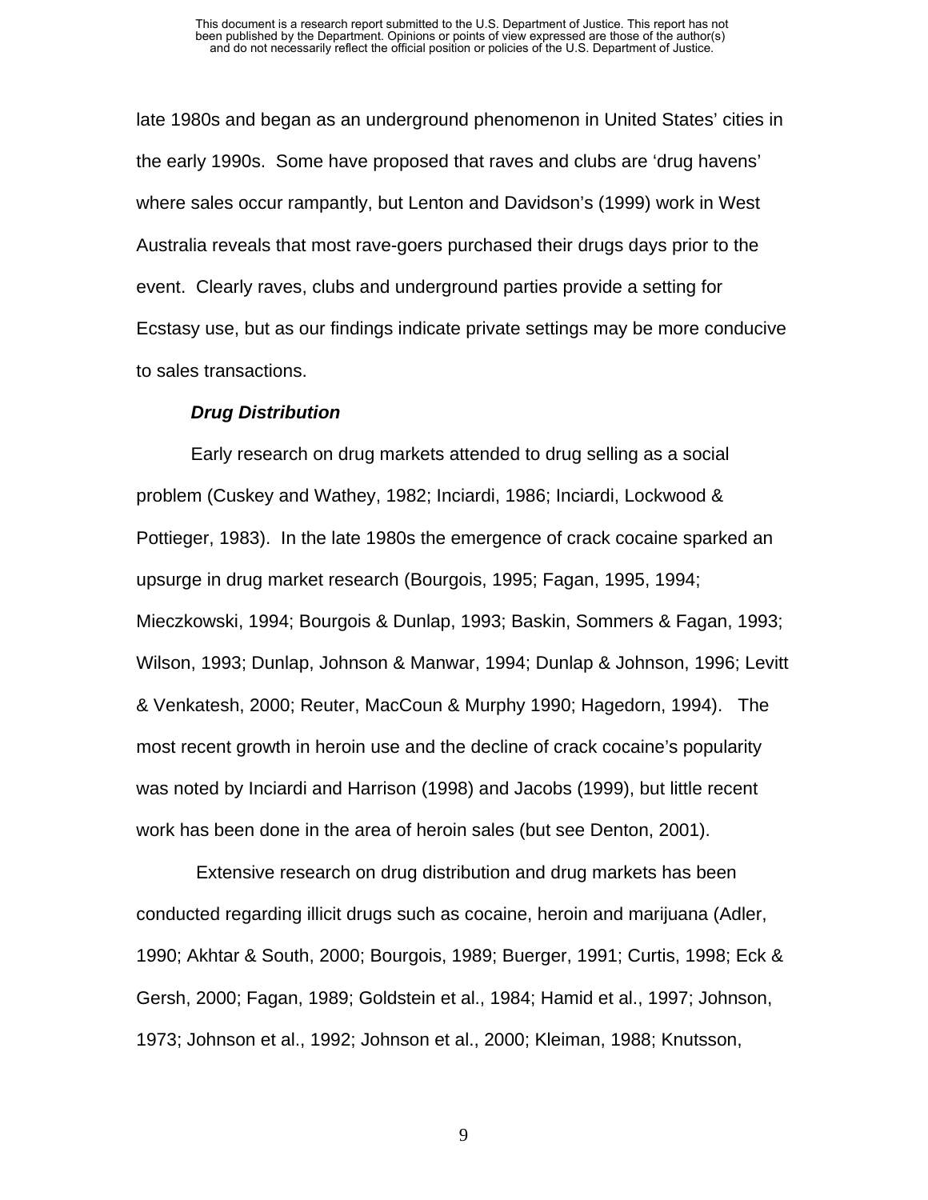late 1980s and began as an underground phenomenon in United States' cities in the early 1990s. Some have proposed that raves and clubs are 'drug havens' where sales occur rampantly, but Lenton and Davidson's (1999) work in West Australia reveals that most rave-goers purchased their drugs days prior to the event. Clearly raves, clubs and underground parties provide a setting for Ecstasy use, but as our findings indicate private settings may be more conducive to sales transactions.

### *Drug Distribution*

Early research on drug markets attended to drug selling as a social problem (Cuskey and Wathey, 1982; Inciardi, 1986; Inciardi, Lockwood & Pottieger, 1983). In the late 1980s the emergence of crack cocaine sparked an upsurge in drug market research (Bourgois, 1995; Fagan, 1995, 1994; Mieczkowski, 1994; Bourgois & Dunlap, 1993; Baskin, Sommers & Fagan, 1993; Wilson, 1993; Dunlap, Johnson & Manwar, 1994; Dunlap & Johnson, 1996; Levitt & Venkatesh, 2000; Reuter, MacCoun & Murphy 1990; Hagedorn, 1994). The most recent growth in heroin use and the decline of crack cocaine's popularity was noted by Inciardi and Harrison (1998) and Jacobs (1999), but little recent work has been done in the area of heroin sales (but see Denton, 2001).

Extensive research on drug distribution and drug markets has been conducted regarding illicit drugs such as cocaine, heroin and marijuana (Adler, 1990; Akhtar & South, 2000; Bourgois, 1989; Buerger, 1991; Curtis, 1998; Eck & Gersh, 2000; Fagan, 1989; Goldstein et al., 1984; Hamid et al., 1997; Johnson, 1973; Johnson et al., 1992; Johnson et al., 2000; Kleiman, 1988; Knutsson,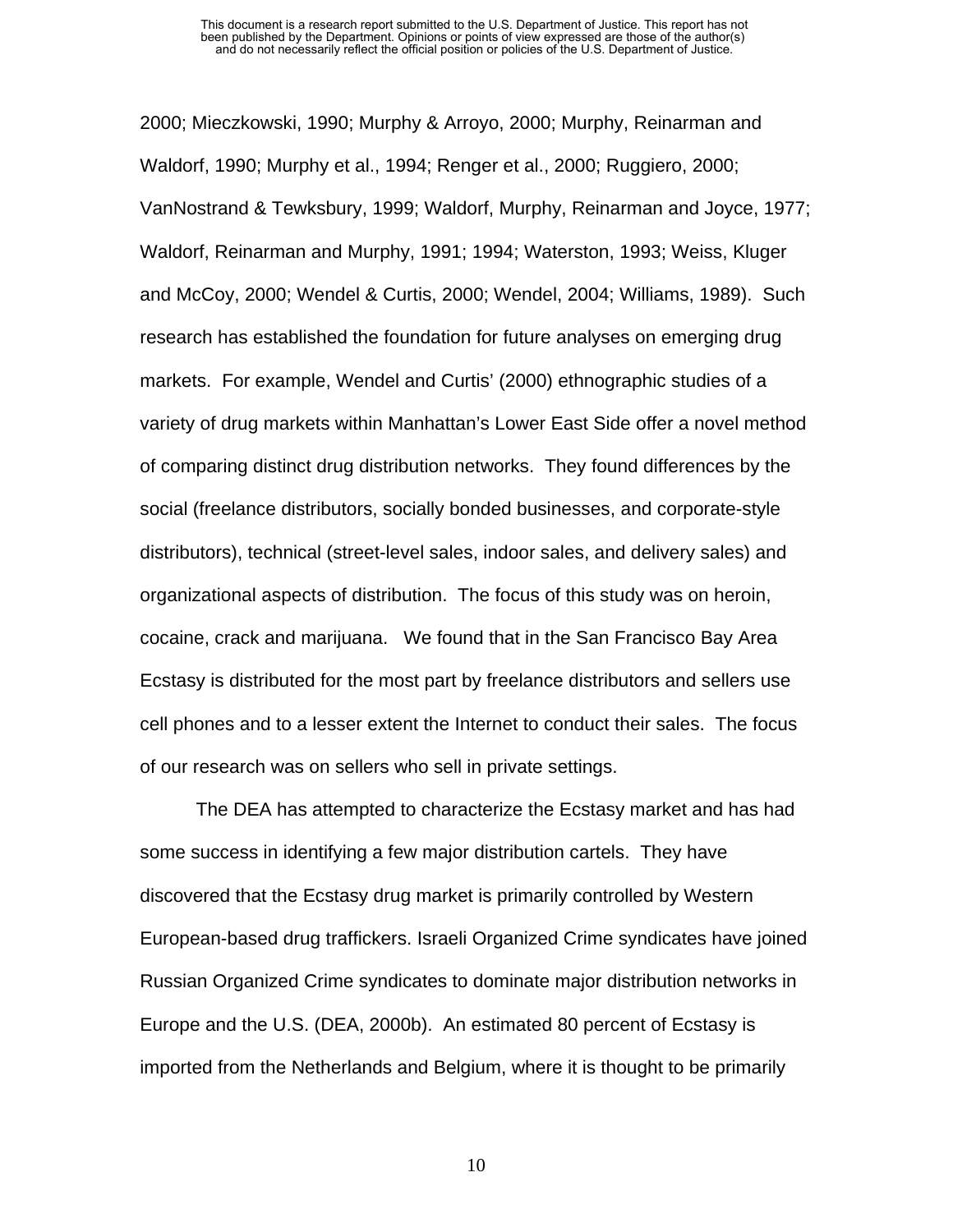2000; Mieczkowski, 1990; Murphy & Arroyo, 2000; Murphy, Reinarman and Waldorf, 1990; Murphy et al., 1994; Renger et al., 2000; Ruggiero, 2000; VanNostrand & Tewksbury, 1999; Waldorf, Murphy, Reinarman and Joyce, 1977; Waldorf, Reinarman and Murphy, 1991; 1994; Waterston, 1993; Weiss, Kluger and McCoy, 2000; Wendel & Curtis, 2000; Wendel, 2004; Williams, 1989). Such research has established the foundation for future analyses on emerging drug markets. For example, Wendel and Curtis' (2000) ethnographic studies of a variety of drug markets within Manhattan's Lower East Side offer a novel method of comparing distinct drug distribution networks. They found differences by the social (freelance distributors, socially bonded businesses, and corporate-style distributors), technical (street-level sales, indoor sales, and delivery sales) and organizational aspects of distribution. The focus of this study was on heroin, cocaine, crack and marijuana. We found that in the San Francisco Bay Area Ecstasy is distributed for the most part by freelance distributors and sellers use cell phones and to a lesser extent the Internet to conduct their sales. The focus of our research was on sellers who sell in private settings.

The DEA has attempted to characterize the Ecstasy market and has had some success in identifying a few major distribution cartels. They have discovered that the Ecstasy drug market is primarily controlled by Western European-based drug traffickers. Israeli Organized Crime syndicates have joined Russian Organized Crime syndicates to dominate major distribution networks in Europe and the U.S. (DEA, 2000b). An estimated 80 percent of Ecstasy is imported from the Netherlands and Belgium, where it is thought to be primarily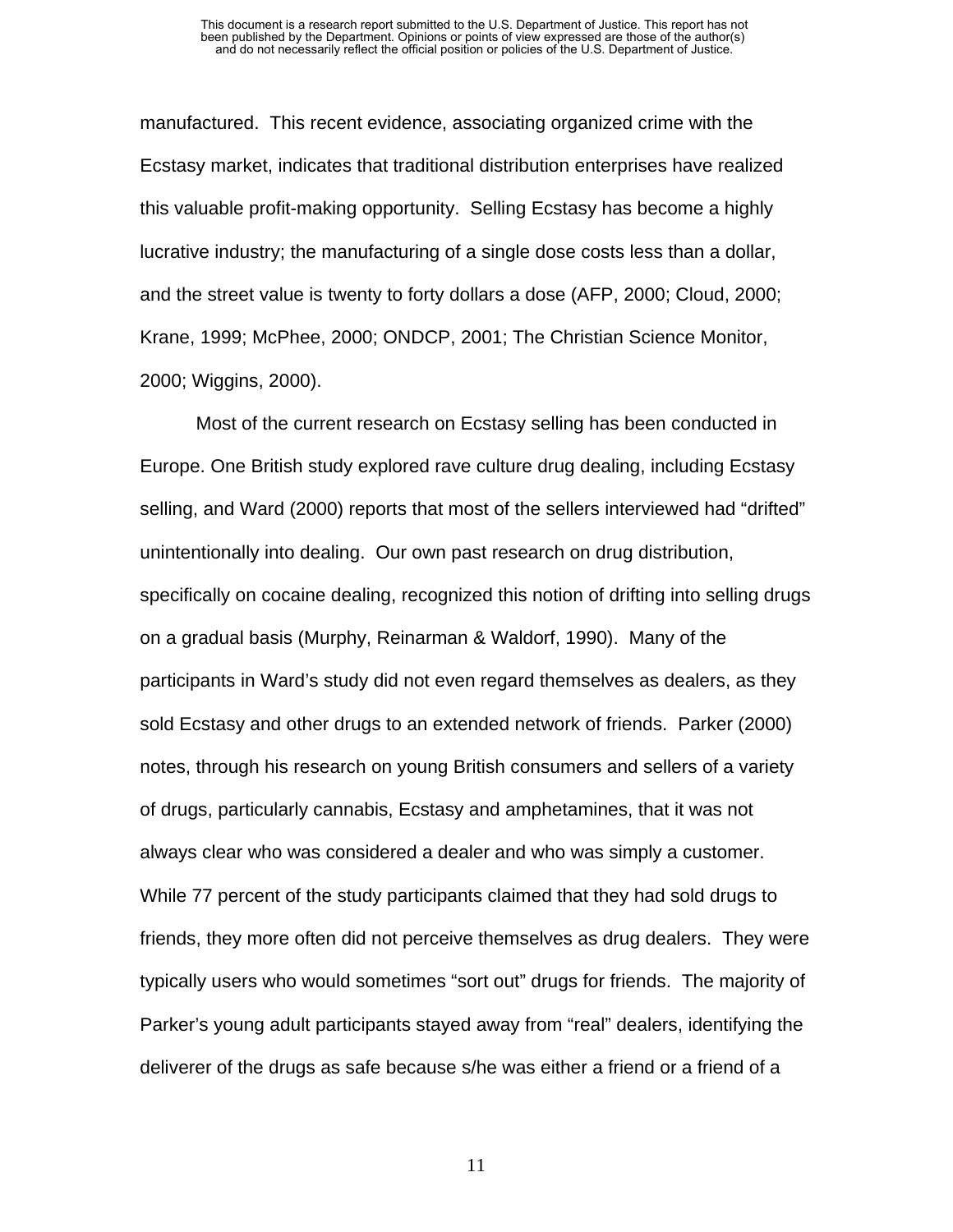manufactured. This recent evidence, associating organized crime with the Ecstasy market, indicates that traditional distribution enterprises have realized this valuable profit-making opportunity. Selling Ecstasy has become a highly lucrative industry; the manufacturing of a single dose costs less than a dollar, and the street value is twenty to forty dollars a dose (AFP, 2000; Cloud, 2000; Krane, 1999; McPhee, 2000; ONDCP, 2001; The Christian Science Monitor, 2000; Wiggins, 2000).

Most of the current research on Ecstasy selling has been conducted in Europe. One British study explored rave culture drug dealing, including Ecstasy selling, and Ward (2000) reports that most of the sellers interviewed had "drifted" unintentionally into dealing. Our own past research on drug distribution, specifically on cocaine dealing, recognized this notion of drifting into selling drugs on a gradual basis (Murphy, Reinarman & Waldorf, 1990). Many of the participants in Ward's study did not even regard themselves as dealers, as they sold Ecstasy and other drugs to an extended network of friends. Parker (2000) notes, through his research on young British consumers and sellers of a variety of drugs, particularly cannabis, Ecstasy and amphetamines, that it was not always clear who was considered a dealer and who was simply a customer. While 77 percent of the study participants claimed that they had sold drugs to friends, they more often did not perceive themselves as drug dealers. They were typically users who would sometimes "sort out" drugs for friends. The majority of Parker's young adult participants stayed away from "real" dealers, identifying the deliverer of the drugs as safe because s/he was either a friend or a friend of a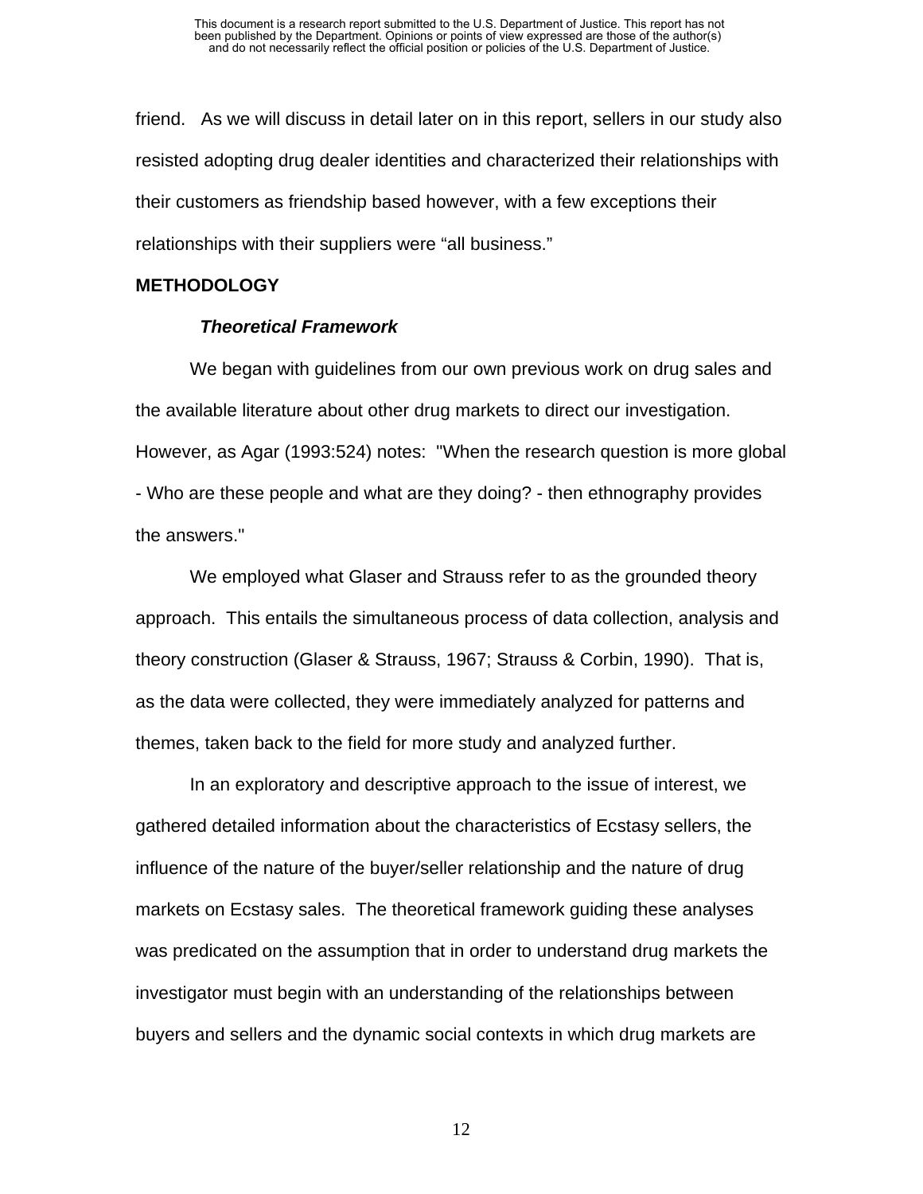friend.   As we will discuss in detail later on in this report, sellers in our study also resisted adopting drug dealer identities and characterized their relationships with their customers as friendship based however, with a few exceptions their relationships with their suppliers were “all business.”

## METHODOLOGY

### *Theoretical Framework*

We began with guidelines from our own previous work on drug sales and the available literature about other drug markets to direct our investigation. However, as Agar (1993:524) notes:  "When the research question is more global - Who are these people and what are they doing? - then ethnography provides the answers."

We employed what Glaser and Strauss refer to as the grounded theory approach.  This entails the simultaneous process of data collection, analysis and theory construction (Glaser & Strauss, 1967; Strauss & Corbin, 1990).  That is, as the data were collected, they were immediately analyzed for patterns and themes, taken back to the field for more study and analyzed further.

In an exploratory and descriptive approach to the issue of interest, we gathered detailed information about the characteristics of Ecstasy sellers, the influence of the nature of the buyer/seller relationship and the nature of drug markets on Ecstasy sales.  The theoretical framework guiding these analyses was predicated on the assumption that in order to understand drug markets the investigator must begin with an understanding of the relationships between buyers and sellers and the dynamic social contexts in which drug markets are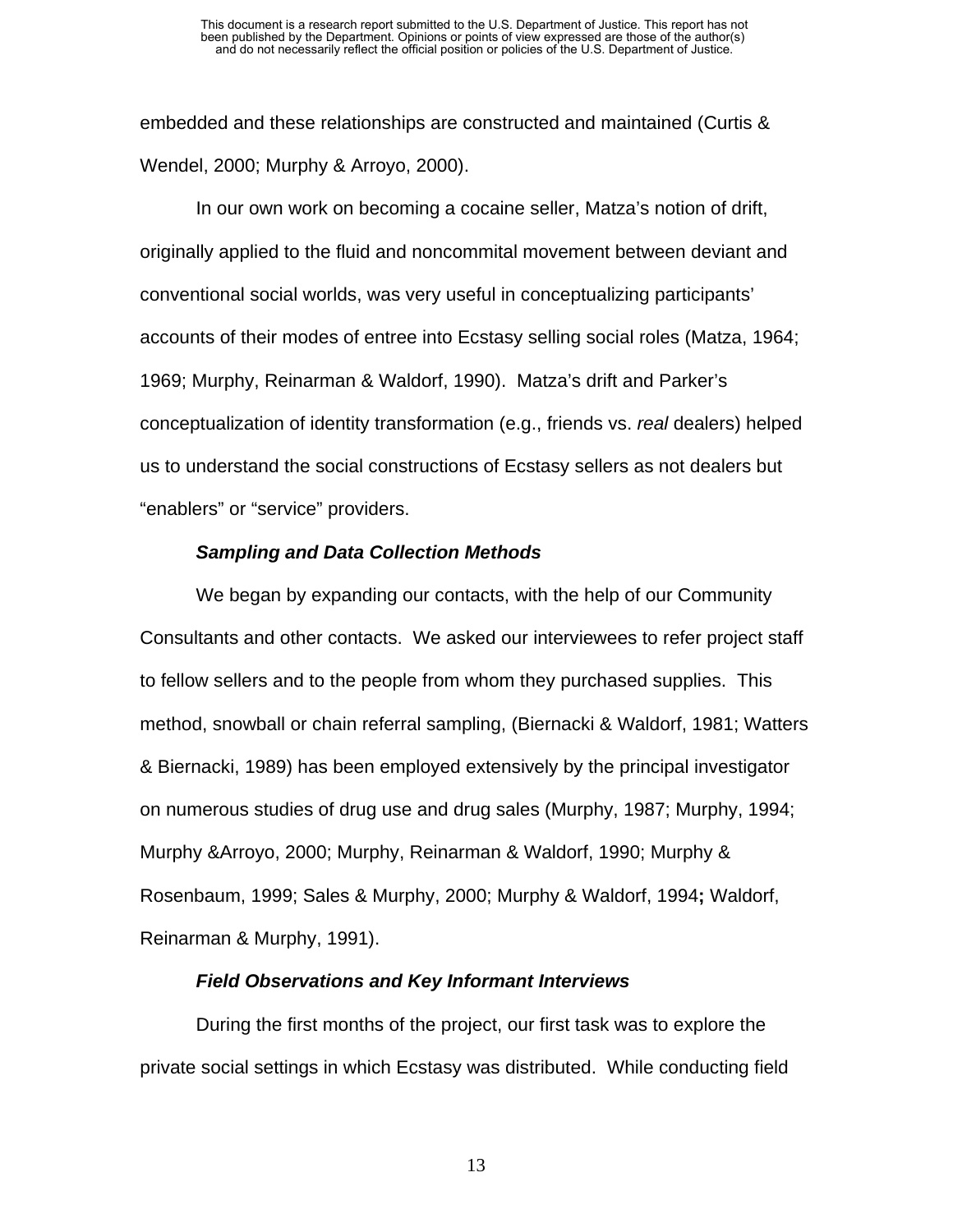embedded and these relationships are constructed and maintained (Curtis & Wendel, 2000; Murphy & Arroyo, 2000).

In our own work on becoming a cocaine seller, Matza's notion of drift, originally applied to the fluid and noncommital movement between deviant and conventional social worlds, was very useful in conceptualizing participants' accounts of their modes of entree into Ecstasy selling social roles (Matza, 1964; 1969; Murphy, Reinarman & Waldorf, 1990). Matza's drift and Parker's conceptualization of identity transformation (e.g., friends vs. *real* dealers) helped us to understand the social constructions of Ecstasy sellers as not dealers but "enablers" or "service" providers.

### *Sampling and Data Collection Methods*

We began by expanding our contacts, with the help of our Community Consultants and other contacts. We asked our interviewees to refer project staff to fellow sellers and to the people from whom they purchased supplies. This method, snowball or chain referral sampling, (Biernacki & Waldorf, 1981; Watters & Biernacki, 1989) has been employed extensively by the principal investigator on numerous studies of drug use and drug sales (Murphy, 1987; Murphy, 1994; Murphy &Arroyo, 2000; Murphy, Reinarman & Waldorf, 1990; Murphy & Rosenbaum, 1999; Sales & Murphy, 2000; Murphy & Waldorf, 1994**;** Waldorf, Reinarman & Murphy, 1991).

### *Field Observations and Key Informant Interviews*

During the first months of the project, our first task was to explore the private social settings in which Ecstasy was distributed. While conducting field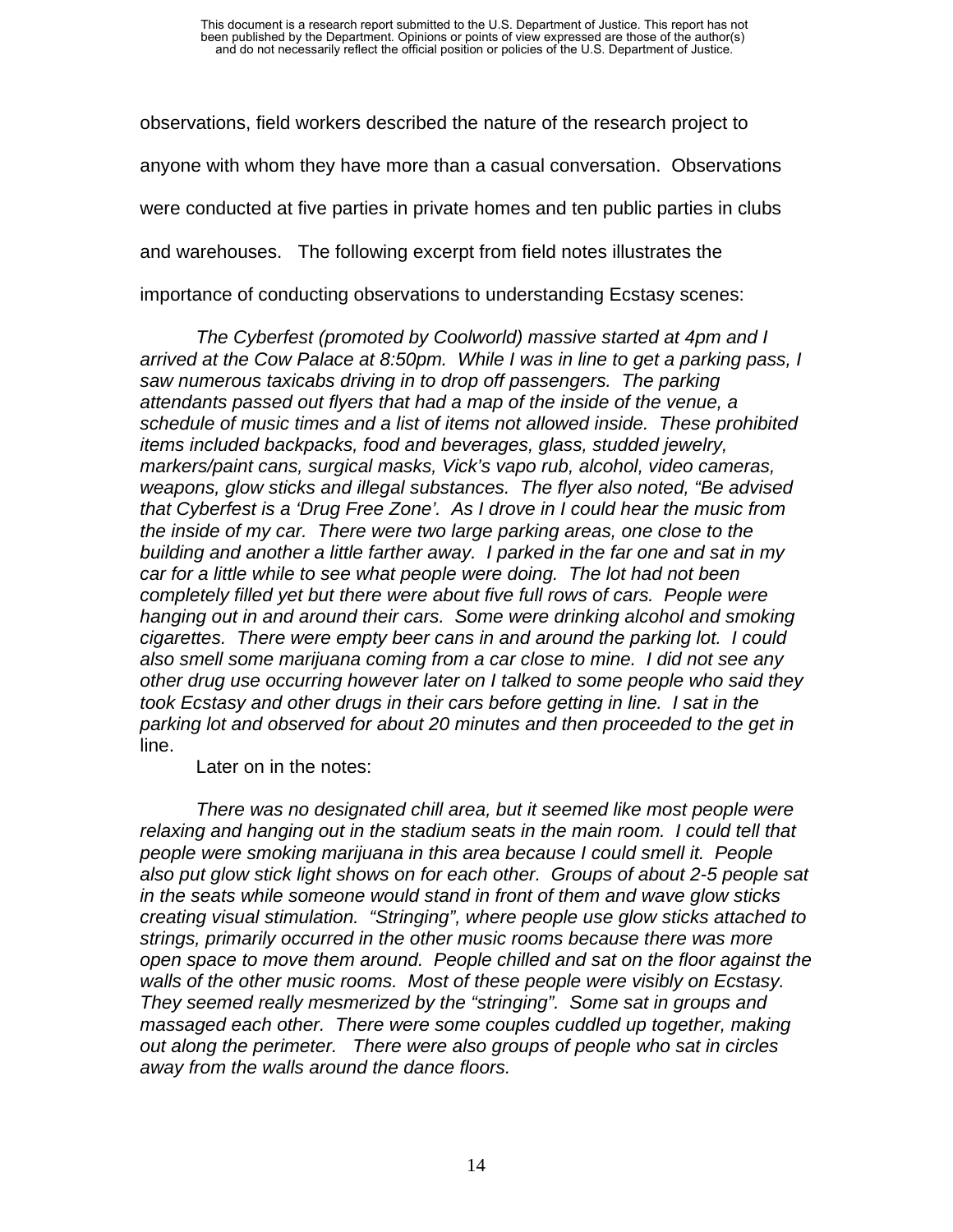observations, field workers described the nature of the research project to anyone with whom they have more than a casual conversation. Observations were conducted at five parties in private homes and ten public parties in clubs and warehouses. The following excerpt from field notes illustrates the importance of conducting observations to understanding Ecstasy scenes:

*The Cyberfest (promoted by Coolworld) massive started at 4pm and I arrived at the Cow Palace at 8:50pm. While I was in line to get a parking pass, I saw numerous taxicabs driving in to drop off passengers. The parking attendants passed out flyers that had a map of the inside of the venue, a schedule of music times and a list of items not allowed inside. These prohibited items included backpacks, food and beverages, glass, studded jewelry, markers/paint cans, surgical masks, Vick's vapo rub, alcohol, video cameras, weapons, glow sticks and illegal substances. The flyer also noted, "Be advised that Cyberfest is a 'Drug Free Zone'. As I drove in I could hear the music from the inside of my car. There were two large parking areas, one close to the building and another a little farther away. I parked in the far one and sat in my car for a little while to see what people were doing. The lot had not been completely filled yet but there were about five full rows of cars. People were hanging out in and around their cars. Some were drinking alcohol and smoking cigarettes. There were empty beer cans in and around the parking lot. I could also smell some marijuana coming from a car close to mine. I did not see any other drug use occurring however later on I talked to some people who said they took Ecstasy and other drugs in their cars before getting in line. I sat in the parking lot and observed for about 20 minutes and then proceeded to the get in* line.

Later on in the notes:

*There was no designated chill area, but it seemed like most people were relaxing and hanging out in the stadium seats in the main room. I could tell that people were smoking marijuana in this area because I could smell it. People also put glow stick light shows on for each other. Groups of about 2-5 people sat in the seats while someone would stand in front of them and wave glow sticks creating visual stimulation. "Stringing", where people use glow sticks attached to strings, primarily occurred in the other music rooms because there was more open space to move them around. People chilled and sat on the floor against the walls of the other music rooms. Most of these people were visibly on Ecstasy. They seemed really mesmerized by the "stringing". Some sat in groups and massaged each other. There were some couples cuddled up together, making out along the perimeter. There were also groups of people who sat in circles away from the walls around the dance floors.*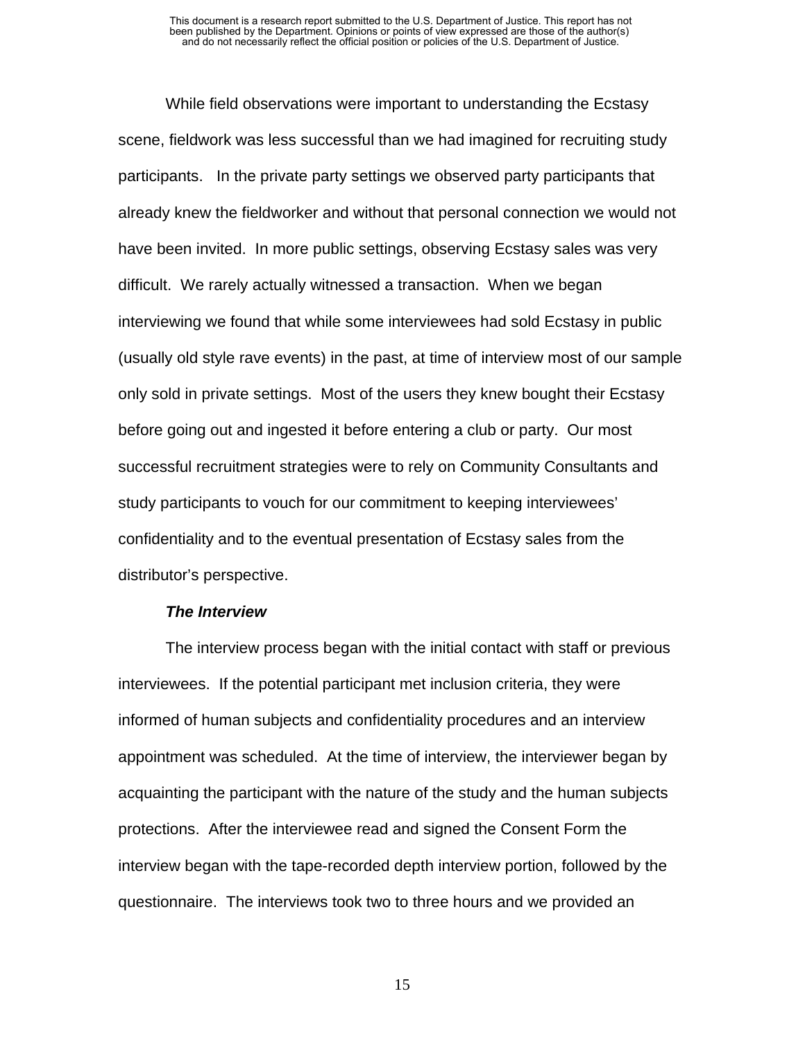While field observations were important to understanding the Ecstasy scene, fieldwork was less successful than we had imagined for recruiting study participants.  In the private party settings we observed party participants that already knew the fieldworker and without that personal connection we would not have been invited.  In more public settings, observing Ecstasy sales was very difficult.  We rarely actually witnessed a transaction.  When we began interviewing we found that while some interviewees had sold Ecstasy in public (usually old style rave events) in the past, at time of interview most of our sample only sold in private settings.  Most of the users they knew bought their Ecstasy before going out and ingested it before entering a club or party.  Our most successful recruitment strategies were to rely on Community Consultants and study participants to vouch for our commitment to keeping interviewees' confidentiality and to the eventual presentation of Ecstasy sales from the distributor's perspective.

***The Interview***

The interview process began with the initial contact with staff or previous interviewees.  If the potential participant met inclusion criteria, they were informed of human subjects and confidentiality procedures and an interview appointment was scheduled.  At the time of interview, the interviewer began by acquainting the participant with the nature of the study and the human subjects protections.  After the interviewee read and signed the Consent Form the interview began with the tape-recorded depth interview portion, followed by the questionnaire.  The interviews took two to three hours and we provided an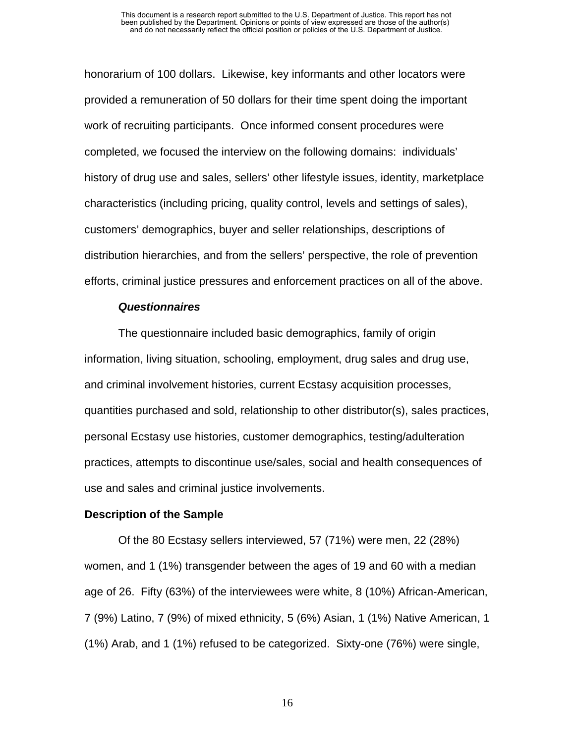honorarium of 100 dollars. Likewise, key informants and other locators were provided a remuneration of 50 dollars for their time spent doing the important work of recruiting participants. Once informed consent procedures were completed, we focused the interview on the following domains: individuals' history of drug use and sales, sellers' other lifestyle issues, identity, marketplace characteristics (including pricing, quality control, levels and settings of sales), customers' demographics, buyer and seller relationships, descriptions of distribution hierarchies, and from the sellers' perspective, the role of prevention efforts, criminal justice pressures and enforcement practices on all of the above.

***Questionnaires***

The questionnaire included basic demographics, family of origin information, living situation, schooling, employment, drug sales and drug use, and criminal involvement histories, current Ecstasy acquisition processes, quantities purchased and sold, relationship to other distributor(s), sales practices, personal Ecstasy use histories, customer demographics, testing/adulteration practices, attempts to discontinue use/sales, social and health consequences of use and sales and criminal justice involvements.

**Description of the Sample**

Of the 80 Ecstasy sellers interviewed, 57 (71%) were men, 22 (28%) women, and 1 (1%) transgender between the ages of 19 and 60 with a median age of 26. Fifty (63%) of the interviewees were white, 8 (10%) African-American, 7 (9%) Latino, 7 (9%) of mixed ethnicity, 5 (6%) Asian, 1 (1%) Native American, 1 (1%) Arab, and 1 (1%) refused to be categorized. Sixty-one (76%) were single,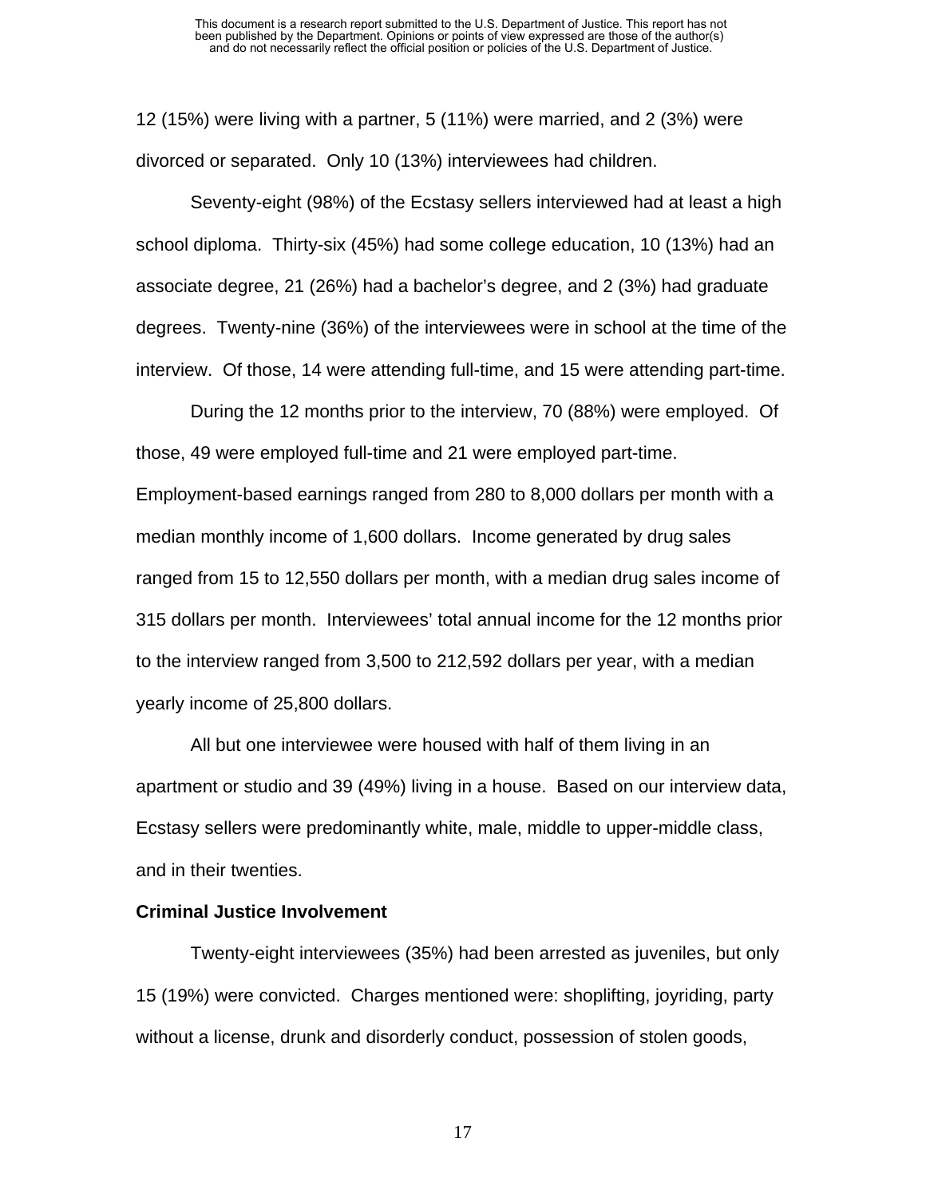12 (15%) were living with a partner, 5 (11%) were married, and 2 (3%) were divorced or separated. Only 10 (13%) interviewees had children.

Seventy-eight (98%) of the Ecstasy sellers interviewed had at least a high school diploma. Thirty-six (45%) had some college education, 10 (13%) had an associate degree, 21 (26%) had a bachelor's degree, and 2 (3%) had graduate degrees. Twenty-nine (36%) of the interviewees were in school at the time of the interview. Of those, 14 were attending full-time, and 15 were attending part-time.

During the 12 months prior to the interview, 70 (88%) were employed. Of those, 49 were employed full-time and 21 were employed part-time. Employment-based earnings ranged from 280 to 8,000 dollars per month with a median monthly income of 1,600 dollars. Income generated by drug sales ranged from 15 to 12,550 dollars per month, with a median drug sales income of 315 dollars per month. Interviewees' total annual income for the 12 months prior to the interview ranged from 3,500 to 212,592 dollars per year, with a median yearly income of 25,800 dollars.

All but one interviewee were housed with half of them living in an apartment or studio and 39 (49%) living in a house. Based on our interview data, Ecstasy sellers were predominantly white, male, middle to upper-middle class, and in their twenties.

**Criminal Justice Involvement**

Twenty-eight interviewees (35%) had been arrested as juveniles, but only 15 (19%) were convicted. Charges mentioned were: shoplifting, joyriding, party without a license, drunk and disorderly conduct, possession of stolen goods,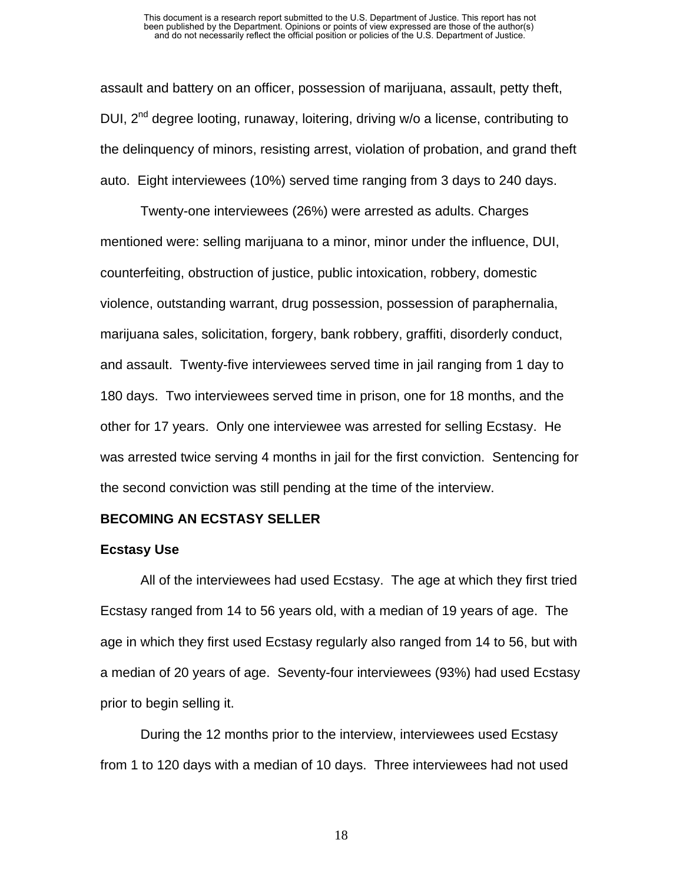assault and battery on an officer, possession of marijuana, assault, petty theft, DUI, 2nd degree looting, runaway, loitering, driving w/o a license, contributing to the delinquency of minors, resisting arrest, violation of probation, and grand theft auto. Eight interviewees (10%) served time ranging from 3 days to 240 days.

Twenty-one interviewees (26%) were arrested as adults. Charges mentioned were: selling marijuana to a minor, minor under the influence, DUI, counterfeiting, obstruction of justice, public intoxication, robbery, domestic violence, outstanding warrant, drug possession, possession of paraphernalia, marijuana sales, solicitation, forgery, bank robbery, graffiti, disorderly conduct, and assault. Twenty-five interviewees served time in jail ranging from 1 day to 180 days. Two interviewees served time in prison, one for 18 months, and the other for 17 years. Only one interviewee was arrested for selling Ecstasy. He was arrested twice serving 4 months in jail for the first conviction. Sentencing for the second conviction was still pending at the time of the interview.

## BECOMING AN ECSTASY SELLER

### Ecstasy Use

All of the interviewees had used Ecstasy. The age at which they first tried Ecstasy ranged from 14 to 56 years old, with a median of 19 years of age. The age in which they first used Ecstasy regularly also ranged from 14 to 56, but with a median of 20 years of age. Seventy-four interviewees (93%) had used Ecstasy prior to begin selling it.

During the 12 months prior to the interview, interviewees used Ecstasy from 1 to 120 days with a median of 10 days. Three interviewees had not used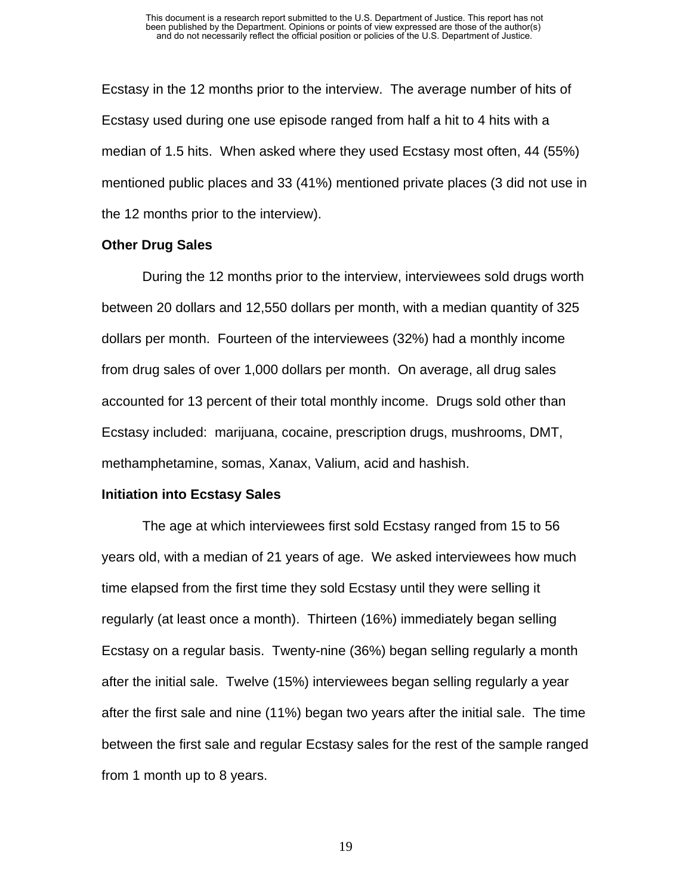Ecstasy in the 12 months prior to the interview. The average number of hits of Ecstasy used during one use episode ranged from half a hit to 4 hits with a median of 1.5 hits. When asked where they used Ecstasy most often, 44 (55%) mentioned public places and 33 (41%) mentioned private places (3 did not use in the 12 months prior to the interview).

**Other Drug Sales**

During the 12 months prior to the interview, interviewees sold drugs worth between 20 dollars and 12,550 dollars per month, with a median quantity of 325 dollars per month. Fourteen of the interviewees (32%) had a monthly income from drug sales of over 1,000 dollars per month. On average, all drug sales accounted for 13 percent of their total monthly income. Drugs sold other than Ecstasy included: marijuana, cocaine, prescription drugs, mushrooms, DMT, methamphetamine, somas, Xanax, Valium, acid and hashish.

**Initiation into Ecstasy Sales**

The age at which interviewees first sold Ecstasy ranged from 15 to 56 years old, with a median of 21 years of age. We asked interviewees how much time elapsed from the first time they sold Ecstasy until they were selling it regularly (at least once a month). Thirteen (16%) immediately began selling Ecstasy on a regular basis. Twenty-nine (36%) began selling regularly a month after the initial sale. Twelve (15%) interviewees began selling regularly a year after the first sale and nine (11%) began two years after the initial sale. The time between the first sale and regular Ecstasy sales for the rest of the sample ranged from 1 month up to 8 years.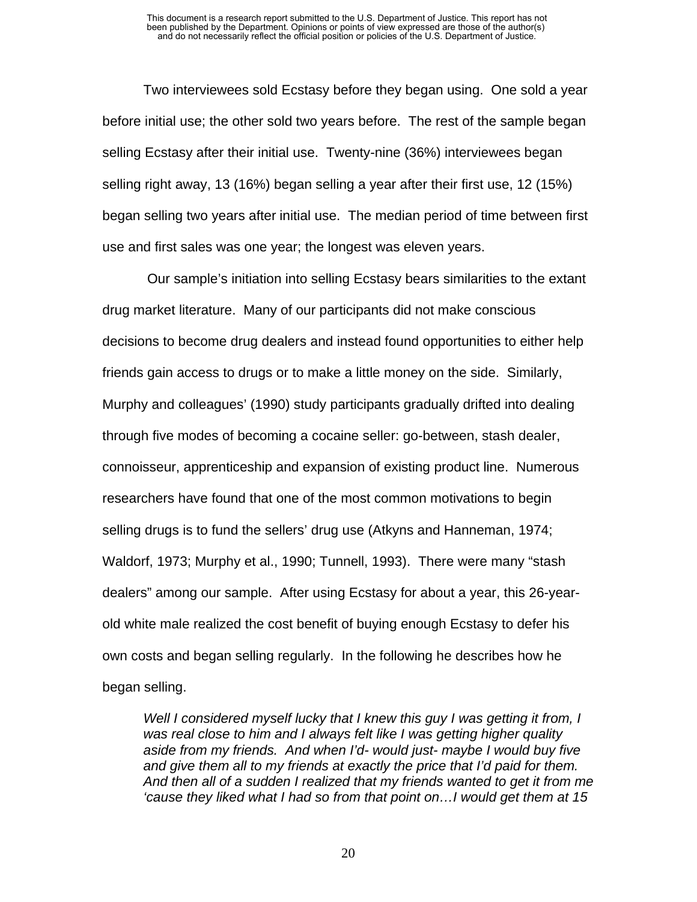Two interviewees sold Ecstasy before they began using. One sold a year before initial use; the other sold two years before. The rest of the sample began selling Ecstasy after their initial use. Twenty-nine (36%) interviewees began selling right away, 13 (16%) began selling a year after their first use, 12 (15%) began selling two years after initial use. The median period of time between first use and first sales was one year; the longest was eleven years.

Our sample's initiation into selling Ecstasy bears similarities to the extant drug market literature. Many of our participants did not make conscious decisions to become drug dealers and instead found opportunities to either help friends gain access to drugs or to make a little money on the side. Similarly, Murphy and colleagues' (1990) study participants gradually drifted into dealing through five modes of becoming a cocaine seller: go-between, stash dealer, connoisseur, apprenticeship and expansion of existing product line. Numerous researchers have found that one of the most common motivations to begin selling drugs is to fund the sellers' drug use (Atkyns and Hanneman, 1974; Waldorf, 1973; Murphy et al., 1990; Tunnell, 1993). There were many "stash dealers" among our sample. After using Ecstasy for about a year, this 26-year-old white male realized the cost benefit of buying enough Ecstasy to defer his own costs and began selling regularly. In the following he describes how he began selling.

> *Well I considered myself lucky that I knew this guy I was getting it from, I was real close to him and I always felt like I was getting higher quality aside from my friends. And when I'd- would just- maybe I would buy five and give them all to my friends at exactly the price that I'd paid for them. And then all of a sudden I realized that my friends wanted to get it from me 'cause they liked what I had so from that point on…I would get them at 15*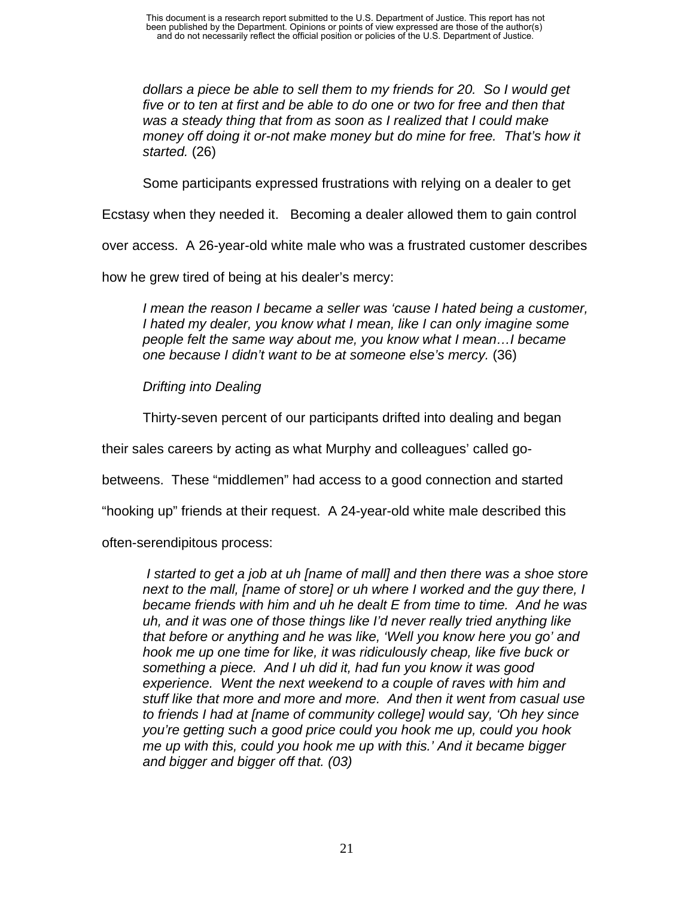*dollars a piece be able to sell them to my friends for 20. So I would get five or to ten at first and be able to do one or two for free and then that was a steady thing that from as soon as I realized that I could make money off doing it or-not make money but do mine for free. That's how it started.* (26)

Some participants expressed frustrations with relying on a dealer to get Ecstasy when they needed it. Becoming a dealer allowed them to gain control over access. A 26-year-old white male who was a frustrated customer describes how he grew tired of being at his dealer's mercy:

*I mean the reason I became a seller was 'cause I hated being a customer, I hated my dealer, you know what I mean, like I can only imagine some people felt the same way about me, you know what I mean…I became one because I didn't want to be at someone else's mercy.* (36)

*Drifting into Dealing*

Thirty-seven percent of our participants drifted into dealing and began their sales careers by acting as what Murphy and colleagues' called go-betweens. These "middlemen" had access to a good connection and started "hooking up" friends at their request. A 24-year-old white male described this often-serendipitous process:

*I started to get a job at uh [name of mall] and then there was a shoe store next to the mall, [name of store] or uh where I worked and the guy there, I became friends with him and uh he dealt E from time to time. And he was uh, and it was one of those things like I'd never really tried anything like that before or anything and he was like, 'Well you know here you go' and hook me up one time for like, it was ridiculously cheap, like five buck or something a piece. And I uh did it, had fun you know it was good experience. Went the next weekend to a couple of raves with him and stuff like that more and more and more. And then it went from casual use to friends I had at [name of community college] would say, 'Oh hey since you're getting such a good price could you hook me up, could you hook me up with this, could you hook me up with this.' And it became bigger and bigger and bigger off that. (03)*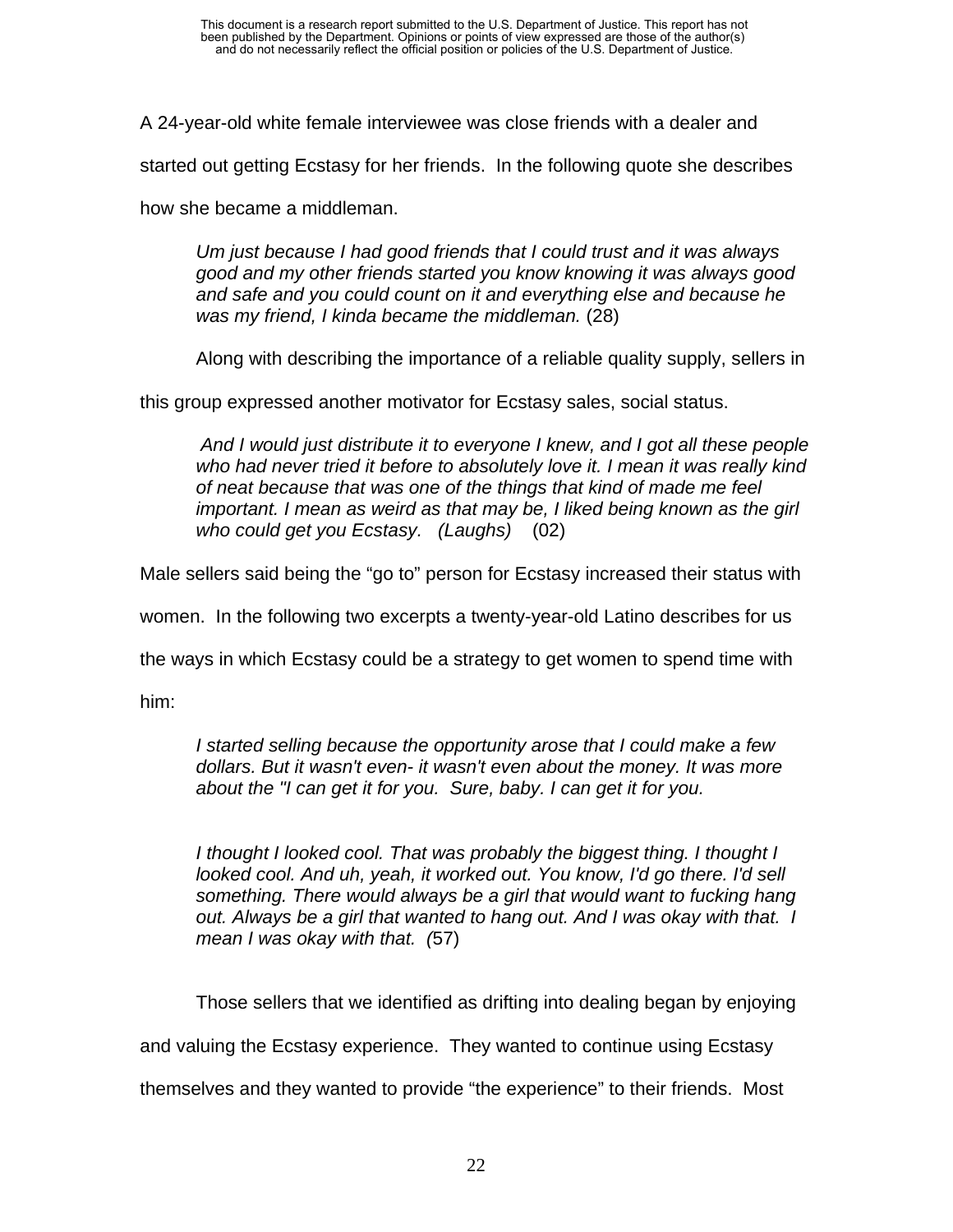A 24-year-old white female interviewee was close friends with a dealer and started out getting Ecstasy for her friends. In the following quote she describes how she became a middleman.

> *Um just because I had good friends that I could trust and it was always good and my other friends started you know knowing it was always good and safe and you could count on it and everything else and because he was my friend, I kinda became the middleman.* (28)

Along with describing the importance of a reliable quality supply, sellers in this group expressed another motivator for Ecstasy sales, social status.

> *And I would just distribute it to everyone I knew, and I got all these people who had never tried it before to absolutely love it. I mean it was really kind of neat because that was one of the things that kind of made me feel important. I mean as weird as that may be, I liked being known as the girl who could get you Ecstasy. (Laughs)* (02)

Male sellers said being the "go to" person for Ecstasy increased their status with women. In the following two excerpts a twenty-year-old Latino describes for us the ways in which Ecstasy could be a strategy to get women to spend time with him:

> *I started selling because the opportunity arose that I could make a few dollars. But it wasn't even- it wasn't even about the money. It was more about the "I can get it for you. Sure, baby. I can get it for you.*

> *I thought I looked cool. That was probably the biggest thing. I thought I looked cool. And uh, yeah, it worked out. You know, I'd go there. I'd sell something. There would always be a girl that would want to fucking hang out. Always be a girl that wanted to hang out. And I was okay with that. I mean I was okay with that. (*57)

Those sellers that we identified as drifting into dealing began by enjoying and valuing the Ecstasy experience. They wanted to continue using Ecstasy themselves and they wanted to provide "the experience" to their friends. Most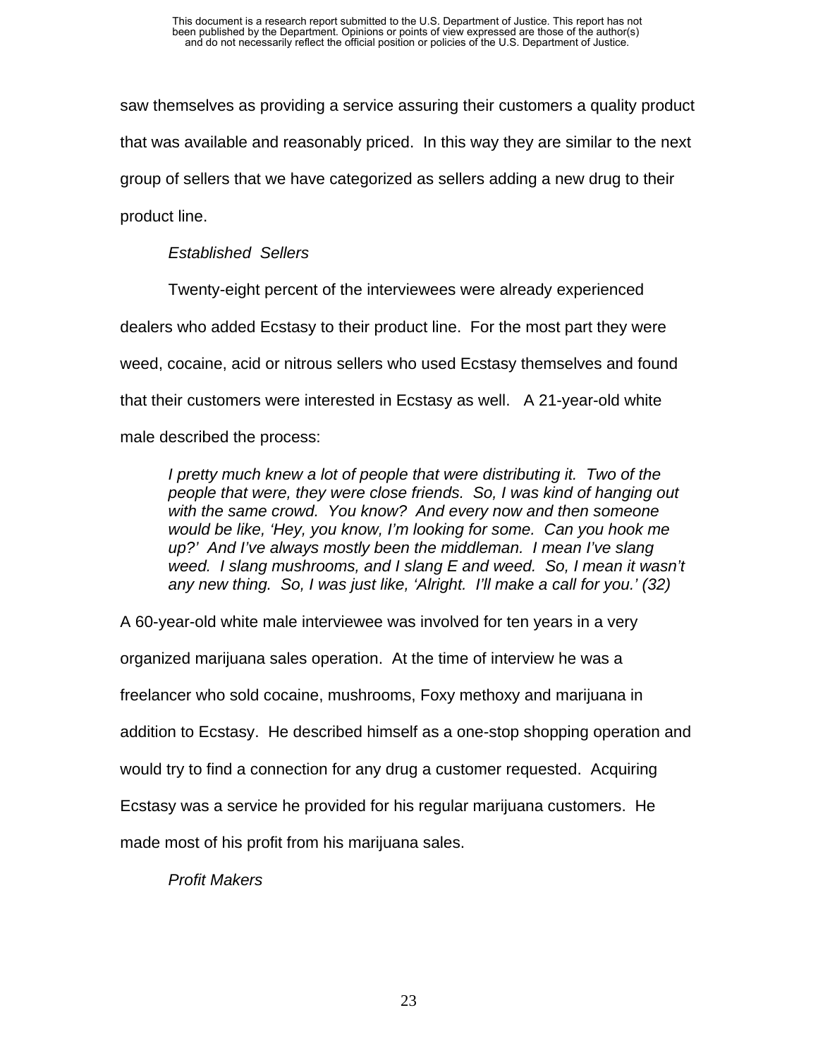saw themselves as providing a service assuring their customers a quality product that was available and reasonably priced. In this way they are similar to the next group of sellers that we have categorized as sellers adding a new drug to their product line.

*Established Sellers*

Twenty-eight percent of the interviewees were already experienced dealers who added Ecstasy to their product line. For the most part they were weed, cocaine, acid or nitrous sellers who used Ecstasy themselves and found that their customers were interested in Ecstasy as well. A 21-year-old white male described the process:

> *I pretty much knew a lot of people that were distributing it. Two of the people that were, they were close friends. So, I was kind of hanging out with the same crowd. You know? And every now and then someone would be like, 'Hey, you know, I'm looking for some. Can you hook me up?' And I've always mostly been the middleman. I mean I've slang weed. I slang mushrooms, and I slang E and weed. So, I mean it wasn't any new thing. So, I was just like, 'Alright. I'll make a call for you.' (32)*

A 60-year-old white male interviewee was involved for ten years in a very organized marijuana sales operation. At the time of interview he was a freelancer who sold cocaine, mushrooms, Foxy methoxy and marijuana in addition to Ecstasy. He described himself as a one-stop shopping operation and would try to find a connection for any drug a customer requested. Acquiring Ecstasy was a service he provided for his regular marijuana customers. He made most of his profit from his marijuana sales.

*Profit Makers*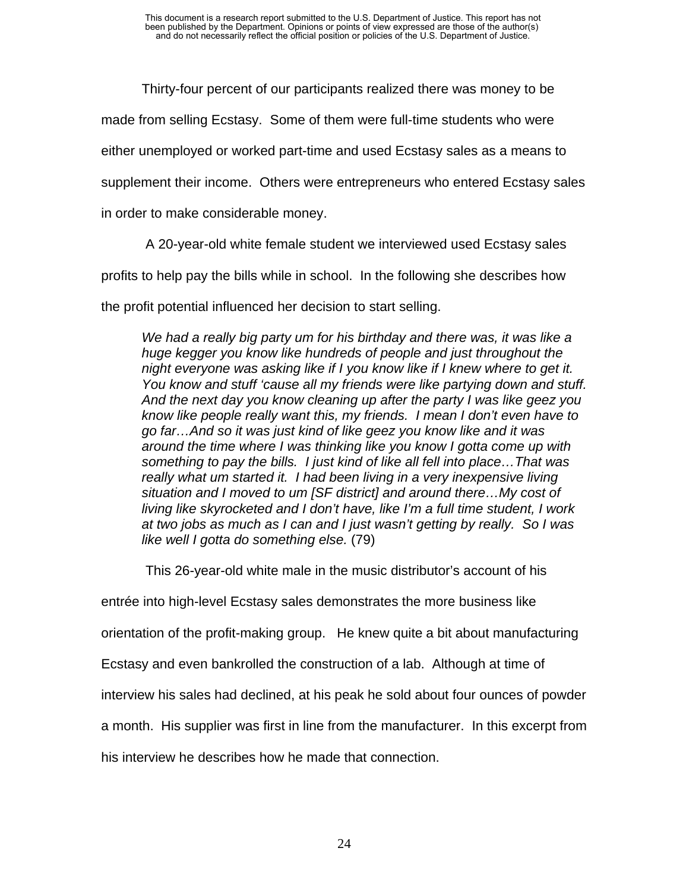Thirty-four percent of our participants realized there was money to be made from selling Ecstasy. Some of them were full-time students who were either unemployed or worked part-time and used Ecstasy sales as a means to supplement their income. Others were entrepreneurs who entered Ecstasy sales in order to make considerable money.

A 20-year-old white female student we interviewed used Ecstasy sales profits to help pay the bills while in school. In the following she describes how the profit potential influenced her decision to start selling.

> *We had a really big party um for his birthday and there was, it was like a huge kegger you know like hundreds of people and just throughout the night everyone was asking like if I you know like if I knew where to get it. You know and stuff 'cause all my friends were like partying down and stuff. And the next day you know cleaning up after the party I was like geez you know like people really want this, my friends. I mean I don't even have to go far…And so it was just kind of like geez you know like and it was around the time where I was thinking like you know I gotta come up with something to pay the bills. I just kind of like all fell into place…That was really what um started it. I had been living in a very inexpensive living situation and I moved to um [SF district] and around there…My cost of living like skyrocketed and I don't have, like I'm a full time student, I work at two jobs as much as I can and I just wasn't getting by really. So I was like well I gotta do something else.* (79)

This 26-year-old white male in the music distributor's account of his entrée into high-level Ecstasy sales demonstrates the more business like orientation of the profit-making group. He knew quite a bit about manufacturing Ecstasy and even bankrolled the construction of a lab. Although at time of interview his sales had declined, at his peak he sold about four ounces of powder a month. His supplier was first in line from the manufacturer. In this excerpt from his interview he describes how he made that connection.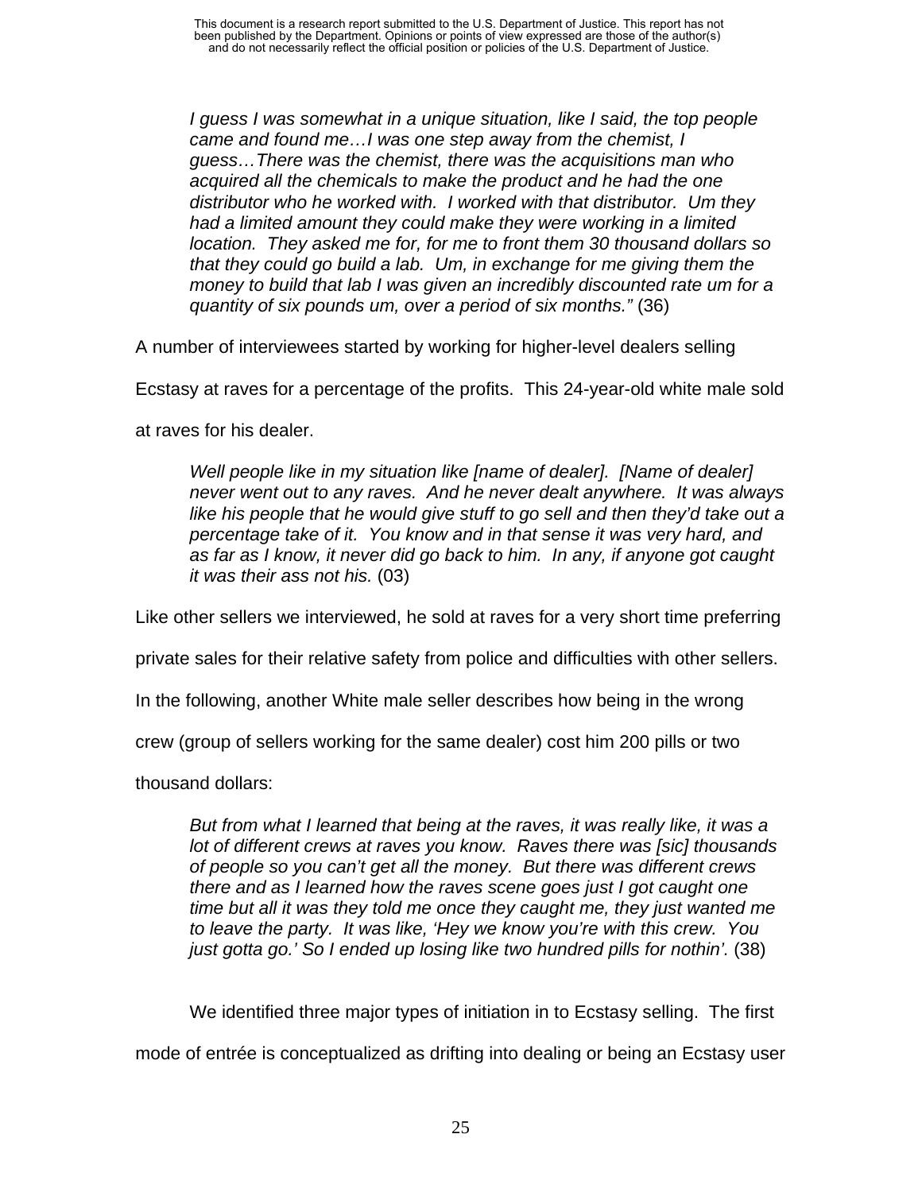*I guess I was somewhat in a unique situation, like I said, the top people came and found me…I was one step away from the chemist, I guess…There was the chemist, there was the acquisitions man who acquired all the chemicals to make the product and he had the one distributor who he worked with. I worked with that distributor. Um they had a limited amount they could make they were working in a limited location. They asked me for, for me to front them 30 thousand dollars so that they could go build a lab. Um, in exchange for me giving them the money to build that lab I was given an incredibly discounted rate um for a quantity of six pounds um, over a period of six months."* (36)

A number of interviewees started by working for higher-level dealers selling Ecstasy at raves for a percentage of the profits. This 24-year-old white male sold at raves for his dealer.

> *Well people like in my situation like [name of dealer]. [Name of dealer] never went out to any raves. And he never dealt anywhere. It was always like his people that he would give stuff to go sell and then they'd take out a percentage take of it. You know and in that sense it was very hard, and as far as I know, it never did go back to him. In any, if anyone got caught it was their ass not his.* (03)

Like other sellers we interviewed, he sold at raves for a very short time preferring private sales for their relative safety from police and difficulties with other sellers. In the following, another White male seller describes how being in the wrong crew (group of sellers working for the same dealer) cost him 200 pills or two thousand dollars:

> *But from what I learned that being at the raves, it was really like, it was a lot of different crews at raves you know. Raves there was [sic] thousands of people so you can't get all the money. But there was different crews there and as I learned how the raves scene goes just I got caught one time but all it was they told me once they caught me, they just wanted me to leave the party. It was like, 'Hey we know you're with this crew. You just gotta go.' So I ended up losing like two hundred pills for nothin'.* (38)

We identified three major types of initiation in to Ecstasy selling. The first mode of entrée is conceptualized as drifting into dealing or being an Ecstasy user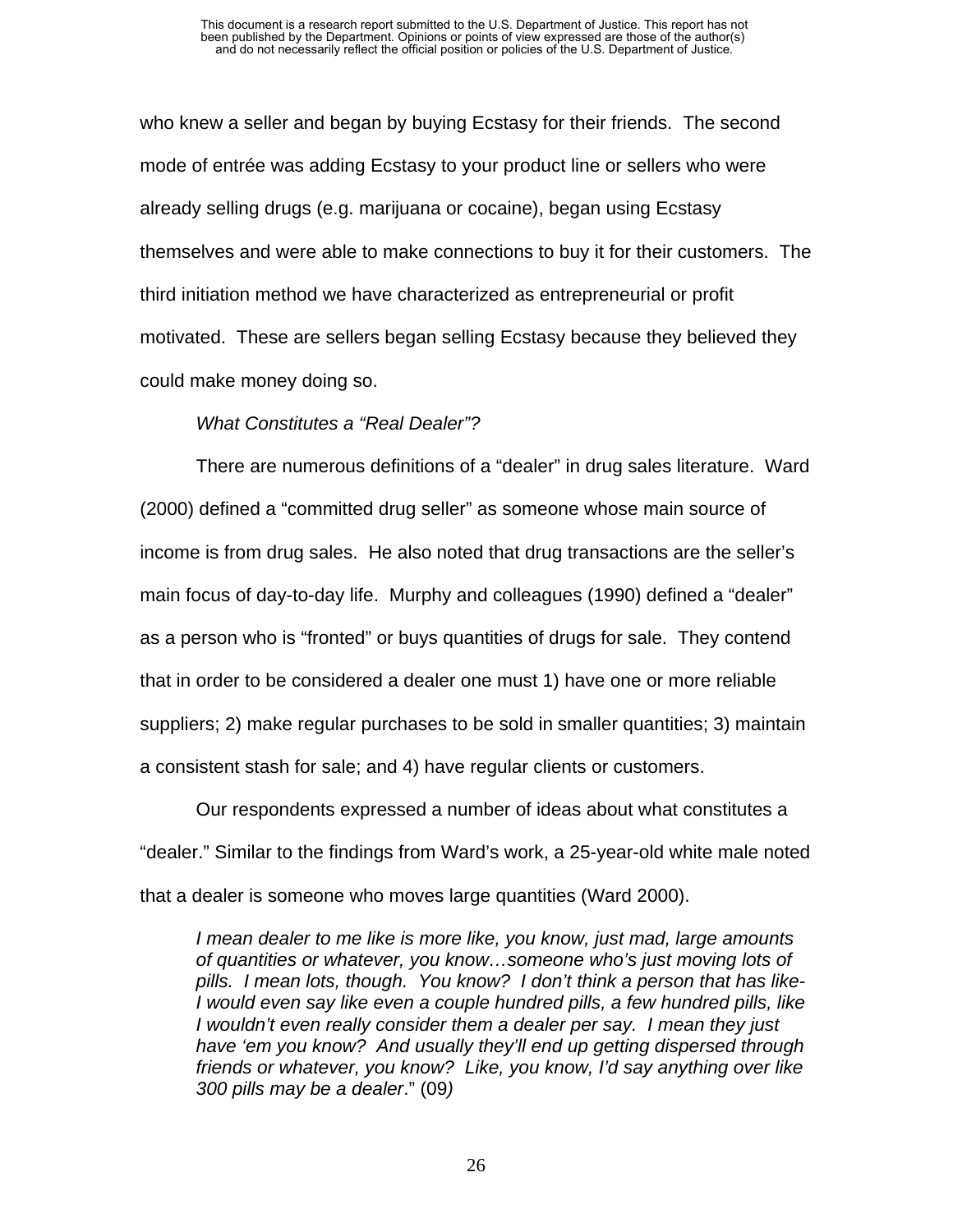who knew a seller and began by buying Ecstasy for their friends. The second mode of entrée was adding Ecstasy to your product line or sellers who were already selling drugs (e.g. marijuana or cocaine), began using Ecstasy themselves and were able to make connections to buy it for their customers. The third initiation method we have characterized as entrepreneurial or profit motivated. These are sellers began selling Ecstasy because they believed they could make money doing so.

*What Constitutes a "Real Dealer"?*

There are numerous definitions of a "dealer" in drug sales literature. Ward (2000) defined a "committed drug seller" as someone whose main source of income is from drug sales. He also noted that drug transactions are the seller's main focus of day-to-day life. Murphy and colleagues (1990) defined a "dealer" as a person who is "fronted" or buys quantities of drugs for sale. They contend that in order to be considered a dealer one must 1) have one or more reliable suppliers; 2) make regular purchases to be sold in smaller quantities; 3) maintain a consistent stash for sale; and 4) have regular clients or customers.

Our respondents expressed a number of ideas about what constitutes a "dealer." Similar to the findings from Ward's work, a 25-year-old white male noted that a dealer is someone who moves large quantities (Ward 2000).

> *I mean dealer to me like is more like, you know, just mad, large amounts of quantities or whatever, you know…someone who's just moving lots of pills. I mean lots, though. You know? I don't think a person that has like- I would even say like even a couple hundred pills, a few hundred pills, like I wouldn't even really consider them a dealer per say. I mean they just have 'em you know? And usually they'll end up getting dispersed through friends or whatever, you know? Like, you know, I'd say anything over like 300 pills may be a dealer*." (09)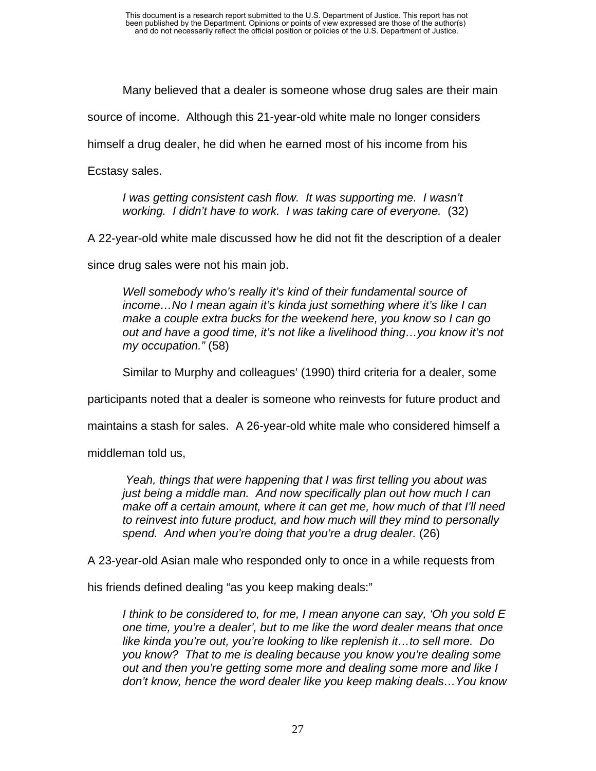Many believed that a dealer is someone whose drug sales are their main source of income. Although this 21-year-old white male no longer considers himself a drug dealer, he did when he earned most of his income from his Ecstasy sales.

> *I was getting consistent cash flow. It was supporting me. I wasn't working. I didn't have to work. I was taking care of everyone.* (32)

A 22-year-old white male discussed how he did not fit the description of a dealer since drug sales were not his main job.

> *Well somebody who's really it's kind of their fundamental source of income…No I mean again it's kinda just something where it's like I can make a couple extra bucks for the weekend here, you know so I can go out and have a good time, it's not like a livelihood thing…you know it's not my occupation."* (58)

Similar to Murphy and colleagues' (1990) third criteria for a dealer, some participants noted that a dealer is someone who reinvests for future product and maintains a stash for sales. A 26-year-old white male who considered himself a middleman told us,

> *Yeah, things that were happening that I was first telling you about was just being a middle man. And now specifically plan out how much I can make off a certain amount, where it can get me, how much of that I'll need to reinvest into future product, and how much will they mind to personally spend. And when you're doing that you're a drug dealer.* (26)

A 23-year-old Asian male who responded only to once in a while requests from his friends defined dealing "as you keep making deals:"

> *I think to be considered to, for me, I mean anyone can say, 'Oh you sold E one time, you're a dealer', but to me like the word dealer means that once like kinda you're out, you're looking to like replenish it…to sell more. Do you know? That to me is dealing because you know you're dealing some out and then you're getting some more and dealing some more and like I don't know, hence the word dealer like you keep making deals…You know*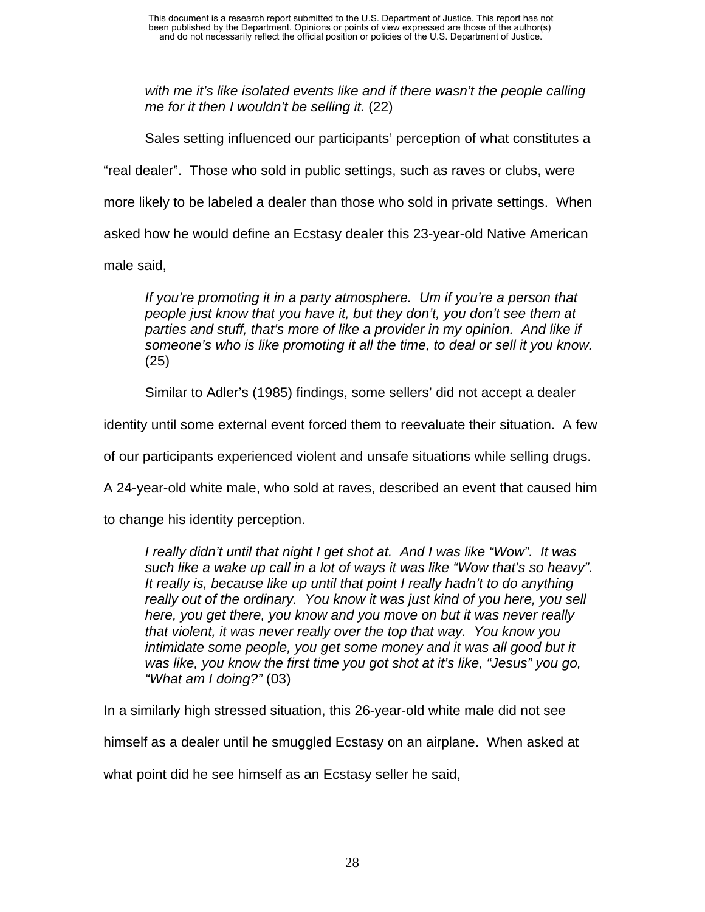*with me it's like isolated events like and if there wasn't the people calling me for it then I wouldn't be selling it.* (22)

Sales setting influenced our participants' perception of what constitutes a "real dealer". Those who sold in public settings, such as raves or clubs, were more likely to be labeled a dealer than those who sold in private settings. When asked how he would define an Ecstasy dealer this 23-year-old Native American male said,

> *If you're promoting it in a party atmosphere. Um if you're a person that people just know that you have it, but they don't, you don't see them at parties and stuff, that's more of like a provider in my opinion. And like if someone's who is like promoting it all the time, to deal or sell it you know.* (25)

Similar to Adler's (1985) findings, some sellers' did not accept a dealer identity until some external event forced them to reevaluate their situation. A few of our participants experienced violent and unsafe situations while selling drugs. A 24-year-old white male, who sold at raves, described an event that caused him to change his identity perception.

> *I really didn't until that night I get shot at. And I was like "Wow". It was such like a wake up call in a lot of ways it was like "Wow that's so heavy". It really is, because like up until that point I really hadn't to do anything really out of the ordinary. You know it was just kind of you here, you sell here, you get there, you know and you move on but it was never really that violent, it was never really over the top that way. You know you intimidate some people, you get some money and it was all good but it was like, you know the first time you got shot at it's like, "Jesus" you go, "What am I doing?"* (03)

In a similarly high stressed situation, this 26-year-old white male did not see himself as a dealer until he smuggled Ecstasy on an airplane. When asked at what point did he see himself as an Ecstasy seller he said,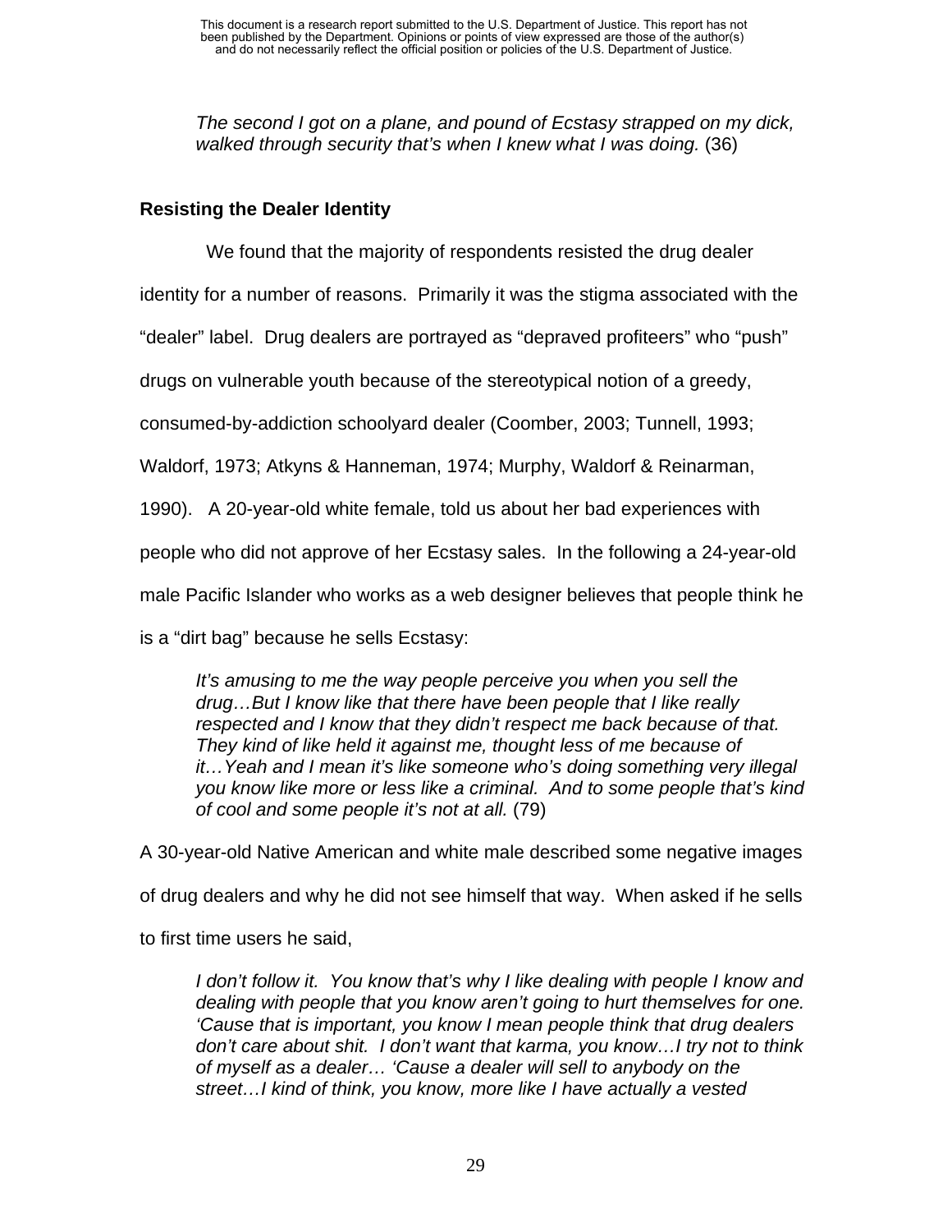*The second I got on a plane, and pound of Ecstasy strapped on my dick, walked through security that's when I knew what I was doing.* (36)

### Resisting the Dealer Identity

We found that the majority of respondents resisted the drug dealer identity for a number of reasons. Primarily it was the stigma associated with the "dealer" label. Drug dealers are portrayed as "depraved profiteers" who "push" drugs on vulnerable youth because of the stereotypical notion of a greedy, consumed-by-addiction schoolyard dealer (Coomber, 2003; Tunnell, 1993; Waldorf, 1973; Atkyns & Hanneman, 1974; Murphy, Waldorf & Reinarman, 1990). A 20-year-old white female, told us about her bad experiences with people who did not approve of her Ecstasy sales. In the following a 24-year-old male Pacific Islander who works as a web designer believes that people think he is a "dirt bag" because he sells Ecstasy:

> *It's amusing to me the way people perceive you when you sell the drug…But I know like that there have been people that I like really respected and I know that they didn't respect me back because of that. They kind of like held it against me, thought less of me because of it…Yeah and I mean it's like someone who's doing something very illegal you know like more or less like a criminal. And to some people that's kind of cool and some people it's not at all.* (79)

A 30-year-old Native American and white male described some negative images of drug dealers and why he did not see himself that way. When asked if he sells to first time users he said,

> *I don't follow it. You know that's why I like dealing with people I know and dealing with people that you know aren't going to hurt themselves for one. 'Cause that is important, you know I mean people think that drug dealers don't care about shit. I don't want that karma, you know…I try not to think of myself as a dealer… 'Cause a dealer will sell to anybody on the street…I kind of think, you know, more like I have actually a vested*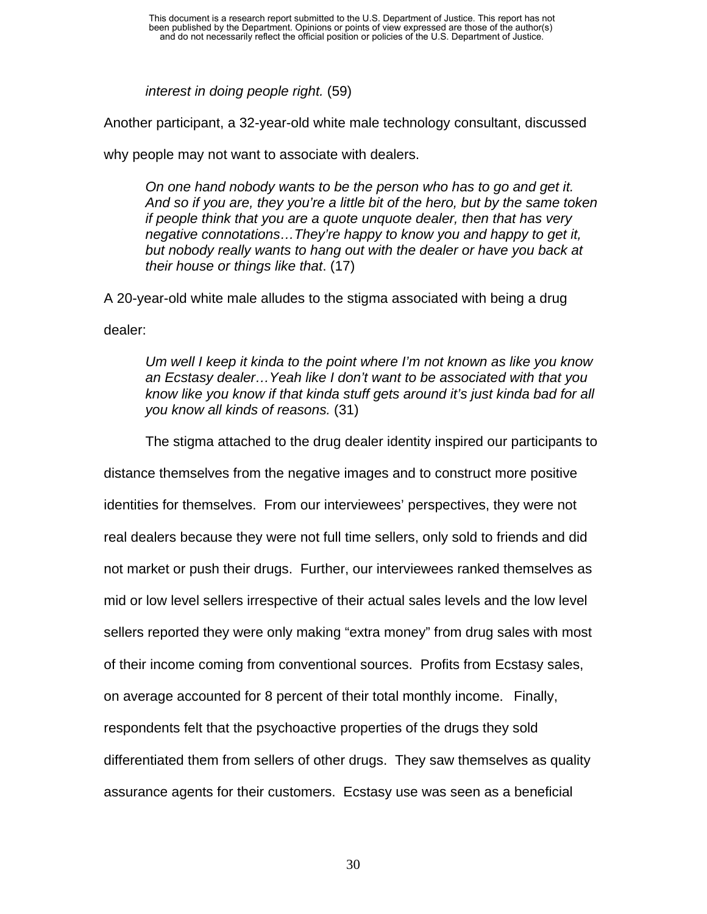> *interest in doing people right.* (59)

Another participant, a 32-year-old white male technology consultant, discussed why people may not want to associate with dealers.

> *On one hand nobody wants to be the person who has to go and get it. And so if you are, they you're a little bit of the hero, but by the same token if people think that you are a quote unquote dealer, then that has very negative connotations…They're happy to know you and happy to get it, but nobody really wants to hang out with the dealer or have you back at their house or things like that*. (17)

A 20-year-old white male alludes to the stigma associated with being a drug dealer:

> *Um well I keep it kinda to the point where I'm not known as like you know an Ecstasy dealer…Yeah like I don't want to be associated with that you know like you know if that kinda stuff gets around it's just kinda bad for all you know all kinds of reasons.* (31)

The stigma attached to the drug dealer identity inspired our participants to distance themselves from the negative images and to construct more positive identities for themselves. From our interviewees' perspectives, they were not real dealers because they were not full time sellers, only sold to friends and did not market or push their drugs. Further, our interviewees ranked themselves as mid or low level sellers irrespective of their actual sales levels and the low level sellers reported they were only making "extra money" from drug sales with most of their income coming from conventional sources. Profits from Ecstasy sales, on average accounted for 8 percent of their total monthly income. Finally, respondents felt that the psychoactive properties of the drugs they sold differentiated them from sellers of other drugs. They saw themselves as quality assurance agents for their customers. Ecstasy use was seen as a beneficial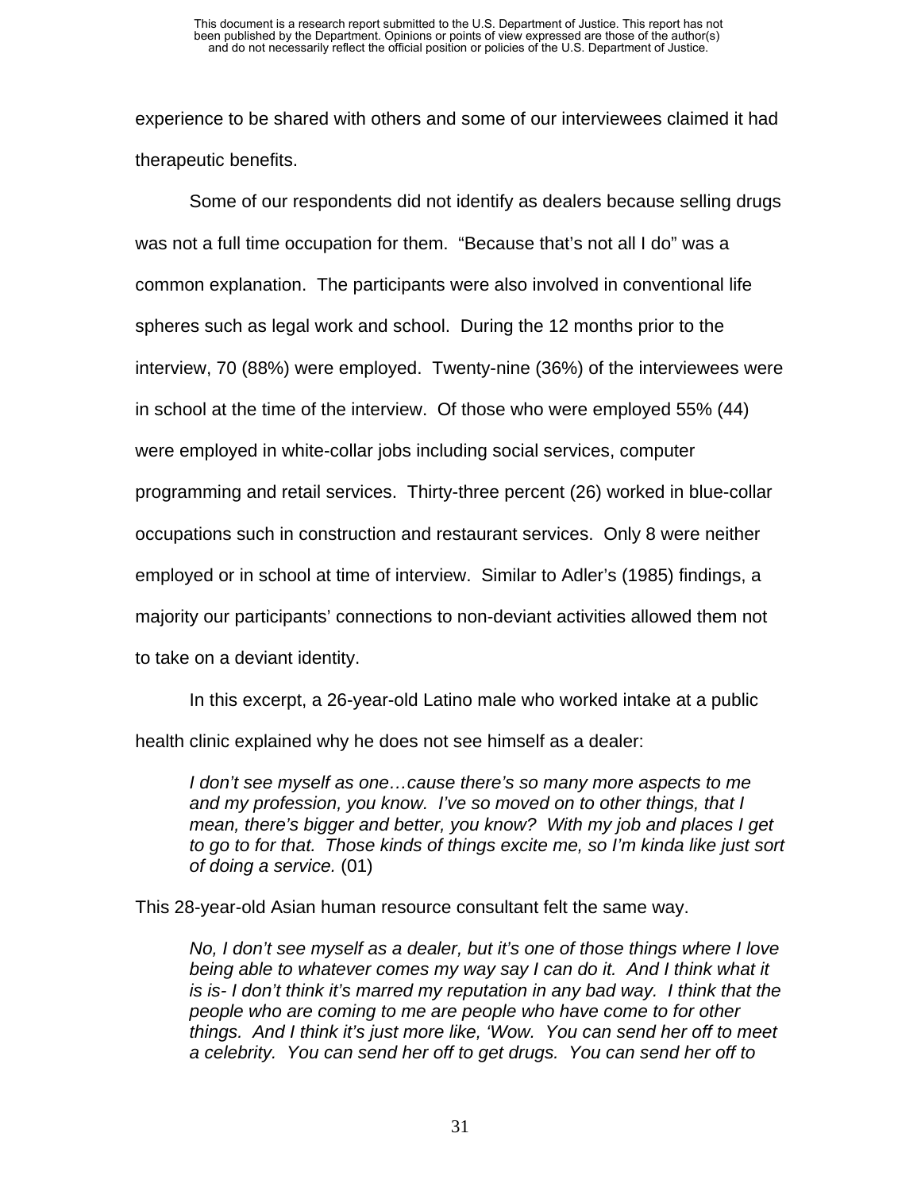experience to be shared with others and some of our interviewees claimed it had therapeutic benefits.

Some of our respondents did not identify as dealers because selling drugs was not a full time occupation for them. "Because that's not all I do" was a common explanation. The participants were also involved in conventional life spheres such as legal work and school. During the 12 months prior to the interview, 70 (88%) were employed. Twenty-nine (36%) of the interviewees were in school at the time of the interview. Of those who were employed 55% (44) were employed in white-collar jobs including social services, computer programming and retail services. Thirty-three percent (26) worked in blue-collar occupations such in construction and restaurant services. Only 8 were neither employed or in school at time of interview. Similar to Adler's (1985) findings, a majority our participants' connections to non-deviant activities allowed them not to take on a deviant identity.

In this excerpt, a 26-year-old Latino male who worked intake at a public health clinic explained why he does not see himself as a dealer:

> *I don't see myself as one…cause there's so many more aspects to me and my profession, you know. I've so moved on to other things, that I mean, there's bigger and better, you know? With my job and places I get to go to for that. Those kinds of things excite me, so I'm kinda like just sort of doing a service.* (01)

This 28-year-old Asian human resource consultant felt the same way.

> *No, I don't see myself as a dealer, but it's one of those things where I love being able to whatever comes my way say I can do it. And I think what it is is- I don't think it's marred my reputation in any bad way. I think that the people who are coming to me are people who have come to for other things. And I think it's just more like, 'Wow. You can send her off to meet a celebrity. You can send her off to get drugs. You can send her off to*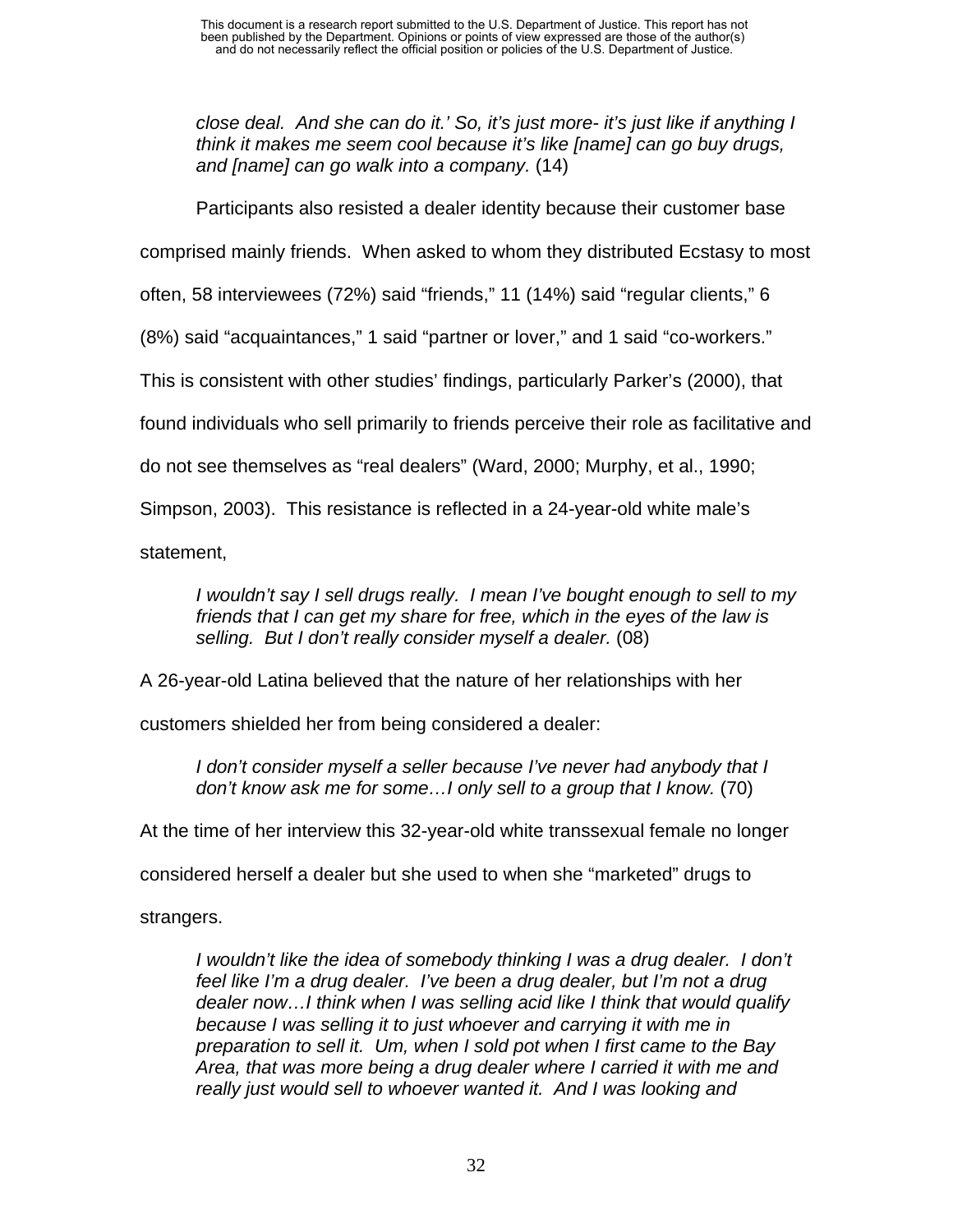> *close deal. And she can do it.' So, it's just more- it's just like if anything I think it makes me seem cool because it's like [name] can go buy drugs, and [name] can go walk into a company.* (14)

Participants also resisted a dealer identity because their customer base comprised mainly friends. When asked to whom they distributed Ecstasy to most often, 58 interviewees (72%) said "friends," 11 (14%) said "regular clients," 6 (8%) said "acquaintances," 1 said "partner or lover," and 1 said "co-workers." This is consistent with other studies' findings, particularly Parker's (2000), that found individuals who sell primarily to friends perceive their role as facilitative and do not see themselves as "real dealers" (Ward, 2000; Murphy, et al., 1990; Simpson, 2003). This resistance is reflected in a 24-year-old white male's statement,

> *I wouldn't say I sell drugs really. I mean I've bought enough to sell to my friends that I can get my share for free, which in the eyes of the law is selling. But I don't really consider myself a dealer.* (08)

A 26-year-old Latina believed that the nature of her relationships with her customers shielded her from being considered a dealer:

> *I don't consider myself a seller because I've never had anybody that I don't know ask me for some…I only sell to a group that I know.* (70)

At the time of her interview this 32-year-old white transsexual female no longer considered herself a dealer but she used to when she "marketed" drugs to strangers.

> *I wouldn't like the idea of somebody thinking I was a drug dealer. I don't feel like I'm a drug dealer. I've been a drug dealer, but I'm not a drug dealer now…I think when I was selling acid like I think that would qualify because I was selling it to just whoever and carrying it with me in preparation to sell it. Um, when I sold pot when I first came to the Bay Area, that was more being a drug dealer where I carried it with me and really just would sell to whoever wanted it. And I was looking and*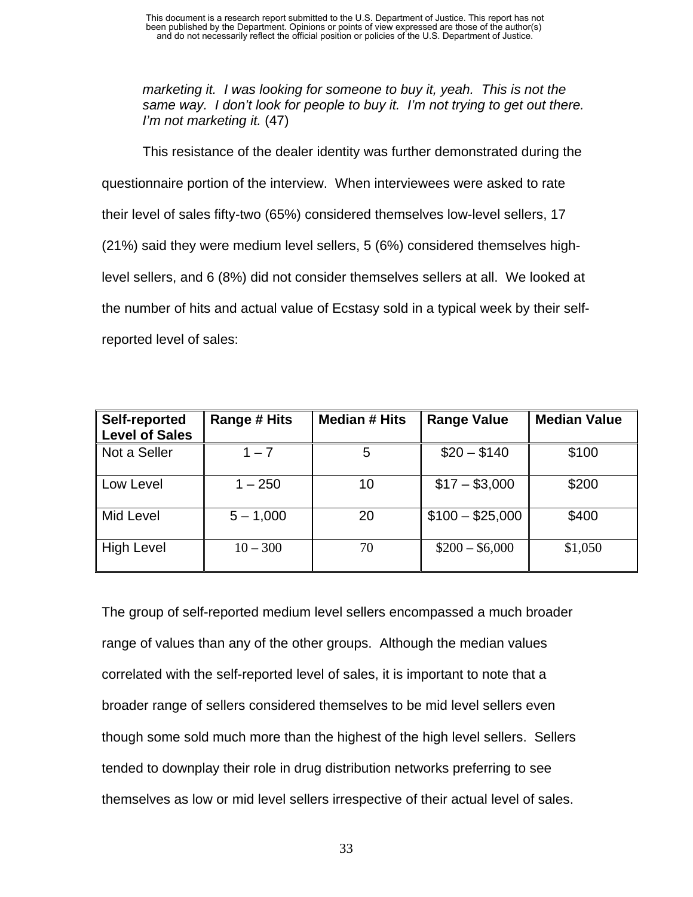*marketing it. I was looking for someone to buy it, yeah. This is not the same way. I don't look for people to buy it. I'm not trying to get out there. I'm not marketing it.* (47)

This resistance of the dealer identity was further demonstrated during the questionnaire portion of the interview. When interviewees were asked to rate their level of sales fifty-two (65%) considered themselves low-level sellers, 17 (21%) said they were medium level sellers, 5 (6%) considered themselves high-level sellers, and 6 (8%) did not consider themselves sellers at all. We looked at the number of hits and actual value of Ecstasy sold in a typical week by their self-reported level of sales:

| Self-reported Level of Sales | Range # Hits | Median # Hits | Range Value | Median Value |
|---|---|---|---|---|
| Not a Seller | 1 – 7 | 5 | $20 – $140 | $100 |
| Low Level | 1 – 250 | 10 | $17 – $3,000 | $200 |
| Mid Level | 5 – 1,000 | 20 | $100 – $25,000 | $400 |
| High Level | 10 – 300 | 70 | $200 – $6,000 | $1,050 |

The group of self-reported medium level sellers encompassed a much broader range of values than any of the other groups. Although the median values correlated with the self-reported level of sales, it is important to note that a broader range of sellers considered themselves to be mid level sellers even though some sold much more than the highest of the high level sellers. Sellers tended to downplay their role in drug distribution networks preferring to see themselves as low or mid level sellers irrespective of their actual level of sales.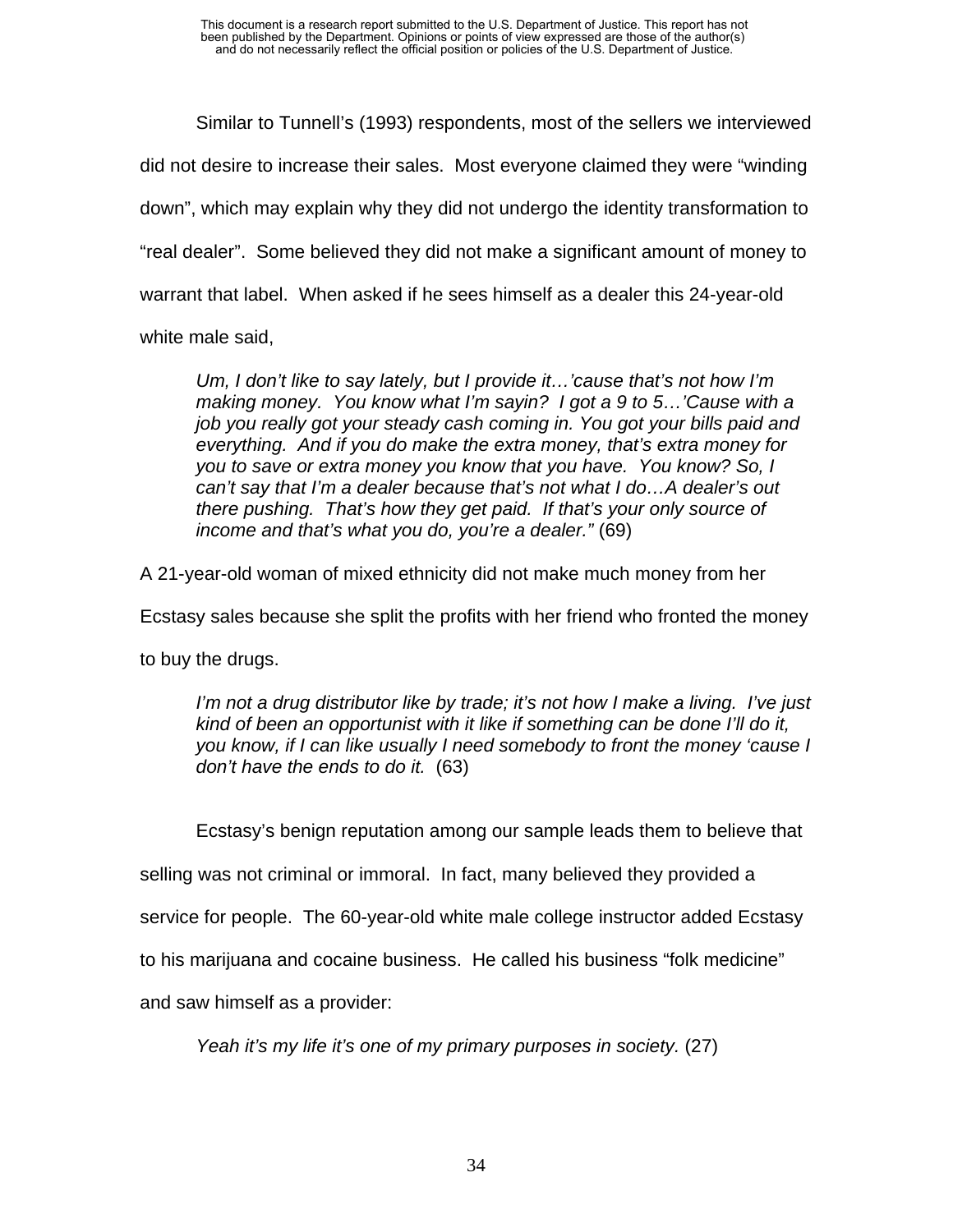Similar to Tunnell's (1993) respondents, most of the sellers we interviewed did not desire to increase their sales. Most everyone claimed they were "winding down", which may explain why they did not undergo the identity transformation to "real dealer". Some believed they did not make a significant amount of money to warrant that label. When asked if he sees himself as a dealer this 24-year-old white male said,

> *Um, I don't like to say lately, but I provide it…'cause that's not how I'm making money. You know what I'm sayin? I got a 9 to 5…'Cause with a job you really got your steady cash coming in. You got your bills paid and everything. And if you do make the extra money, that's extra money for you to save or extra money you know that you have. You know? So, I can't say that I'm a dealer because that's not what I do…A dealer's out there pushing. That's how they get paid. If that's your only source of income and that's what you do, you're a dealer."* (69)

A 21-year-old woman of mixed ethnicity did not make much money from her Ecstasy sales because she split the profits with her friend who fronted the money to buy the drugs.

> *I'm not a drug distributor like by trade; it's not how I make a living. I've just kind of been an opportunist with it like if something can be done I'll do it, you know, if I can like usually I need somebody to front the money 'cause I don't have the ends to do it.* (63)

Ecstasy's benign reputation among our sample leads them to believe that selling was not criminal or immoral. In fact, many believed they provided a service for people. The 60-year-old white male college instructor added Ecstasy to his marijuana and cocaine business. He called his business "folk medicine" and saw himself as a provider:

> *Yeah it's my life it's one of my primary purposes in society.* (27)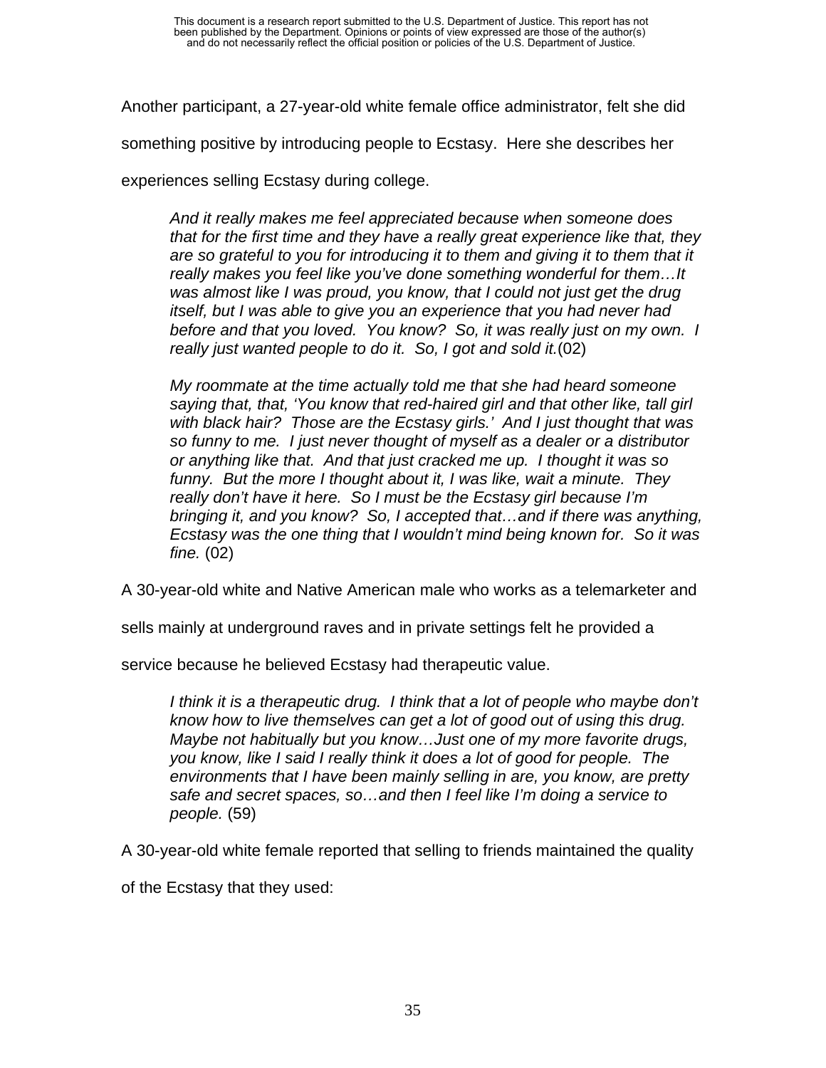Another participant, a 27-year-old white female office administrator, felt she did something positive by introducing people to Ecstasy. Here she describes her experiences selling Ecstasy during college.

> *And it really makes me feel appreciated because when someone does that for the first time and they have a really great experience like that, they are so grateful to you for introducing it to them and giving it to them that it really makes you feel like you've done something wonderful for them…It was almost like I was proud, you know, that I could not just get the drug itself, but I was able to give you an experience that you had never had before and that you loved. You know? So, it was really just on my own. I really just wanted people to do it. So, I got and sold it.*(02)

> *My roommate at the time actually told me that she had heard someone saying that, that, 'You know that red-haired girl and that other like, tall girl with black hair? Those are the Ecstasy girls.' And I just thought that was so funny to me. I just never thought of myself as a dealer or a distributor or anything like that. And that just cracked me up. I thought it was so funny. But the more I thought about it, I was like, wait a minute. They really don't have it here. So I must be the Ecstasy girl because I'm bringing it, and you know? So, I accepted that…and if there was anything, Ecstasy was the one thing that I wouldn't mind being known for. So it was fine.* (02)

A 30-year-old white and Native American male who works as a telemarketer and sells mainly at underground raves and in private settings felt he provided a service because he believed Ecstasy had therapeutic value.

> *I think it is a therapeutic drug. I think that a lot of people who maybe don't know how to live themselves can get a lot of good out of using this drug. Maybe not habitually but you know…Just one of my more favorite drugs, you know, like I said I really think it does a lot of good for people. The environments that I have been mainly selling in are, you know, are pretty safe and secret spaces, so…and then I feel like I'm doing a service to people.* (59)

A 30-year-old white female reported that selling to friends maintained the quality of the Ecstasy that they used: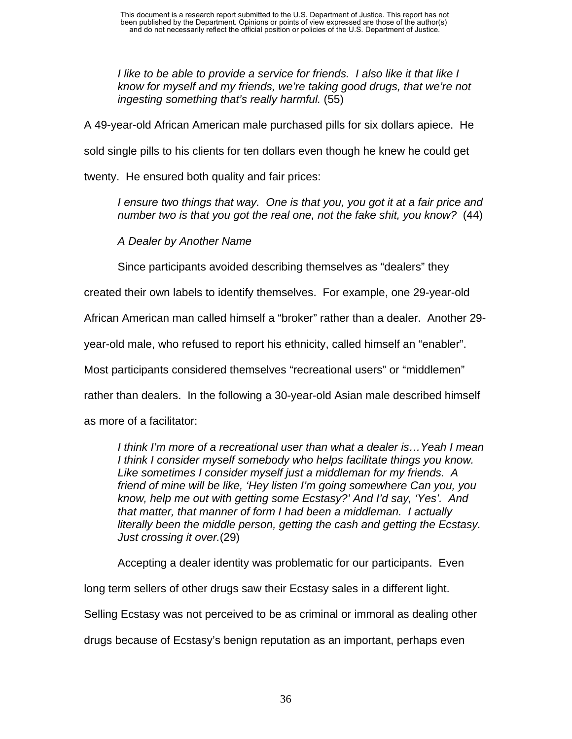> *I like to be able to provide a service for friends. I also like it that like I know for myself and my friends, we're taking good drugs, that we're not ingesting something that's really harmful.* (55)

A 49-year-old African American male purchased pills for six dollars apiece. He sold single pills to his clients for ten dollars even though he knew he could get twenty. He ensured both quality and fair prices:

> *I ensure two things that way. One is that you, you got it at a fair price and number two is that you got the real one, not the fake shit, you know?* (44)

*A Dealer by Another Name*

Since participants avoided describing themselves as "dealers" they created their own labels to identify themselves. For example, one 29-year-old African American man called himself a "broker" rather than a dealer. Another 29-year-old male, who refused to report his ethnicity, called himself an "enabler". Most participants considered themselves "recreational users" or "middlemen" rather than dealers. In the following a 30-year-old Asian male described himself as more of a facilitator:

> *I think I'm more of a recreational user than what a dealer is…Yeah I mean I think I consider myself somebody who helps facilitate things you know. Like sometimes I consider myself just a middleman for my friends. A friend of mine will be like, 'Hey listen I'm going somewhere Can you, you know, help me out with getting some Ecstasy?' And I'd say, 'Yes'. And that matter, that manner of form I had been a middleman. I actually literally been the middle person, getting the cash and getting the Ecstasy. Just crossing it over.*(29)

Accepting a dealer identity was problematic for our participants. Even long term sellers of other drugs saw their Ecstasy sales in a different light. Selling Ecstasy was not perceived to be as criminal or immoral as dealing other drugs because of Ecstasy's benign reputation as an important, perhaps even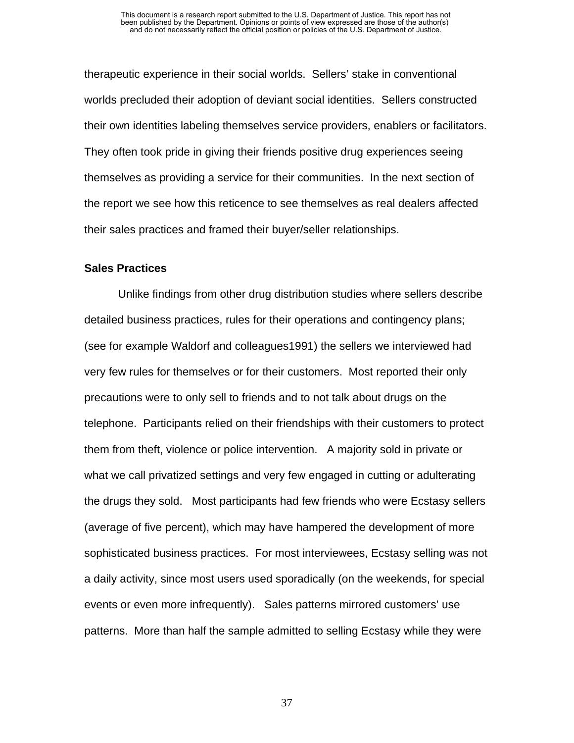therapeutic experience in their social worlds. Sellers' stake in conventional worlds precluded their adoption of deviant social identities. Sellers constructed their own identities labeling themselves service providers, enablers or facilitators. They often took pride in giving their friends positive drug experiences seeing themselves as providing a service for their communities. In the next section of the report we see how this reticence to see themselves as real dealers affected their sales practices and framed their buyer/seller relationships.

**Sales Practices**

Unlike findings from other drug distribution studies where sellers describe detailed business practices, rules for their operations and contingency plans; (see for example Waldorf and colleagues1991) the sellers we interviewed had very few rules for themselves or for their customers. Most reported their only precautions were to only sell to friends and to not talk about drugs on the telephone. Participants relied on their friendships with their customers to protect them from theft, violence or police intervention. A majority sold in private or what we call privatized settings and very few engaged in cutting or adulterating the drugs they sold. Most participants had few friends who were Ecstasy sellers (average of five percent), which may have hampered the development of more sophisticated business practices. For most interviewees, Ecstasy selling was not a daily activity, since most users used sporadically (on the weekends, for special events or even more infrequently). Sales patterns mirrored customers' use patterns. More than half the sample admitted to selling Ecstasy while they were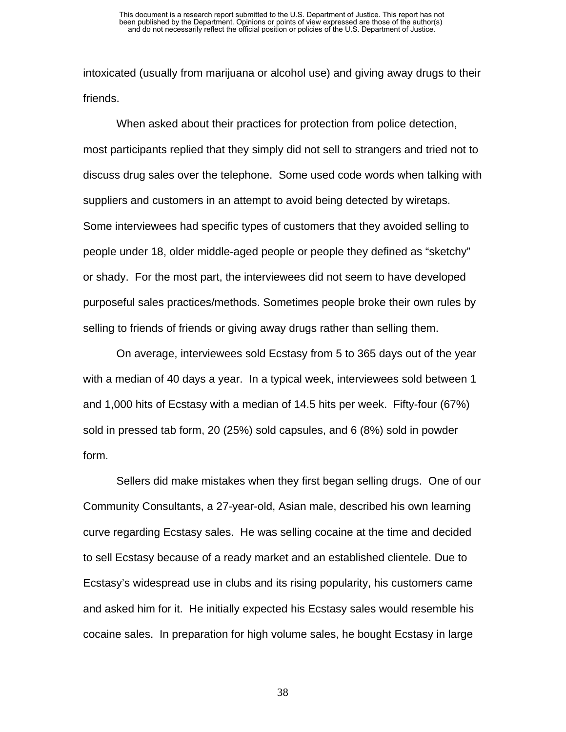intoxicated (usually from marijuana or alcohol use) and giving away drugs to their friends.

When asked about their practices for protection from police detection, most participants replied that they simply did not sell to strangers and tried not to discuss drug sales over the telephone. Some used code words when talking with suppliers and customers in an attempt to avoid being detected by wiretaps. Some interviewees had specific types of customers that they avoided selling to people under 18, older middle-aged people or people they defined as "sketchy" or shady. For the most part, the interviewees did not seem to have developed purposeful sales practices/methods. Sometimes people broke their own rules by selling to friends of friends or giving away drugs rather than selling them.

On average, interviewees sold Ecstasy from 5 to 365 days out of the year with a median of 40 days a year. In a typical week, interviewees sold between 1 and 1,000 hits of Ecstasy with a median of 14.5 hits per week. Fifty-four (67%) sold in pressed tab form, 20 (25%) sold capsules, and 6 (8%) sold in powder form.

Sellers did make mistakes when they first began selling drugs. One of our Community Consultants, a 27-year-old, Asian male, described his own learning curve regarding Ecstasy sales. He was selling cocaine at the time and decided to sell Ecstasy because of a ready market and an established clientele. Due to Ecstasy's widespread use in clubs and its rising popularity, his customers came and asked him for it. He initially expected his Ecstasy sales would resemble his cocaine sales. In preparation for high volume sales, he bought Ecstasy in large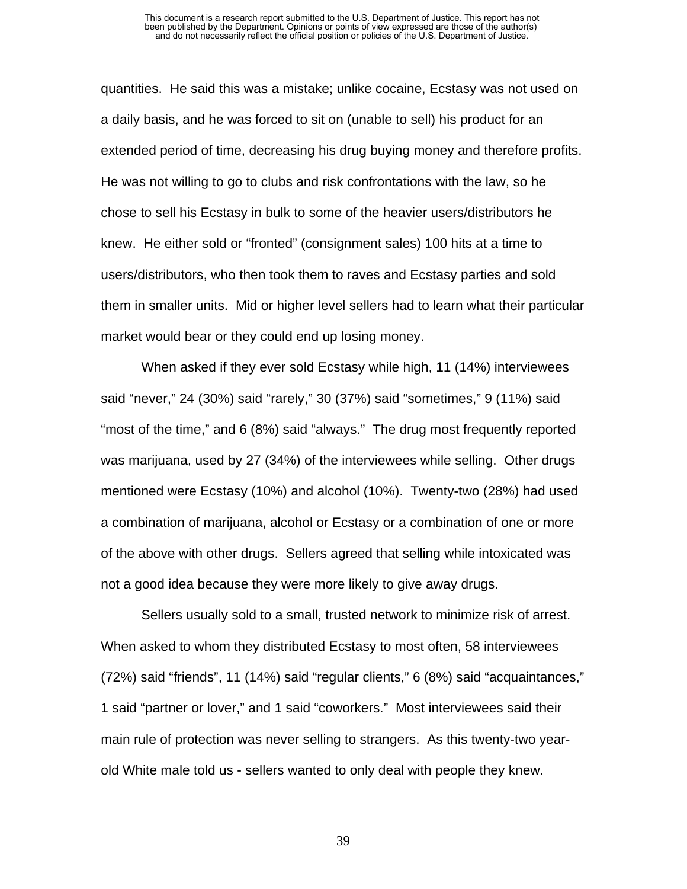quantities. He said this was a mistake; unlike cocaine, Ecstasy was not used on a daily basis, and he was forced to sit on (unable to sell) his product for an extended period of time, decreasing his drug buying money and therefore profits. He was not willing to go to clubs and risk confrontations with the law, so he chose to sell his Ecstasy in bulk to some of the heavier users/distributors he knew. He either sold or “fronted” (consignment sales) 100 hits at a time to users/distributors, who then took them to raves and Ecstasy parties and sold them in smaller units. Mid or higher level sellers had to learn what their particular market would bear or they could end up losing money.

When asked if they ever sold Ecstasy while high, 11 (14%) interviewees said “never,” 24 (30%) said “rarely,” 30 (37%) said “sometimes,” 9 (11%) said “most of the time,” and 6 (8%) said “always.” The drug most frequently reported was marijuana, used by 27 (34%) of the interviewees while selling. Other drugs mentioned were Ecstasy (10%) and alcohol (10%). Twenty-two (28%) had used a combination of marijuana, alcohol or Ecstasy or a combination of one or more of the above with other drugs. Sellers agreed that selling while intoxicated was not a good idea because they were more likely to give away drugs.

Sellers usually sold to a small, trusted network to minimize risk of arrest. When asked to whom they distributed Ecstasy to most often, 58 interviewees (72%) said “friends”, 11 (14%) said “regular clients,” 6 (8%) said “acquaintances,” 1 said “partner or lover,” and 1 said “coworkers.” Most interviewees said their main rule of protection was never selling to strangers. As this twenty-two year-old White male told us - sellers wanted to only deal with people they knew.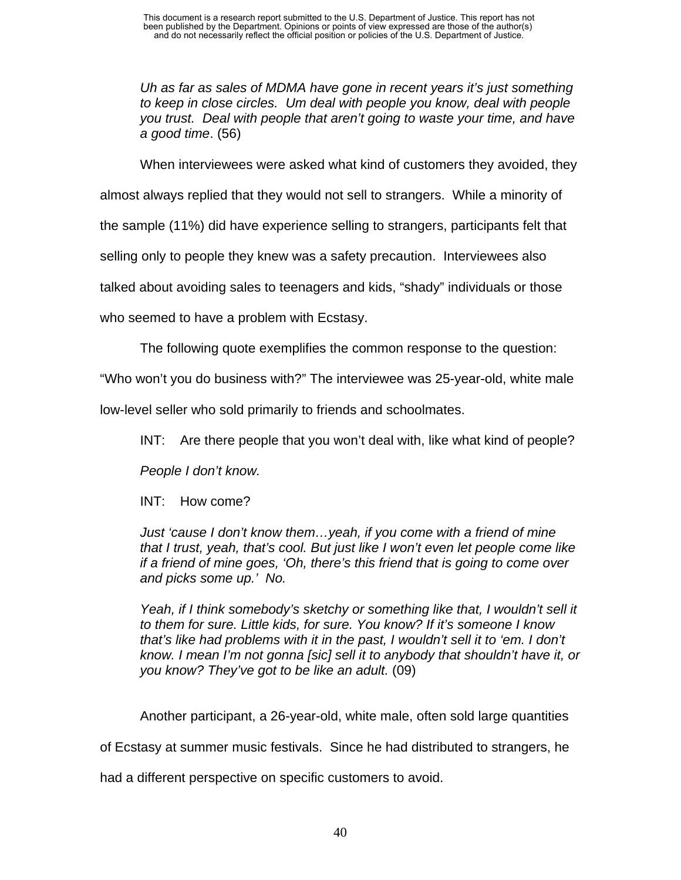*Uh as far as sales of MDMA have gone in recent years it's just something to keep in close circles. Um deal with people you know, deal with people you trust. Deal with people that aren't going to waste your time, and have a good time*. (56)

When interviewees were asked what kind of customers they avoided, they almost always replied that they would not sell to strangers. While a minority of the sample (11%) did have experience selling to strangers, participants felt that selling only to people they knew was a safety precaution. Interviewees also talked about avoiding sales to teenagers and kids, "shady" individuals or those who seemed to have a problem with Ecstasy.

The following quote exemplifies the common response to the question: "Who won't you do business with?" The interviewee was 25-year-old, white male low-level seller who sold primarily to friends and schoolmates.

INT: Are there people that you won't deal with, like what kind of people?

*People I don't know.*

INT: How come?

*Just 'cause I don't know them…yeah, if you come with a friend of mine that I trust, yeah, that's cool. But just like I won't even let people come like if a friend of mine goes, 'Oh, there's this friend that is going to come over and picks some up.' No.*

*Yeah, if I think somebody's sketchy or something like that, I wouldn't sell it to them for sure. Little kids, for sure. You know? If it's someone I know that's like had problems with it in the past, I wouldn't sell it to 'em. I don't know. I mean I'm not gonna [sic] sell it to anybody that shouldn't have it, or you know? They've got to be like an adult.* (09)

Another participant, a 26-year-old, white male, often sold large quantities of Ecstasy at summer music festivals. Since he had distributed to strangers, he had a different perspective on specific customers to avoid.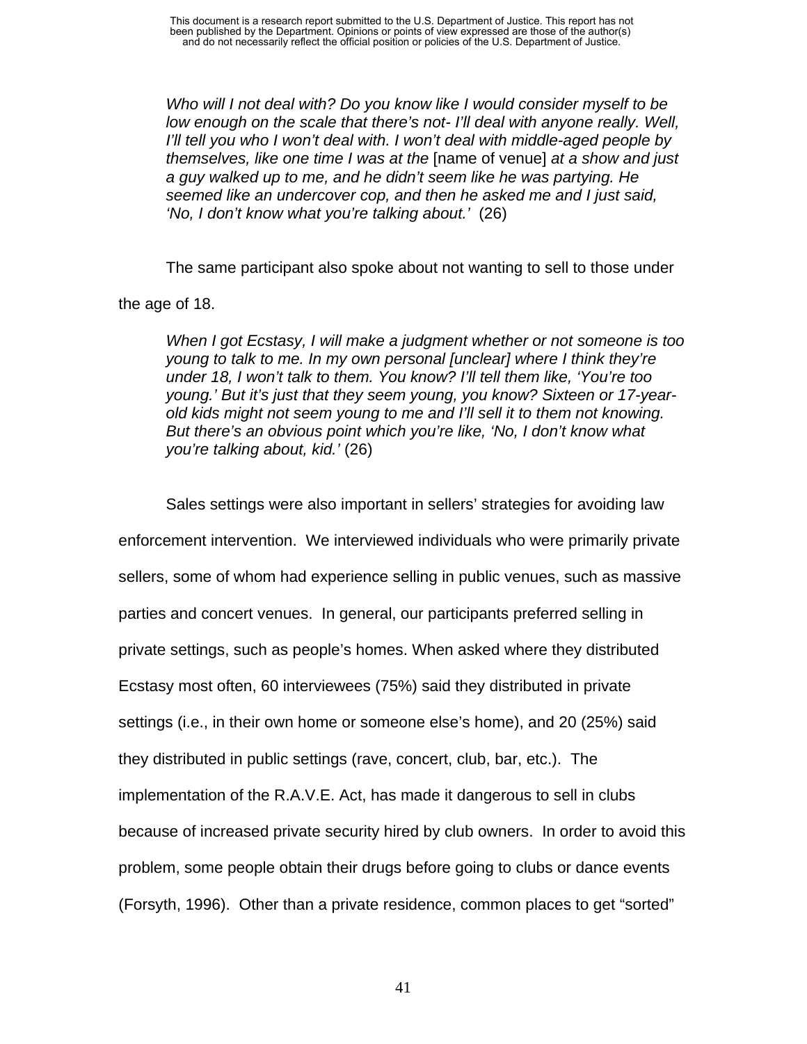> *Who will I not deal with? Do you know like I would consider myself to be low enough on the scale that there's not- I'll deal with anyone really. Well, I'll tell you who I won't deal with. I won't deal with middle-aged people by themselves, like one time I was at the* [name of venue] *at a show and just a guy walked up to me, and he didn't seem like he was partying. He seemed like an undercover cop, and then he asked me and I just said, 'No, I don't know what you're talking about.'* (26)

The same participant also spoke about not wanting to sell to those under the age of 18.

> *When I got Ecstasy, I will make a judgment whether or not someone is too young to talk to me. In my own personal [unclear] where I think they're under 18, I won't talk to them. You know? I'll tell them like, 'You're too young.' But it's just that they seem young, you know? Sixteen or 17-year-old kids might not seem young to me and I'll sell it to them not knowing. But there's an obvious point which you're like, 'No, I don't know what you're talking about, kid.'* (26)

Sales settings were also important in sellers' strategies for avoiding law enforcement intervention. We interviewed individuals who were primarily private sellers, some of whom had experience selling in public venues, such as massive parties and concert venues. In general, our participants preferred selling in private settings, such as people's homes. When asked where they distributed Ecstasy most often, 60 interviewees (75%) said they distributed in private settings (i.e., in their own home or someone else's home), and 20 (25%) said they distributed in public settings (rave, concert, club, bar, etc.). The implementation of the R.A.V.E. Act, has made it dangerous to sell in clubs because of increased private security hired by club owners. In order to avoid this problem, some people obtain their drugs before going to clubs or dance events (Forsyth, 1996). Other than a private residence, common places to get "sorted"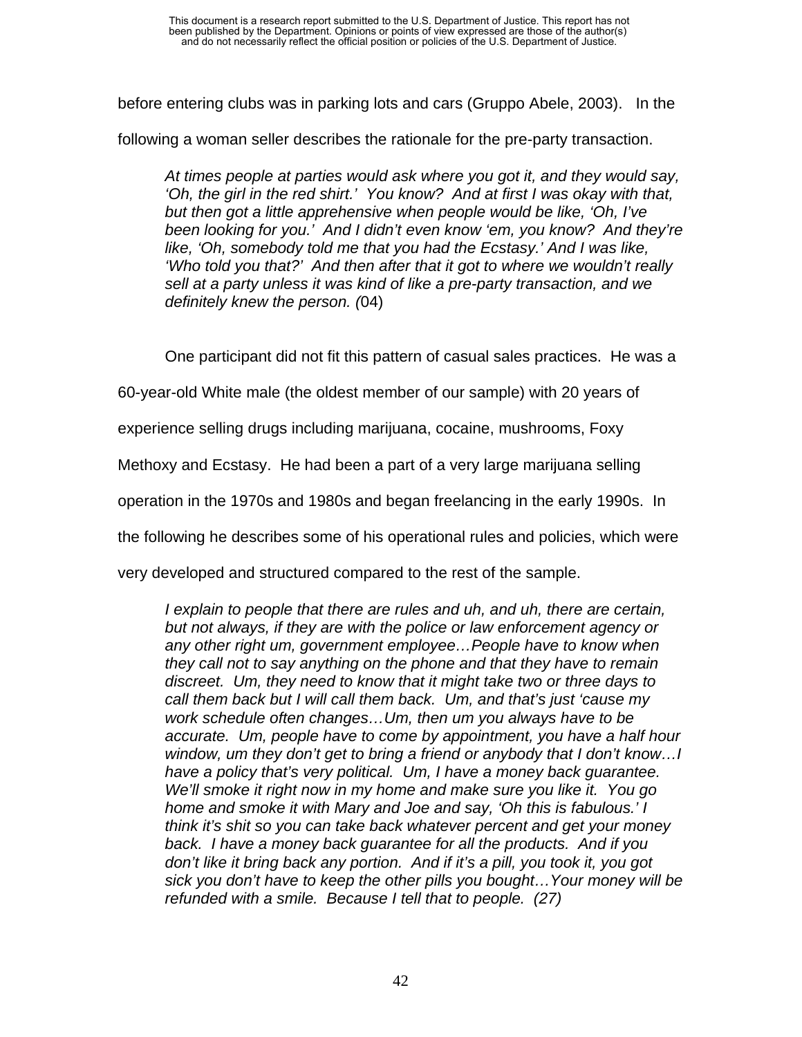before entering clubs was in parking lots and cars (Gruppo Abele, 2003). In the following a woman seller describes the rationale for the pre-party transaction.

> *At times people at parties would ask where you got it, and they would say, 'Oh, the girl in the red shirt.' You know? And at first I was okay with that, but then got a little apprehensive when people would be like, 'Oh, I've been looking for you.' And I didn't even know 'em, you know? And they're like, 'Oh, somebody told me that you had the Ecstasy.' And I was like, 'Who told you that?' And then after that it got to where we wouldn't really sell at a party unless it was kind of like a pre-party transaction, and we definitely knew the person. (*04)

One participant did not fit this pattern of casual sales practices. He was a 60-year-old White male (the oldest member of our sample) with 20 years of experience selling drugs including marijuana, cocaine, mushrooms, Foxy Methoxy and Ecstasy. He had been a part of a very large marijuana selling operation in the 1970s and 1980s and began freelancing in the early 1990s. In the following he describes some of his operational rules and policies, which were very developed and structured compared to the rest of the sample.

> *I explain to people that there are rules and uh, and uh, there are certain, but not always, if they are with the police or law enforcement agency or any other right um, government employee…People have to know when they call not to say anything on the phone and that they have to remain discreet. Um, they need to know that it might take two or three days to call them back but I will call them back. Um, and that's just 'cause my work schedule often changes…Um, then um you always have to be accurate. Um, people have to come by appointment, you have a half hour window, um they don't get to bring a friend or anybody that I don't know…I have a policy that's very political. Um, I have a money back guarantee. We'll smoke it right now in my home and make sure you like it. You go home and smoke it with Mary and Joe and say, 'Oh this is fabulous.' I think it's shit so you can take back whatever percent and get your money back. I have a money back guarantee for all the products. And if you don't like it bring back any portion. And if it's a pill, you took it, you got sick you don't have to keep the other pills you bought…Your money will be refunded with a smile. Because I tell that to people. (27)*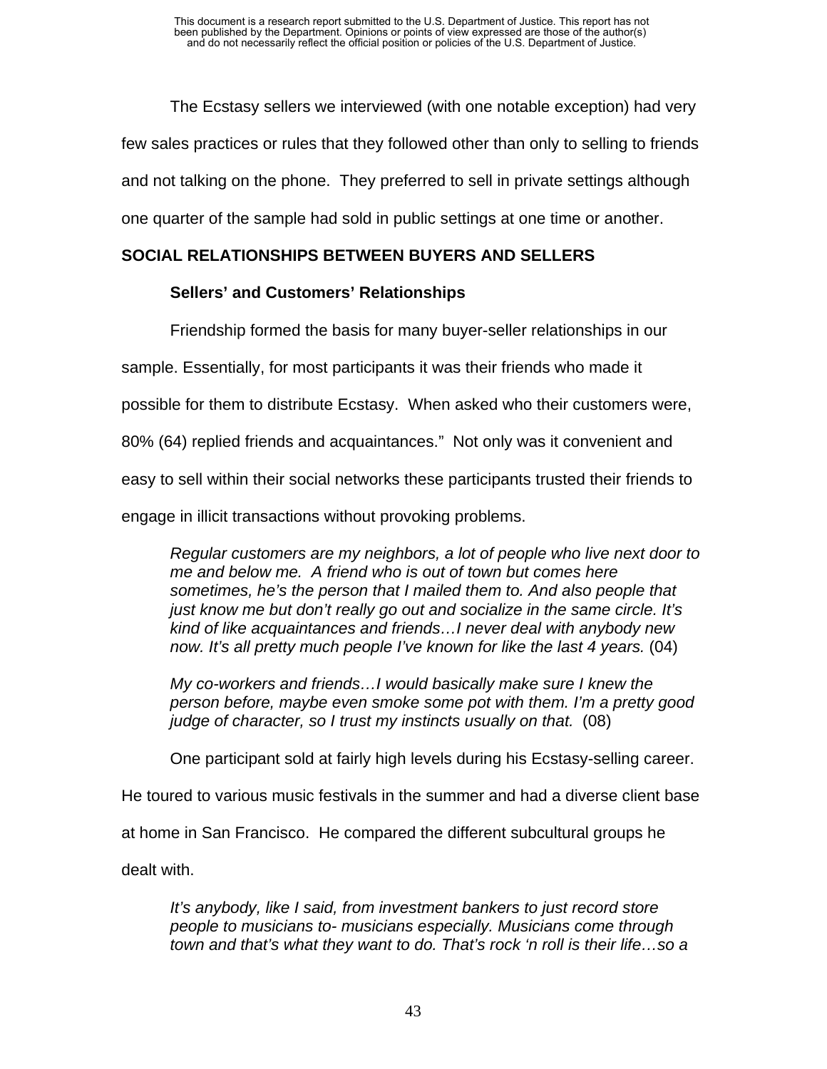The Ecstasy sellers we interviewed (with one notable exception) had very few sales practices or rules that they followed other than only to selling to friends and not talking on the phone. They preferred to sell in private settings although one quarter of the sample had sold in public settings at one time or another.

## SOCIAL RELATIONSHIPS BETWEEN BUYERS AND SELLERS

### Sellers' and Customers' Relationships

Friendship formed the basis for many buyer-seller relationships in our sample. Essentially, for most participants it was their friends who made it possible for them to distribute Ecstasy. When asked who their customers were, 80% (64) replied friends and acquaintances." Not only was it convenient and easy to sell within their social networks these participants trusted their friends to engage in illicit transactions without provoking problems.

> *Regular customers are my neighbors, a lot of people who live next door to me and below me. A friend who is out of town but comes here sometimes, he's the person that I mailed them to. And also people that just know me but don't really go out and socialize in the same circle. It's kind of like acquaintances and friends…I never deal with anybody new now. It's all pretty much people I've known for like the last 4 years.* (04)

> *My co-workers and friends…I would basically make sure I knew the person before, maybe even smoke some pot with them. I'm a pretty good judge of character, so I trust my instincts usually on that.* (08)

One participant sold at fairly high levels during his Ecstasy-selling career. He toured to various music festivals in the summer and had a diverse client base at home in San Francisco. He compared the different subcultural groups he dealt with.

> *It's anybody, like I said, from investment bankers to just record store people to musicians to- musicians especially. Musicians come through town and that's what they want to do. That's rock 'n roll is their life…so a*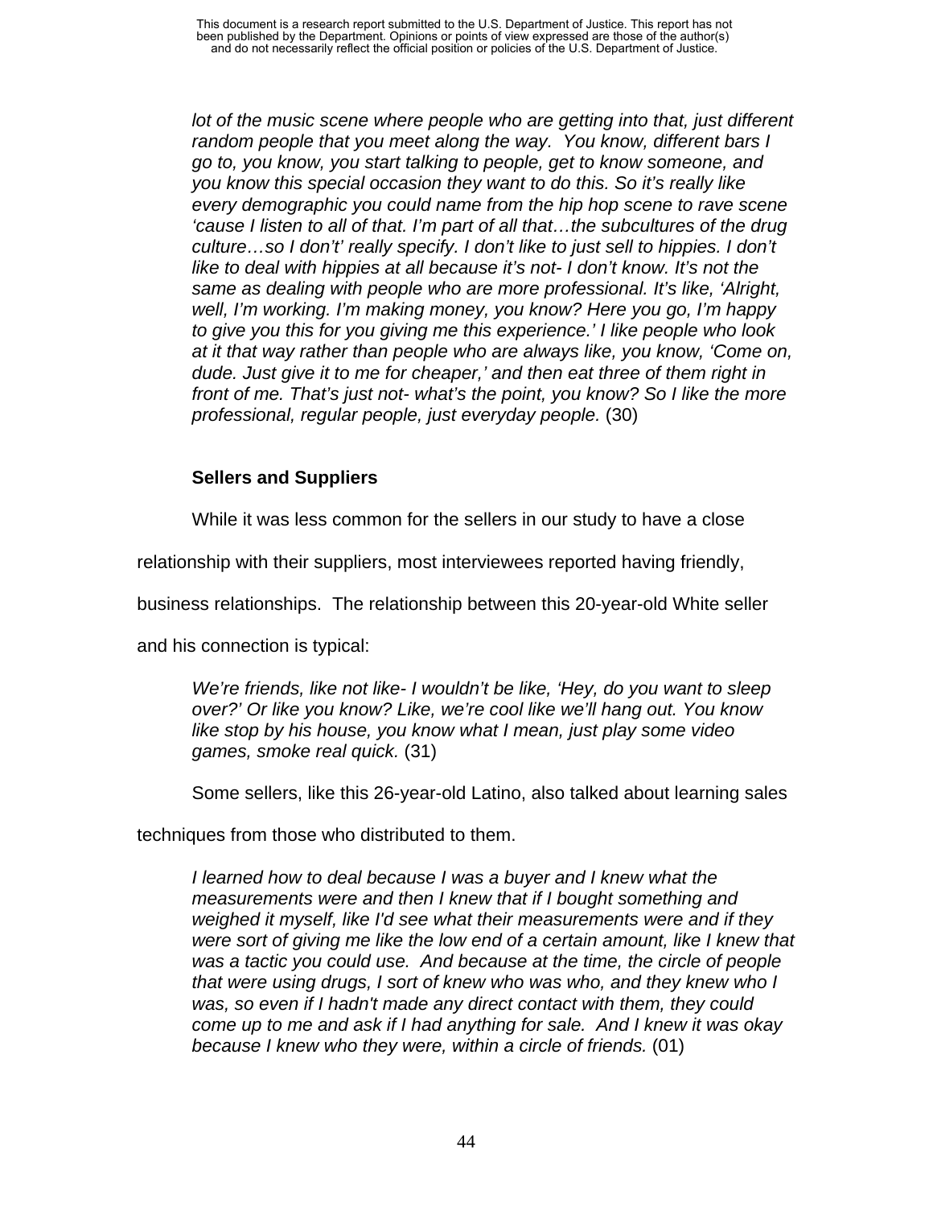*lot of the music scene where people who are getting into that, just different random people that you meet along the way. You know, different bars I go to, you know, you start talking to people, get to know someone, and you know this special occasion they want to do this. So it's really like every demographic you could name from the hip hop scene to rave scene 'cause I listen to all of that. I'm part of all that…the subcultures of the drug culture…so I don't' really specify. I don't like to just sell to hippies. I don't like to deal with hippies at all because it's not- I don't know. It's not the same as dealing with people who are more professional. It's like, 'Alright, well, I'm working. I'm making money, you know? Here you go, I'm happy to give you this for you giving me this experience.' I like people who look at it that way rather than people who are always like, you know, 'Come on, dude. Just give it to me for cheaper,' and then eat three of them right in front of me. That's just not- what's the point, you know? So I like the more professional, regular people, just everyday people.* (30)

**Sellers and Suppliers**

While it was less common for the sellers in our study to have a close relationship with their suppliers, most interviewees reported having friendly, business relationships. The relationship between this 20-year-old White seller and his connection is typical:

*We're friends, like not like- I wouldn't be like, 'Hey, do you want to sleep over?' Or like you know? Like, we're cool like we'll hang out. You know like stop by his house, you know what I mean, just play some video games, smoke real quick.* (31)

Some sellers, like this 26-year-old Latino, also talked about learning sales techniques from those who distributed to them.

*I learned how to deal because I was a buyer and I knew what the measurements were and then I knew that if I bought something and weighed it myself, like I'd see what their measurements were and if they were sort of giving me like the low end of a certain amount, like I knew that was a tactic you could use. And because at the time, the circle of people that were using drugs, I sort of knew who was who, and they knew who I was, so even if I hadn't made any direct contact with them, they could come up to me and ask if I had anything for sale. And I knew it was okay because I knew who they were, within a circle of friends.* (01)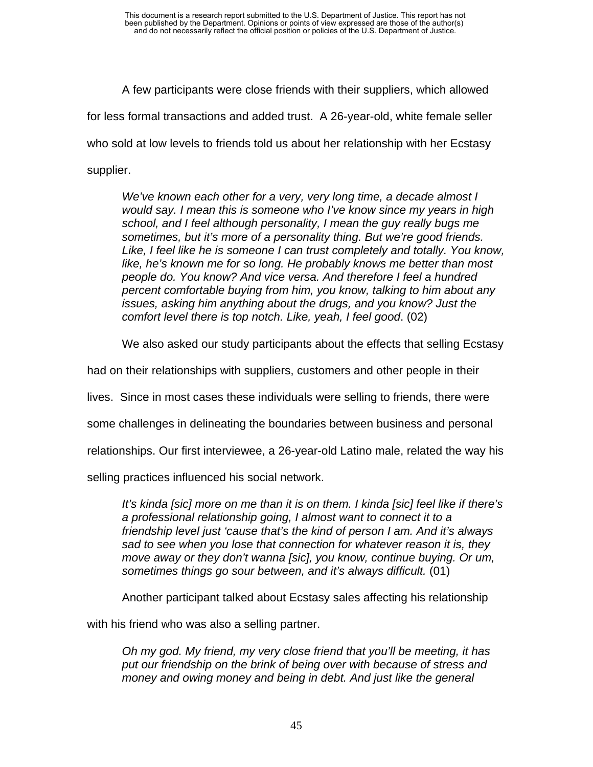A few participants were close friends with their suppliers, which allowed for less formal transactions and added trust. A 26-year-old, white female seller who sold at low levels to friends told us about her relationship with her Ecstasy supplier.

> *We've known each other for a very, very long time, a decade almost I would say. I mean this is someone who I've know since my years in high school, and I feel although personality, I mean the guy really bugs me sometimes, but it's more of a personality thing. But we're good friends. Like, I feel like he is someone I can trust completely and totally. You know, like, he's known me for so long. He probably knows me better than most people do. You know? And vice versa. And therefore I feel a hundred percent comfortable buying from him, you know, talking to him about any issues, asking him anything about the drugs, and you know? Just the comfort level there is top notch. Like, yeah, I feel good*. (02)

We also asked our study participants about the effects that selling Ecstasy had on their relationships with suppliers, customers and other people in their lives. Since in most cases these individuals were selling to friends, there were some challenges in delineating the boundaries between business and personal relationships. Our first interviewee, a 26-year-old Latino male, related the way his selling practices influenced his social network.

> *It's kinda [sic] more on me than it is on them. I kinda [sic] feel like if there's a professional relationship going, I almost want to connect it to a friendship level just 'cause that's the kind of person I am. And it's always sad to see when you lose that connection for whatever reason it is, they move away or they don't wanna [sic], you know, continue buying. Or um, sometimes things go sour between, and it's always difficult.* (01)

Another participant talked about Ecstasy sales affecting his relationship with his friend who was also a selling partner.

> *Oh my god. My friend, my very close friend that you'll be meeting, it has put our friendship on the brink of being over with because of stress and money and owing money and being in debt. And just like the general*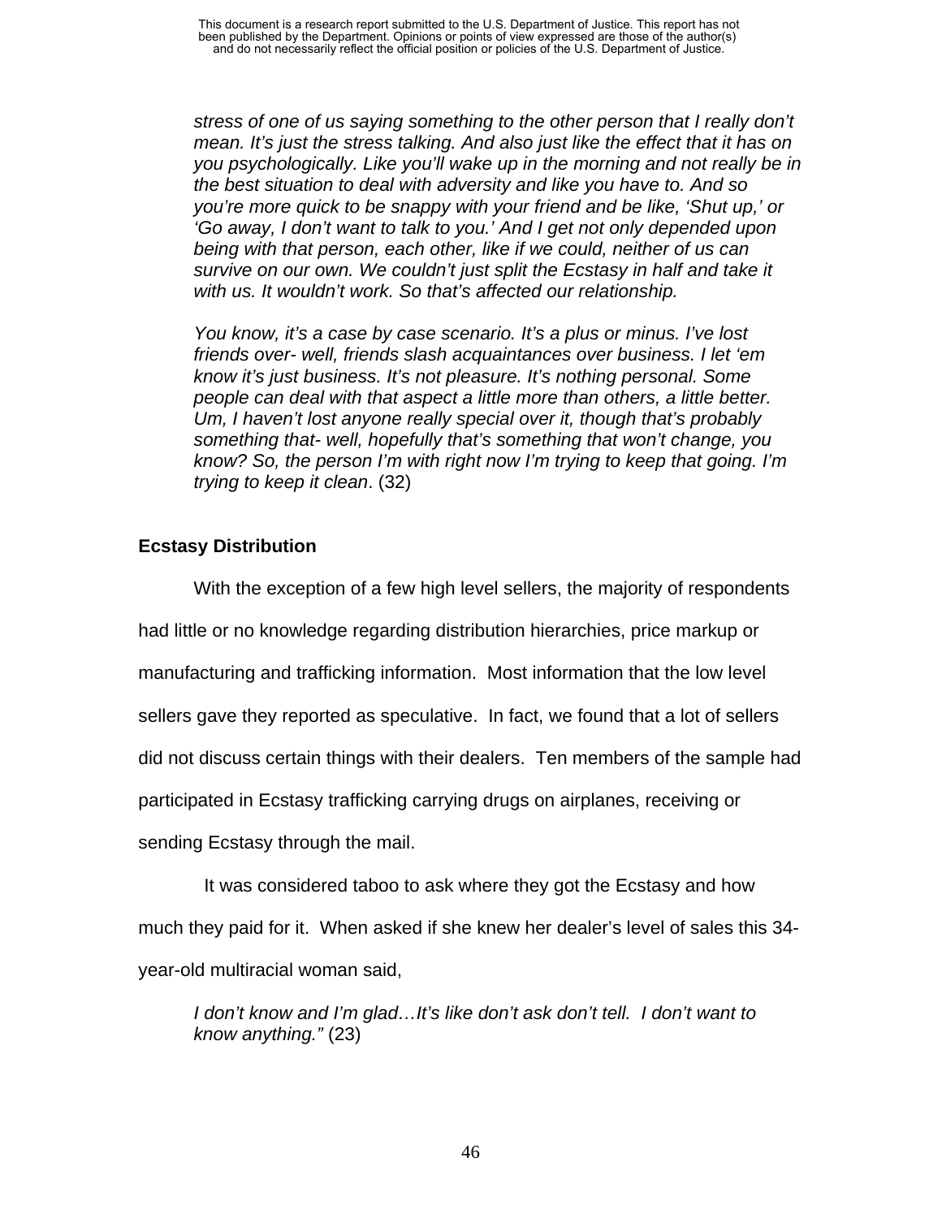*stress of one of us saying something to the other person that I really don't mean. It's just the stress talking. And also just like the effect that it has on you psychologically. Like you'll wake up in the morning and not really be in the best situation to deal with adversity and like you have to. And so you're more quick to be snappy with your friend and be like, 'Shut up,' or 'Go away, I don't want to talk to you.' And I get not only depended upon being with that person, each other, like if we could, neither of us can survive on our own. We couldn't just split the Ecstasy in half and take it with us. It wouldn't work. So that's affected our relationship.*

*You know, it's a case by case scenario. It's a plus or minus. I've lost friends over- well, friends slash acquaintances over business. I let 'em know it's just business. It's not pleasure. It's nothing personal. Some people can deal with that aspect a little more than others, a little better. Um, I haven't lost anyone really special over it, though that's probably something that- well, hopefully that's something that won't change, you know? So, the person I'm with right now I'm trying to keep that going. I'm trying to keep it clean*. (32)

**Ecstasy Distribution**

With the exception of a few high level sellers, the majority of respondents had little or no knowledge regarding distribution hierarchies, price markup or manufacturing and trafficking information. Most information that the low level sellers gave they reported as speculative. In fact, we found that a lot of sellers did not discuss certain things with their dealers. Ten members of the sample had participated in Ecstasy trafficking carrying drugs on airplanes, receiving or sending Ecstasy through the mail.

It was considered taboo to ask where they got the Ecstasy and how much they paid for it. When asked if she knew her dealer's level of sales this 34-year-old multiracial woman said,

*I don't know and I'm glad…It's like don't ask don't tell. I don't want to know anything."* (23)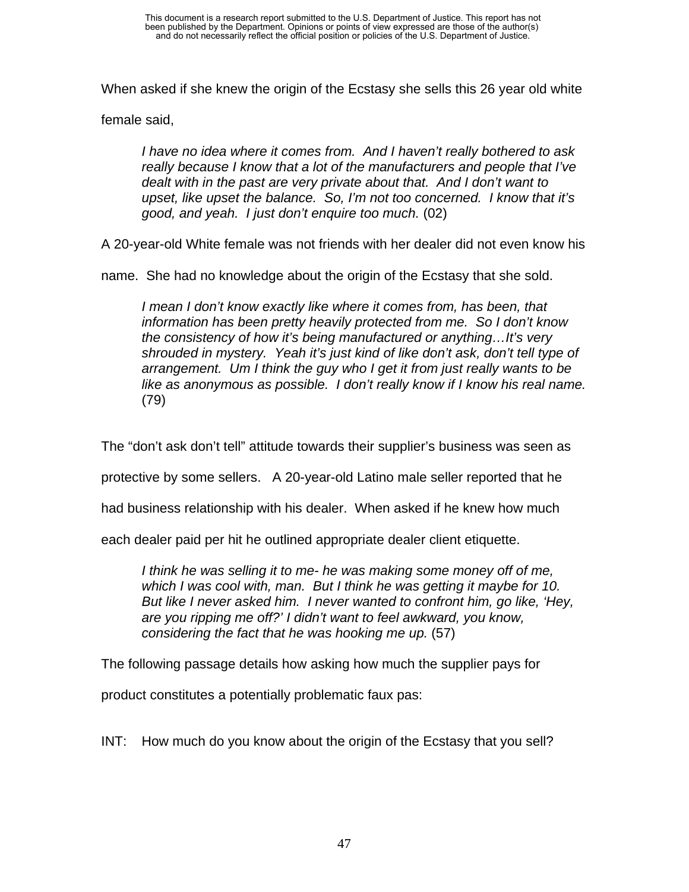When asked if she knew the origin of the Ecstasy she sells this 26 year old white female said,

> *I have no idea where it comes from. And I haven't really bothered to ask really because I know that a lot of the manufacturers and people that I've dealt with in the past are very private about that. And I don't want to upset, like upset the balance. So, I'm not too concerned. I know that it's good, and yeah. I just don't enquire too much.* (02)

A 20-year-old White female was not friends with her dealer did not even know his name. She had no knowledge about the origin of the Ecstasy that she sold.

> *I mean I don't know exactly like where it comes from, has been, that information has been pretty heavily protected from me. So I don't know the consistency of how it's being manufactured or anything…It's very shrouded in mystery. Yeah it's just kind of like don't ask, don't tell type of arrangement. Um I think the guy who I get it from just really wants to be like as anonymous as possible. I don't really know if I know his real name.* (79)

The "don't ask don't tell" attitude towards their supplier's business was seen as protective by some sellers. A 20-year-old Latino male seller reported that he had business relationship with his dealer. When asked if he knew how much each dealer paid per hit he outlined appropriate dealer client etiquette.

> *I think he was selling it to me- he was making some money off of me, which I was cool with, man. But I think he was getting it maybe for 10. But like I never asked him. I never wanted to confront him, go like, 'Hey, are you ripping me off?' I didn't want to feel awkward, you know, considering the fact that he was hooking me up.* (57)

The following passage details how asking how much the supplier pays for product constitutes a potentially problematic faux pas:

INT: How much do you know about the origin of the Ecstasy that you sell?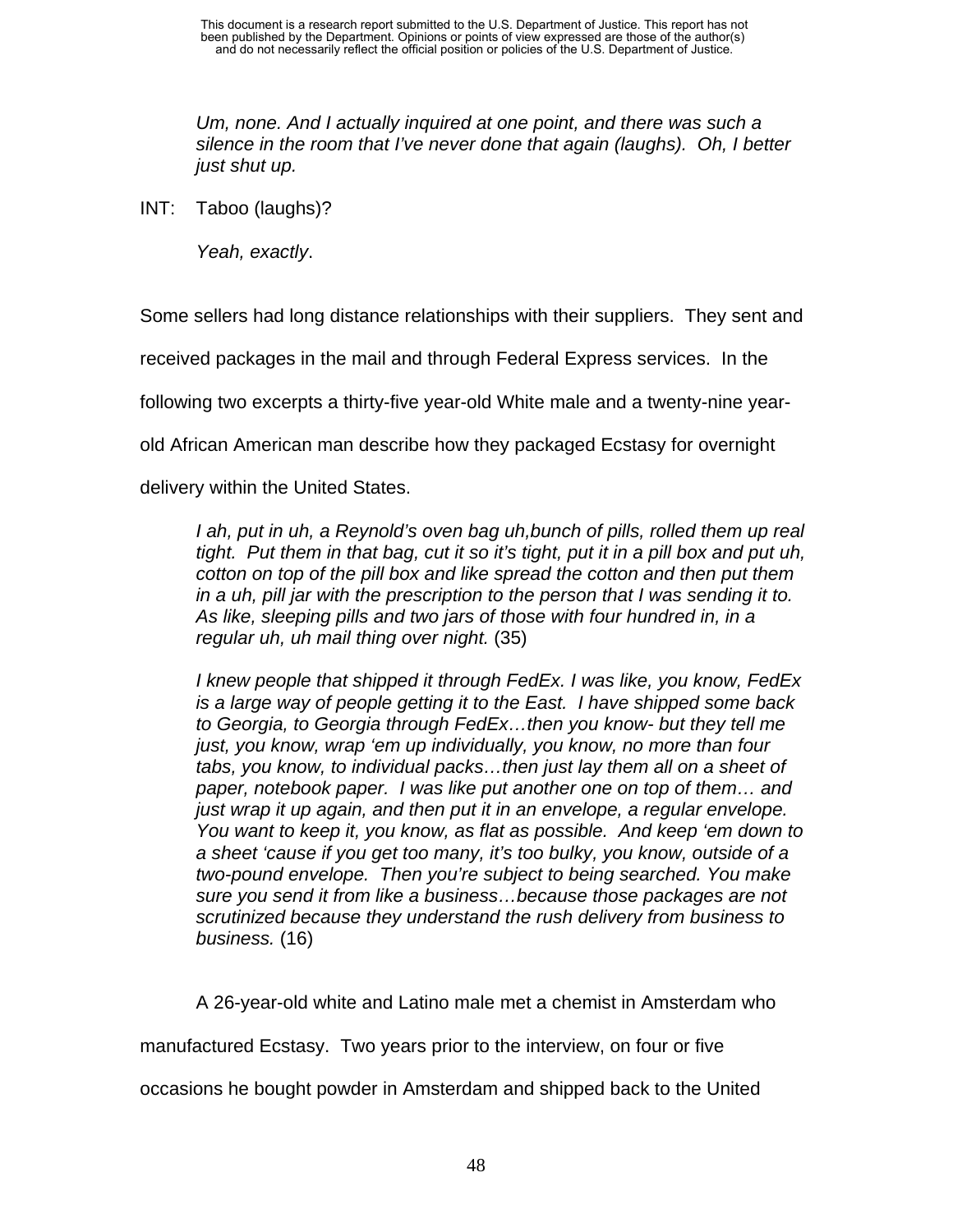*Um, none. And I actually inquired at one point, and there was such a silence in the room that I've never done that again (laughs). Oh, I better just shut up.*

INT: Taboo (laughs)?

*Yeah, exactly*.

Some sellers had long distance relationships with their suppliers. They sent and received packages in the mail and through Federal Express services. In the following two excerpts a thirty-five year-old White male and a twenty-nine year-old African American man describe how they packaged Ecstasy for overnight delivery within the United States.

> *I ah, put in uh, a Reynold's oven bag uh,bunch of pills, rolled them up real tight. Put them in that bag, cut it so it's tight, put it in a pill box and put uh, cotton on top of the pill box and like spread the cotton and then put them in a uh, pill jar with the prescription to the person that I was sending it to. As like, sleeping pills and two jars of those with four hundred in, in a regular uh, uh mail thing over night.* (35)

> *I knew people that shipped it through FedEx. I was like, you know, FedEx is a large way of people getting it to the East. I have shipped some back to Georgia, to Georgia through FedEx…then you know- but they tell me just, you know, wrap 'em up individually, you know, no more than four tabs, you know, to individual packs…then just lay them all on a sheet of paper, notebook paper. I was like put another one on top of them… and just wrap it up again, and then put it in an envelope, a regular envelope. You want to keep it, you know, as flat as possible. And keep 'em down to a sheet 'cause if you get too many, it's too bulky, you know, outside of a two-pound envelope. Then you're subject to being searched. You make sure you send it from like a business…because those packages are not scrutinized because they understand the rush delivery from business to business.* (16)

A 26-year-old white and Latino male met a chemist in Amsterdam who manufactured Ecstasy. Two years prior to the interview, on four or five occasions he bought powder in Amsterdam and shipped back to the United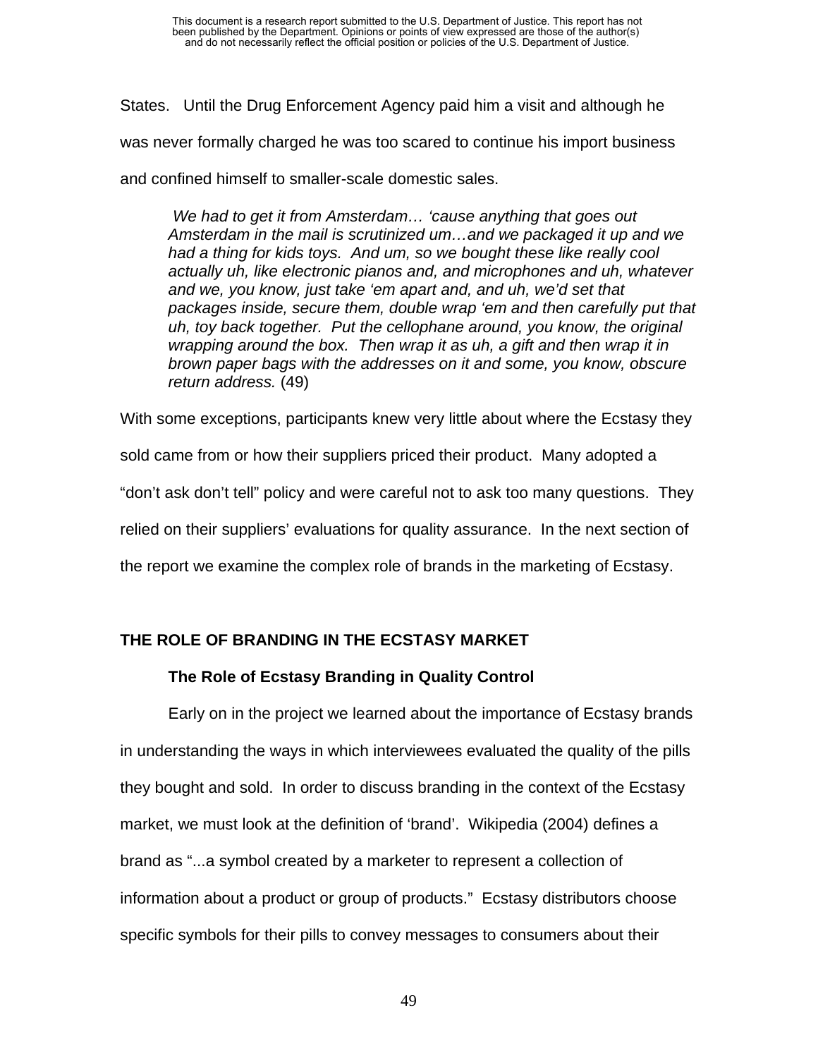States. Until the Drug Enforcement Agency paid him a visit and although he was never formally charged he was too scared to continue his import business and confined himself to smaller-scale domestic sales.

> *We had to get it from Amsterdam… 'cause anything that goes out Amsterdam in the mail is scrutinized um…and we packaged it up and we had a thing for kids toys. And um, so we bought these like really cool actually uh, like electronic pianos and, and microphones and uh, whatever and we, you know, just take 'em apart and, and uh, we'd set that packages inside, secure them, double wrap 'em and then carefully put that uh, toy back together. Put the cellophane around, you know, the original wrapping around the box. Then wrap it as uh, a gift and then wrap it in brown paper bags with the addresses on it and some, you know, obscure return address.* (49)

With some exceptions, participants knew very little about where the Ecstasy they sold came from or how their suppliers priced their product. Many adopted a "don't ask don't tell" policy and were careful not to ask too many questions. They relied on their suppliers' evaluations for quality assurance. In the next section of the report we examine the complex role of brands in the marketing of Ecstasy.

## THE ROLE OF BRANDING IN THE ECSTASY MARKET

### The Role of Ecstasy Branding in Quality Control

Early on in the project we learned about the importance of Ecstasy brands in understanding the ways in which interviewees evaluated the quality of the pills they bought and sold. In order to discuss branding in the context of the Ecstasy market, we must look at the definition of 'brand'. Wikipedia (2004) defines a brand as "...a symbol created by a marketer to represent a collection of information about a product or group of products." Ecstasy distributors choose specific symbols for their pills to convey messages to consumers about their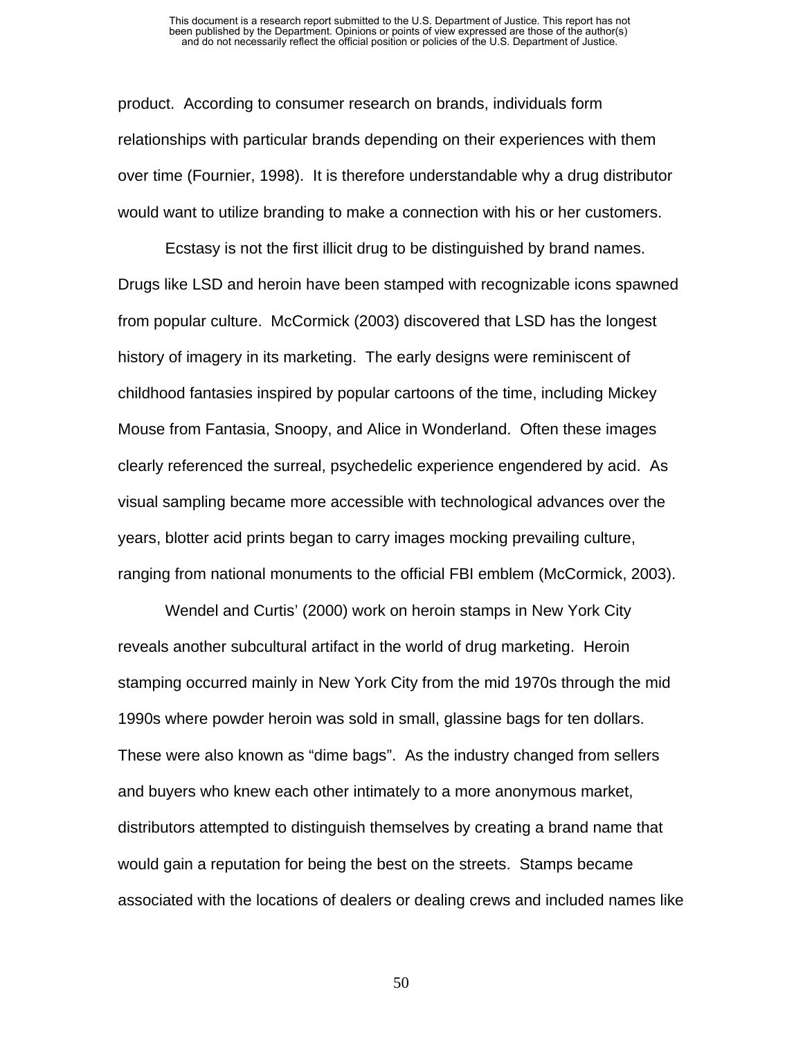product. According to consumer research on brands, individuals form relationships with particular brands depending on their experiences with them over time (Fournier, 1998). It is therefore understandable why a drug distributor would want to utilize branding to make a connection with his or her customers.

Ecstasy is not the first illicit drug to be distinguished by brand names. Drugs like LSD and heroin have been stamped with recognizable icons spawned from popular culture. McCormick (2003) discovered that LSD has the longest history of imagery in its marketing. The early designs were reminiscent of childhood fantasies inspired by popular cartoons of the time, including Mickey Mouse from Fantasia, Snoopy, and Alice in Wonderland. Often these images clearly referenced the surreal, psychedelic experience engendered by acid. As visual sampling became more accessible with technological advances over the years, blotter acid prints began to carry images mocking prevailing culture, ranging from national monuments to the official FBI emblem (McCormick, 2003).

Wendel and Curtis' (2000) work on heroin stamps in New York City reveals another subcultural artifact in the world of drug marketing. Heroin stamping occurred mainly in New York City from the mid 1970s through the mid 1990s where powder heroin was sold in small, glassine bags for ten dollars. These were also known as "dime bags". As the industry changed from sellers and buyers who knew each other intimately to a more anonymous market, distributors attempted to distinguish themselves by creating a brand name that would gain a reputation for being the best on the streets. Stamps became associated with the locations of dealers or dealing crews and included names like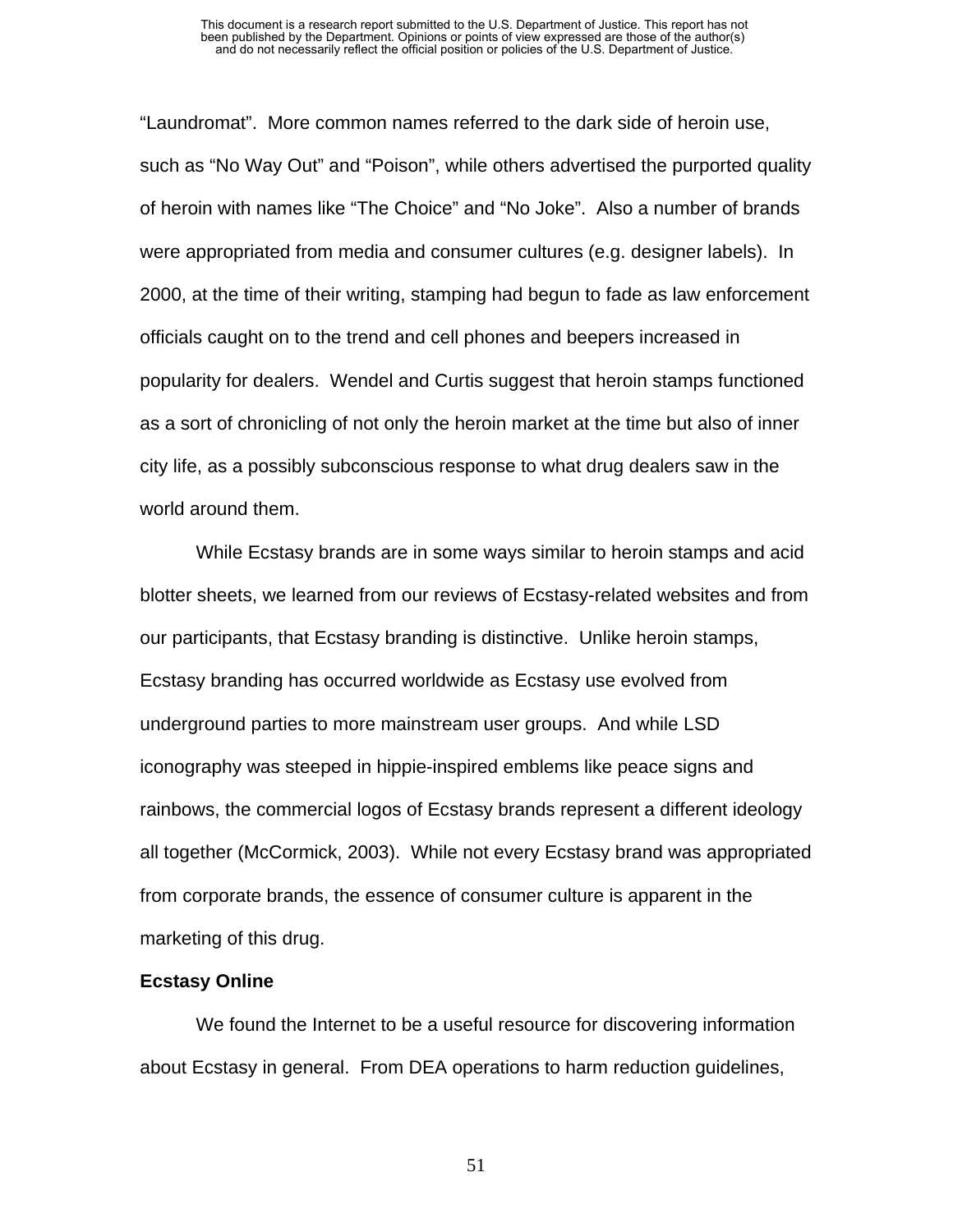"Laundromat". More common names referred to the dark side of heroin use, such as "No Way Out" and "Poison", while others advertised the purported quality of heroin with names like "The Choice" and "No Joke". Also a number of brands were appropriated from media and consumer cultures (e.g. designer labels). In 2000, at the time of their writing, stamping had begun to fade as law enforcement officials caught on to the trend and cell phones and beepers increased in popularity for dealers. Wendel and Curtis suggest that heroin stamps functioned as a sort of chronicling of not only the heroin market at the time but also of inner city life, as a possibly subconscious response to what drug dealers saw in the world around them.

While Ecstasy brands are in some ways similar to heroin stamps and acid blotter sheets, we learned from our reviews of Ecstasy-related websites and from our participants, that Ecstasy branding is distinctive. Unlike heroin stamps, Ecstasy branding has occurred worldwide as Ecstasy use evolved from underground parties to more mainstream user groups. And while LSD iconography was steeped in hippie-inspired emblems like peace signs and rainbows, the commercial logos of Ecstasy brands represent a different ideology all together (McCormick, 2003). While not every Ecstasy brand was appropriated from corporate brands, the essence of consumer culture is apparent in the marketing of this drug.

**Ecstasy Online**

We found the Internet to be a useful resource for discovering information about Ecstasy in general. From DEA operations to harm reduction guidelines,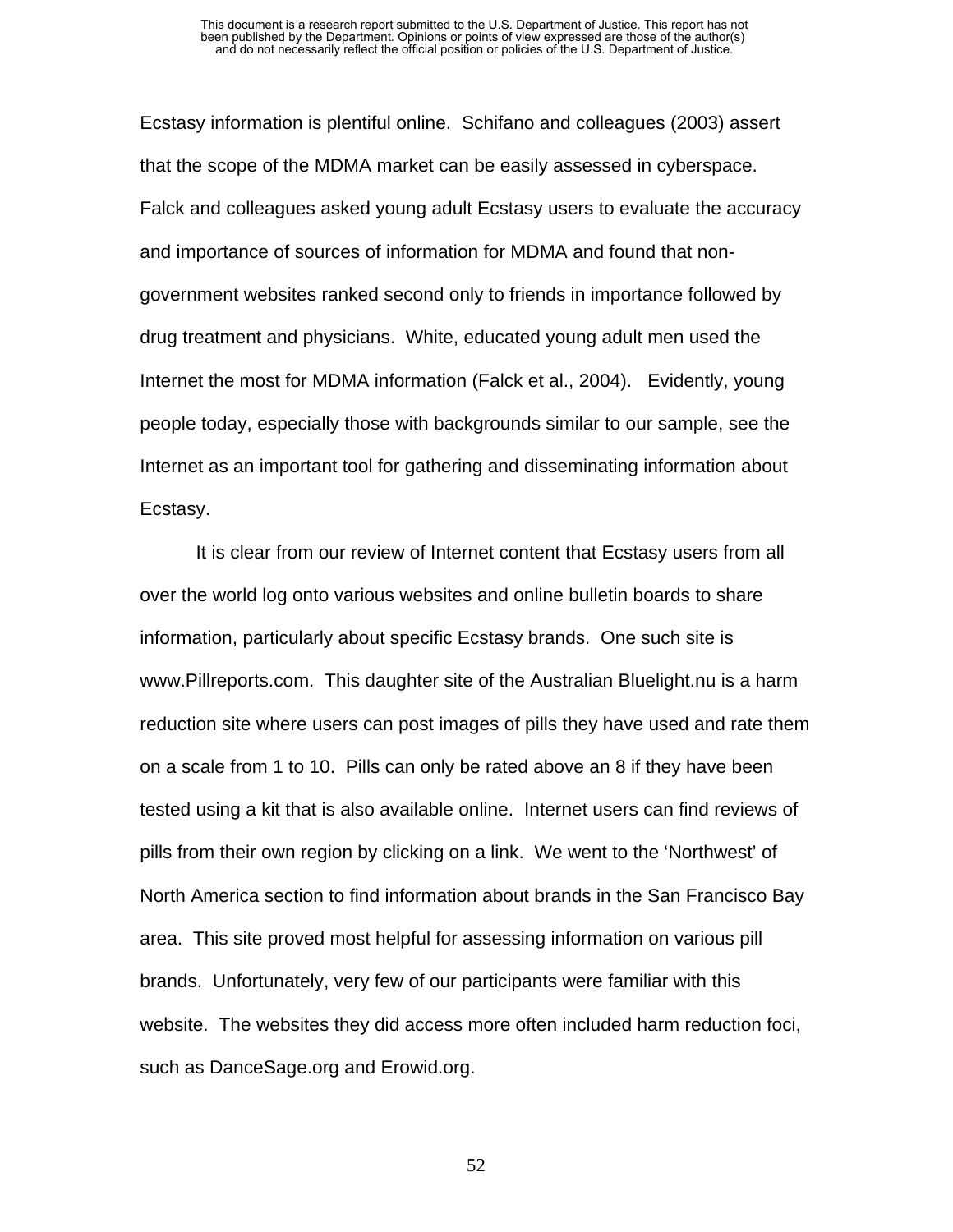Ecstasy information is plentiful online. Schifano and colleagues (2003) assert that the scope of the MDMA market can be easily assessed in cyberspace. Falck and colleagues asked young adult Ecstasy users to evaluate the accuracy and importance of sources of information for MDMA and found that non-government websites ranked second only to friends in importance followed by drug treatment and physicians. White, educated young adult men used the Internet the most for MDMA information (Falck et al., 2004). Evidently, young people today, especially those with backgrounds similar to our sample, see the Internet as an important tool for gathering and disseminating information about Ecstasy.

It is clear from our review of Internet content that Ecstasy users from all over the world log onto various websites and online bulletin boards to share information, particularly about specific Ecstasy brands. One such site is www.Pillreports.com. This daughter site of the Australian Bluelight.nu is a harm reduction site where users can post images of pills they have used and rate them on a scale from 1 to 10. Pills can only be rated above an 8 if they have been tested using a kit that is also available online. Internet users can find reviews of pills from their own region by clicking on a link. We went to the 'Northwest' of North America section to find information about brands in the San Francisco Bay area. This site proved most helpful for assessing information on various pill brands. Unfortunately, very few of our participants were familiar with this website. The websites they did access more often included harm reduction foci, such as DanceSage.org and Erowid.org.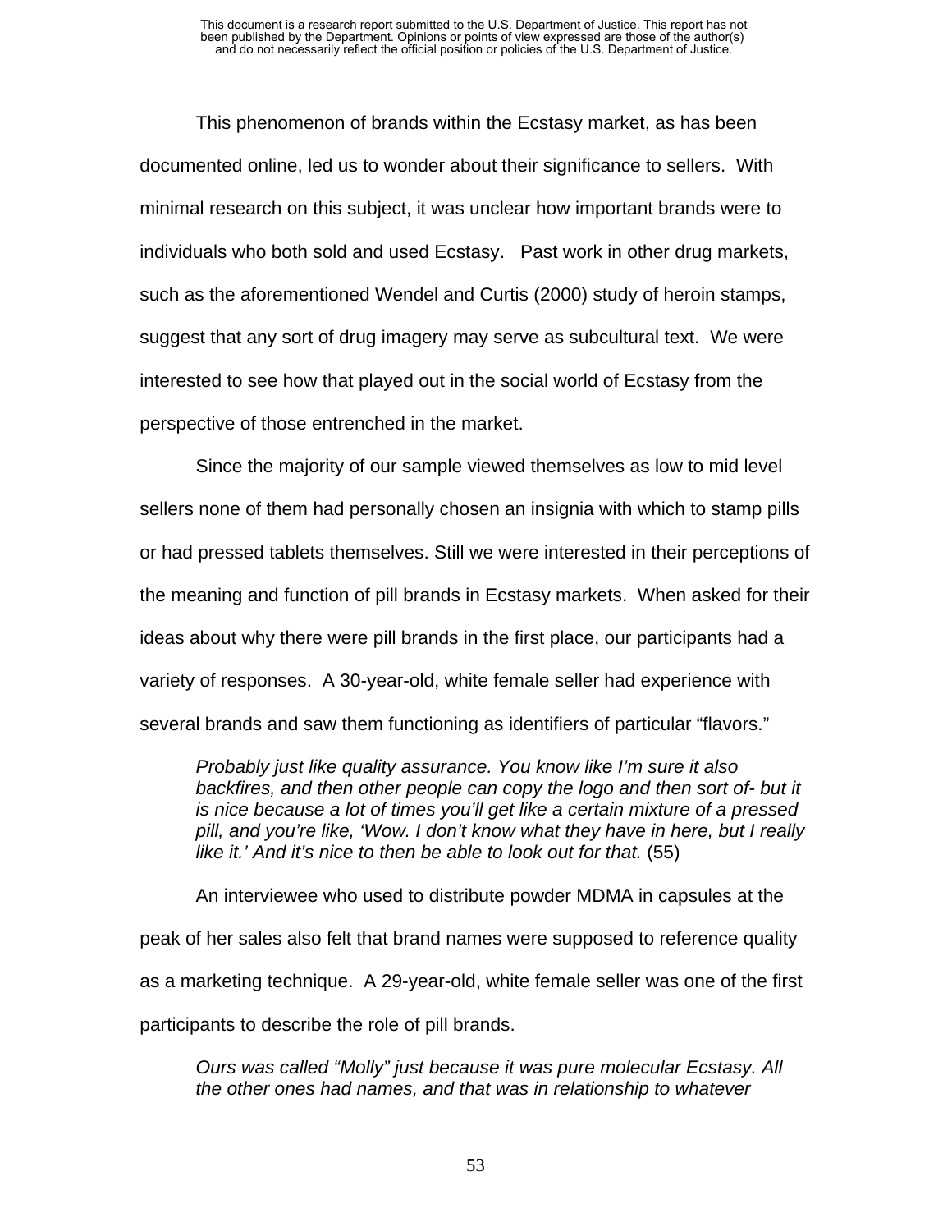This phenomenon of brands within the Ecstasy market, as has been documented online, led us to wonder about their significance to sellers. With minimal research on this subject, it was unclear how important brands were to individuals who both sold and used Ecstasy. Past work in other drug markets, such as the aforementioned Wendel and Curtis (2000) study of heroin stamps, suggest that any sort of drug imagery may serve as subcultural text. We were interested to see how that played out in the social world of Ecstasy from the perspective of those entrenched in the market.

Since the majority of our sample viewed themselves as low to mid level sellers none of them had personally chosen an insignia with which to stamp pills or had pressed tablets themselves. Still we were interested in their perceptions of the meaning and function of pill brands in Ecstasy markets. When asked for their ideas about why there were pill brands in the first place, our participants had a variety of responses. A 30-year-old, white female seller had experience with several brands and saw them functioning as identifiers of particular "flavors."

> *Probably just like quality assurance. You know like I'm sure it also backfires, and then other people can copy the logo and then sort of- but it is nice because a lot of times you'll get like a certain mixture of a pressed pill, and you're like, 'Wow. I don't know what they have in here, but I really like it.' And it's nice to then be able to look out for that.* (55)

An interviewee who used to distribute powder MDMA in capsules at the peak of her sales also felt that brand names were supposed to reference quality as a marketing technique. A 29-year-old, white female seller was one of the first participants to describe the role of pill brands.

> *Ours was called "Molly" just because it was pure molecular Ecstasy. All the other ones had names, and that was in relationship to whatever*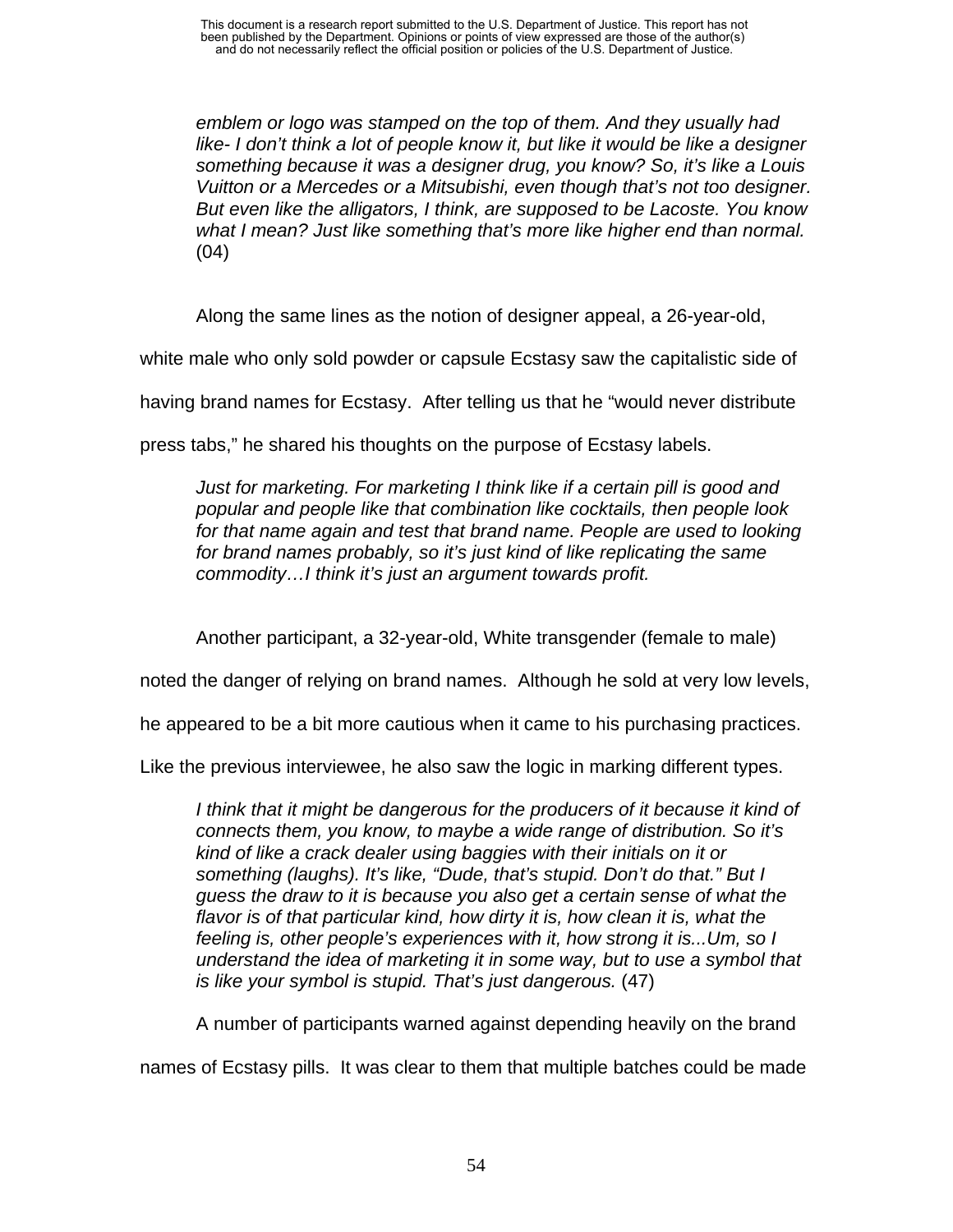> *emblem or logo was stamped on the top of them. And they usually had like- I don't think a lot of people know it, but like it would be like a designer something because it was a designer drug, you know? So, it's like a Louis Vuitton or a Mercedes or a Mitsubishi, even though that's not too designer. But even like the alligators, I think, are supposed to be Lacoste. You know what I mean? Just like something that's more like higher end than normal.* (04)

Along the same lines as the notion of designer appeal, a 26-year-old, white male who only sold powder or capsule Ecstasy saw the capitalistic side of having brand names for Ecstasy. After telling us that he "would never distribute press tabs," he shared his thoughts on the purpose of Ecstasy labels.

> *Just for marketing. For marketing I think like if a certain pill is good and popular and people like that combination like cocktails, then people look for that name again and test that brand name. People are used to looking for brand names probably, so it's just kind of like replicating the same commodity…I think it's just an argument towards profit.*

Another participant, a 32-year-old, White transgender (female to male) noted the danger of relying on brand names. Although he sold at very low levels, he appeared to be a bit more cautious when it came to his purchasing practices. Like the previous interviewee, he also saw the logic in marking different types.

> *I think that it might be dangerous for the producers of it because it kind of connects them, you know, to maybe a wide range of distribution. So it's kind of like a crack dealer using baggies with their initials on it or something (laughs). It's like, "Dude, that's stupid. Don't do that." But I guess the draw to it is because you also get a certain sense of what the flavor is of that particular kind, how dirty it is, how clean it is, what the feeling is, other people's experiences with it, how strong it is...Um, so I understand the idea of marketing it in some way, but to use a symbol that is like your symbol is stupid. That's just dangerous.* (47)

A number of participants warned against depending heavily on the brand names of Ecstasy pills. It was clear to them that multiple batches could be made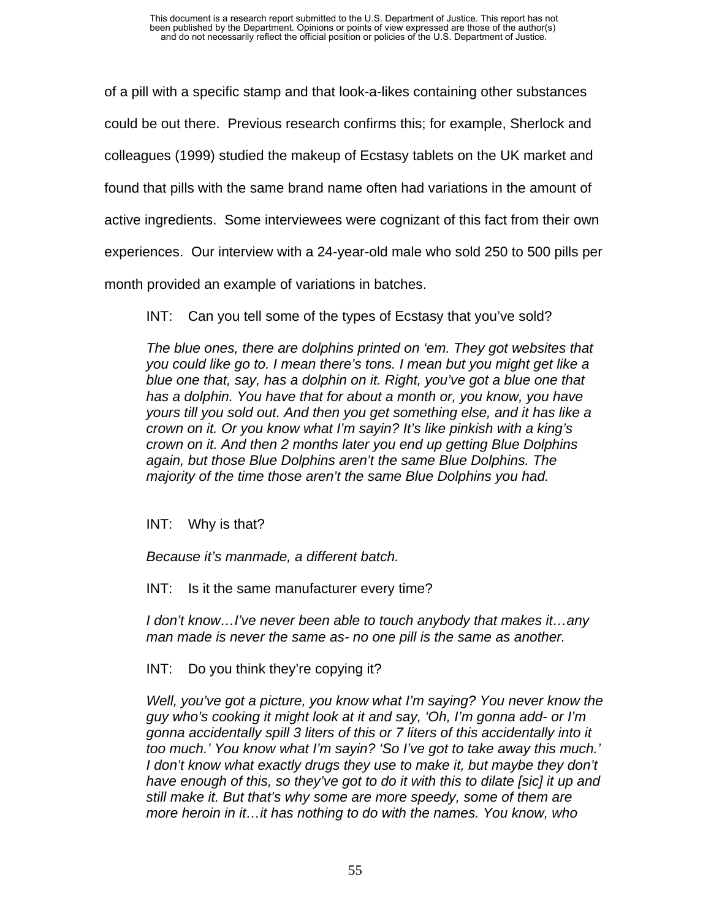of a pill with a specific stamp and that look-a-likes containing other substances could be out there. Previous research confirms this; for example, Sherlock and colleagues (1999) studied the makeup of Ecstasy tablets on the UK market and found that pills with the same brand name often had variations in the amount of active ingredients. Some interviewees were cognizant of this fact from their own experiences. Our interview with a 24-year-old male who sold 250 to 500 pills per month provided an example of variations in batches.

> INT: Can you tell some of the types of Ecstasy that you've sold?
>
> *The blue ones, there are dolphins printed on 'em. They got websites that you could like go to. I mean there's tons. I mean but you might get like a blue one that, say, has a dolphin on it. Right, you've got a blue one that has a dolphin. You have that for about a month or, you know, you have yours till you sold out. And then you get something else, and it has like a crown on it. Or you know what I'm sayin? It's like pinkish with a king's crown on it. And then 2 months later you end up getting Blue Dolphins again, but those Blue Dolphins aren't the same Blue Dolphins. The majority of the time those aren't the same Blue Dolphins you had.*
>
> INT: Why is that?
>
> *Because it's manmade, a different batch.*
>
> INT: Is it the same manufacturer every time?
>
> *I don't know…I've never been able to touch anybody that makes it…any man made is never the same as- no one pill is the same as another.*
>
> INT: Do you think they're copying it?
>
> *Well, you've got a picture, you know what I'm saying? You never know the guy who's cooking it might look at it and say, 'Oh, I'm gonna add- or I'm gonna accidentally spill 3 liters of this or 7 liters of this accidentally into it too much.' You know what I'm sayin? 'So I've got to take away this much.' I don't know what exactly drugs they use to make it, but maybe they don't have enough of this, so they've got to do it with this to dilate [sic] it up and still make it. But that's why some are more speedy, some of them are more heroin in it…it has nothing to do with the names. You know, who*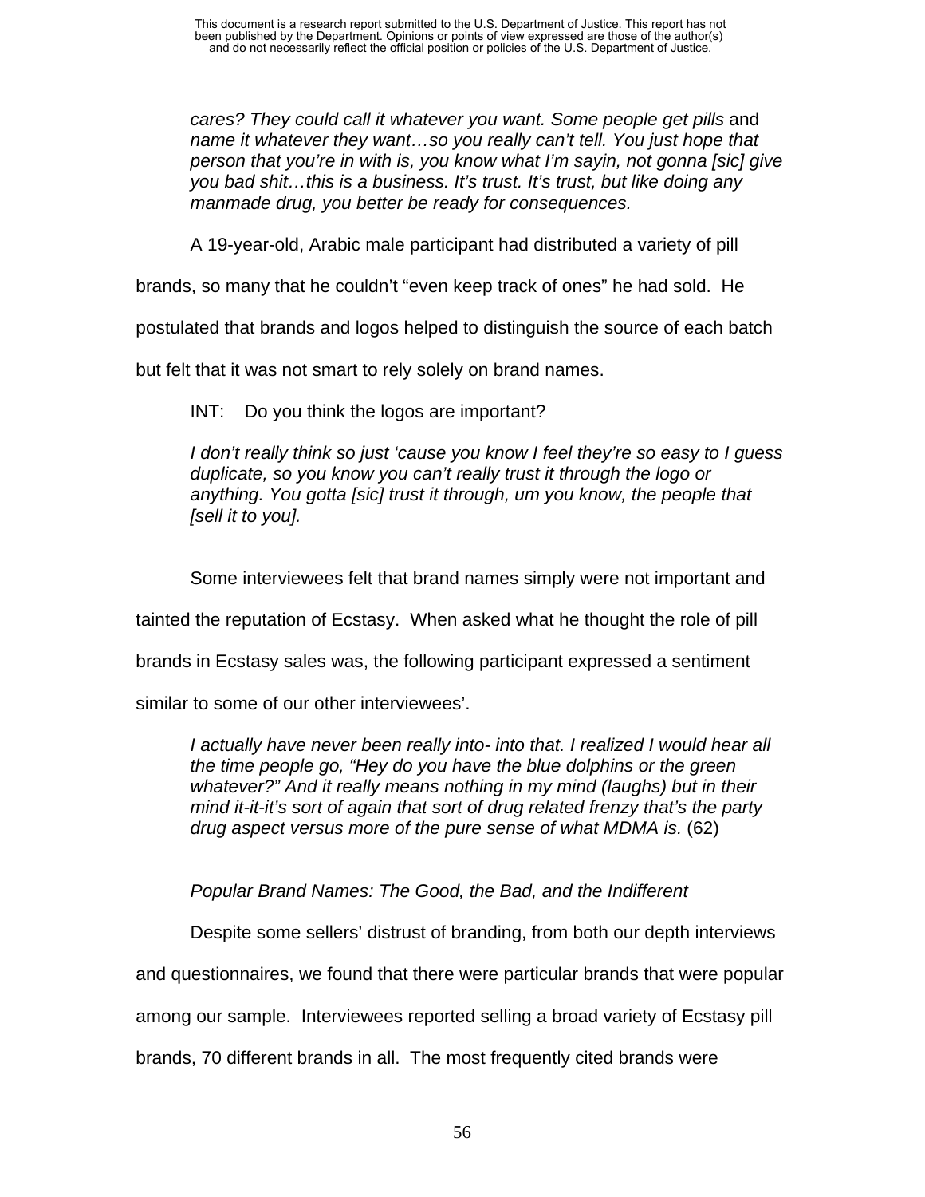*cares? They could call it whatever you want. Some people get pills* and *name it whatever they want…so you really can't tell. You just hope that person that you're in with is, you know what I'm sayin, not gonna [sic] give you bad shit…this is a business. It's trust. It's trust, but like doing any manmade drug, you better be ready for consequences.*

A 19-year-old, Arabic male participant had distributed a variety of pill brands, so many that he couldn't "even keep track of ones" he had sold. He postulated that brands and logos helped to distinguish the source of each batch but felt that it was not smart to rely solely on brand names.

INT: Do you think the logos are important?

*I don't really think so just 'cause you know I feel they're so easy to I guess duplicate, so you know you can't really trust it through the logo or anything. You gotta [sic] trust it through, um you know, the people that [sell it to you].*

Some interviewees felt that brand names simply were not important and tainted the reputation of Ecstasy. When asked what he thought the role of pill brands in Ecstasy sales was, the following participant expressed a sentiment similar to some of our other interviewees'.

*I actually have never been really into- into that. I realized I would hear all the time people go, "Hey do you have the blue dolphins or the green whatever?" And it really means nothing in my mind (laughs) but in their mind it-it-it's sort of again that sort of drug related frenzy that's the party drug aspect versus more of the pure sense of what MDMA is.* (62)

*Popular Brand Names: The Good, the Bad, and the Indifferent*

Despite some sellers' distrust of branding, from both our depth interviews and questionnaires, we found that there were particular brands that were popular among our sample. Interviewees reported selling a broad variety of Ecstasy pill brands, 70 different brands in all. The most frequently cited brands were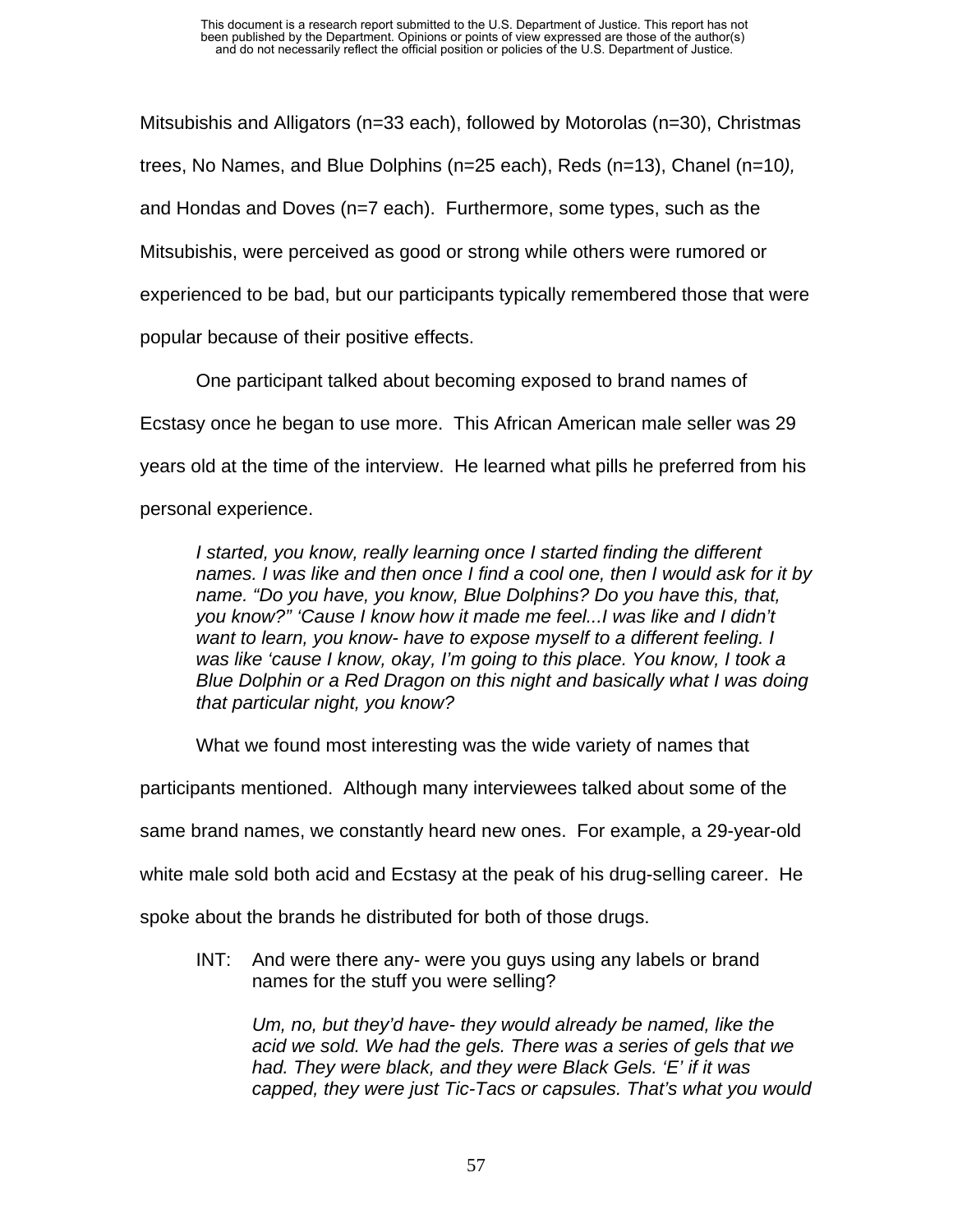Mitsubishis and Alligators (n=33 each), followed by Motorolas (n=30), Christmas trees, No Names, and Blue Dolphins (n=25 each), Reds (n=13), Chanel (n=10*)*, and Hondas and Doves (n=7 each). Furthermore, some types, such as the Mitsubishis, were perceived as good or strong while others were rumored or experienced to be bad, but our participants typically remembered those that were popular because of their positive effects.

One participant talked about becoming exposed to brand names of Ecstasy once he began to use more. This African American male seller was 29 years old at the time of the interview. He learned what pills he preferred from his personal experience.

> *I started, you know, really learning once I started finding the different names. I was like and then once I find a cool one, then I would ask for it by name. "Do you have, you know, Blue Dolphins? Do you have this, that, you know?" 'Cause I know how it made me feel...I was like and I didn't want to learn, you know- have to expose myself to a different feeling. I was like 'cause I know, okay, I'm going to this place. You know, I took a Blue Dolphin or a Red Dragon on this night and basically what I was doing that particular night, you know?*

What we found most interesting was the wide variety of names that participants mentioned. Although many interviewees talked about some of the same brand names, we constantly heard new ones. For example, a 29-year-old white male sold both acid and Ecstasy at the peak of his drug-selling career. He spoke about the brands he distributed for both of those drugs.

> INT: And were there any- were you guys using any labels or brand names for the stuff you were selling?
>
> *Um, no, but they'd have- they would already be named, like the acid we sold. We had the gels. There was a series of gels that we had. They were black, and they were Black Gels. 'E' if it was capped, they were just Tic-Tacs or capsules. That's what you would*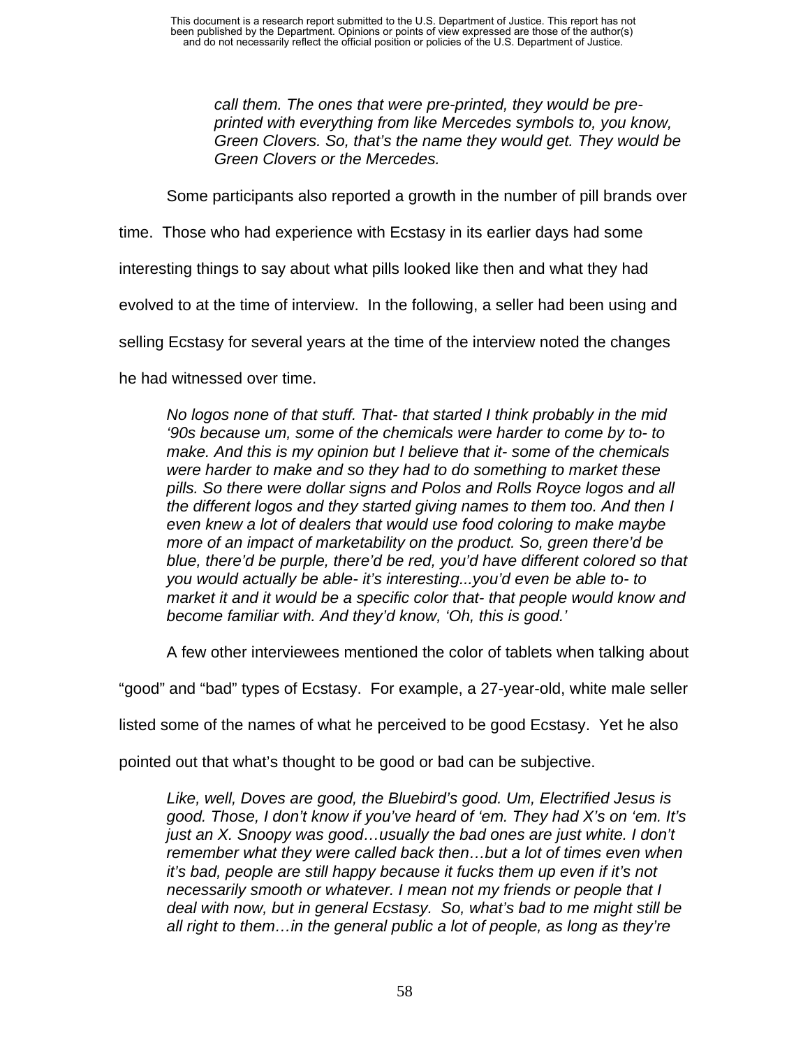*call them. The ones that were pre-printed, they would be pre-printed with everything from like Mercedes symbols to, you know, Green Clovers. So, that's the name they would get. They would be Green Clovers or the Mercedes.*

Some participants also reported a growth in the number of pill brands over time. Those who had experience with Ecstasy in its earlier days had some interesting things to say about what pills looked like then and what they had evolved to at the time of interview. In the following, a seller had been using and selling Ecstasy for several years at the time of the interview noted the changes he had witnessed over time.

> *No logos none of that stuff. That- that started I think probably in the mid '90s because um, some of the chemicals were harder to come by to- to make. And this is my opinion but I believe that it- some of the chemicals were harder to make and so they had to do something to market these pills. So there were dollar signs and Polos and Rolls Royce logos and all the different logos and they started giving names to them too. And then I even knew a lot of dealers that would use food coloring to make maybe more of an impact of marketability on the product. So, green there'd be blue, there'd be purple, there'd be red, you'd have different colored so that you would actually be able- it's interesting...you'd even be able to- to market it and it would be a specific color that- that people would know and become familiar with. And they'd know, 'Oh, this is good.'*

A few other interviewees mentioned the color of tablets when talking about "good" and "bad" types of Ecstasy. For example, a 27-year-old, white male seller listed some of the names of what he perceived to be good Ecstasy. Yet he also pointed out that what's thought to be good or bad can be subjective.

> *Like, well, Doves are good, the Bluebird's good. Um, Electrified Jesus is good. Those, I don't know if you've heard of 'em. They had X's on 'em. It's just an X. Snoopy was good…usually the bad ones are just white. I don't remember what they were called back then…but a lot of times even when it's bad, people are still happy because it fucks them up even if it's not necessarily smooth or whatever. I mean not my friends or people that I deal with now, but in general Ecstasy. So, what's bad to me might still be all right to them…in the general public a lot of people, as long as they're*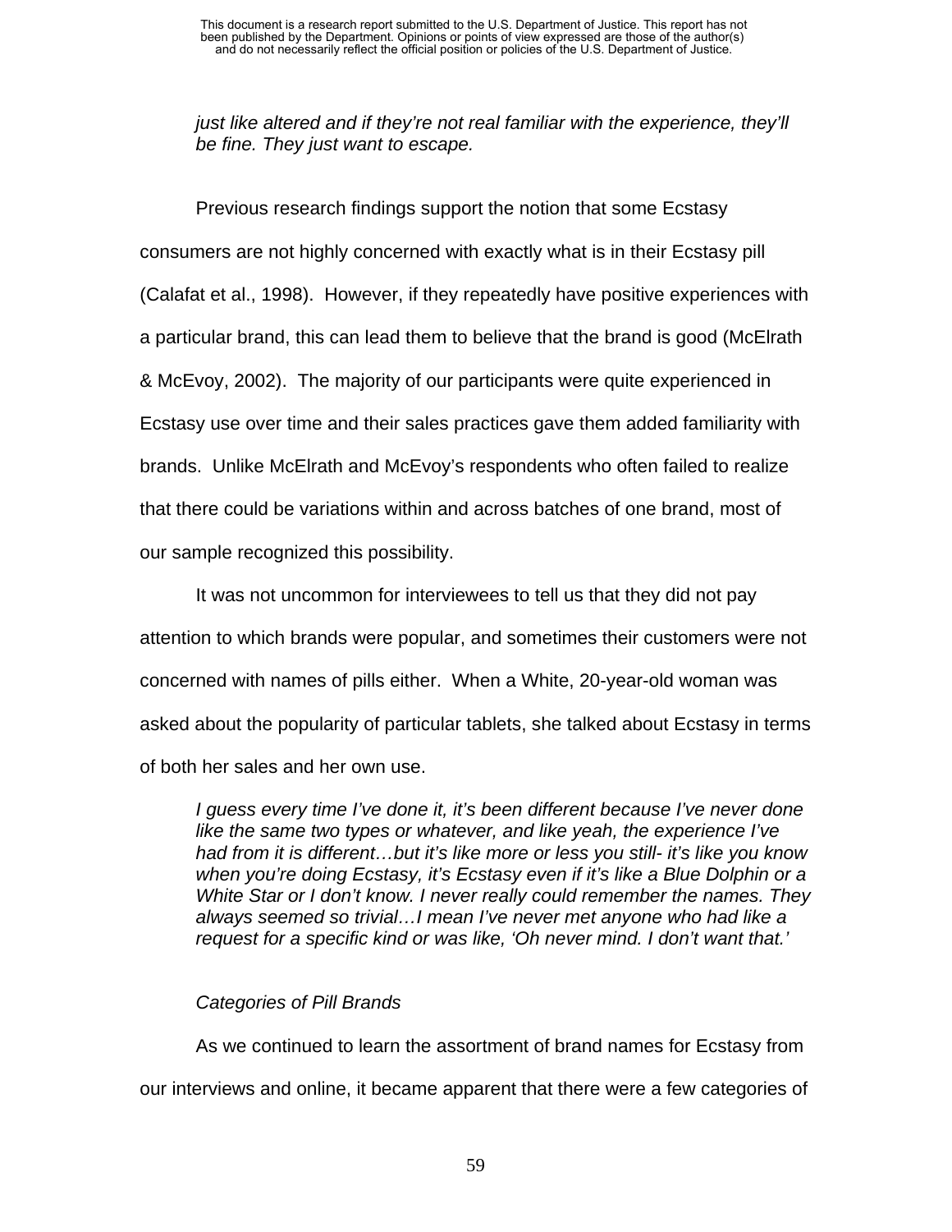*just like altered and if they're not real familiar with the experience, they'll be fine. They just want to escape.*

Previous research findings support the notion that some Ecstasy consumers are not highly concerned with exactly what is in their Ecstasy pill (Calafat et al., 1998). However, if they repeatedly have positive experiences with a particular brand, this can lead them to believe that the brand is good (McElrath & McEvoy, 2002). The majority of our participants were quite experienced in Ecstasy use over time and their sales practices gave them added familiarity with brands. Unlike McElrath and McEvoy's respondents who often failed to realize that there could be variations within and across batches of one brand, most of our sample recognized this possibility.

It was not uncommon for interviewees to tell us that they did not pay attention to which brands were popular, and sometimes their customers were not concerned with names of pills either. When a White, 20-year-old woman was asked about the popularity of particular tablets, she talked about Ecstasy in terms of both her sales and her own use.

> *I guess every time I've done it, it's been different because I've never done like the same two types or whatever, and like yeah, the experience I've had from it is different…but it's like more or less you still- it's like you know when you're doing Ecstasy, it's Ecstasy even if it's like a Blue Dolphin or a White Star or I don't know. I never really could remember the names. They always seemed so trivial…I mean I've never met anyone who had like a request for a specific kind or was like, 'Oh never mind. I don't want that.'*

### *Categories of Pill Brands*

As we continued to learn the assortment of brand names for Ecstasy from our interviews and online, it became apparent that there were a few categories of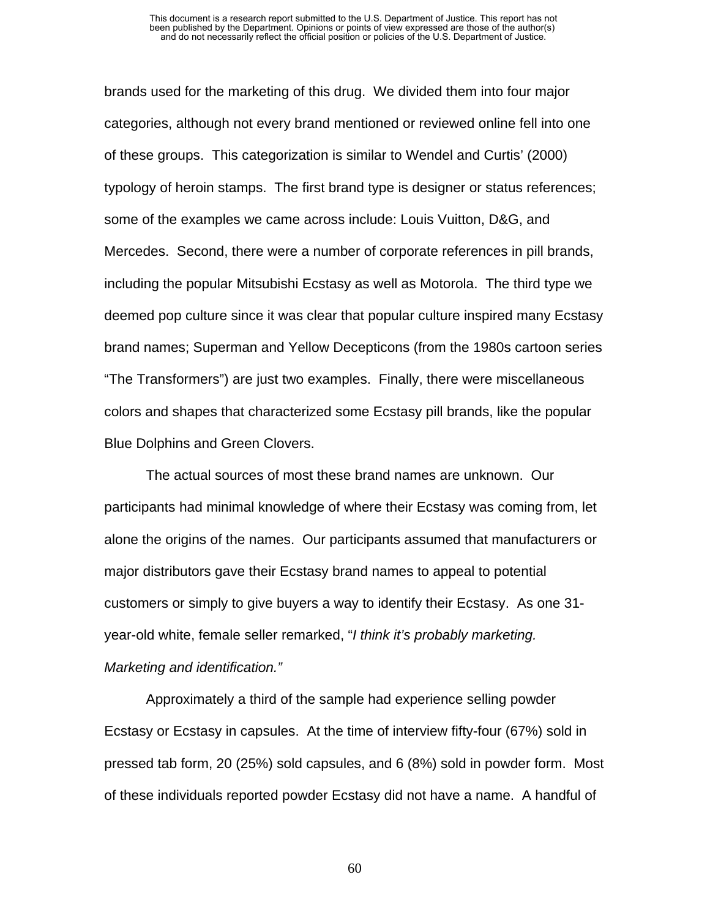brands used for the marketing of this drug. We divided them into four major categories, although not every brand mentioned or reviewed online fell into one of these groups. This categorization is similar to Wendel and Curtis' (2000) typology of heroin stamps. The first brand type is designer or status references; some of the examples we came across include: Louis Vuitton, D&G, and Mercedes. Second, there were a number of corporate references in pill brands, including the popular Mitsubishi Ecstasy as well as Motorola. The third type we deemed pop culture since it was clear that popular culture inspired many Ecstasy brand names; Superman and Yellow Decepticons (from the 1980s cartoon series "The Transformers") are just two examples. Finally, there were miscellaneous colors and shapes that characterized some Ecstasy pill brands, like the popular Blue Dolphins and Green Clovers.

The actual sources of most these brand names are unknown. Our participants had minimal knowledge of where their Ecstasy was coming from, let alone the origins of the names. Our participants assumed that manufacturers or major distributors gave their Ecstasy brand names to appeal to potential customers or simply to give buyers a way to identify their Ecstasy. As one 31-year-old white, female seller remarked, "*I think it's probably marketing. Marketing and identification."*

Approximately a third of the sample had experience selling powder Ecstasy or Ecstasy in capsules. At the time of interview fifty-four (67%) sold in pressed tab form, 20 (25%) sold capsules, and 6 (8%) sold in powder form. Most of these individuals reported powder Ecstasy did not have a name. A handful of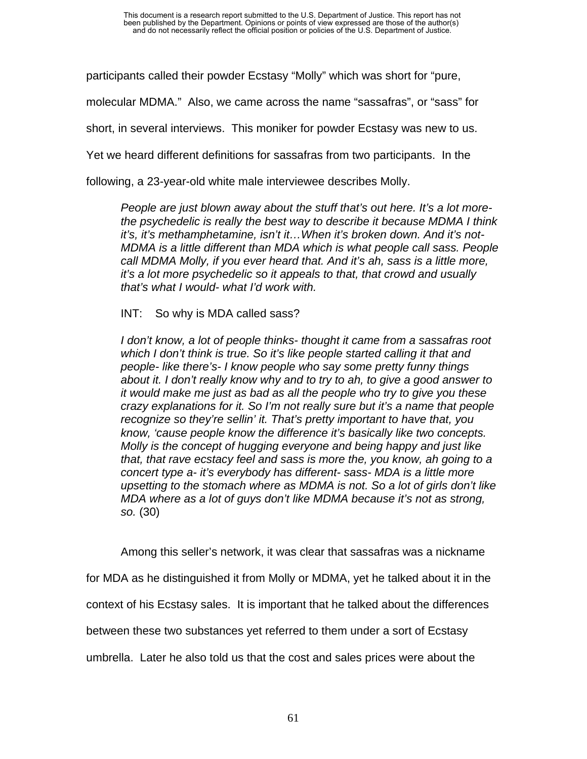participants called their powder Ecstasy "Molly" which was short for "pure, molecular MDMA." Also, we came across the name "sassafras", or "sass" for short, in several interviews. This moniker for powder Ecstasy was new to us. Yet we heard different definitions for sassafras from two participants. In the following, a 23-year-old white male interviewee describes Molly.

> *People are just blown away about the stuff that's out here. It's a lot more- the psychedelic is really the best way to describe it because MDMA I think it's, it's methamphetamine, isn't it…When it's broken down. And it's not- MDMA is a little different than MDA which is what people call sass. People call MDMA Molly, if you ever heard that. And it's ah, sass is a little more, it's a lot more psychedelic so it appeals to that, that crowd and usually that's what I would- what I'd work with.*
>
> INT: So why is MDA called sass?
>
> *I don't know, a lot of people thinks- thought it came from a sassafras root which I don't think is true. So it's like people started calling it that and people- like there's- I know people who say some pretty funny things about it. I don't really know why and to try to ah, to give a good answer to it would make me just as bad as all the people who try to give you these crazy explanations for it. So I'm not really sure but it's a name that people recognize so they're sellin' it. That's pretty important to have that, you know, 'cause people know the difference it's basically like two concepts. Molly is the concept of hugging everyone and being happy and just like that, that rave ecstacy feel and sass is more the, you know, ah going to a concert type a- it's everybody has different- sass- MDA is a little more upsetting to the stomach where as MDMA is not. So a lot of girls don't like MDA where as a lot of guys don't like MDMA because it's not as strong, so.* (30)

Among this seller's network, it was clear that sassafras was a nickname for MDA as he distinguished it from Molly or MDMA, yet he talked about it in the context of his Ecstasy sales. It is important that he talked about the differences between these two substances yet referred to them under a sort of Ecstasy umbrella. Later he also told us that the cost and sales prices were about the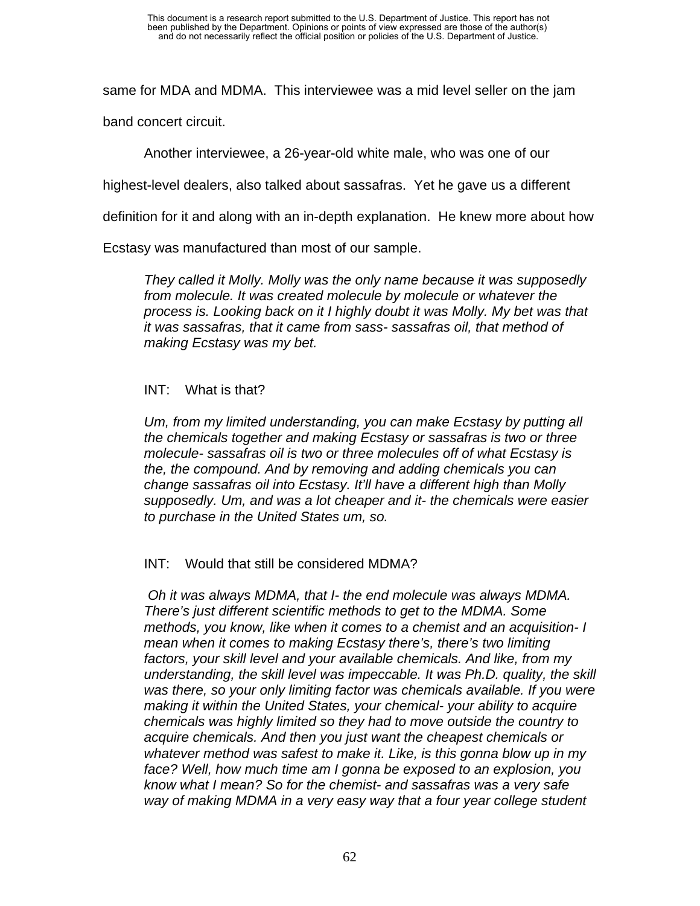same for MDA and MDMA. This interviewee was a mid level seller on the jam band concert circuit.

Another interviewee, a 26-year-old white male, who was one of our highest-level dealers, also talked about sassafras. Yet he gave us a different definition for it and along with an in-depth explanation. He knew more about how Ecstasy was manufactured than most of our sample.

> *They called it Molly. Molly was the only name because it was supposedly from molecule. It was created molecule by molecule or whatever the process is. Looking back on it I highly doubt it was Molly. My bet was that it was sassafras, that it came from sass- sassafras oil, that method of making Ecstasy was my bet.*
>
> INT: What is that?
>
> *Um, from my limited understanding, you can make Ecstasy by putting all the chemicals together and making Ecstasy or sassafras is two or three molecule- sassafras oil is two or three molecules off of what Ecstasy is the, the compound. And by removing and adding chemicals you can change sassafras oil into Ecstasy. It'll have a different high than Molly supposedly. Um, and was a lot cheaper and it- the chemicals were easier to purchase in the United States um, so.*
>
> INT: Would that still be considered MDMA?
>
> *Oh it was always MDMA, that I- the end molecule was always MDMA. There's just different scientific methods to get to the MDMA. Some methods, you know, like when it comes to a chemist and an acquisition- I mean when it comes to making Ecstasy there's, there's two limiting factors, your skill level and your available chemicals. And like, from my understanding, the skill level was impeccable. It was Ph.D. quality, the skill was there, so your only limiting factor was chemicals available. If you were making it within the United States, your chemical- your ability to acquire chemicals was highly limited so they had to move outside the country to acquire chemicals. And then you just want the cheapest chemicals or whatever method was safest to make it. Like, is this gonna blow up in my face? Well, how much time am I gonna be exposed to an explosion, you know what I mean? So for the chemist- and sassafras was a very safe way of making MDMA in a very easy way that a four year college student*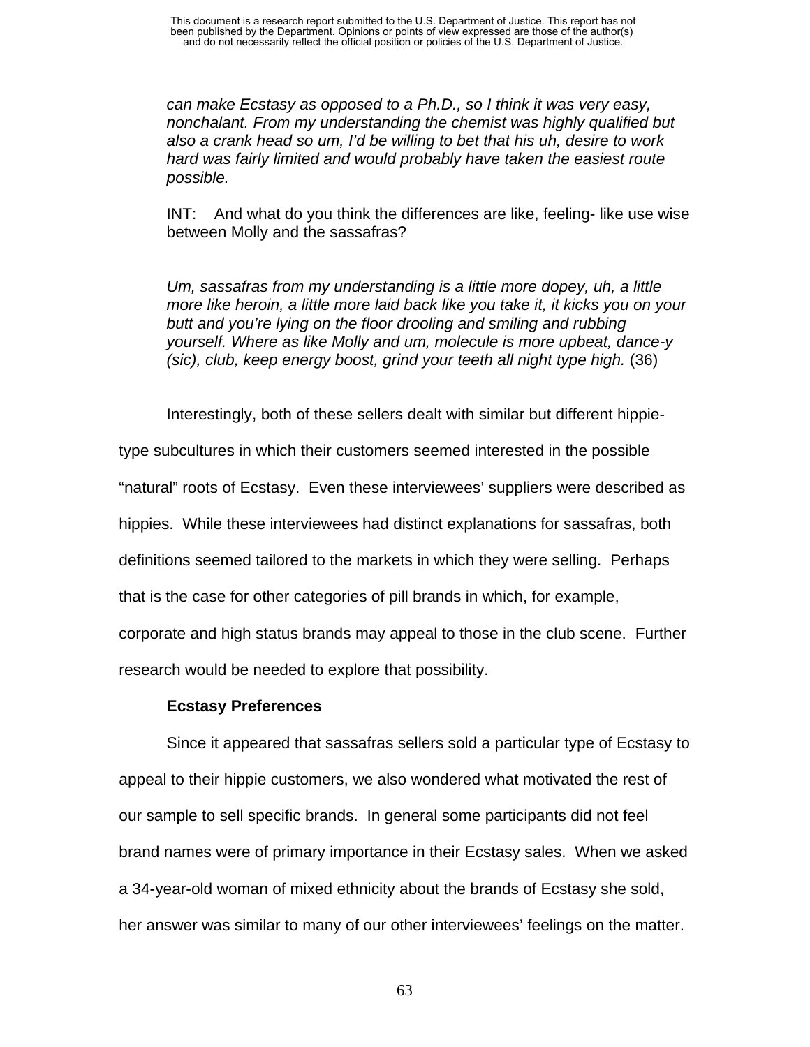*can make Ecstasy as opposed to a Ph.D., so I think it was very easy, nonchalant. From my understanding the chemist was highly qualified but also a crank head so um, I'd be willing to bet that his uh, desire to work hard was fairly limited and would probably have taken the easiest route possible.*

INT: And what do you think the differences are like, feeling- like use wise between Molly and the sassafras?

*Um, sassafras from my understanding is a little more dopey, uh, a little more like heroin, a little more laid back like you take it, it kicks you on your butt and you're lying on the floor drooling and smiling and rubbing yourself. Where as like Molly and um, molecule is more upbeat, dance-y (sic), club, keep energy boost, grind your teeth all night type high.* (36)

Interestingly, both of these sellers dealt with similar but different hippie-type subcultures in which their customers seemed interested in the possible "natural" roots of Ecstasy. Even these interviewees' suppliers were described as hippies. While these interviewees had distinct explanations for sassafras, both definitions seemed tailored to the markets in which they were selling. Perhaps that is the case for other categories of pill brands in which, for example, corporate and high status brands may appeal to those in the club scene. Further research would be needed to explore that possibility.

**Ecstasy Preferences**

Since it appeared that sassafras sellers sold a particular type of Ecstasy to appeal to their hippie customers, we also wondered what motivated the rest of our sample to sell specific brands. In general some participants did not feel brand names were of primary importance in their Ecstasy sales. When we asked a 34-year-old woman of mixed ethnicity about the brands of Ecstasy she sold, her answer was similar to many of our other interviewees' feelings on the matter.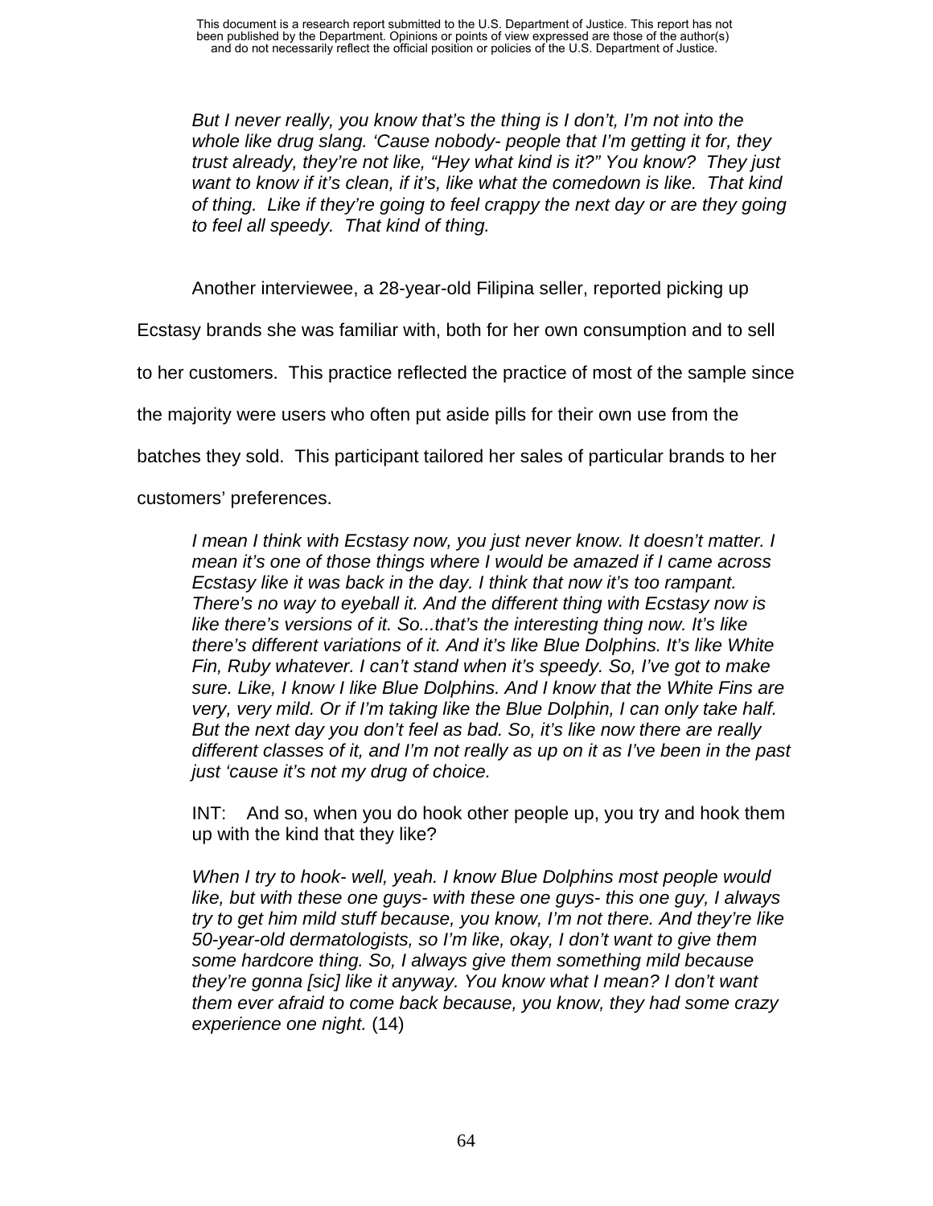*But I never really, you know that's the thing is I don't, I'm not into the whole like drug slang. 'Cause nobody- people that I'm getting it for, they trust already, they're not like, "Hey what kind is it?" You know? They just want to know if it's clean, if it's, like what the comedown is like. That kind of thing. Like if they're going to feel crappy the next day or are they going to feel all speedy. That kind of thing.*

Another interviewee, a 28-year-old Filipina seller, reported picking up Ecstasy brands she was familiar with, both for her own consumption and to sell to her customers. This practice reflected the practice of most of the sample since the majority were users who often put aside pills for their own use from the batches they sold. This participant tailored her sales of particular brands to her customers' preferences.

*I mean I think with Ecstasy now, you just never know. It doesn't matter. I mean it's one of those things where I would be amazed if I came across Ecstasy like it was back in the day. I think that now it's too rampant. There's no way to eyeball it. And the different thing with Ecstasy now is like there's versions of it. So...that's the interesting thing now. It's like there's different variations of it. And it's like Blue Dolphins. It's like White Fin, Ruby whatever. I can't stand when it's speedy. So, I've got to make sure. Like, I know I like Blue Dolphins. And I know that the White Fins are very, very mild. Or if I'm taking like the Blue Dolphin, I can only take half. But the next day you don't feel as bad. So, it's like now there are really different classes of it, and I'm not really as up on it as I've been in the past just 'cause it's not my drug of choice.*

INT: And so, when you do hook other people up, you try and hook them up with the kind that they like?

*When I try to hook- well, yeah. I know Blue Dolphins most people would like, but with these one guys- with these one guys- this one guy, I always try to get him mild stuff because, you know, I'm not there. And they're like 50-year-old dermatologists, so I'm like, okay, I don't want to give them some hardcore thing. So, I always give them something mild because they're gonna [sic] like it anyway. You know what I mean? I don't want them ever afraid to come back because, you know, they had some crazy experience one night.* (14)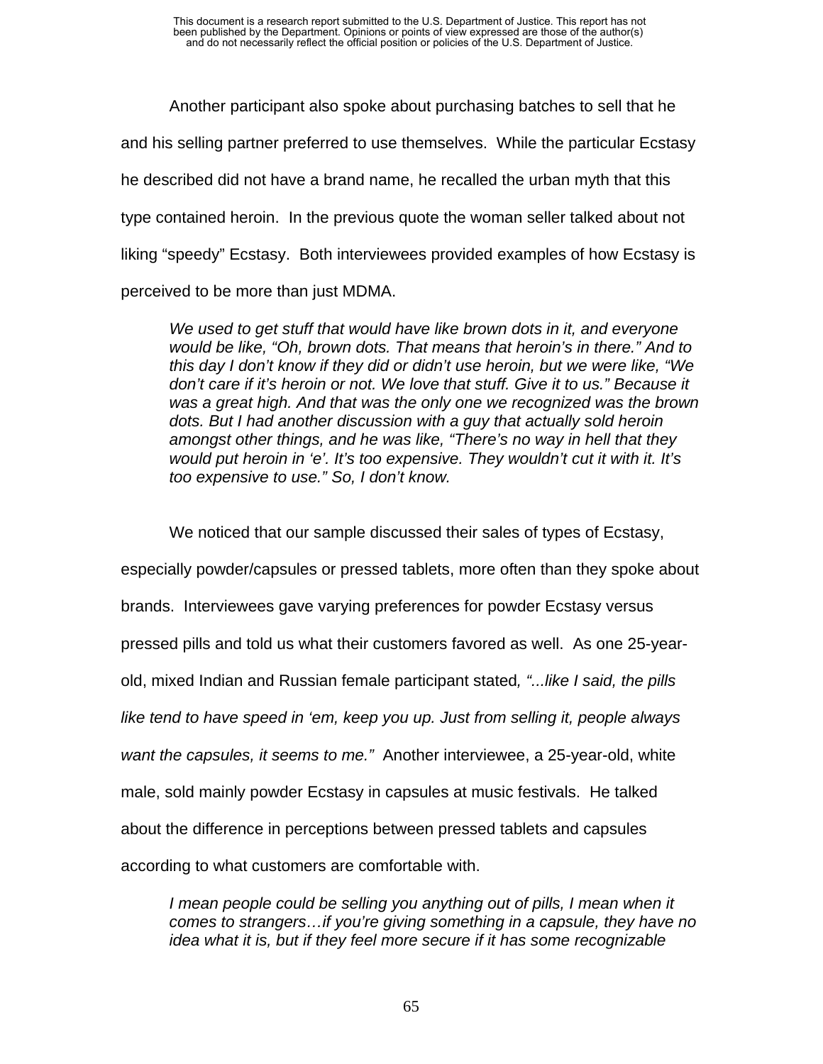Another participant also spoke about purchasing batches to sell that he and his selling partner preferred to use themselves. While the particular Ecstasy he described did not have a brand name, he recalled the urban myth that this type contained heroin. In the previous quote the woman seller talked about not liking "speedy" Ecstasy. Both interviewees provided examples of how Ecstasy is perceived to be more than just MDMA.

> *We used to get stuff that would have like brown dots in it, and everyone would be like, "Oh, brown dots. That means that heroin's in there." And to this day I don't know if they did or didn't use heroin, but we were like, "We don't care if it's heroin or not. We love that stuff. Give it to us." Because it was a great high. And that was the only one we recognized was the brown dots. But I had another discussion with a guy that actually sold heroin amongst other things, and he was like, "There's no way in hell that they would put heroin in 'e'. It's too expensive. They wouldn't cut it with it. It's too expensive to use." So, I don't know.*

We noticed that our sample discussed their sales of types of Ecstasy, especially powder/capsules or pressed tablets, more often than they spoke about brands. Interviewees gave varying preferences for powder Ecstasy versus pressed pills and told us what their customers favored as well. As one 25-year-old, mixed Indian and Russian female participant stated*, "...like I said, the pills like tend to have speed in 'em, keep you up. Just from selling it, people always want the capsules, it seems to me."* Another interviewee, a 25-year-old, white male, sold mainly powder Ecstasy in capsules at music festivals. He talked about the difference in perceptions between pressed tablets and capsules according to what customers are comfortable with.

> *I mean people could be selling you anything out of pills, I mean when it comes to strangers…if you're giving something in a capsule, they have no idea what it is, but if they feel more secure if it has some recognizable*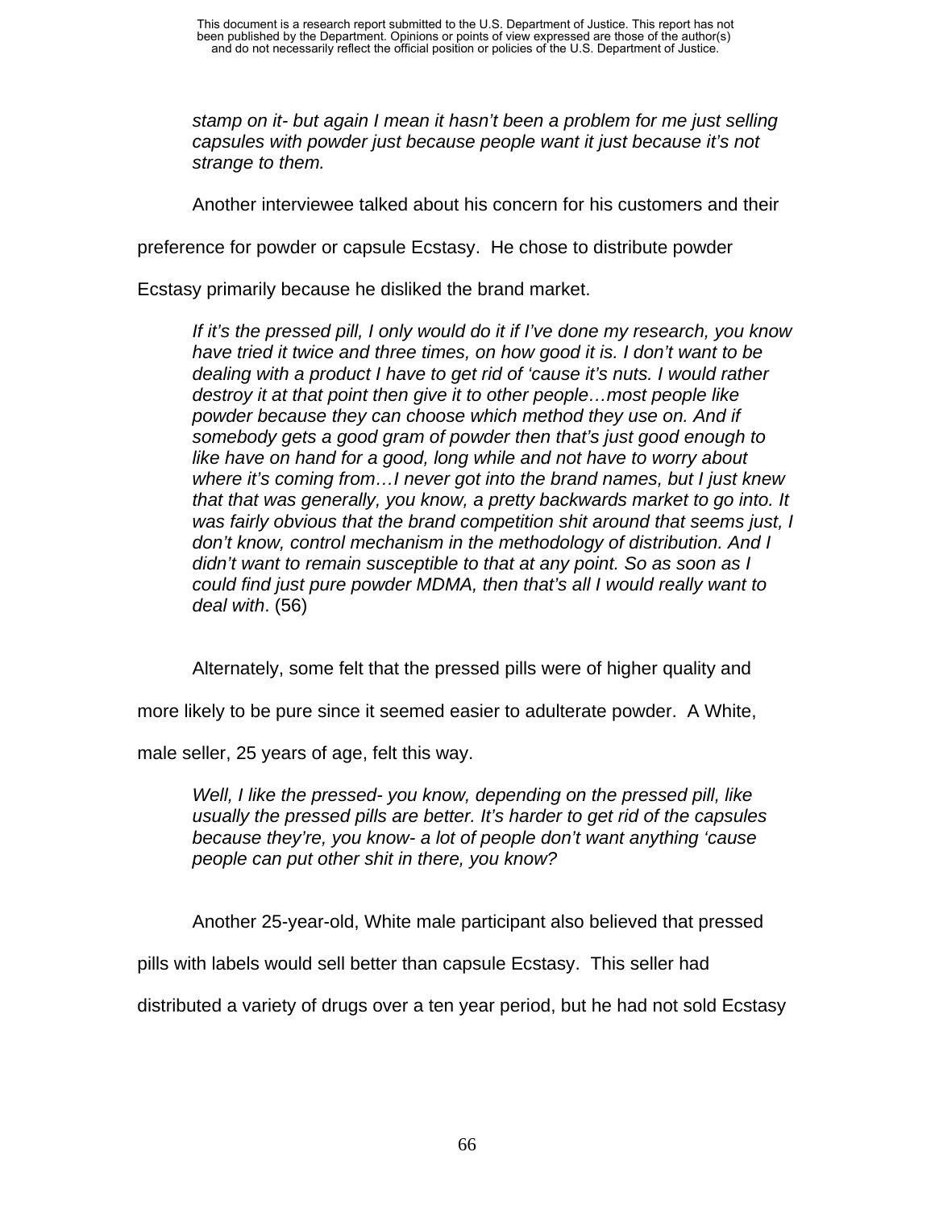*stamp on it- but again I mean it hasn't been a problem for me just selling capsules with powder just because people want it just because it's not strange to them.*

Another interviewee talked about his concern for his customers and their preference for powder or capsule Ecstasy. He chose to distribute powder Ecstasy primarily because he disliked the brand market.

> *If it's the pressed pill, I only would do it if I've done my research, you know have tried it twice and three times, on how good it is. I don't want to be dealing with a product I have to get rid of 'cause it's nuts. I would rather destroy it at that point then give it to other people…most people like powder because they can choose which method they use on. And if somebody gets a good gram of powder then that's just good enough to like have on hand for a good, long while and not have to worry about where it's coming from…I never got into the brand names, but I just knew that that was generally, you know, a pretty backwards market to go into. It was fairly obvious that the brand competition shit around that seems just, I don't know, control mechanism in the methodology of distribution. And I didn't want to remain susceptible to that at any point. So as soon as I could find just pure powder MDMA, then that's all I would really want to deal with*. (56)

Alternately, some felt that the pressed pills were of higher quality and more likely to be pure since it seemed easier to adulterate powder. A White, male seller, 25 years of age, felt this way.

> *Well, I like the pressed- you know, depending on the pressed pill, like usually the pressed pills are better. It's harder to get rid of the capsules because they're, you know- a lot of people don't want anything 'cause people can put other shit in there, you know?*

Another 25-year-old, White male participant also believed that pressed pills with labels would sell better than capsule Ecstasy. This seller had distributed a variety of drugs over a ten year period, but he had not sold Ecstasy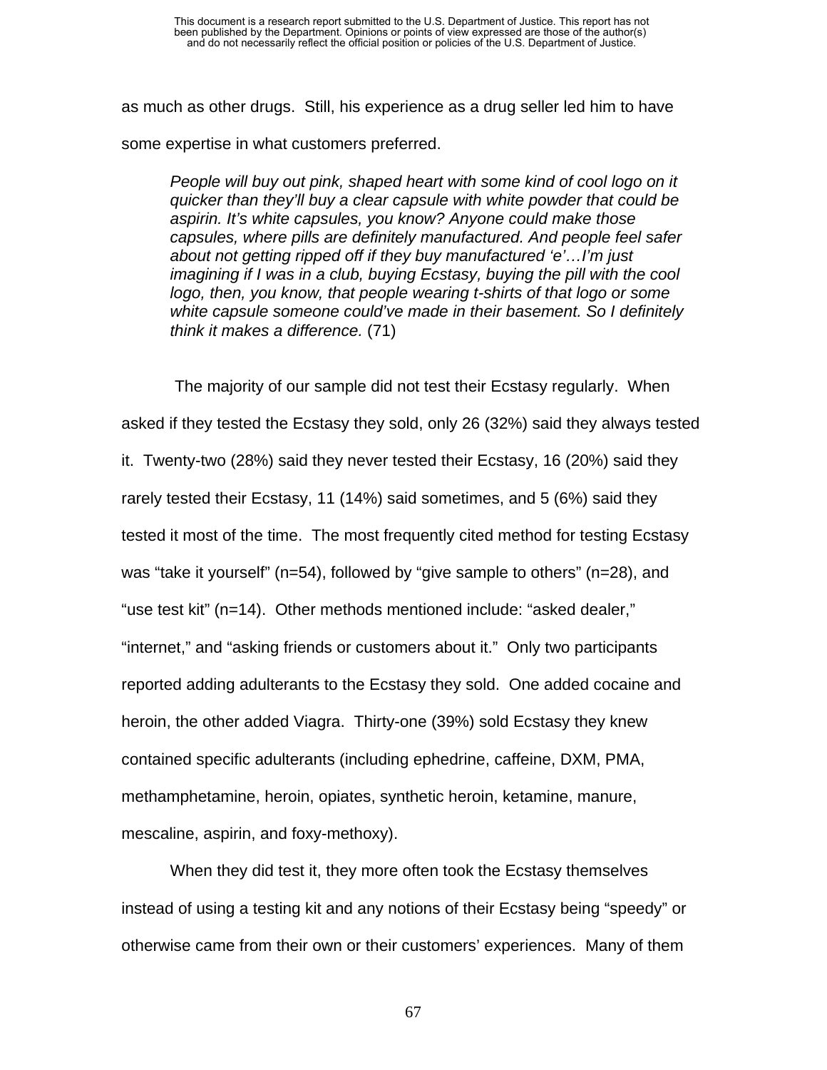as much as other drugs. Still, his experience as a drug seller led him to have some expertise in what customers preferred.

> *People will buy out pink, shaped heart with some kind of cool logo on it quicker than they'll buy a clear capsule with white powder that could be aspirin. It's white capsules, you know? Anyone could make those capsules, where pills are definitely manufactured. And people feel safer about not getting ripped off if they buy manufactured 'e'…I'm just imagining if I was in a club, buying Ecstasy, buying the pill with the cool logo, then, you know, that people wearing t-shirts of that logo or some white capsule someone could've made in their basement. So I definitely think it makes a difference.* (71)

The majority of our sample did not test their Ecstasy regularly. When asked if they tested the Ecstasy they sold, only 26 (32%) said they always tested it. Twenty-two (28%) said they never tested their Ecstasy, 16 (20%) said they rarely tested their Ecstasy, 11 (14%) said sometimes, and 5 (6%) said they tested it most of the time. The most frequently cited method for testing Ecstasy was "take it yourself" (n=54), followed by "give sample to others" (n=28), and "use test kit" (n=14). Other methods mentioned include: "asked dealer," "internet," and "asking friends or customers about it." Only two participants reported adding adulterants to the Ecstasy they sold. One added cocaine and heroin, the other added Viagra. Thirty-one (39%) sold Ecstasy they knew contained specific adulterants (including ephedrine, caffeine, DXM, PMA, methamphetamine, heroin, opiates, synthetic heroin, ketamine, manure, mescaline, aspirin, and foxy-methoxy).

When they did test it, they more often took the Ecstasy themselves instead of using a testing kit and any notions of their Ecstasy being "speedy" or otherwise came from their own or their customers' experiences. Many of them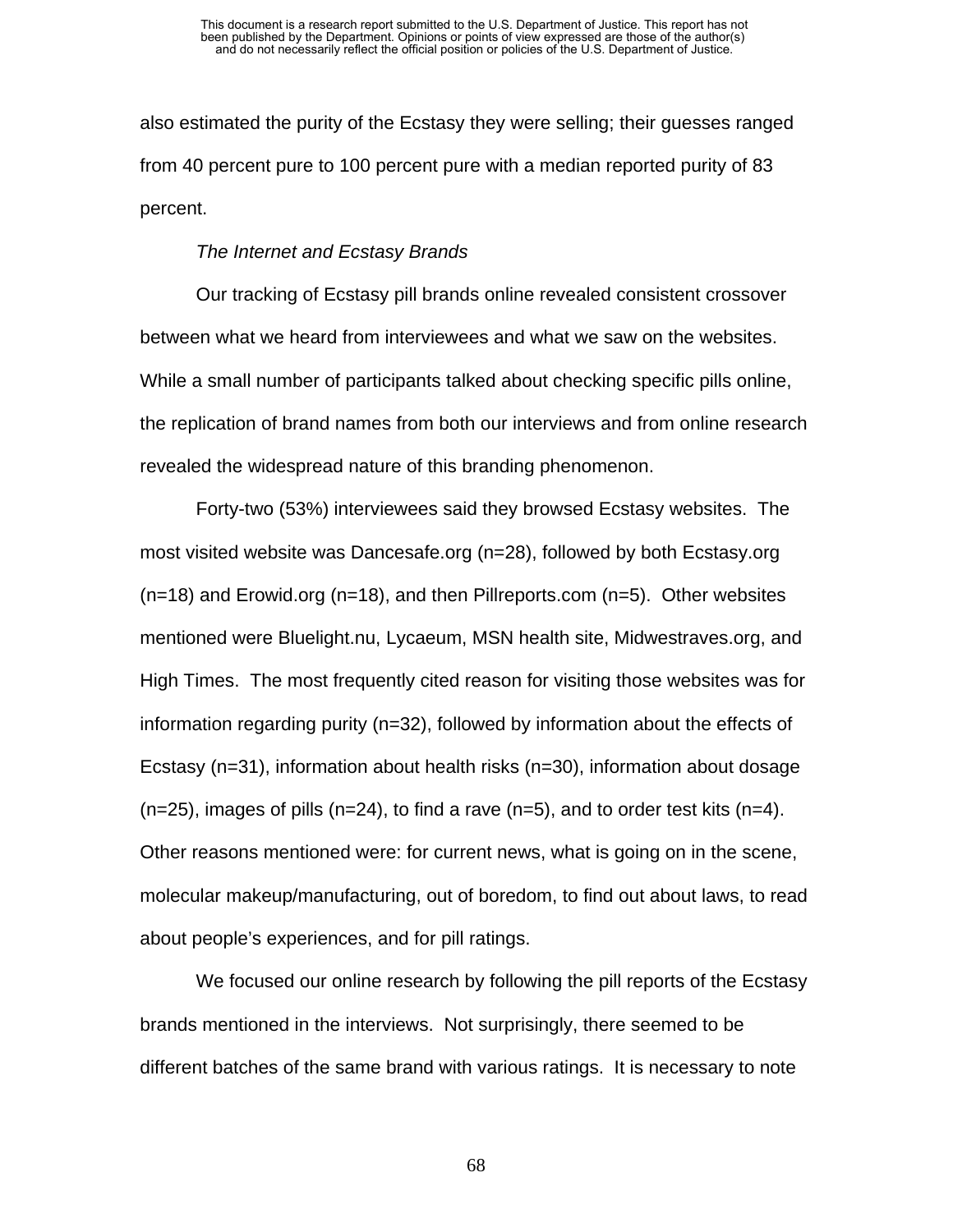also estimated the purity of the Ecstasy they were selling; their guesses ranged from 40 percent pure to 100 percent pure with a median reported purity of 83 percent.

*The Internet and Ecstasy Brands*

Our tracking of Ecstasy pill brands online revealed consistent crossover between what we heard from interviewees and what we saw on the websites. While a small number of participants talked about checking specific pills online, the replication of brand names from both our interviews and from online research revealed the widespread nature of this branding phenomenon.

Forty-two (53%) interviewees said they browsed Ecstasy websites. The most visited website was Dancesafe.org (n=28), followed by both Ecstasy.org (n=18) and Erowid.org (n=18), and then Pillreports.com (n=5). Other websites mentioned were Bluelight.nu, Lycaeum, MSN health site, Midwestraves.org, and High Times. The most frequently cited reason for visiting those websites was for information regarding purity (n=32), followed by information about the effects of Ecstasy (n=31), information about health risks (n=30), information about dosage (n=25), images of pills (n=24), to find a rave (n=5), and to order test kits (n=4). Other reasons mentioned were: for current news, what is going on in the scene, molecular makeup/manufacturing, out of boredom, to find out about laws, to read about people's experiences, and for pill ratings.

We focused our online research by following the pill reports of the Ecstasy brands mentioned in the interviews. Not surprisingly, there seemed to be different batches of the same brand with various ratings. It is necessary to note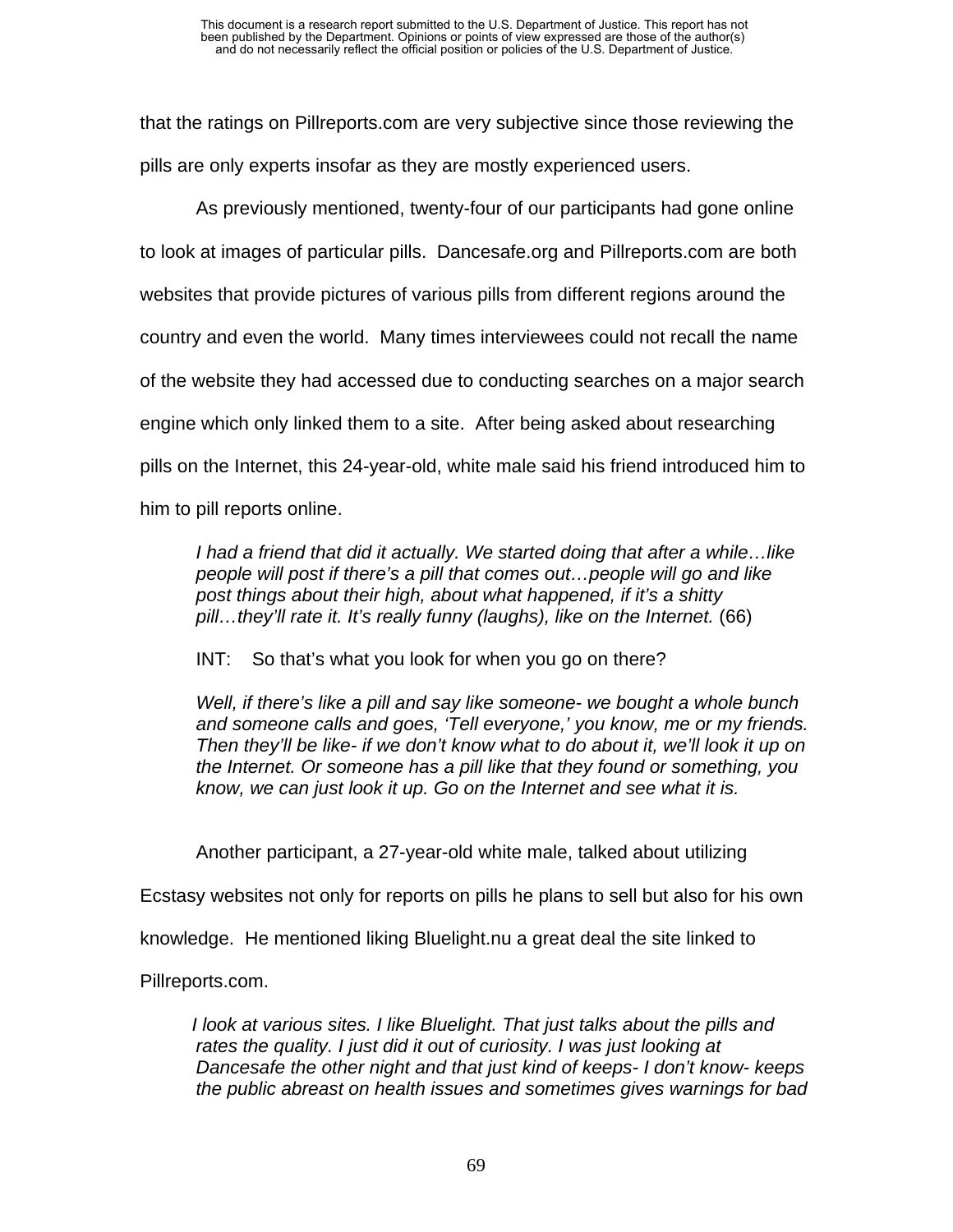that the ratings on Pillreports.com are very subjective since those reviewing the pills are only experts insofar as they are mostly experienced users.

As previously mentioned, twenty-four of our participants had gone online to look at images of particular pills. Dancesafe.org and Pillreports.com are both websites that provide pictures of various pills from different regions around the country and even the world. Many times interviewees could not recall the name of the website they had accessed due to conducting searches on a major search engine which only linked them to a site. After being asked about researching pills on the Internet, this 24-year-old, white male said his friend introduced him to him to pill reports online.

> *I had a friend that did it actually. We started doing that after a while…like people will post if there's a pill that comes out…people will go and like post things about their high, about what happened, if it's a shitty pill…they'll rate it. It's really funny (laughs), like on the Internet.* (66)
>
> INT: So that's what you look for when you go on there?
>
> *Well, if there's like a pill and say like someone- we bought a whole bunch and someone calls and goes, 'Tell everyone,' you know, me or my friends. Then they'll be like- if we don't know what to do about it, we'll look it up on the Internet. Or someone has a pill like that they found or something, you know, we can just look it up. Go on the Internet and see what it is.*

Another participant, a 27-year-old white male, talked about utilizing Ecstasy websites not only for reports on pills he plans to sell but also for his own knowledge. He mentioned liking Bluelight.nu a great deal the site linked to Pillreports.com.

> *I look at various sites. I like Bluelight. That just talks about the pills and rates the quality. I just did it out of curiosity. I was just looking at Dancesafe the other night and that just kind of keeps- I don't know- keeps the public abreast on health issues and sometimes gives warnings for bad*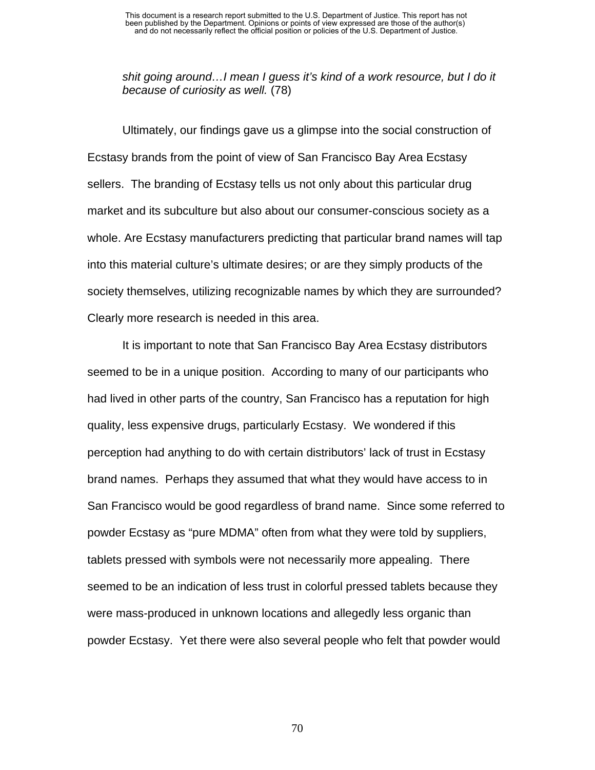*shit going around…I mean I guess it's kind of a work resource, but I do it because of curiosity as well.* (78)

Ultimately, our findings gave us a glimpse into the social construction of Ecstasy brands from the point of view of San Francisco Bay Area Ecstasy sellers. The branding of Ecstasy tells us not only about this particular drug market and its subculture but also about our consumer-conscious society as a whole. Are Ecstasy manufacturers predicting that particular brand names will tap into this material culture's ultimate desires; or are they simply products of the society themselves, utilizing recognizable names by which they are surrounded? Clearly more research is needed in this area.

It is important to note that San Francisco Bay Area Ecstasy distributors seemed to be in a unique position. According to many of our participants who had lived in other parts of the country, San Francisco has a reputation for high quality, less expensive drugs, particularly Ecstasy. We wondered if this perception had anything to do with certain distributors' lack of trust in Ecstasy brand names. Perhaps they assumed that what they would have access to in San Francisco would be good regardless of brand name. Since some referred to powder Ecstasy as "pure MDMA" often from what they were told by suppliers, tablets pressed with symbols were not necessarily more appealing. There seemed to be an indication of less trust in colorful pressed tablets because they were mass-produced in unknown locations and allegedly less organic than powder Ecstasy. Yet there were also several people who felt that powder would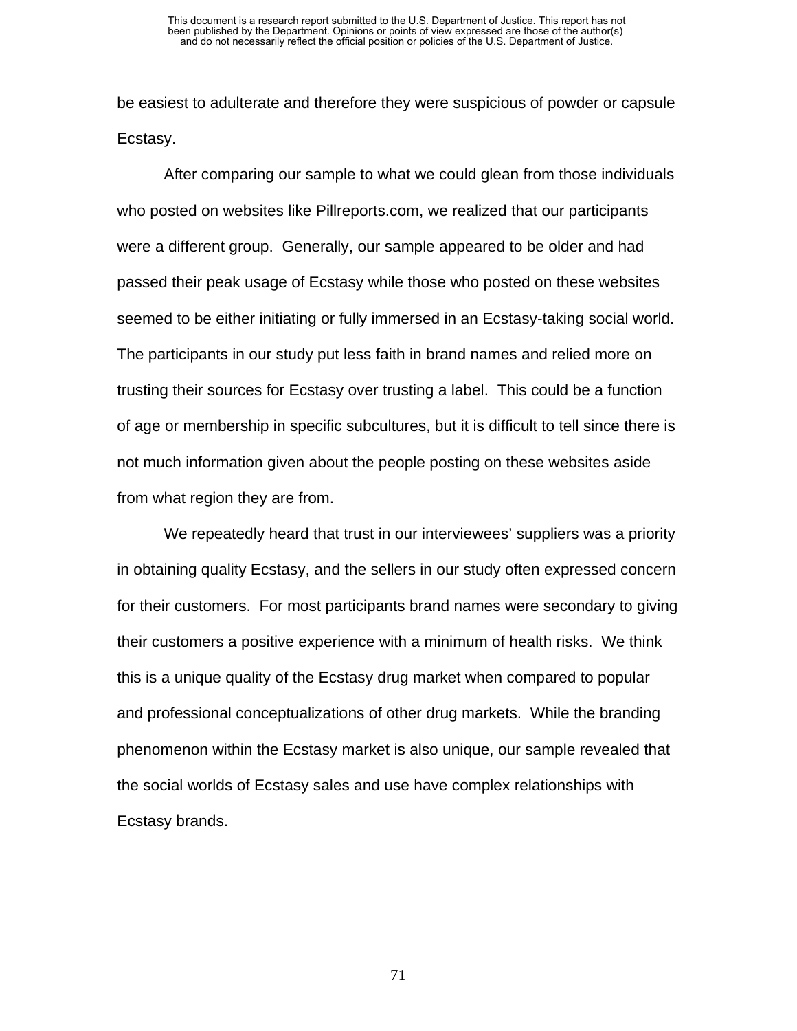be easiest to adulterate and therefore they were suspicious of powder or capsule Ecstasy.

After comparing our sample to what we could glean from those individuals who posted on websites like Pillreports.com, we realized that our participants were a different group. Generally, our sample appeared to be older and had passed their peak usage of Ecstasy while those who posted on these websites seemed to be either initiating or fully immersed in an Ecstasy-taking social world. The participants in our study put less faith in brand names and relied more on trusting their sources for Ecstasy over trusting a label. This could be a function of age or membership in specific subcultures, but it is difficult to tell since there is not much information given about the people posting on these websites aside from what region they are from.

We repeatedly heard that trust in our interviewees' suppliers was a priority in obtaining quality Ecstasy, and the sellers in our study often expressed concern for their customers. For most participants brand names were secondary to giving their customers a positive experience with a minimum of health risks. We think this is a unique quality of the Ecstasy drug market when compared to popular and professional conceptualizations of other drug markets. While the branding phenomenon within the Ecstasy market is also unique, our sample revealed that the social worlds of Ecstasy sales and use have complex relationships with Ecstasy brands.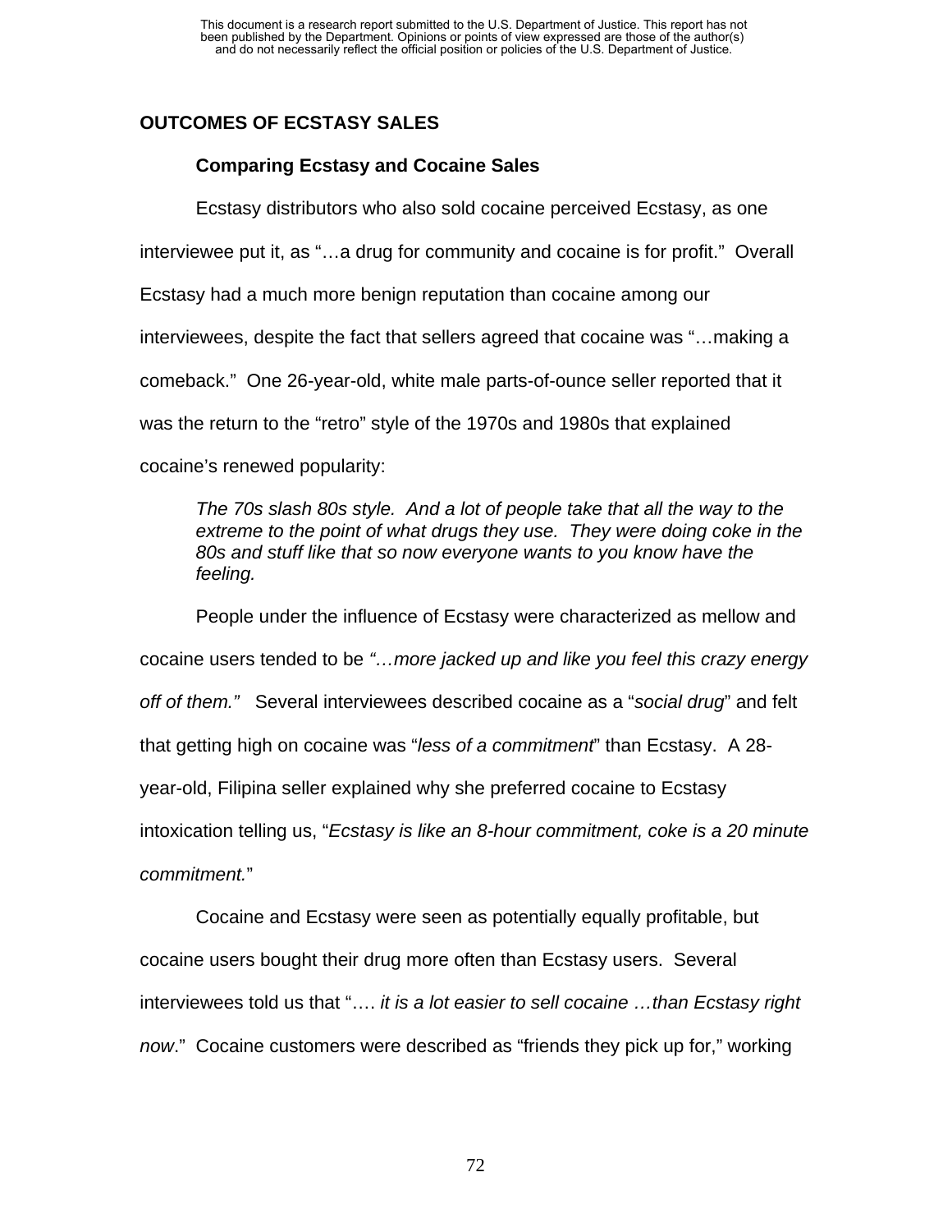## OUTCOMES OF ECSTASY SALES

### Comparing Ecstasy and Cocaine Sales

Ecstasy distributors who also sold cocaine perceived Ecstasy, as one interviewee put it, as "…a drug for community and cocaine is for profit." Overall Ecstasy had a much more benign reputation than cocaine among our interviewees, despite the fact that sellers agreed that cocaine was "…making a comeback." One 26-year-old, white male parts-of-ounce seller reported that it was the return to the "retro" style of the 1970s and 1980s that explained cocaine's renewed popularity:

> *The 70s slash 80s style. And a lot of people take that all the way to the extreme to the point of what drugs they use. They were doing coke in the 80s and stuff like that so now everyone wants to you know have the feeling.*

People under the influence of Ecstasy were characterized as mellow and cocaine users tended to be *"…more jacked up and like you feel this crazy energy off of them."* Several interviewees described cocaine as a "*social drug*" and felt that getting high on cocaine was "*less of a commitment*" than Ecstasy. A 28-year-old, Filipina seller explained why she preferred cocaine to Ecstasy intoxication telling us, "*Ecstasy is like an 8-hour commitment, coke is a 20 minute commitment.*"

Cocaine and Ecstasy were seen as potentially equally profitable, but cocaine users bought their drug more often than Ecstasy users. Several interviewees told us that "…. *it is a lot easier to sell cocaine …than Ecstasy right now*." Cocaine customers were described as "friends they pick up for," working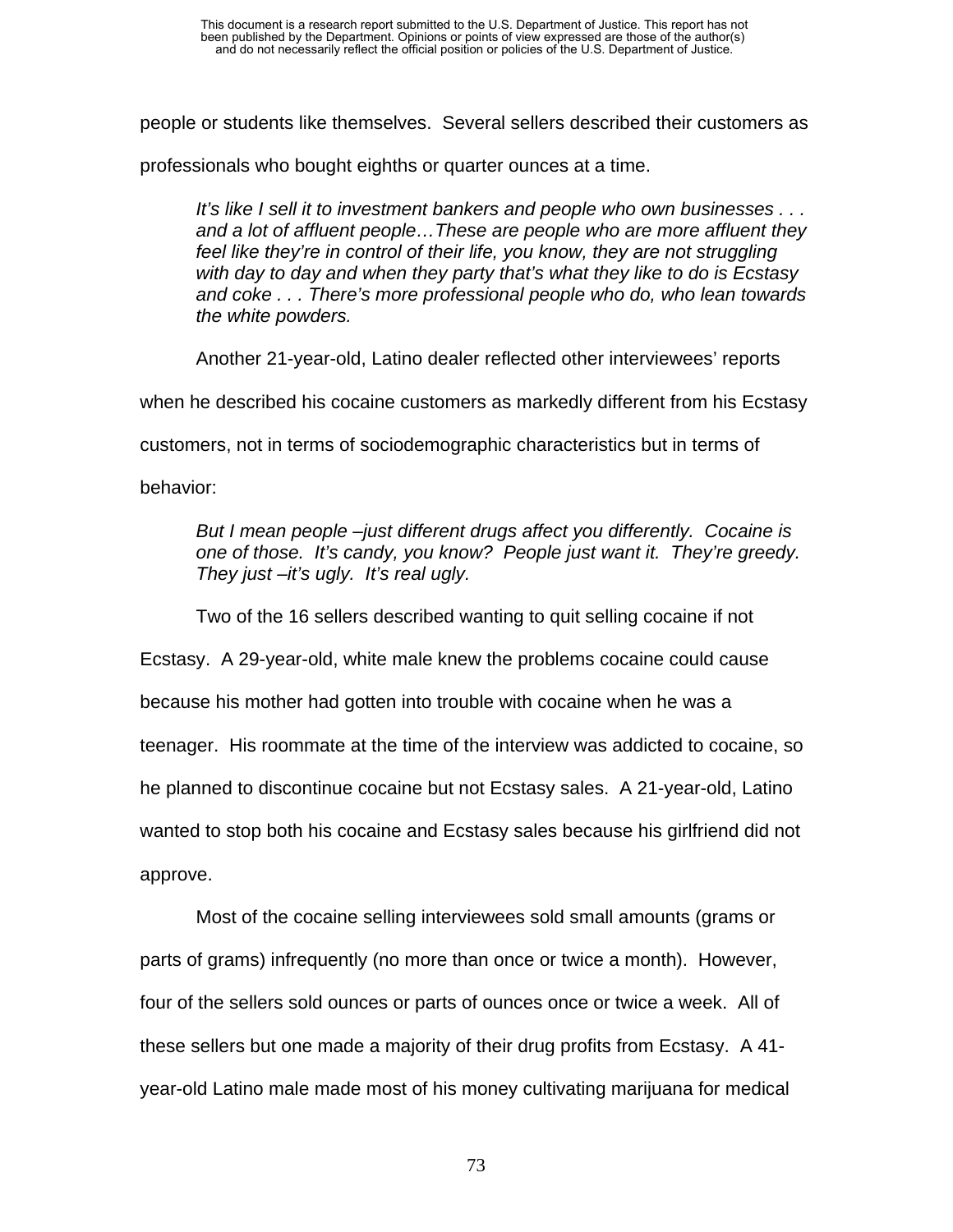people or students like themselves. Several sellers described their customers as professionals who bought eighths or quarter ounces at a time.

> *It's like I sell it to investment bankers and people who own businesses . . . and a lot of affluent people…These are people who are more affluent they feel like they're in control of their life, you know, they are not struggling with day to day and when they party that's what they like to do is Ecstasy and coke . . . There's more professional people who do, who lean towards the white powders.*

Another 21-year-old, Latino dealer reflected other interviewees' reports when he described his cocaine customers as markedly different from his Ecstasy customers, not in terms of sociodemographic characteristics but in terms of behavior:

> *But I mean people –just different drugs affect you differently. Cocaine is one of those. It's candy, you know? People just want it. They're greedy. They just –it's ugly. It's real ugly.*

Two of the 16 sellers described wanting to quit selling cocaine if not Ecstasy. A 29-year-old, white male knew the problems cocaine could cause because his mother had gotten into trouble with cocaine when he was a teenager. His roommate at the time of the interview was addicted to cocaine, so he planned to discontinue cocaine but not Ecstasy sales. A 21-year-old, Latino wanted to stop both his cocaine and Ecstasy sales because his girlfriend did not approve.

Most of the cocaine selling interviewees sold small amounts (grams or parts of grams) infrequently (no more than once or twice a month). However, four of the sellers sold ounces or parts of ounces once or twice a week. All of these sellers but one made a majority of their drug profits from Ecstasy. A 41-year-old Latino male made most of his money cultivating marijuana for medical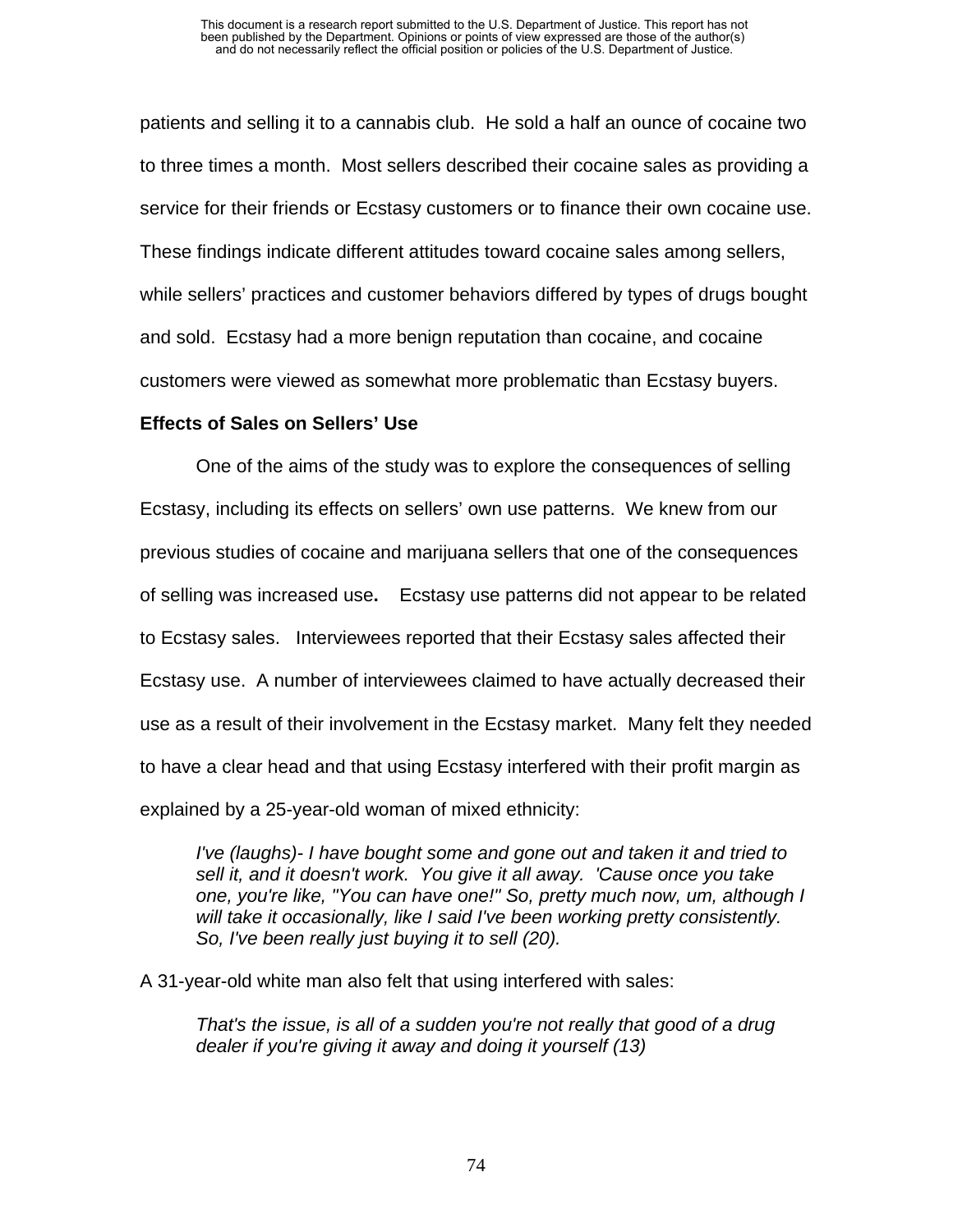patients and selling it to a cannabis club. He sold a half an ounce of cocaine two to three times a month. Most sellers described their cocaine sales as providing a service for their friends or Ecstasy customers or to finance their own cocaine use. These findings indicate different attitudes toward cocaine sales among sellers, while sellers' practices and customer behaviors differed by types of drugs bought and sold. Ecstasy had a more benign reputation than cocaine, and cocaine customers were viewed as somewhat more problematic than Ecstasy buyers.

**Effects of Sales on Sellers' Use**

One of the aims of the study was to explore the consequences of selling Ecstasy, including its effects on sellers' own use patterns. We knew from our previous studies of cocaine and marijuana sellers that one of the consequences of selling was increased use**.** Ecstasy use patterns did not appear to be related to Ecstasy sales. Interviewees reported that their Ecstasy sales affected their Ecstasy use. A number of interviewees claimed to have actually decreased their use as a result of their involvement in the Ecstasy market. Many felt they needed to have a clear head and that using Ecstasy interfered with their profit margin as explained by a 25-year-old woman of mixed ethnicity:

> *I've (laughs)- I have bought some and gone out and taken it and tried to sell it, and it doesn't work. You give it all away. 'Cause once you take one, you're like, "You can have one!" So, pretty much now, um, although I will take it occasionally, like I said I've been working pretty consistently. So, I've been really just buying it to sell (20).*

A 31-year-old white man also felt that using interfered with sales:

> *That's the issue, is all of a sudden you're not really that good of a drug dealer if you're giving it away and doing it yourself (13)*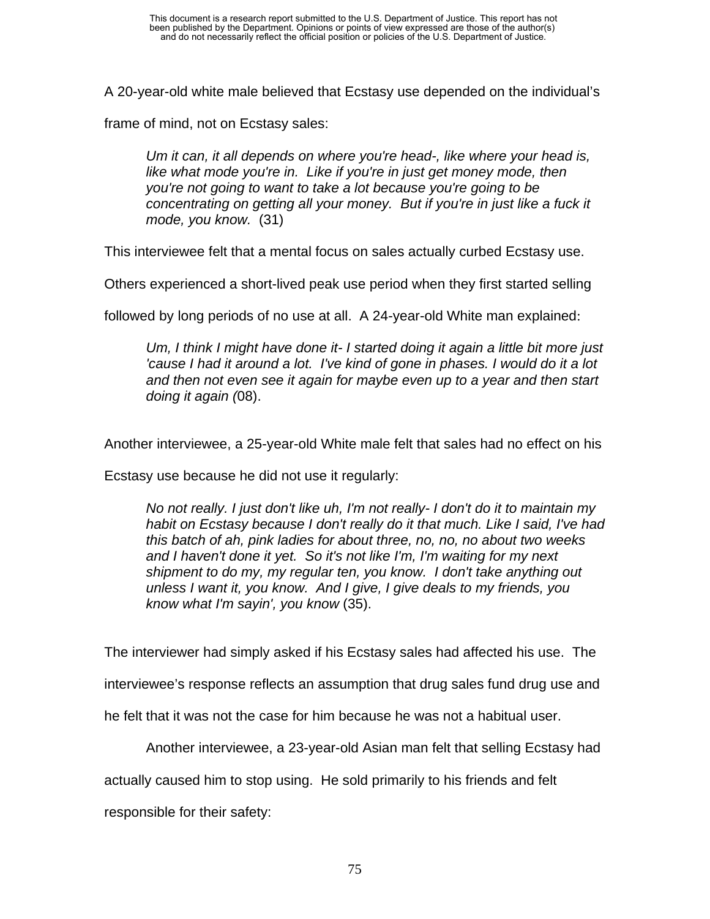A 20-year-old white male believed that Ecstasy use depended on the individual's frame of mind, not on Ecstasy sales:

> *Um it can, it all depends on where you're head-, like where your head is, like what mode you're in. Like if you're in just get money mode, then you're not going to want to take a lot because you're going to be concentrating on getting all your money. But if you're in just like a fuck it mode, you know.* (31)

This interviewee felt that a mental focus on sales actually curbed Ecstasy use. Others experienced a short-lived peak use period when they first started selling followed by long periods of no use at all. A 24-year-old White man explained:

> *Um, I think I might have done it- I started doing it again a little bit more just 'cause I had it around a lot. I've kind of gone in phases. I would do it a lot and then not even see it again for maybe even up to a year and then start doing it again (*08).

Another interviewee, a 25-year-old White male felt that sales had no effect on his Ecstasy use because he did not use it regularly:

> *No not really. I just don't like uh, I'm not really- I don't do it to maintain my habit on Ecstasy because I don't really do it that much. Like I said, I've had this batch of ah, pink ladies for about three, no, no, no about two weeks and I haven't done it yet. So it's not like I'm, I'm waiting for my next shipment to do my, my regular ten, you know. I don't take anything out unless I want it, you know. And I give, I give deals to my friends, you know what I'm sayin', you know* (35).

The interviewer had simply asked if his Ecstasy sales had affected his use. The interviewee's response reflects an assumption that drug sales fund drug use and he felt that it was not the case for him because he was not a habitual user.

Another interviewee, a 23-year-old Asian man felt that selling Ecstasy had actually caused him to stop using. He sold primarily to his friends and felt responsible for their safety: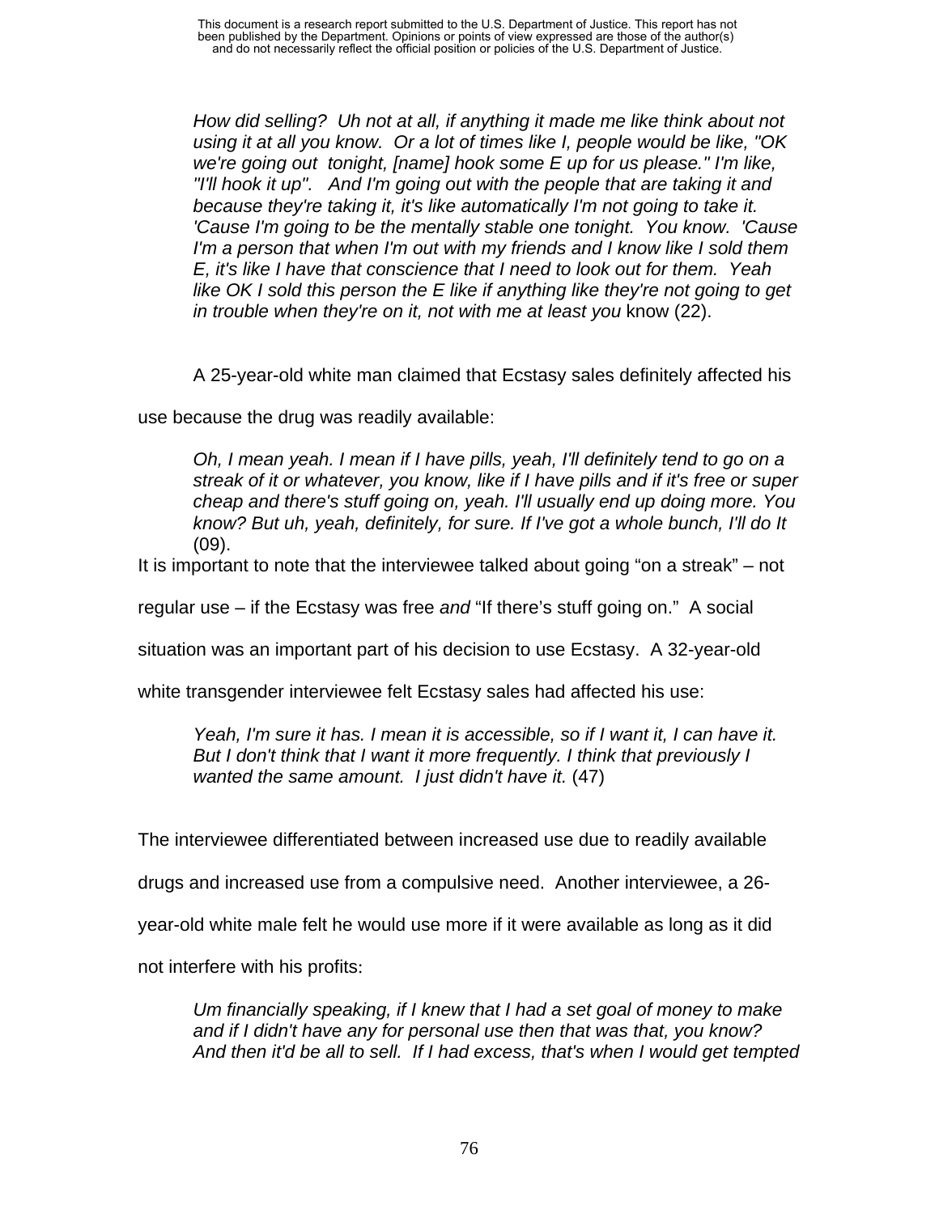> *How did selling? Uh not at all, if anything it made me like think about not using it at all you know. Or a lot of times like I, people would be like, "OK we're going out tonight, [name] hook some E up for us please." I'm like, "I'll hook it up". And I'm going out with the people that are taking it and because they're taking it, it's like automatically I'm not going to take it. 'Cause I'm going to be the mentally stable one tonight. You know. 'Cause I'm a person that when I'm out with my friends and I know like I sold them E, it's like I have that conscience that I need to look out for them. Yeah like OK I sold this person the E like if anything like they're not going to get in trouble when they're on it, not with me at least you* know (22).

A 25-year-old white man claimed that Ecstasy sales definitely affected his use because the drug was readily available:

> *Oh, I mean yeah. I mean if I have pills, yeah, I'll definitely tend to go on a streak of it or whatever, you know, like if I have pills and if it's free or super cheap and there's stuff going on, yeah. I'll usually end up doing more. You know? But uh, yeah, definitely, for sure. If I've got a whole bunch, I'll do It* (09).

It is important to note that the interviewee talked about going "on a streak" – not regular use – if the Ecstasy was free *and* "If there's stuff going on." A social situation was an important part of his decision to use Ecstasy. A 32-year-old white transgender interviewee felt Ecstasy sales had affected his use:

> *Yeah, I'm sure it has. I mean it is accessible, so if I want it, I can have it. But I don't think that I want it more frequently. I think that previously I wanted the same amount. I just didn't have it.* (47)

The interviewee differentiated between increased use due to readily available drugs and increased use from a compulsive need. Another interviewee, a 26-year-old white male felt he would use more if it were available as long as it did not interfere with his profits:

> *Um financially speaking, if I knew that I had a set goal of money to make and if I didn't have any for personal use then that was that, you know? And then it'd be all to sell. If I had excess, that's when I would get tempted*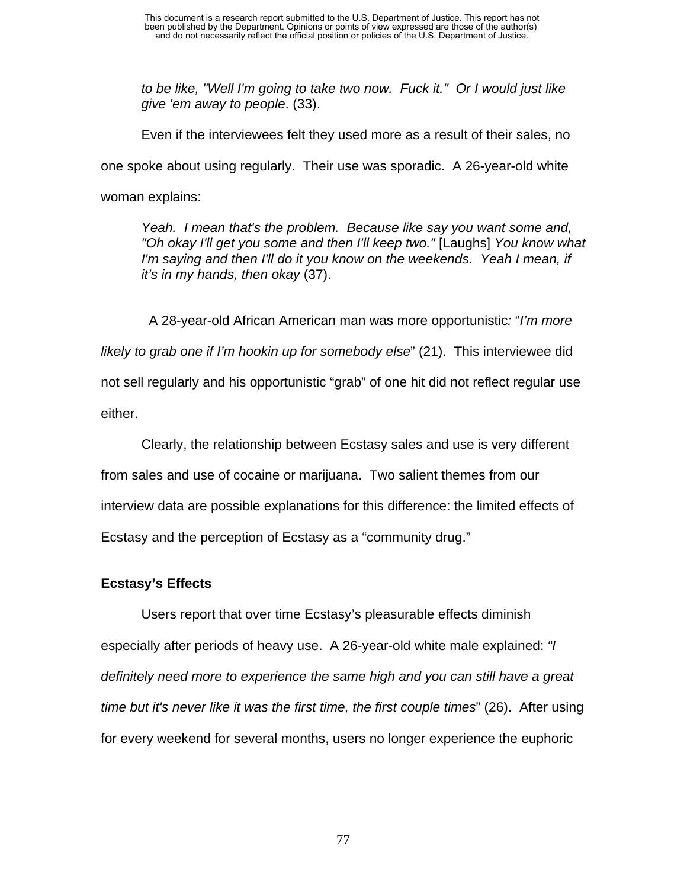> *to be like, "Well I'm going to take two now. Fuck it." Or I would just like give 'em away to people*. (33).

Even if the interviewees felt they used more as a result of their sales, no one spoke about using regularly. Their use was sporadic. A 26-year-old white woman explains:

> *Yeah. I mean that's the problem. Because like say you want some and, "Oh okay I'll get you some and then I'll keep two."* [Laughs] *You know what I'm saying and then I'll do it you know on the weekends. Yeah I mean, if it's in my hands, then okay* (37).

A 28-year-old African American man was more opportunistic*:* "*I'm more likely to grab one if I'm hookin up for somebody else*" (21). This interviewee did not sell regularly and his opportunistic "grab" of one hit did not reflect regular use either.

Clearly, the relationship between Ecstasy sales and use is very different from sales and use of cocaine or marijuana. Two salient themes from our interview data are possible explanations for this difference: the limited effects of Ecstasy and the perception of Ecstasy as a "community drug."

**Ecstasy's Effects**

Users report that over time Ecstasy's pleasurable effects diminish especially after periods of heavy use. A 26-year-old white male explained: *"I definitely need more to experience the same high and you can still have a great time but it's never like it was the first time, the first couple times*" (26). After using for every weekend for several months, users no longer experience the euphoric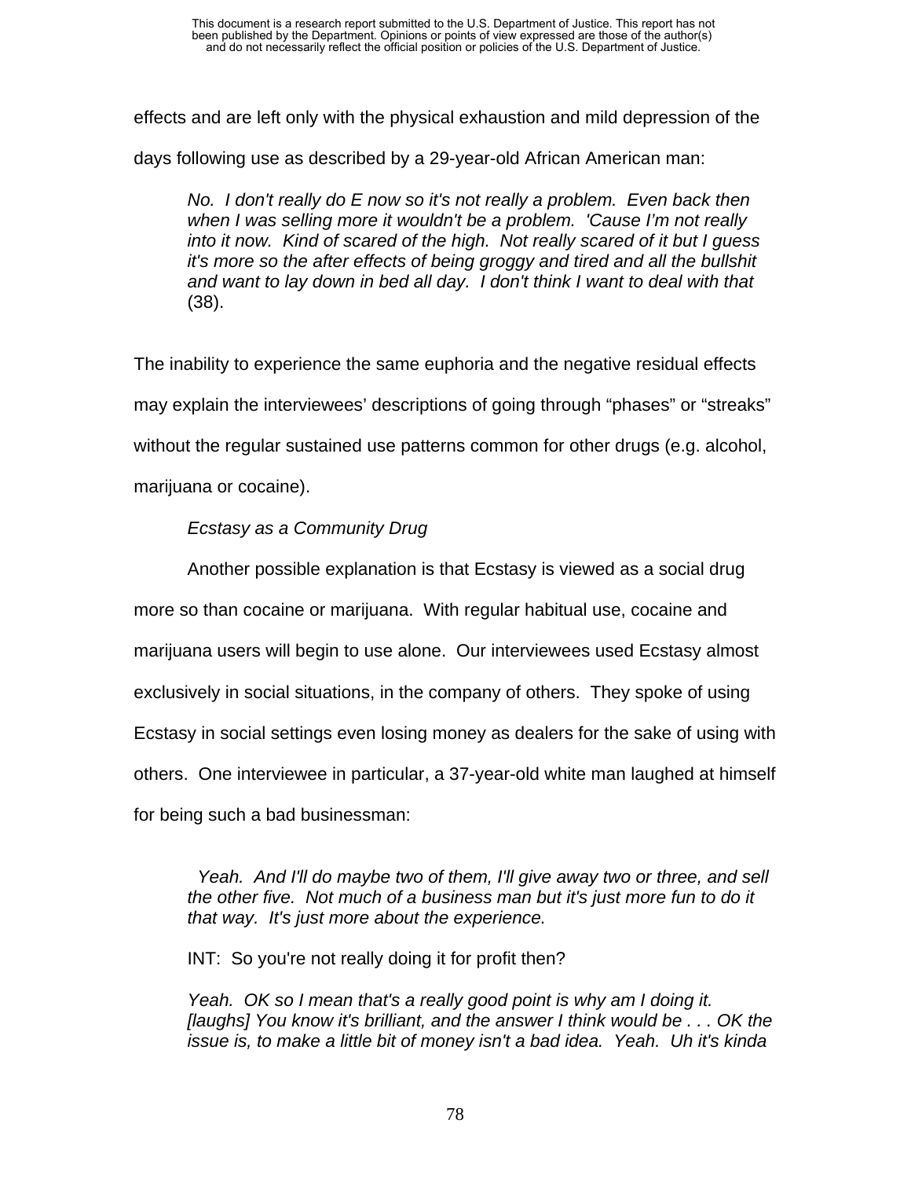effects and are left only with the physical exhaustion and mild depression of the days following use as described by a 29-year-old African American man:

> *No. I don't really do E now so it's not really a problem. Even back then when I was selling more it wouldn't be a problem. 'Cause I'm not really into it now. Kind of scared of the high. Not really scared of it but I guess it's more so the after effects of being groggy and tired and all the bullshit and want to lay down in bed all day. I don't think I want to deal with that* (38).

The inability to experience the same euphoria and the negative residual effects may explain the interviewees' descriptions of going through "phases" or "streaks" without the regular sustained use patterns common for other drugs (e.g. alcohol, marijuana or cocaine).

*Ecstasy as a Community Drug*

Another possible explanation is that Ecstasy is viewed as a social drug more so than cocaine or marijuana. With regular habitual use, cocaine and marijuana users will begin to use alone. Our interviewees used Ecstasy almost exclusively in social situations, in the company of others. They spoke of using Ecstasy in social settings even losing money as dealers for the sake of using with others. One interviewee in particular, a 37-year-old white man laughed at himself for being such a bad businessman:

> *Yeah. And I'll do maybe two of them, I'll give away two or three, and sell the other five. Not much of a business man but it's just more fun to do it that way. It's just more about the experience.*
>
> INT: So you're not really doing it for profit then?
>
> *Yeah. OK so I mean that's a really good point is why am I doing it. [laughs] You know it's brilliant, and the answer I think would be . . . OK the issue is, to make a little bit of money isn't a bad idea. Yeah. Uh it's kinda*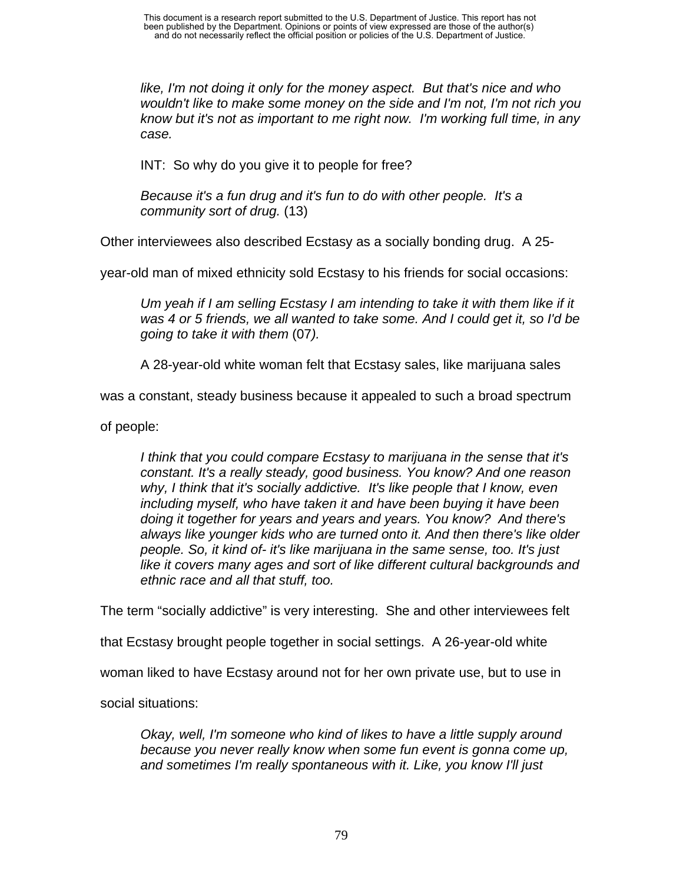*like, I'm not doing it only for the money aspect. But that's nice and who wouldn't like to make some money on the side and I'm not, I'm not rich you know but it's not as important to me right now. I'm working full time, in any case.*

> INT: So why do you give it to people for free?

> *Because it's a fun drug and it's fun to do with other people. It's a community sort of drug.* (13)

Other interviewees also described Ecstasy as a socially bonding drug. A 25-year-old man of mixed ethnicity sold Ecstasy to his friends for social occasions:

> *Um yeah if I am selling Ecstasy I am intending to take it with them like if it was 4 or 5 friends, we all wanted to take some. And I could get it, so I'd be going to take it with them* (07*).*

A 28-year-old white woman felt that Ecstasy sales, like marijuana sales was a constant, steady business because it appealed to such a broad spectrum of people:

> *I think that you could compare Ecstasy to marijuana in the sense that it's constant. It's a really steady, good business. You know? And one reason why, I think that it's socially addictive. It's like people that I know, even including myself, who have taken it and have been buying it have been doing it together for years and years and years. You know? And there's always like younger kids who are turned onto it. And then there's like older people. So, it kind of- it's like marijuana in the same sense, too. It's just like it covers many ages and sort of like different cultural backgrounds and ethnic race and all that stuff, too.*

The term "socially addictive" is very interesting. She and other interviewees felt that Ecstasy brought people together in social settings. A 26-year-old white woman liked to have Ecstasy around not for her own private use, but to use in social situations:

> *Okay, well, I'm someone who kind of likes to have a little supply around because you never really know when some fun event is gonna come up, and sometimes I'm really spontaneous with it. Like, you know I'll just*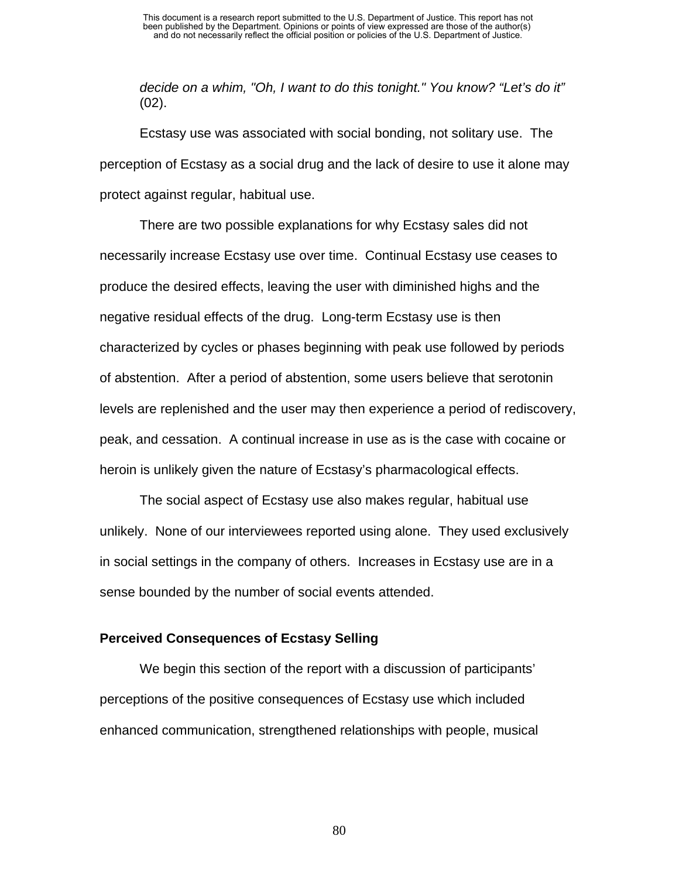*decide on a whim, "Oh, I want to do this tonight." You know? "Let's do it"* (02).

Ecstasy use was associated with social bonding, not solitary use. The perception of Ecstasy as a social drug and the lack of desire to use it alone may protect against regular, habitual use.

There are two possible explanations for why Ecstasy sales did not necessarily increase Ecstasy use over time. Continual Ecstasy use ceases to produce the desired effects, leaving the user with diminished highs and the negative residual effects of the drug. Long-term Ecstasy use is then characterized by cycles or phases beginning with peak use followed by periods of abstention. After a period of abstention, some users believe that serotonin levels are replenished and the user may then experience a period of rediscovery, peak, and cessation. A continual increase in use as is the case with cocaine or heroin is unlikely given the nature of Ecstasy's pharmacological effects.

The social aspect of Ecstasy use also makes regular, habitual use unlikely. None of our interviewees reported using alone. They used exclusively in social settings in the company of others. Increases in Ecstasy use are in a sense bounded by the number of social events attended.

**Perceived Consequences of Ecstasy Selling**

We begin this section of the report with a discussion of participants' perceptions of the positive consequences of Ecstasy use which included enhanced communication, strengthened relationships with people, musical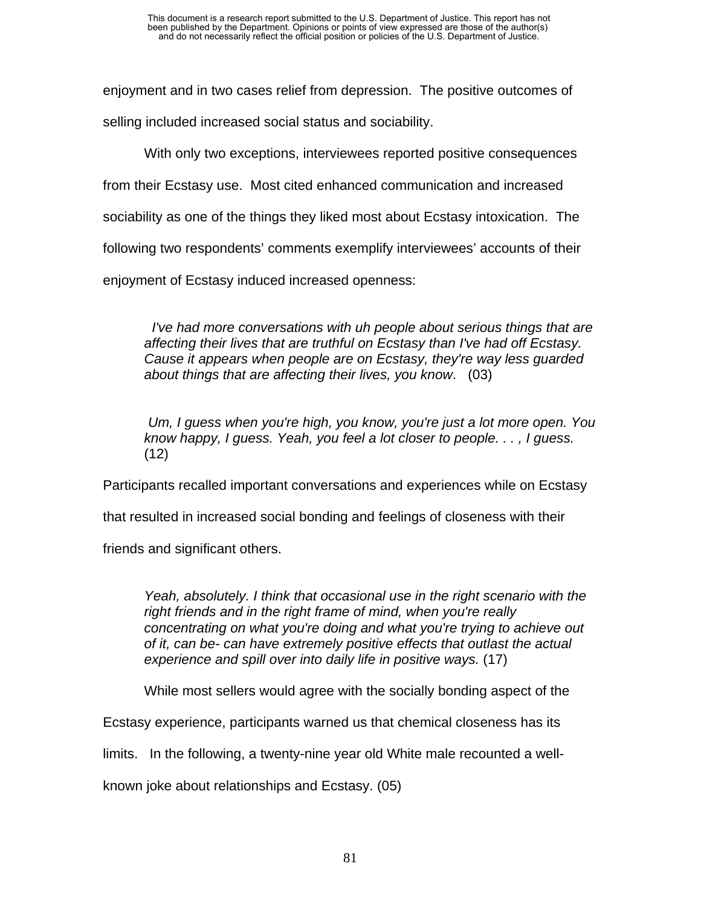enjoyment and in two cases relief from depression. The positive outcomes of selling included increased social status and sociability.

With only two exceptions, interviewees reported positive consequences from their Ecstasy use. Most cited enhanced communication and increased sociability as one of the things they liked most about Ecstasy intoxication. The following two respondents' comments exemplify interviewees' accounts of their enjoyment of Ecstasy induced increased openness:

> *I've had more conversations with uh people about serious things that are affecting their lives that are truthful on Ecstasy than I've had off Ecstasy. Cause it appears when people are on Ecstasy, they're way less guarded about things that are affecting their lives, you know*. (03)

> *Um, I guess when you're high, you know, you're just a lot more open. You know happy, I guess. Yeah, you feel a lot closer to people. . . , I guess.* (12)

Participants recalled important conversations and experiences while on Ecstasy that resulted in increased social bonding and feelings of closeness with their friends and significant others.

> *Yeah, absolutely. I think that occasional use in the right scenario with the right friends and in the right frame of mind, when you're really concentrating on what you're doing and what you're trying to achieve out of it, can be- can have extremely positive effects that outlast the actual experience and spill over into daily life in positive ways.* (17)

While most sellers would agree with the socially bonding aspect of the Ecstasy experience, participants warned us that chemical closeness has its limits. In the following, a twenty-nine year old White male recounted a well-known joke about relationships and Ecstasy. (05)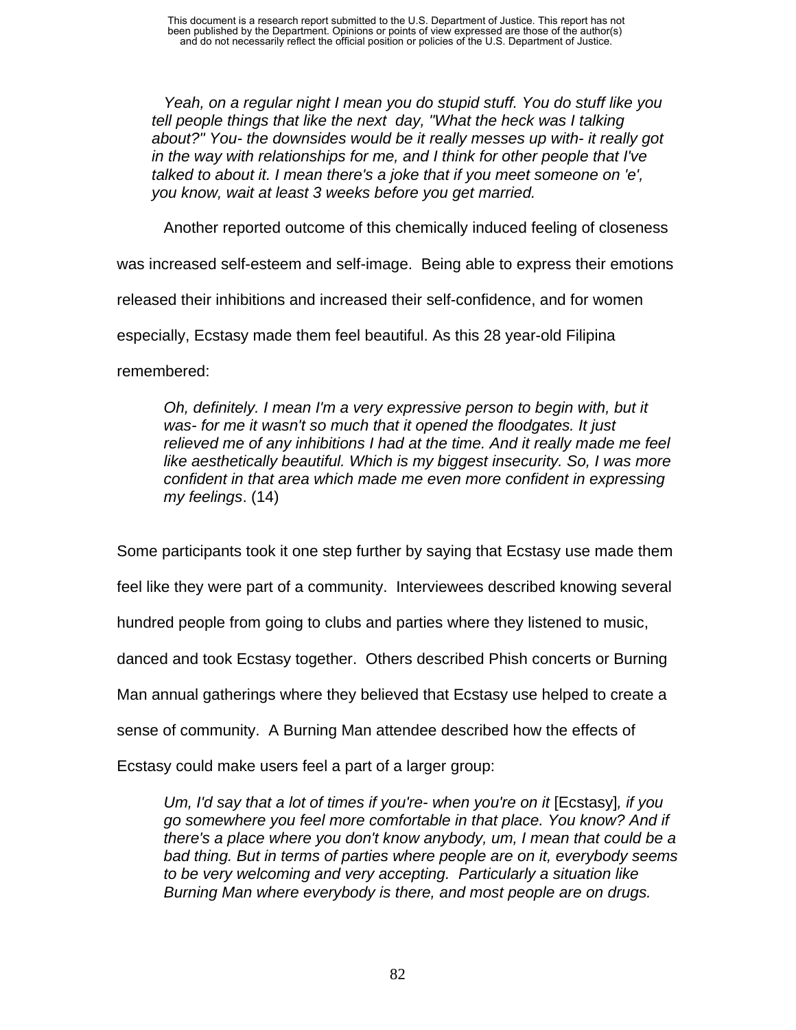> *Yeah, on a regular night I mean you do stupid stuff. You do stuff like you tell people things that like the next day, "What the heck was I talking about?" You- the downsides would be it really messes up with- it really got in the way with relationships for me, and I think for other people that I've talked to about it. I mean there's a joke that if you meet someone on 'e', you know, wait at least 3 weeks before you get married.*

Another reported outcome of this chemically induced feeling of closeness was increased self-esteem and self-image. Being able to express their emotions released their inhibitions and increased their self-confidence, and for women especially, Ecstasy made them feel beautiful. As this 28 year-old Filipina remembered:

> *Oh, definitely. I mean I'm a very expressive person to begin with, but it was- for me it wasn't so much that it opened the floodgates. It just relieved me of any inhibitions I had at the time. And it really made me feel like aesthetically beautiful. Which is my biggest insecurity. So, I was more confident in that area which made me even more confident in expressing my feelings*. (14)

Some participants took it one step further by saying that Ecstasy use made them feel like they were part of a community. Interviewees described knowing several hundred people from going to clubs and parties where they listened to music, danced and took Ecstasy together. Others described Phish concerts or Burning Man annual gatherings where they believed that Ecstasy use helped to create a sense of community. A Burning Man attendee described how the effects of Ecstasy could make users feel a part of a larger group:

> *Um, I'd say that a lot of times if you're- when you're on it* [Ecstasy]*, if you go somewhere you feel more comfortable in that place. You know? And if there's a place where you don't know anybody, um, I mean that could be a bad thing. But in terms of parties where people are on it, everybody seems to be very welcoming and very accepting. Particularly a situation like Burning Man where everybody is there, and most people are on drugs.*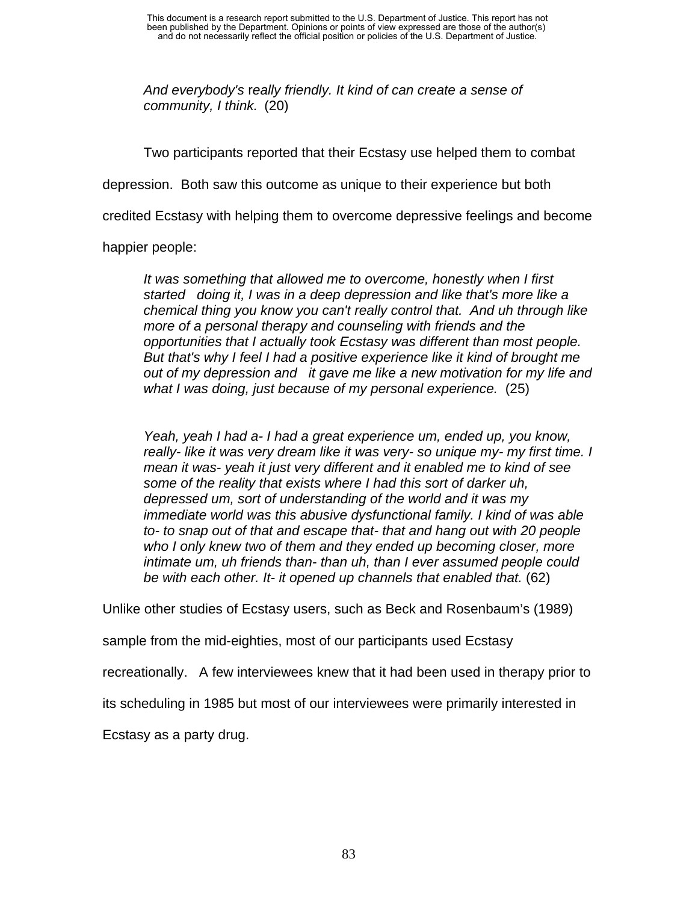> *And everybody's really friendly. It kind of can create a sense of community, I think.* (20)

Two participants reported that their Ecstasy use helped them to combat depression. Both saw this outcome as unique to their experience but both credited Ecstasy with helping them to overcome depressive feelings and become happier people:

> *It was something that allowed me to overcome, honestly when I first started doing it, I was in a deep depression and like that's more like a chemical thing you know you can't really control that. And uh through like more of a personal therapy and counseling with friends and the opportunities that I actually took Ecstasy was different than most people. But that's why I feel I had a positive experience like it kind of brought me out of my depression and it gave me like a new motivation for my life and what I was doing, just because of my personal experience.* (25)

> *Yeah, yeah I had a- I had a great experience um, ended up, you know, really- like it was very dream like it was very- so unique my- my first time. I mean it was- yeah it just very different and it enabled me to kind of see some of the reality that exists where I had this sort of darker uh, depressed um, sort of understanding of the world and it was my immediate world was this abusive dysfunctional family. I kind of was able to- to snap out of that and escape that- that and hang out with 20 people who I only knew two of them and they ended up becoming closer, more intimate um, uh friends than- than uh, than I ever assumed people could be with each other. It- it opened up channels that enabled that.* (62)

Unlike other studies of Ecstasy users, such as Beck and Rosenbaum's (1989) sample from the mid-eighties, most of our participants used Ecstasy recreationally. A few interviewees knew that it had been used in therapy prior to its scheduling in 1985 but most of our interviewees were primarily interested in Ecstasy as a party drug.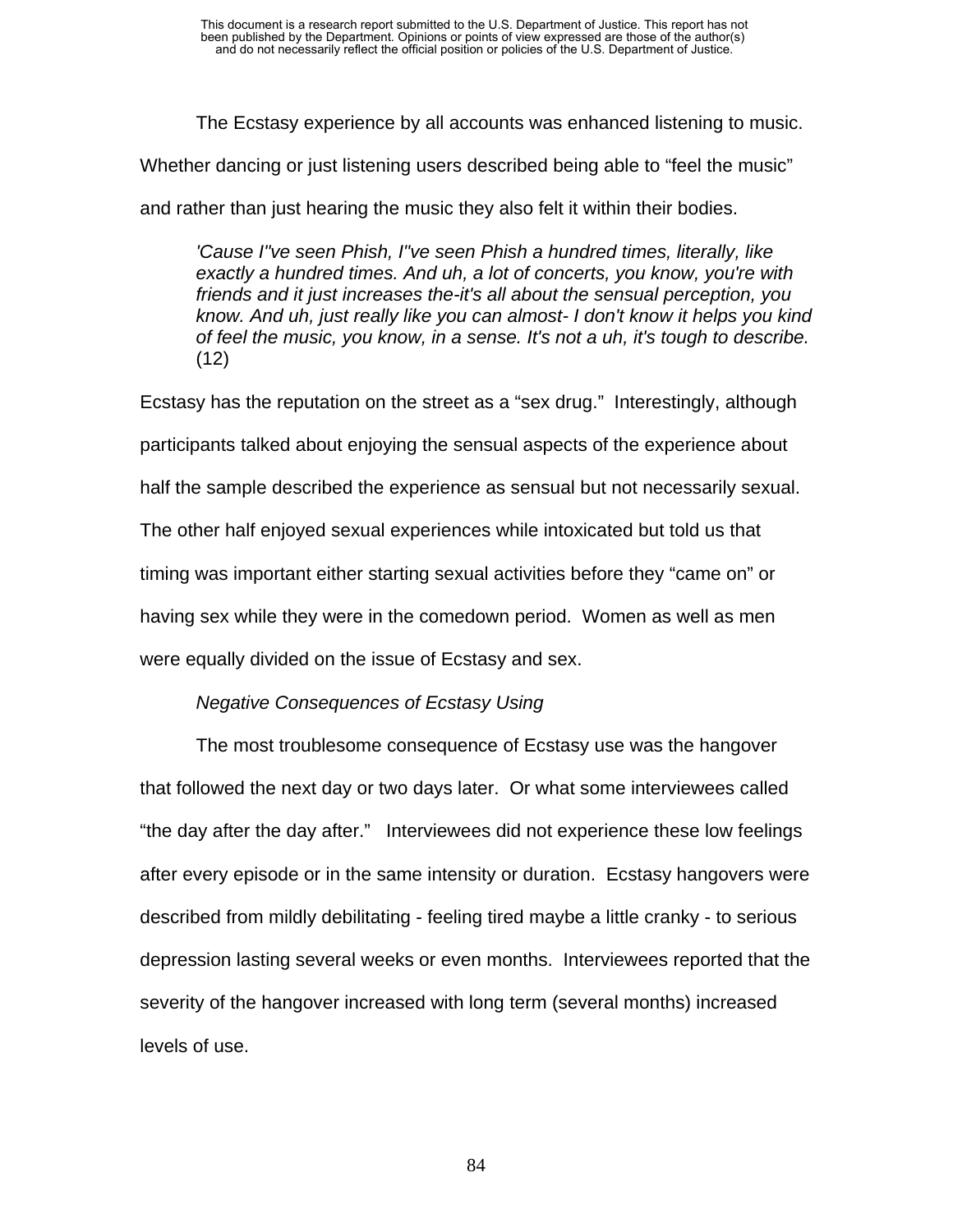The Ecstasy experience by all accounts was enhanced listening to music. Whether dancing or just listening users described being able to "feel the music" and rather than just hearing the music they also felt it within their bodies.

> *'Cause I''ve seen Phish, I''ve seen Phish a hundred times, literally, like exactly a hundred times. And uh, a lot of concerts, you know, you're with friends and it just increases the-it's all about the sensual perception, you know. And uh, just really like you can almost- I don't know it helps you kind of feel the music, you know, in a sense. It's not a uh, it's tough to describe.* (12)

Ecstasy has the reputation on the street as a "sex drug." Interestingly, although participants talked about enjoying the sensual aspects of the experience about half the sample described the experience as sensual but not necessarily sexual. The other half enjoyed sexual experiences while intoxicated but told us that timing was important either starting sexual activities before they "came on" or having sex while they were in the comedown period. Women as well as men were equally divided on the issue of Ecstasy and sex.

*Negative Consequences of Ecstasy Using*

The most troublesome consequence of Ecstasy use was the hangover that followed the next day or two days later. Or what some interviewees called "the day after the day after." Interviewees did not experience these low feelings after every episode or in the same intensity or duration. Ecstasy hangovers were described from mildly debilitating - feeling tired maybe a little cranky - to serious depression lasting several weeks or even months. Interviewees reported that the severity of the hangover increased with long term (several months) increased levels of use.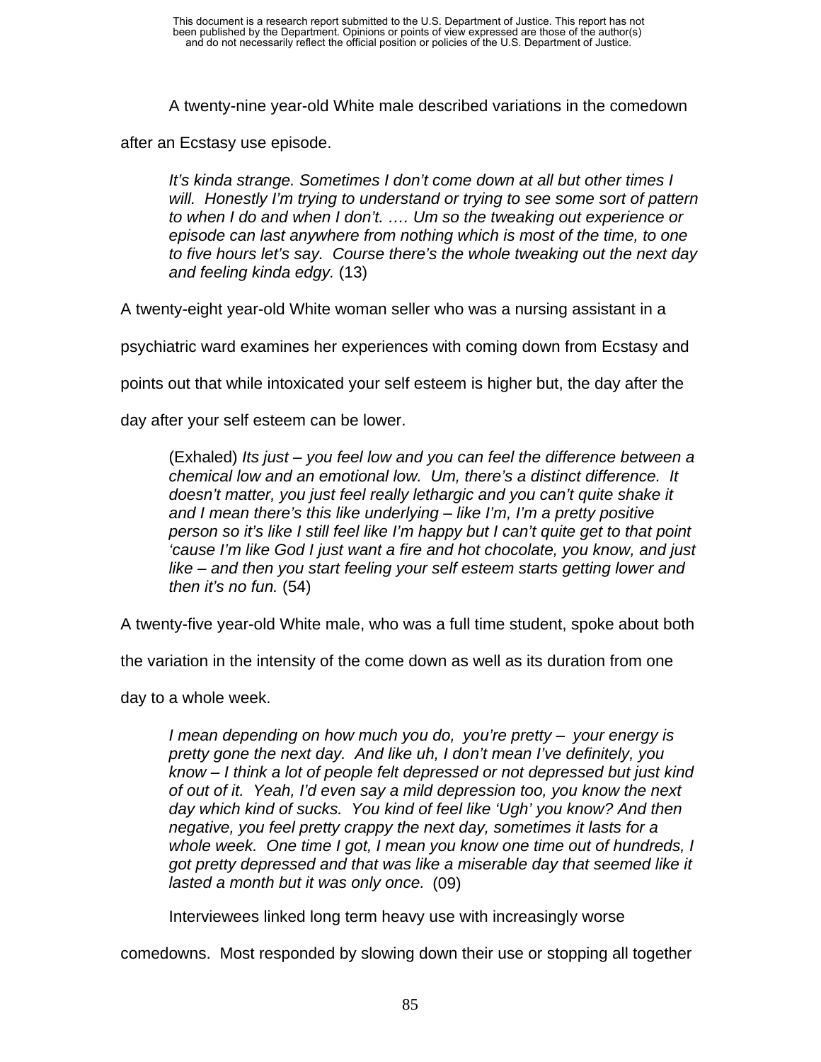A twenty-nine year-old White male described variations in the comedown after an Ecstasy use episode.

> *It's kinda strange. Sometimes I don't come down at all but other times I will. Honestly I'm trying to understand or trying to see some sort of pattern to when I do and when I don't. …. Um so the tweaking out experience or episode can last anywhere from nothing which is most of the time, to one to five hours let's say. Course there's the whole tweaking out the next day and feeling kinda edgy.* (13)

A twenty-eight year-old White woman seller who was a nursing assistant in a psychiatric ward examines her experiences with coming down from Ecstasy and points out that while intoxicated your self esteem is higher but, the day after the day after your self esteem can be lower.

> (Exhaled) *Its just – you feel low and you can feel the difference between a chemical low and an emotional low. Um, there's a distinct difference. It doesn't matter, you just feel really lethargic and you can't quite shake it and I mean there's this like underlying – like I'm, I'm a pretty positive person so it's like I still feel like I'm happy but I can't quite get to that point 'cause I'm like God I just want a fire and hot chocolate, you know, and just like – and then you start feeling your self esteem starts getting lower and then it's no fun.* (54)

A twenty-five year-old White male, who was a full time student, spoke about both the variation in the intensity of the come down as well as its duration from one day to a whole week.

> *I mean depending on how much you do, you're pretty – your energy is pretty gone the next day. And like uh, I don't mean I've definitely, you know – I think a lot of people felt depressed or not depressed but just kind of out of it. Yeah, I'd even say a mild depression too, you know the next day which kind of sucks. You kind of feel like 'Ugh' you know? And then negative, you feel pretty crappy the next day, sometimes it lasts for a whole week. One time I got, I mean you know one time out of hundreds, I got pretty depressed and that was like a miserable day that seemed like it lasted a month but it was only once.* (09)

Interviewees linked long term heavy use with increasingly worse comedowns. Most responded by slowing down their use or stopping all together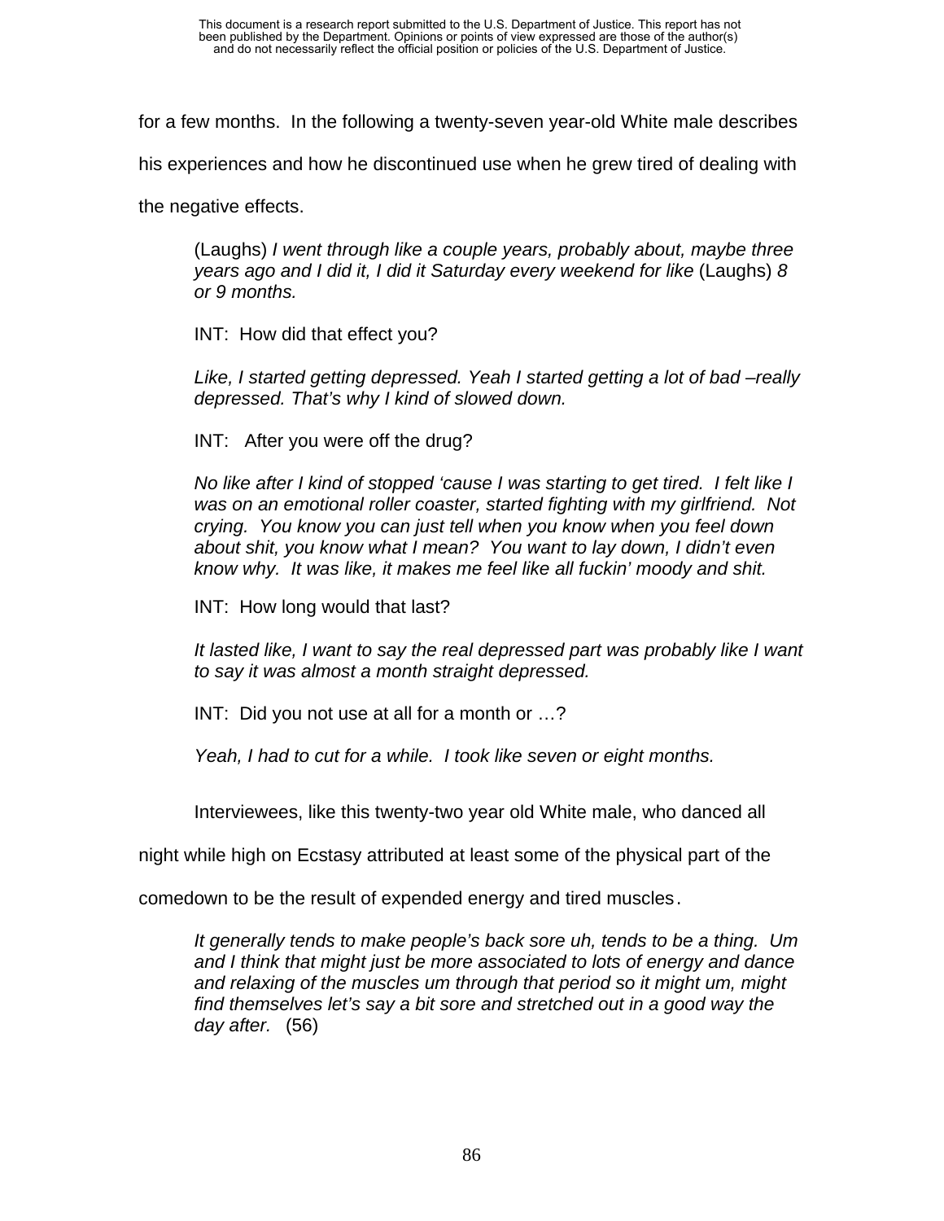for a few months. In the following a twenty-seven year-old White male describes his experiences and how he discontinued use when he grew tired of dealing with the negative effects.

> (Laughs) *I went through like a couple years, probably about, maybe three years ago and I did it, I did it Saturday every weekend for like* (Laughs) *8 or 9 months.*
>
> INT: How did that effect you?
>
> *Like, I started getting depressed. Yeah I started getting a lot of bad –really depressed. That's why I kind of slowed down.*
>
> INT: After you were off the drug?
>
> *No like after I kind of stopped 'cause I was starting to get tired. I felt like I was on an emotional roller coaster, started fighting with my girlfriend. Not crying. You know you can just tell when you know when you feel down about shit, you know what I mean? You want to lay down, I didn't even know why. It was like, it makes me feel like all fuckin' moody and shit.*
>
> INT: How long would that last?
>
> *It lasted like, I want to say the real depressed part was probably like I want to say it was almost a month straight depressed.*
>
> INT: Did you not use at all for a month or …?
>
> *Yeah, I had to cut for a while. I took like seven or eight months.*

Interviewees, like this twenty-two year old White male, who danced all night while high on Ecstasy attributed at least some of the physical part of the comedown to be the result of expended energy and tired muscles.

> *It generally tends to make people's back sore uh, tends to be a thing. Um and I think that might just be more associated to lots of energy and dance and relaxing of the muscles um through that period so it might um, might find themselves let's say a bit sore and stretched out in a good way the day after.* (56)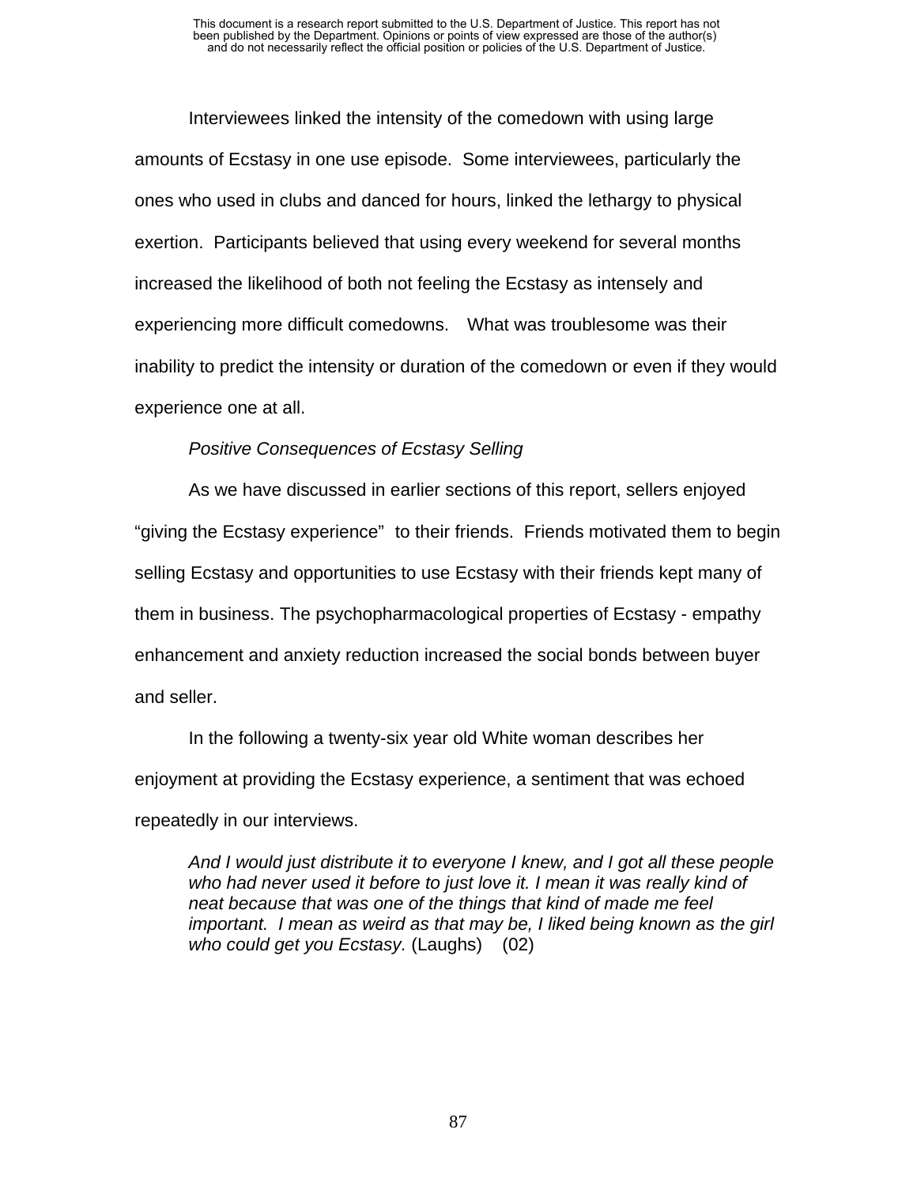Interviewees linked the intensity of the comedown with using large amounts of Ecstasy in one use episode. Some interviewees, particularly the ones who used in clubs and danced for hours, linked the lethargy to physical exertion. Participants believed that using every weekend for several months increased the likelihood of both not feeling the Ecstasy as intensely and experiencing more difficult comedowns. What was troublesome was their inability to predict the intensity or duration of the comedown or even if they would experience one at all.

*Positive Consequences of Ecstasy Selling*

As we have discussed in earlier sections of this report, sellers enjoyed "giving the Ecstasy experience" to their friends. Friends motivated them to begin selling Ecstasy and opportunities to use Ecstasy with their friends kept many of them in business. The psychopharmacological properties of Ecstasy - empathy enhancement and anxiety reduction increased the social bonds between buyer and seller.

In the following a twenty-six year old White woman describes her enjoyment at providing the Ecstasy experience, a sentiment that was echoed repeatedly in our interviews.

> *And I would just distribute it to everyone I knew, and I got all these people who had never used it before to just love it. I mean it was really kind of neat because that was one of the things that kind of made me feel important. I mean as weird as that may be, I liked being known as the girl who could get you Ecstasy.* (Laughs) (02)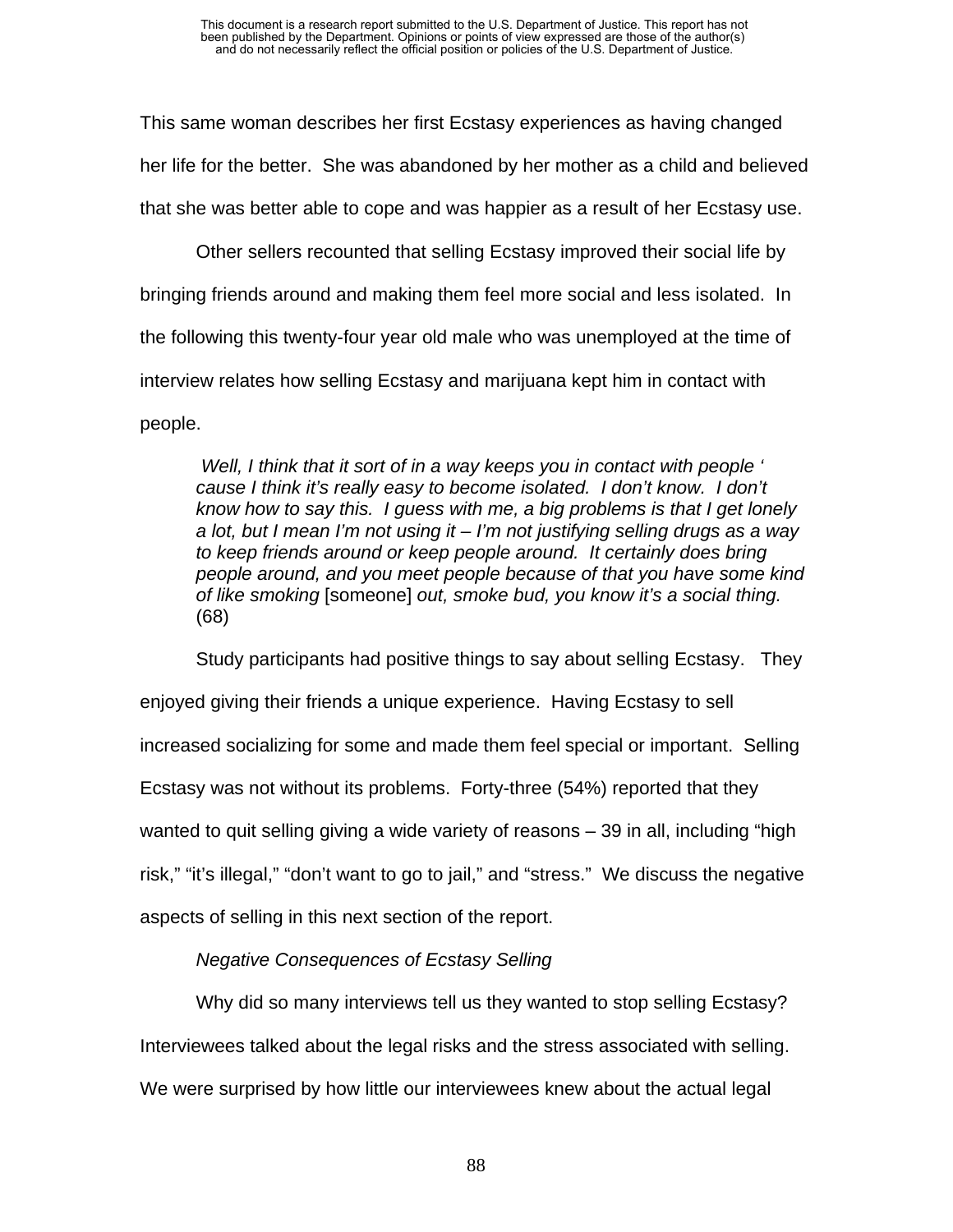This same woman describes her first Ecstasy experiences as having changed her life for the better. She was abandoned by her mother as a child and believed that she was better able to cope and was happier as a result of her Ecstasy use.

Other sellers recounted that selling Ecstasy improved their social life by bringing friends around and making them feel more social and less isolated. In the following this twenty-four year old male who was unemployed at the time of interview relates how selling Ecstasy and marijuana kept him in contact with people.

> *Well, I think that it sort of in a way keeps you in contact with people ' cause I think it's really easy to become isolated. I don't know. I don't know how to say this. I guess with me, a big problems is that I get lonely a lot, but I mean I'm not using it – I'm not justifying selling drugs as a way to keep friends around or keep people around. It certainly does bring people around, and you meet people because of that you have some kind of like smoking* [someone] *out, smoke bud, you know it's a social thing.* (68)

Study participants had positive things to say about selling Ecstasy. They enjoyed giving their friends a unique experience. Having Ecstasy to sell increased socializing for some and made them feel special or important. Selling Ecstasy was not without its problems. Forty-three (54%) reported that they wanted to quit selling giving a wide variety of reasons – 39 in all, including "high risk," "it's illegal," "don't want to go to jail," and "stress." We discuss the negative aspects of selling in this next section of the report.

*Negative Consequences of Ecstasy Selling*

Why did so many interviews tell us they wanted to stop selling Ecstasy? Interviewees talked about the legal risks and the stress associated with selling. We were surprised by how little our interviewees knew about the actual legal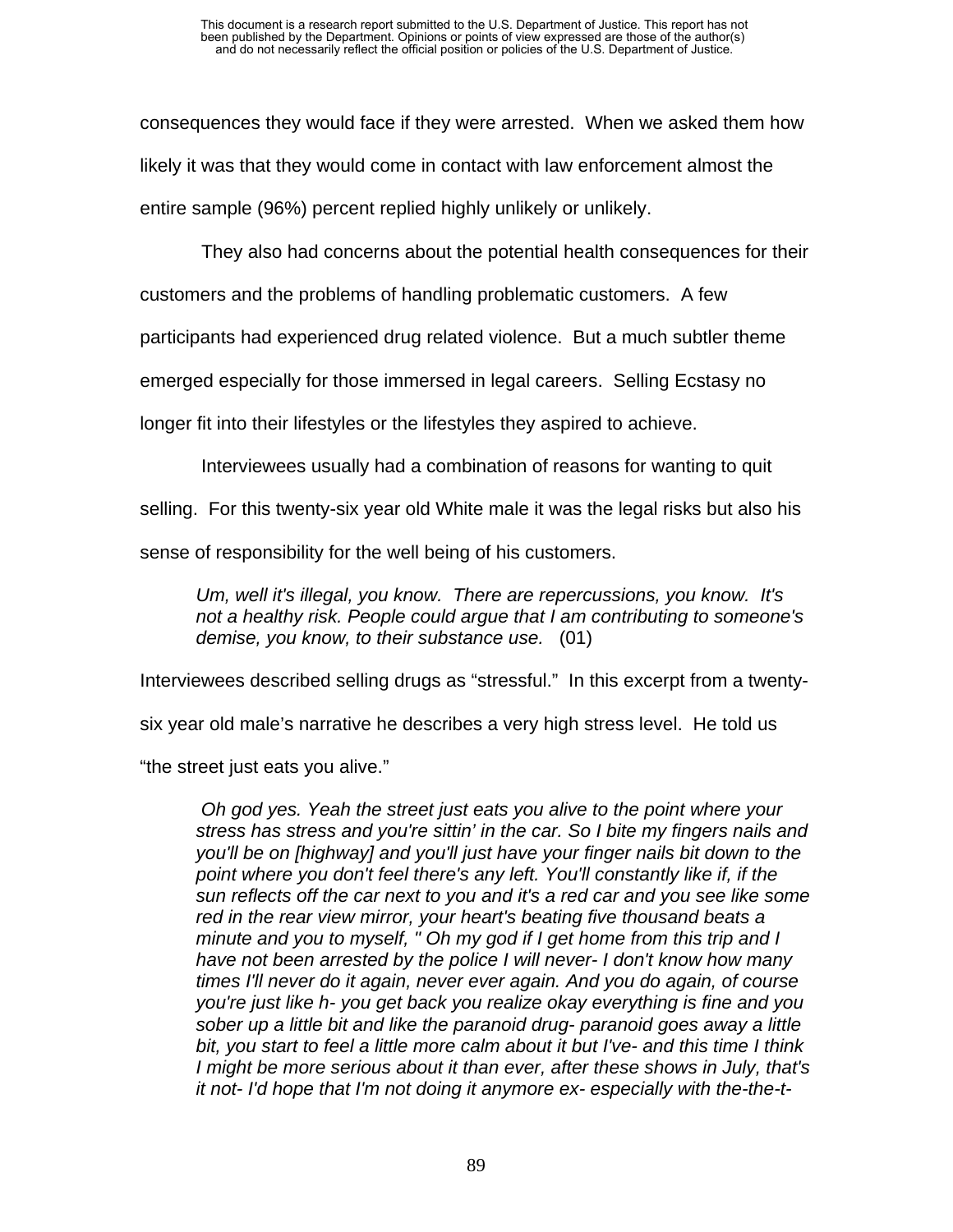consequences they would face if they were arrested. When we asked them how likely it was that they would come in contact with law enforcement almost the entire sample (96%) percent replied highly unlikely or unlikely.

They also had concerns about the potential health consequences for their customers and the problems of handling problematic customers. A few participants had experienced drug related violence. But a much subtler theme emerged especially for those immersed in legal careers. Selling Ecstasy no longer fit into their lifestyles or the lifestyles they aspired to achieve.

Interviewees usually had a combination of reasons for wanting to quit selling. For this twenty-six year old White male it was the legal risks but also his sense of responsibility for the well being of his customers.

> *Um, well it's illegal, you know. There are repercussions, you know. It's not a healthy risk. People could argue that I am contributing to someone's demise, you know, to their substance use.* (01)

Interviewees described selling drugs as "stressful." In this excerpt from a twenty-six year old male's narrative he describes a very high stress level. He told us "the street just eats you alive."

> *Oh god yes. Yeah the street just eats you alive to the point where your stress has stress and you're sittin' in the car. So I bite my fingers nails and you'll be on [highway] and you'll just have your finger nails bit down to the point where you don't feel there's any left. You'll constantly like if, if the sun reflects off the car next to you and it's a red car and you see like some red in the rear view mirror, your heart's beating five thousand beats a minute and you to myself, " Oh my god if I get home from this trip and I have not been arrested by the police I will never- I don't know how many times I'll never do it again, never ever again. And you do again, of course you're just like h- you get back you realize okay everything is fine and you sober up a little bit and like the paranoid drug- paranoid goes away a little bit, you start to feel a little more calm about it but I've- and this time I think I might be more serious about it than ever, after these shows in July, that's it not- I'd hope that I'm not doing it anymore ex- especially with the-the-t-*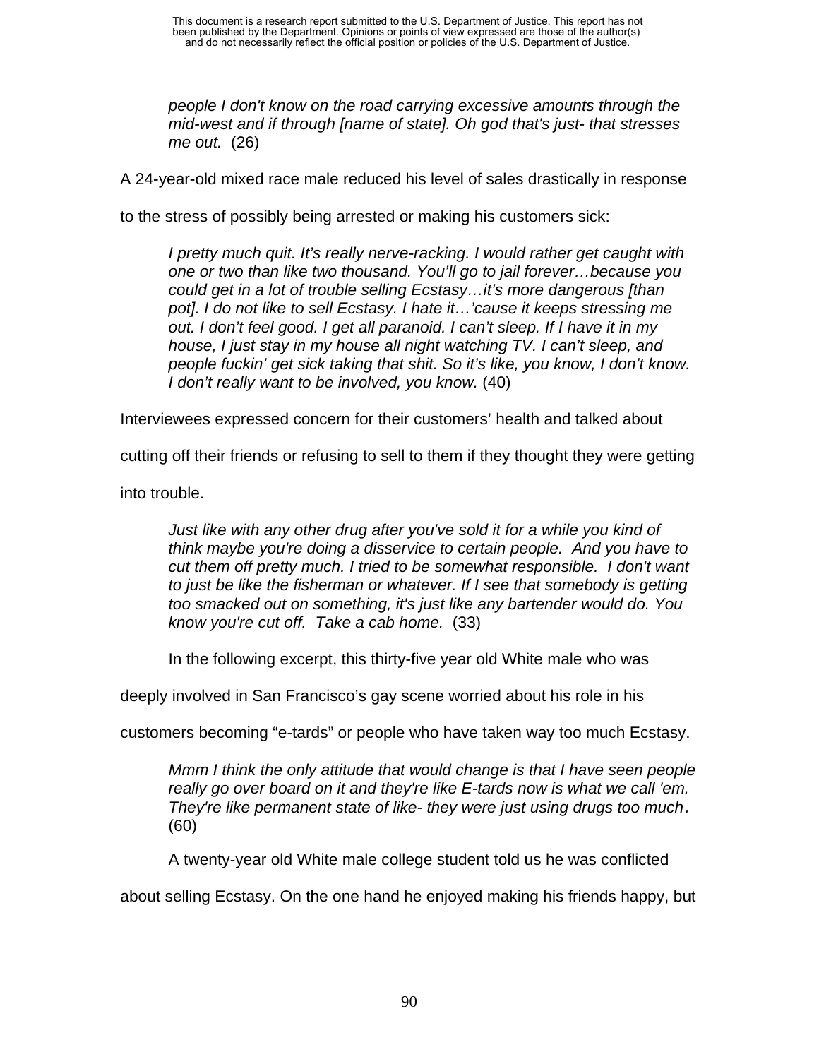> *people I don't know on the road carrying excessive amounts through the mid-west and if through [name of state]. Oh god that's just- that stresses me out.* (26)

A 24-year-old mixed race male reduced his level of sales drastically in response to the stress of possibly being arrested or making his customers sick:

> *I pretty much quit. It's really nerve-racking. I would rather get caught with one or two than like two thousand. You'll go to jail forever…because you could get in a lot of trouble selling Ecstasy…it's more dangerous [than pot]. I do not like to sell Ecstasy. I hate it…'cause it keeps stressing me out. I don't feel good. I get all paranoid. I can't sleep. If I have it in my house, I just stay in my house all night watching TV. I can't sleep, and people fuckin' get sick taking that shit. So it's like, you know, I don't know. I don't really want to be involved, you know.* (40)

Interviewees expressed concern for their customers' health and talked about cutting off their friends or refusing to sell to them if they thought they were getting into trouble.

> *Just like with any other drug after you've sold it for a while you kind of think maybe you're doing a disservice to certain people. And you have to cut them off pretty much. I tried to be somewhat responsible. I don't want to just be like the fisherman or whatever. If I see that somebody is getting too smacked out on something, it's just like any bartender would do. You know you're cut off. Take a cab home.* (33)

In the following excerpt, this thirty-five year old White male who was deeply involved in San Francisco's gay scene worried about his role in his customers becoming "e-tards" or people who have taken way too much Ecstasy.

> *Mmm I think the only attitude that would change is that I have seen people really go over board on it and they're like E-tards now is what we call 'em. They're like permanent state of like- they were just using drugs too much.* (60)

A twenty-year old White male college student told us he was conflicted about selling Ecstasy. On the one hand he enjoyed making his friends happy, but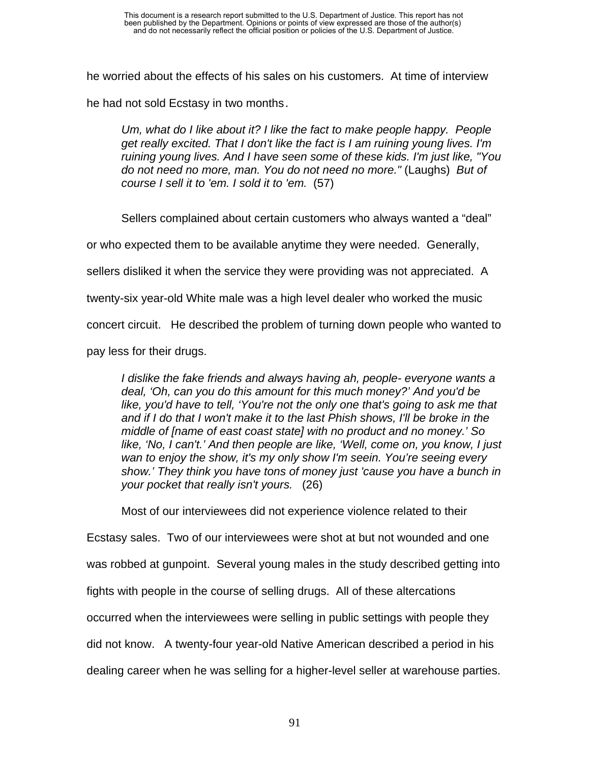he worried about the effects of his sales on his customers. At time of interview he had not sold Ecstasy in two months.

> *Um, what do I like about it? I like the fact to make people happy. People get really excited. That I don't like the fact is I am ruining young lives. I'm ruining young lives. And I have seen some of these kids. I'm just like, "You do not need no more, man. You do not need no more."* (Laughs) *But of course I sell it to 'em. I sold it to 'em.* (57)

Sellers complained about certain customers who always wanted a "deal" or who expected them to be available anytime they were needed. Generally, sellers disliked it when the service they were providing was not appreciated. A twenty-six year-old White male was a high level dealer who worked the music concert circuit. He described the problem of turning down people who wanted to pay less for their drugs.

> *I dislike the fake friends and always having ah, people- everyone wants a deal, 'Oh, can you do this amount for this much money?' And you'd be like, you'd have to tell, 'You're not the only one that's going to ask me that and if I do that I won't make it to the last Phish shows, I'll be broke in the middle of [name of east coast state] with no product and no money.' So like, 'No, I can't.' And then people are like, 'Well, come on, you know, I just wan to enjoy the show, it's my only show I'm seein. You're seeing every show.' They think you have tons of money just 'cause you have a bunch in your pocket that really isn't yours.* (26)

Most of our interviewees did not experience violence related to their Ecstasy sales. Two of our interviewees were shot at but not wounded and one was robbed at gunpoint. Several young males in the study described getting into fights with people in the course of selling drugs. All of these altercations occurred when the interviewees were selling in public settings with people they did not know. A twenty-four year-old Native American described a period in his dealing career when he was selling for a higher-level seller at warehouse parties.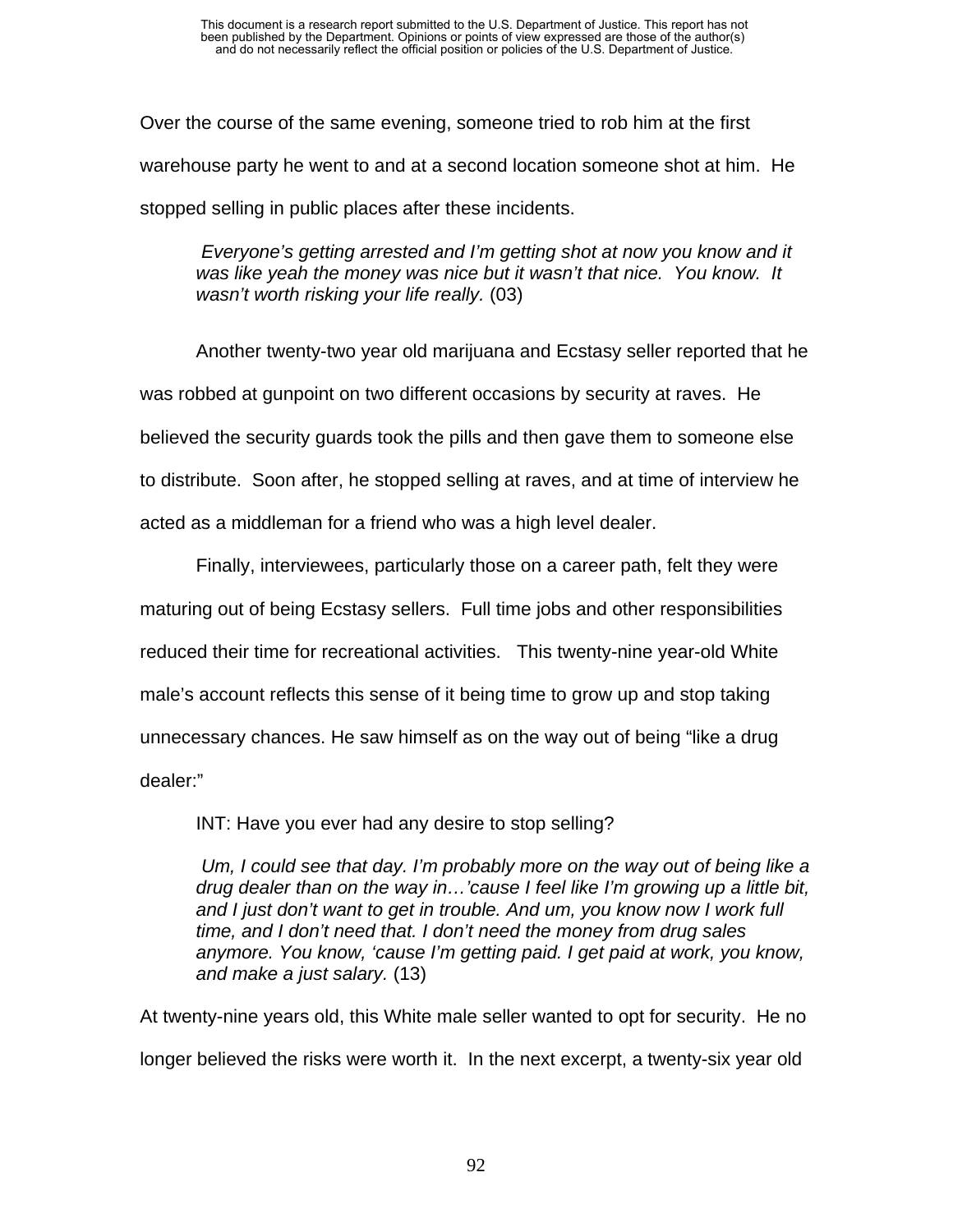Over the course of the same evening, someone tried to rob him at the first warehouse party he went to and at a second location someone shot at him. He stopped selling in public places after these incidents.

> *Everyone's getting arrested and I'm getting shot at now you know and it was like yeah the money was nice but it wasn't that nice. You know. It wasn't worth risking your life really.* (03)

Another twenty-two year old marijuana and Ecstasy seller reported that he was robbed at gunpoint on two different occasions by security at raves. He believed the security guards took the pills and then gave them to someone else to distribute. Soon after, he stopped selling at raves, and at time of interview he acted as a middleman for a friend who was a high level dealer.

Finally, interviewees, particularly those on a career path, felt they were maturing out of being Ecstasy sellers. Full time jobs and other responsibilities reduced their time for recreational activities. This twenty-nine year-old White male's account reflects this sense of it being time to grow up and stop taking unnecessary chances. He saw himself as on the way out of being "like a drug dealer:"

> INT: Have you ever had any desire to stop selling?
>
> *Um, I could see that day. I'm probably more on the way out of being like a drug dealer than on the way in…'cause I feel like I'm growing up a little bit, and I just don't want to get in trouble. And um, you know now I work full time, and I don't need that. I don't need the money from drug sales anymore. You know, 'cause I'm getting paid. I get paid at work, you know, and make a just salary.* (13)

At twenty-nine years old, this White male seller wanted to opt for security. He no longer believed the risks were worth it. In the next excerpt, a twenty-six year old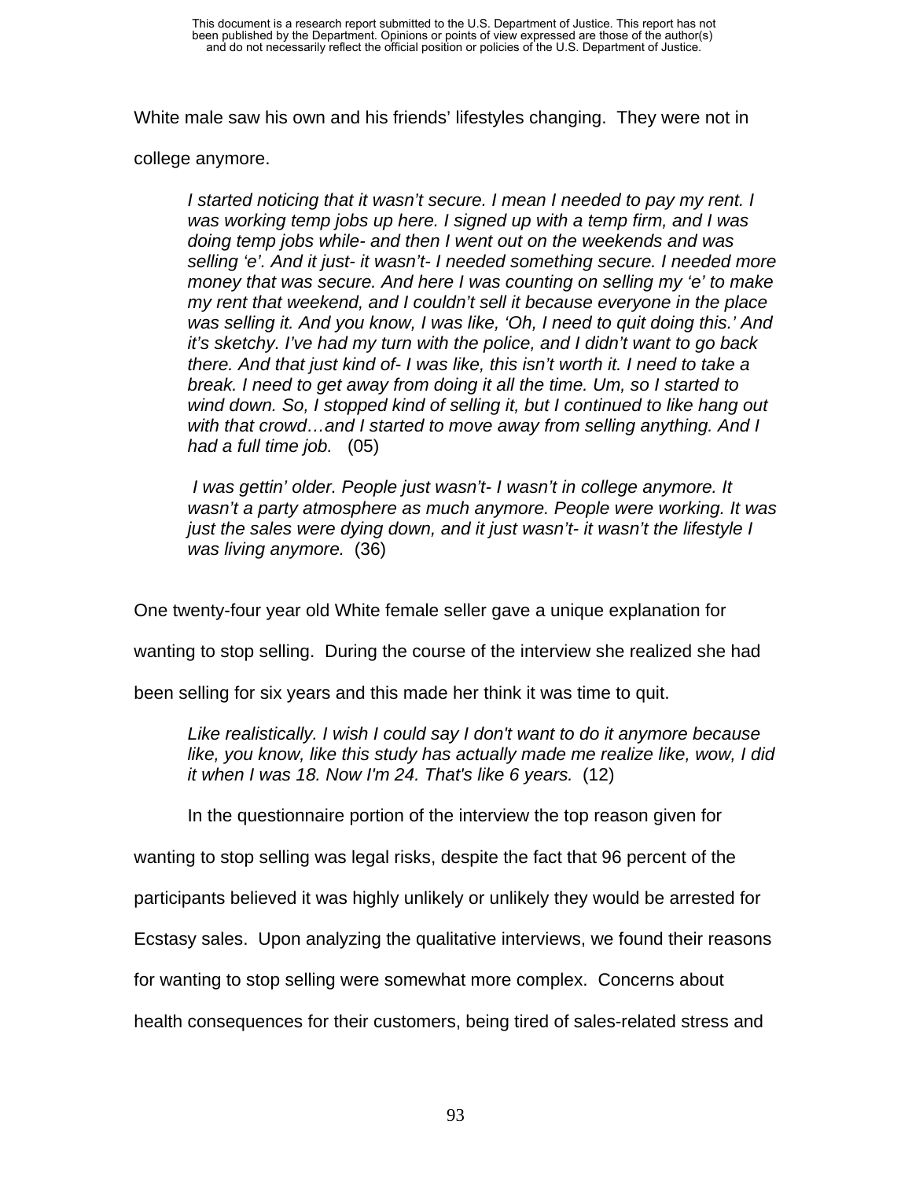White male saw his own and his friends' lifestyles changing. They were not in college anymore.

> *I started noticing that it wasn't secure. I mean I needed to pay my rent. I was working temp jobs up here. I signed up with a temp firm, and I was doing temp jobs while- and then I went out on the weekends and was selling 'e'. And it just- it wasn't- I needed something secure. I needed more money that was secure. And here I was counting on selling my 'e' to make my rent that weekend, and I couldn't sell it because everyone in the place was selling it. And you know, I was like, 'Oh, I need to quit doing this.' And it's sketchy. I've had my turn with the police, and I didn't want to go back there. And that just kind of- I was like, this isn't worth it. I need to take a break. I need to get away from doing it all the time. Um, so I started to wind down. So, I stopped kind of selling it, but I continued to like hang out with that crowd…and I started to move away from selling anything. And I had a full time job.* (05)

> *I was gettin' older. People just wasn't- I wasn't in college anymore. It wasn't a party atmosphere as much anymore. People were working. It was just the sales were dying down, and it just wasn't- it wasn't the lifestyle I was living anymore.* (36)

One twenty-four year old White female seller gave a unique explanation for wanting to stop selling. During the course of the interview she realized she had been selling for six years and this made her think it was time to quit.

> *Like realistically. I wish I could say I don't want to do it anymore because like, you know, like this study has actually made me realize like, wow, I did it when I was 18. Now I'm 24. That's like 6 years.* (12)

In the questionnaire portion of the interview the top reason given for wanting to stop selling was legal risks, despite the fact that 96 percent of the participants believed it was highly unlikely or unlikely they would be arrested for Ecstasy sales. Upon analyzing the qualitative interviews, we found their reasons for wanting to stop selling were somewhat more complex. Concerns about health consequences for their customers, being tired of sales-related stress and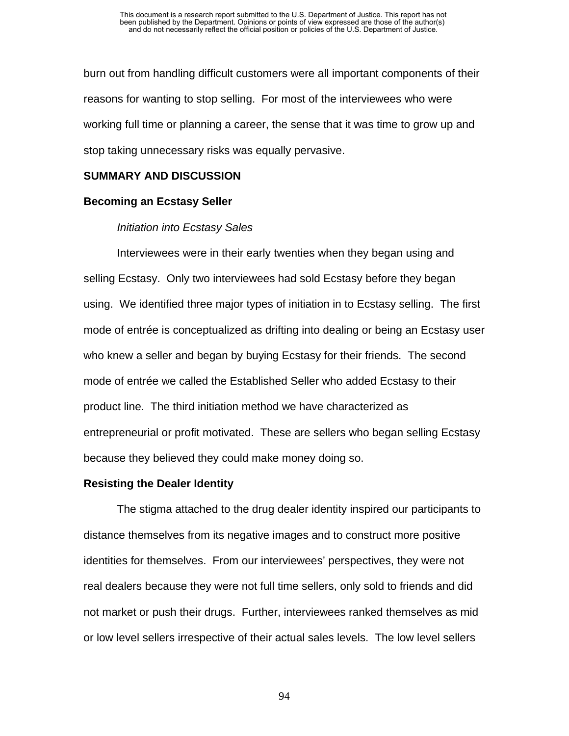burn out from handling difficult customers were all important components of their reasons for wanting to stop selling. For most of the interviewees who were working full time or planning a career, the sense that it was time to grow up and stop taking unnecessary risks was equally pervasive.

## SUMMARY AND DISCUSSION

### Becoming an Ecstasy Seller

*Initiation into Ecstasy Sales*

Interviewees were in their early twenties when they began using and selling Ecstasy. Only two interviewees had sold Ecstasy before they began using. We identified three major types of initiation in to Ecstasy selling. The first mode of entrée is conceptualized as drifting into dealing or being an Ecstasy user who knew a seller and began by buying Ecstasy for their friends. The second mode of entrée we called the Established Seller who added Ecstasy to their product line. The third initiation method we have characterized as entrepreneurial or profit motivated. These are sellers who began selling Ecstasy because they believed they could make money doing so.

### Resisting the Dealer Identity

The stigma attached to the drug dealer identity inspired our participants to distance themselves from its negative images and to construct more positive identities for themselves. From our interviewees' perspectives, they were not real dealers because they were not full time sellers, only sold to friends and did not market or push their drugs. Further, interviewees ranked themselves as mid or low level sellers irrespective of their actual sales levels. The low level sellers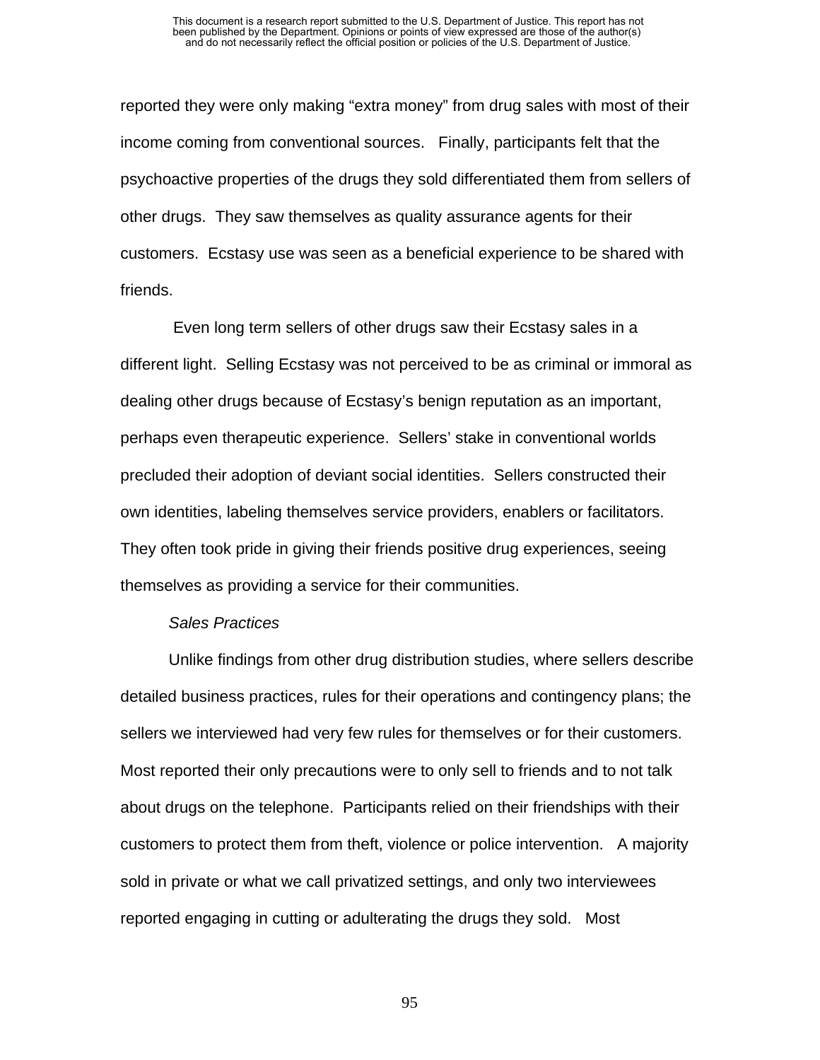reported they were only making "extra money" from drug sales with most of their income coming from conventional sources. Finally, participants felt that the psychoactive properties of the drugs they sold differentiated them from sellers of other drugs. They saw themselves as quality assurance agents for their customers. Ecstasy use was seen as a beneficial experience to be shared with friends.

Even long term sellers of other drugs saw their Ecstasy sales in a different light. Selling Ecstasy was not perceived to be as criminal or immoral as dealing other drugs because of Ecstasy's benign reputation as an important, perhaps even therapeutic experience. Sellers' stake in conventional worlds precluded their adoption of deviant social identities. Sellers constructed their own identities, labeling themselves service providers, enablers or facilitators. They often took pride in giving their friends positive drug experiences, seeing themselves as providing a service for their communities.

*Sales Practices*

Unlike findings from other drug distribution studies, where sellers describe detailed business practices, rules for their operations and contingency plans; the sellers we interviewed had very few rules for themselves or for their customers. Most reported their only precautions were to only sell to friends and to not talk about drugs on the telephone. Participants relied on their friendships with their customers to protect them from theft, violence or police intervention. A majority sold in private or what we call privatized settings, and only two interviewees reported engaging in cutting or adulterating the drugs they sold. Most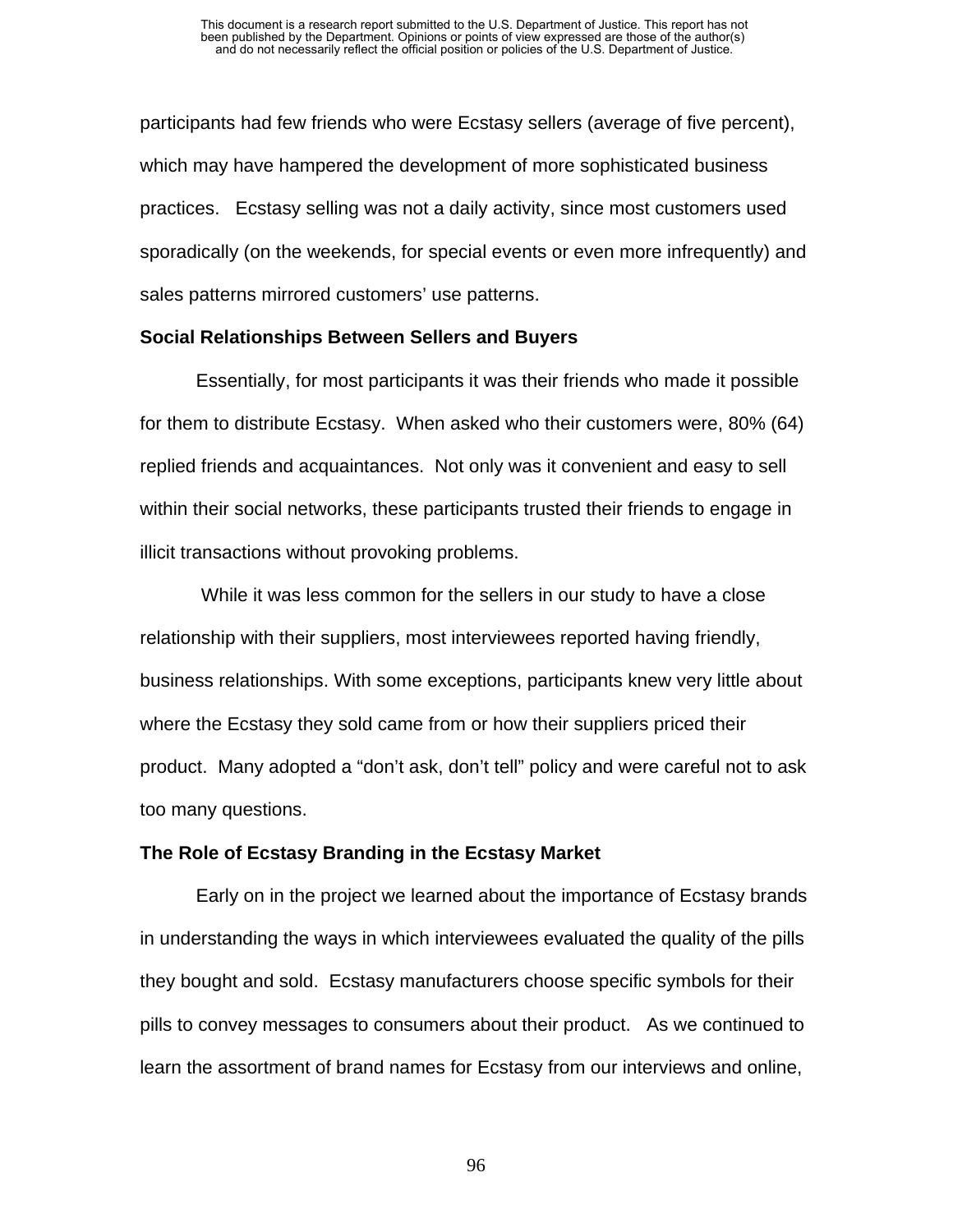participants had few friends who were Ecstasy sellers (average of five percent), which may have hampered the development of more sophisticated business practices. Ecstasy selling was not a daily activity, since most customers used sporadically (on the weekends, for special events or even more infrequently) and sales patterns mirrored customers' use patterns.

**Social Relationships Between Sellers and Buyers**

Essentially, for most participants it was their friends who made it possible for them to distribute Ecstasy. When asked who their customers were, 80% (64) replied friends and acquaintances. Not only was it convenient and easy to sell within their social networks, these participants trusted their friends to engage in illicit transactions without provoking problems.

While it was less common for the sellers in our study to have a close relationship with their suppliers, most interviewees reported having friendly, business relationships. With some exceptions, participants knew very little about where the Ecstasy they sold came from or how their suppliers priced their product. Many adopted a "don't ask, don't tell" policy and were careful not to ask too many questions.

**The Role of Ecstasy Branding in the Ecstasy Market**

Early on in the project we learned about the importance of Ecstasy brands in understanding the ways in which interviewees evaluated the quality of the pills they bought and sold. Ecstasy manufacturers choose specific symbols for their pills to convey messages to consumers about their product. As we continued to learn the assortment of brand names for Ecstasy from our interviews and online,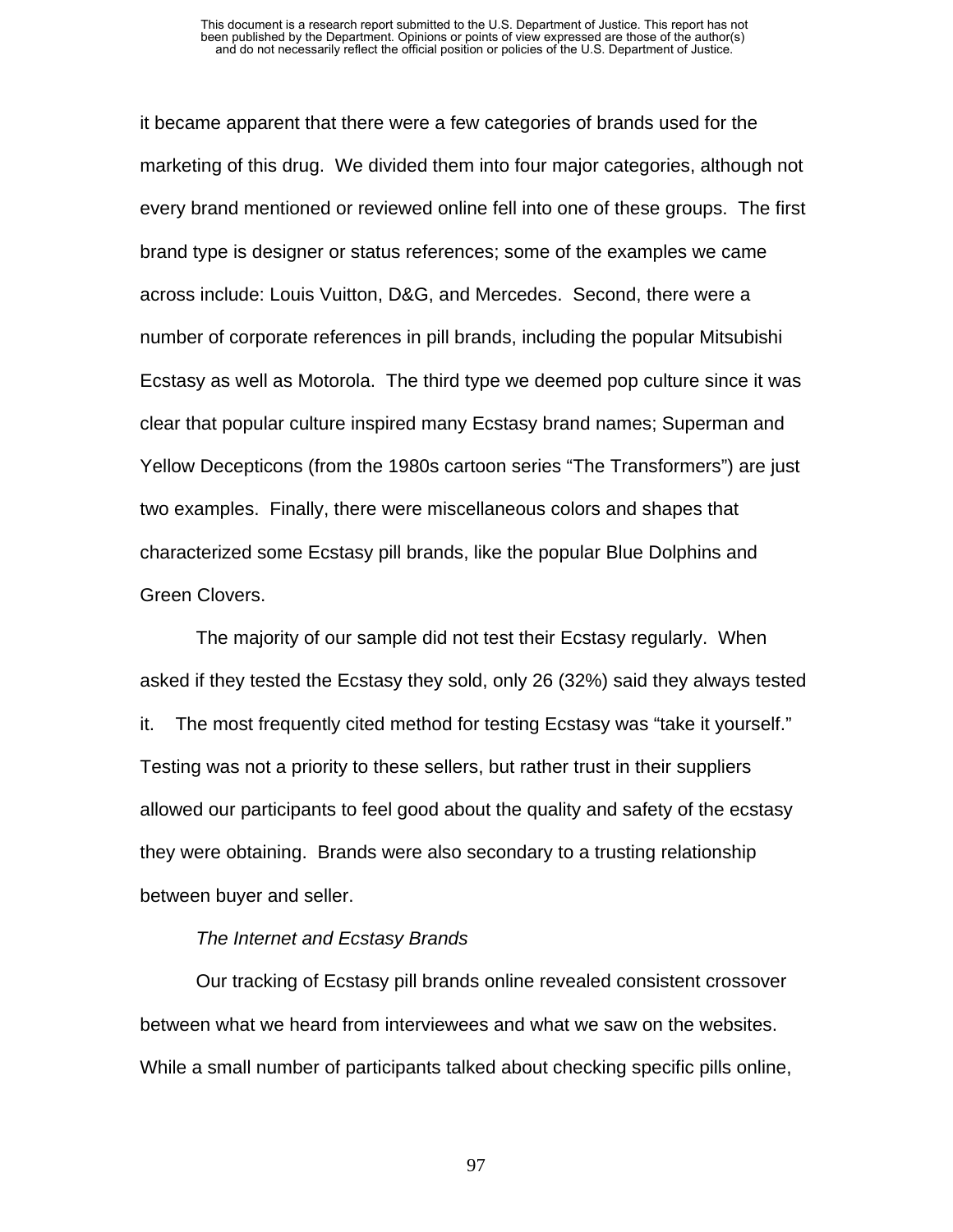it became apparent that there were a few categories of brands used for the marketing of this drug. We divided them into four major categories, although not every brand mentioned or reviewed online fell into one of these groups. The first brand type is designer or status references; some of the examples we came across include: Louis Vuitton, D&G, and Mercedes. Second, there were a number of corporate references in pill brands, including the popular Mitsubishi Ecstasy as well as Motorola. The third type we deemed pop culture since it was clear that popular culture inspired many Ecstasy brand names; Superman and Yellow Decepticons (from the 1980s cartoon series "The Transformers") are just two examples. Finally, there were miscellaneous colors and shapes that characterized some Ecstasy pill brands, like the popular Blue Dolphins and Green Clovers.

The majority of our sample did not test their Ecstasy regularly. When asked if they tested the Ecstasy they sold, only 26 (32%) said they always tested it. The most frequently cited method for testing Ecstasy was "take it yourself." Testing was not a priority to these sellers, but rather trust in their suppliers allowed our participants to feel good about the quality and safety of the ecstasy they were obtaining. Brands were also secondary to a trusting relationship between buyer and seller.

*The Internet and Ecstasy Brands*

Our tracking of Ecstasy pill brands online revealed consistent crossover between what we heard from interviewees and what we saw on the websites. While a small number of participants talked about checking specific pills online,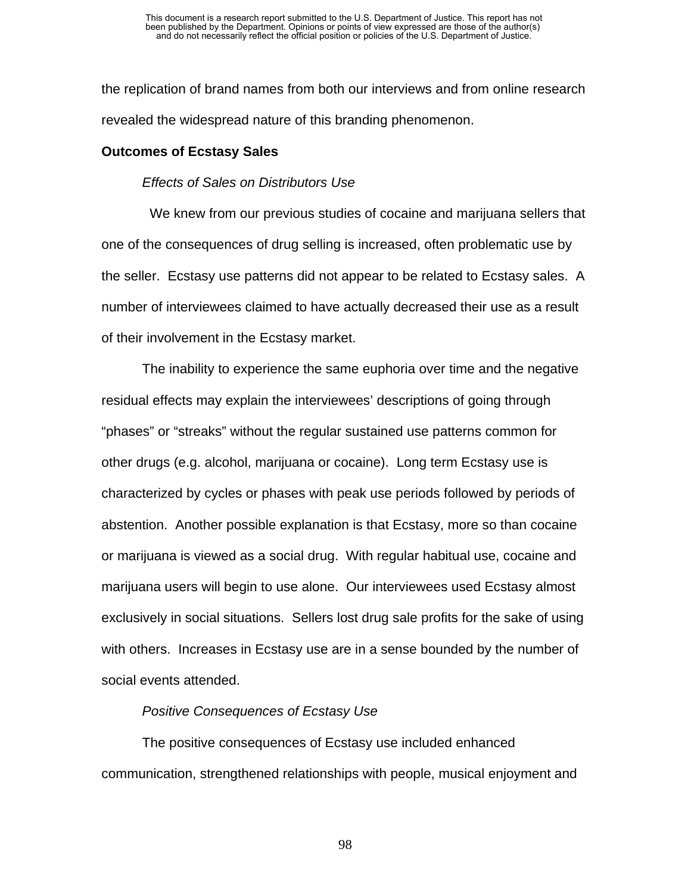the replication of brand names from both our interviews and from online research revealed the widespread nature of this branding phenomenon.

**Outcomes of Ecstasy Sales**

*Effects of Sales on Distributors Use*

We knew from our previous studies of cocaine and marijuana sellers that one of the consequences of drug selling is increased, often problematic use by the seller. Ecstasy use patterns did not appear to be related to Ecstasy sales. A number of interviewees claimed to have actually decreased their use as a result of their involvement in the Ecstasy market.

The inability to experience the same euphoria over time and the negative residual effects may explain the interviewees' descriptions of going through "phases" or "streaks" without the regular sustained use patterns common for other drugs (e.g. alcohol, marijuana or cocaine). Long term Ecstasy use is characterized by cycles or phases with peak use periods followed by periods of abstention. Another possible explanation is that Ecstasy, more so than cocaine or marijuana is viewed as a social drug. With regular habitual use, cocaine and marijuana users will begin to use alone. Our interviewees used Ecstasy almost exclusively in social situations. Sellers lost drug sale profits for the sake of using with others. Increases in Ecstasy use are in a sense bounded by the number of social events attended.

*Positive Consequences of Ecstasy Use*

The positive consequences of Ecstasy use included enhanced communication, strengthened relationships with people, musical enjoyment and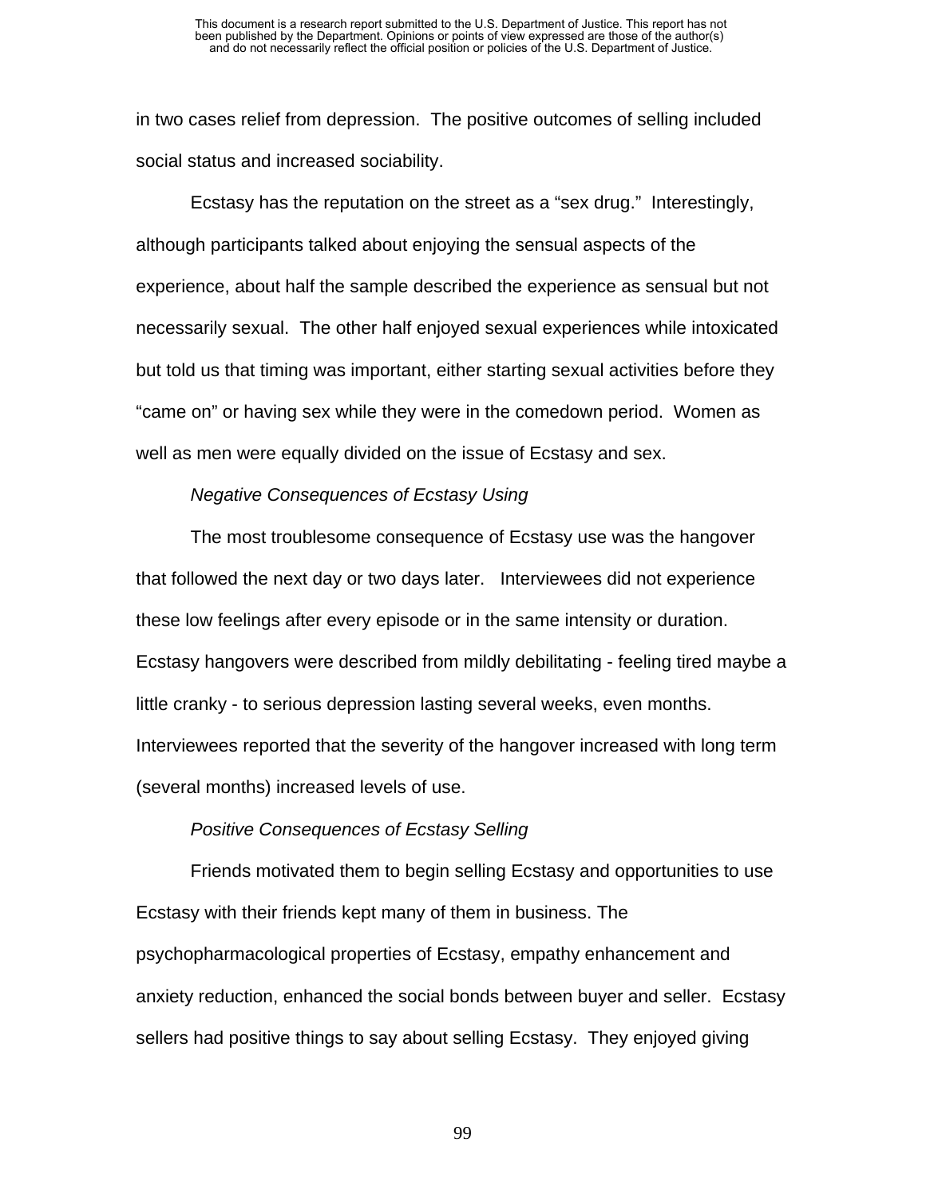in two cases relief from depression. The positive outcomes of selling included social status and increased sociability.

Ecstasy has the reputation on the street as a "sex drug." Interestingly, although participants talked about enjoying the sensual aspects of the experience, about half the sample described the experience as sensual but not necessarily sexual. The other half enjoyed sexual experiences while intoxicated but told us that timing was important, either starting sexual activities before they "came on" or having sex while they were in the comedown period. Women as well as men were equally divided on the issue of Ecstasy and sex.

*Negative Consequences of Ecstasy Using*

The most troublesome consequence of Ecstasy use was the hangover that followed the next day or two days later. Interviewees did not experience these low feelings after every episode or in the same intensity or duration. Ecstasy hangovers were described from mildly debilitating - feeling tired maybe a little cranky - to serious depression lasting several weeks, even months. Interviewees reported that the severity of the hangover increased with long term (several months) increased levels of use.

*Positive Consequences of Ecstasy Selling*

Friends motivated them to begin selling Ecstasy and opportunities to use Ecstasy with their friends kept many of them in business. The psychopharmacological properties of Ecstasy, empathy enhancement and anxiety reduction, enhanced the social bonds between buyer and seller. Ecstasy sellers had positive things to say about selling Ecstasy. They enjoyed giving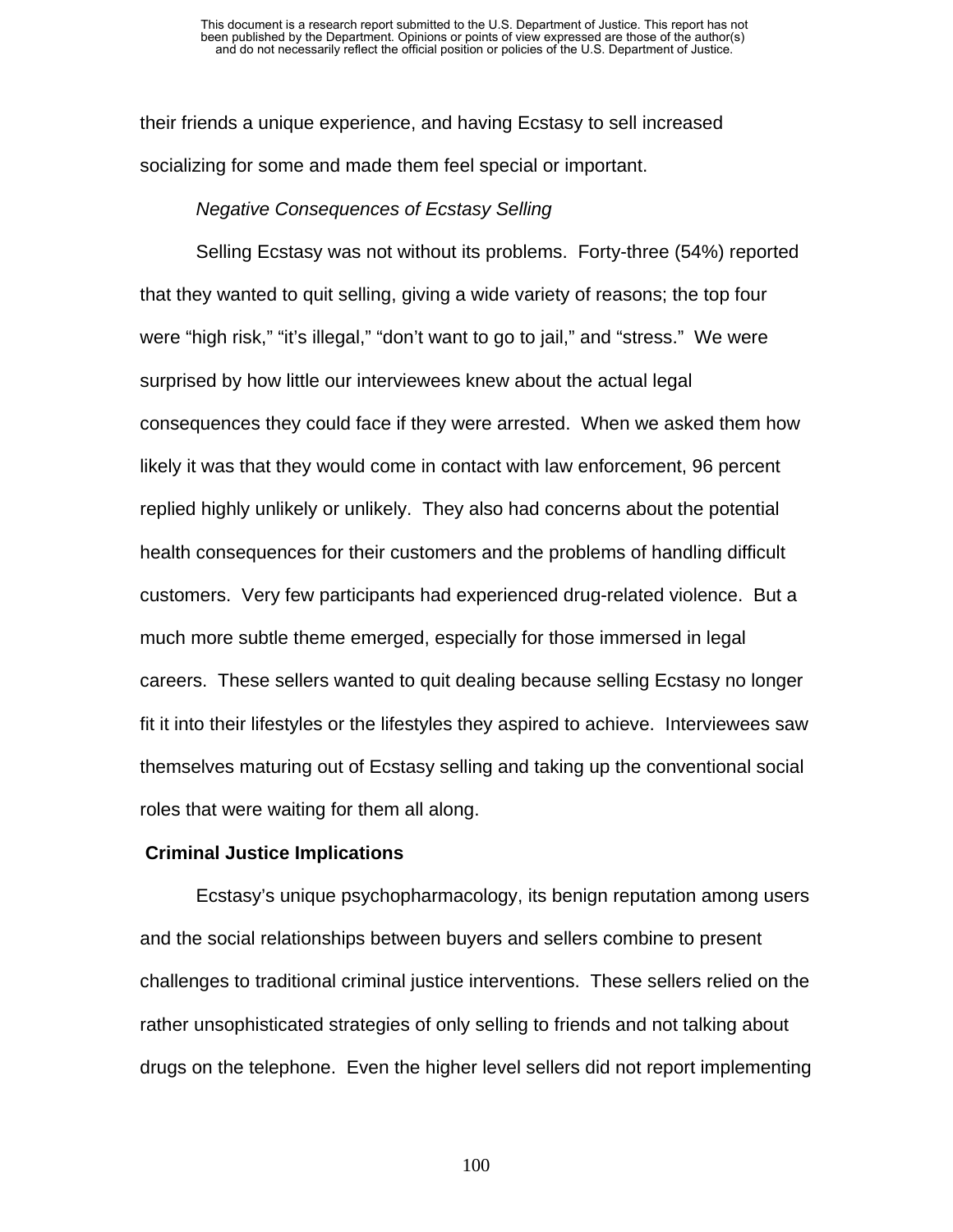their friends a unique experience, and having Ecstasy to sell increased socializing for some and made them feel special or important.

*Negative Consequences of Ecstasy Selling*

Selling Ecstasy was not without its problems. Forty-three (54%) reported that they wanted to quit selling, giving a wide variety of reasons; the top four were "high risk," "it's illegal," "don't want to go to jail," and "stress." We were surprised by how little our interviewees knew about the actual legal consequences they could face if they were arrested. When we asked them how likely it was that they would come in contact with law enforcement, 96 percent replied highly unlikely or unlikely. They also had concerns about the potential health consequences for their customers and the problems of handling difficult customers. Very few participants had experienced drug-related violence. But a much more subtle theme emerged, especially for those immersed in legal careers. These sellers wanted to quit dealing because selling Ecstasy no longer fit it into their lifestyles or the lifestyles they aspired to achieve. Interviewees saw themselves maturing out of Ecstasy selling and taking up the conventional social roles that were waiting for them all along.

**Criminal Justice Implications**

Ecstasy's unique psychopharmacology, its benign reputation among users and the social relationships between buyers and sellers combine to present challenges to traditional criminal justice interventions. These sellers relied on the rather unsophisticated strategies of only selling to friends and not talking about drugs on the telephone. Even the higher level sellers did not report implementing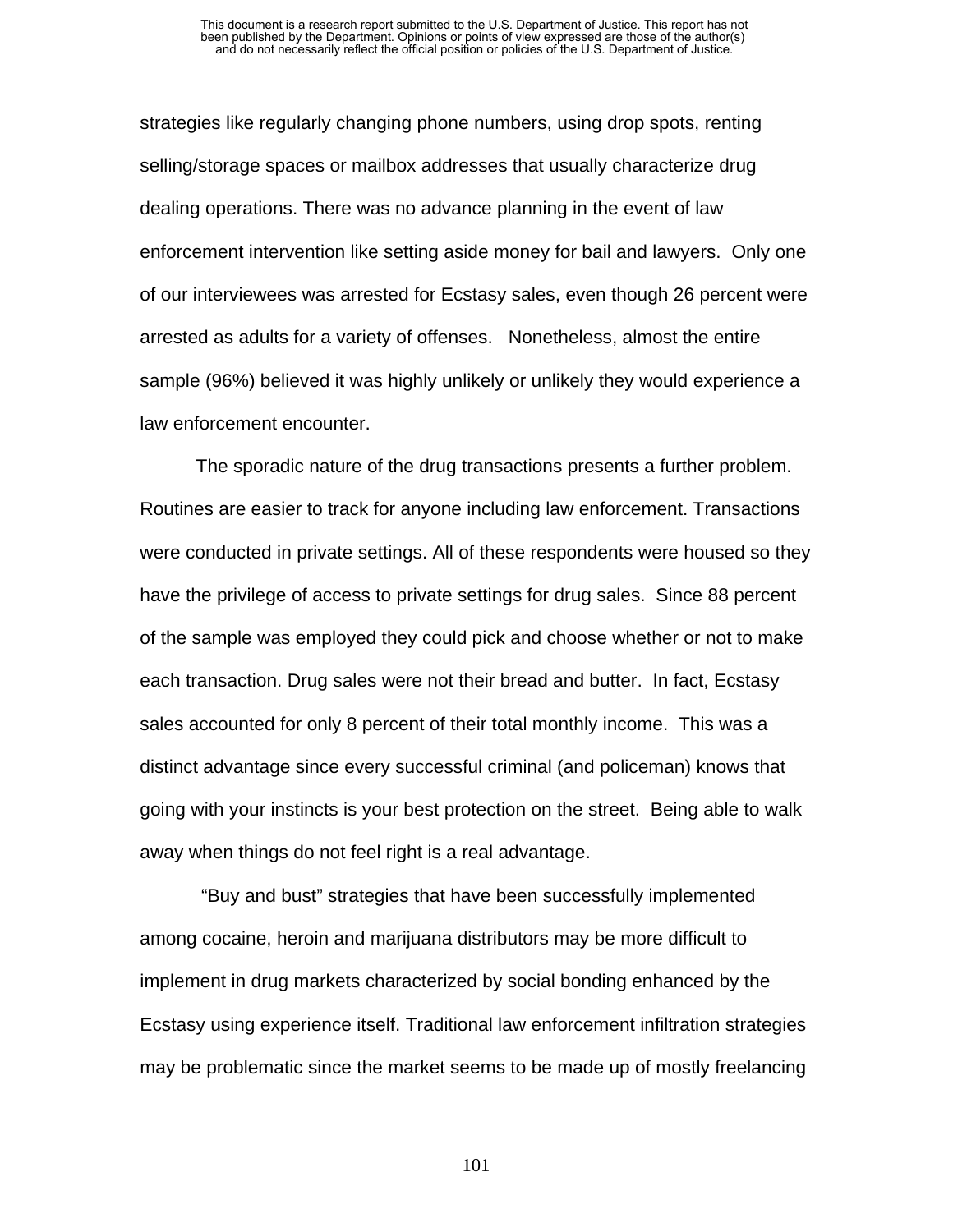strategies like regularly changing phone numbers, using drop spots, renting selling/storage spaces or mailbox addresses that usually characterize drug dealing operations. There was no advance planning in the event of law enforcement intervention like setting aside money for bail and lawyers. Only one of our interviewees was arrested for Ecstasy sales, even though 26 percent were arrested as adults for a variety of offenses. Nonetheless, almost the entire sample (96%) believed it was highly unlikely or unlikely they would experience a law enforcement encounter.

The sporadic nature of the drug transactions presents a further problem. Routines are easier to track for anyone including law enforcement. Transactions were conducted in private settings. All of these respondents were housed so they have the privilege of access to private settings for drug sales. Since 88 percent of the sample was employed they could pick and choose whether or not to make each transaction. Drug sales were not their bread and butter. In fact, Ecstasy sales accounted for only 8 percent of their total monthly income. This was a distinct advantage since every successful criminal (and policeman) knows that going with your instincts is your best protection on the street. Being able to walk away when things do not feel right is a real advantage.

"Buy and bust" strategies that have been successfully implemented among cocaine, heroin and marijuana distributors may be more difficult to implement in drug markets characterized by social bonding enhanced by the Ecstasy using experience itself. Traditional law enforcement infiltration strategies may be problematic since the market seems to be made up of mostly freelancing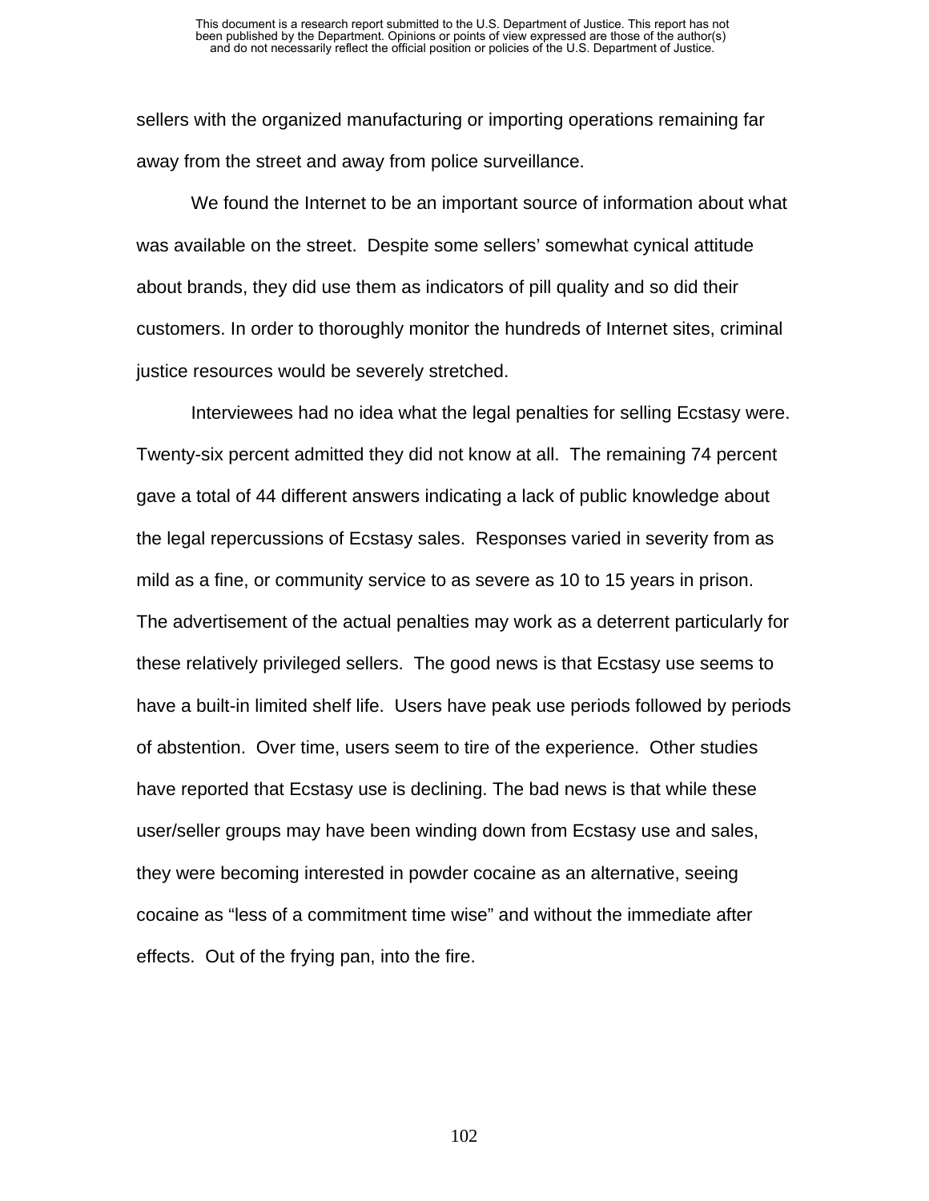sellers with the organized manufacturing or importing operations remaining far away from the street and away from police surveillance.

We found the Internet to be an important source of information about what was available on the street. Despite some sellers' somewhat cynical attitude about brands, they did use them as indicators of pill quality and so did their customers. In order to thoroughly monitor the hundreds of Internet sites, criminal justice resources would be severely stretched.

Interviewees had no idea what the legal penalties for selling Ecstasy were. Twenty-six percent admitted they did not know at all. The remaining 74 percent gave a total of 44 different answers indicating a lack of public knowledge about the legal repercussions of Ecstasy sales. Responses varied in severity from as mild as a fine, or community service to as severe as 10 to 15 years in prison. The advertisement of the actual penalties may work as a deterrent particularly for these relatively privileged sellers. The good news is that Ecstasy use seems to have a built-in limited shelf life. Users have peak use periods followed by periods of abstention. Over time, users seem to tire of the experience. Other studies have reported that Ecstasy use is declining. The bad news is that while these user/seller groups may have been winding down from Ecstasy use and sales, they were becoming interested in powder cocaine as an alternative, seeing cocaine as "less of a commitment time wise" and without the immediate after effects. Out of the frying pan, into the fire.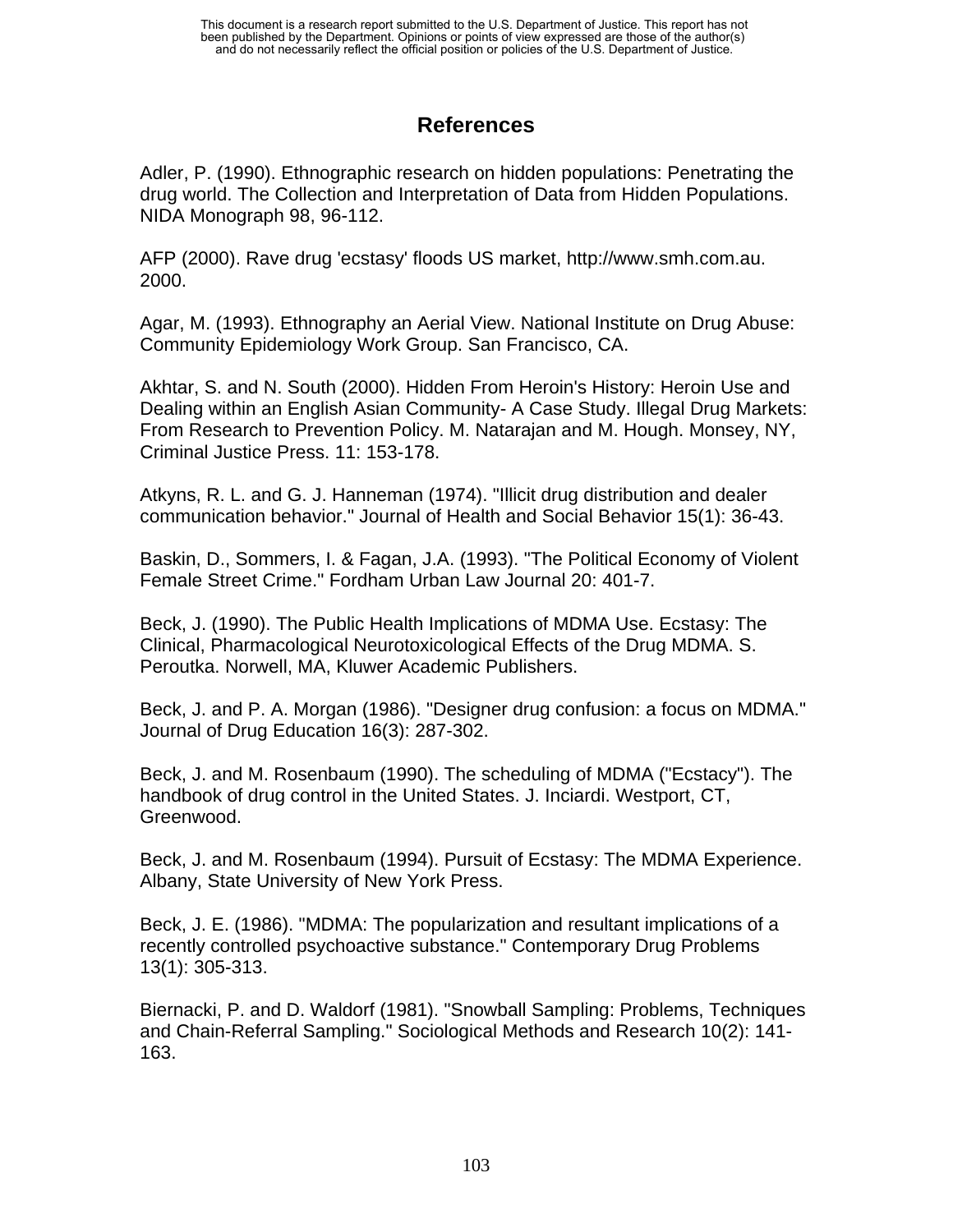# References

Adler, P. (1990). Ethnographic research on hidden populations: Penetrating the drug world. The Collection and Interpretation of Data from Hidden Populations. NIDA Monograph 98, 96-112.

AFP (2000). Rave drug 'ecstasy' floods US market, http://www.smh.com.au. 2000.

Agar, M. (1993). Ethnography an Aerial View. National Institute on Drug Abuse: Community Epidemiology Work Group. San Francisco, CA.

Akhtar, S. and N. South (2000). Hidden From Heroin's History: Heroin Use and Dealing within an English Asian Community- A Case Study. Illegal Drug Markets: From Research to Prevention Policy. M. Natarajan and M. Hough. Monsey, NY, Criminal Justice Press. 11: 153-178.

Atkyns, R. L. and G. J. Hanneman (1974). "Illicit drug distribution and dealer communication behavior." Journal of Health and Social Behavior 15(1): 36-43.

Baskin, D., Sommers, I. & Fagan, J.A. (1993). "The Political Economy of Violent Female Street Crime." Fordham Urban Law Journal 20: 401-7.

Beck, J. (1990). The Public Health Implications of MDMA Use. Ecstasy: The Clinical, Pharmacological Neurotoxicological Effects of the Drug MDMA. S. Peroutka. Norwell, MA, Kluwer Academic Publishers.

Beck, J. and P. A. Morgan (1986). "Designer drug confusion: a focus on MDMA." Journal of Drug Education 16(3): 287-302.

Beck, J. and M. Rosenbaum (1990). The scheduling of MDMA ("Ecstacy"). The handbook of drug control in the United States. J. Inciardi. Westport, CT, Greenwood.

Beck, J. and M. Rosenbaum (1994). Pursuit of Ecstasy: The MDMA Experience. Albany, State University of New York Press.

Beck, J. E. (1986). "MDMA: The popularization and resultant implications of a recently controlled psychoactive substance." Contemporary Drug Problems 13(1): 305-313.

Biernacki, P. and D. Waldorf (1981). "Snowball Sampling: Problems, Techniques and Chain-Referral Sampling." Sociological Methods and Research 10(2): 141-163.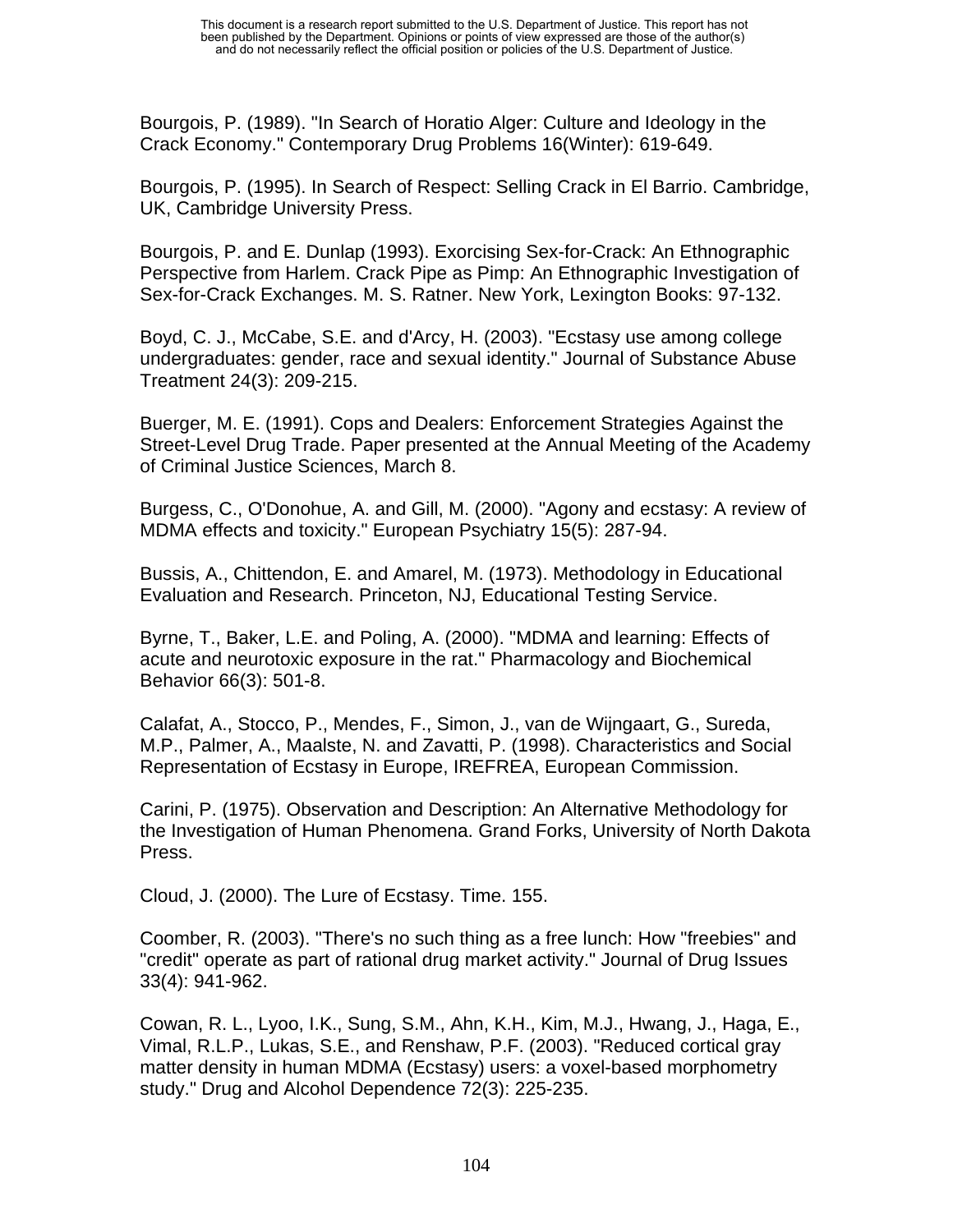Bourgois, P. (1989). "In Search of Horatio Alger: Culture and Ideology in the Crack Economy." Contemporary Drug Problems 16(Winter): 619-649.

Bourgois, P. (1995). In Search of Respect: Selling Crack in El Barrio. Cambridge, UK, Cambridge University Press.

Bourgois, P. and E. Dunlap (1993). Exorcising Sex-for-Crack: An Ethnographic Perspective from Harlem. Crack Pipe as Pimp: An Ethnographic Investigation of Sex-for-Crack Exchanges. M. S. Ratner. New York, Lexington Books: 97-132.

Boyd, C. J., McCabe, S.E. and d'Arcy, H. (2003). "Ecstasy use among college undergraduates: gender, race and sexual identity." Journal of Substance Abuse Treatment 24(3): 209-215.

Buerger, M. E. (1991). Cops and Dealers: Enforcement Strategies Against the Street-Level Drug Trade. Paper presented at the Annual Meeting of the Academy of Criminal Justice Sciences, March 8.

Burgess, C., O'Donohue, A. and Gill, M. (2000). "Agony and ecstasy: A review of MDMA effects and toxicity." European Psychiatry 15(5): 287-94.

Bussis, A., Chittendon, E. and Amarel, M. (1973). Methodology in Educational Evaluation and Research. Princeton, NJ, Educational Testing Service.

Byrne, T., Baker, L.E. and Poling, A. (2000). "MDMA and learning: Effects of acute and neurotoxic exposure in the rat." Pharmacology and Biochemical Behavior 66(3): 501-8.

Calafat, A., Stocco, P., Mendes, F., Simon, J., van de Wijngaart, G., Sureda, M.P., Palmer, A., Maalste, N. and Zavatti, P. (1998). Characteristics and Social Representation of Ecstasy in Europe, IREFREA, European Commission.

Carini, P. (1975). Observation and Description: An Alternative Methodology for the Investigation of Human Phenomena. Grand Forks, University of North Dakota Press.

Cloud, J. (2000). The Lure of Ecstasy. Time. 155.

Coomber, R. (2003). "There's no such thing as a free lunch: How "freebies" and "credit" operate as part of rational drug market activity." Journal of Drug Issues 33(4): 941-962.

Cowan, R. L., Lyoo, I.K., Sung, S.M., Ahn, K.H., Kim, M.J., Hwang, J., Haga, E., Vimal, R.L.P., Lukas, S.E., and Renshaw, P.F. (2003). "Reduced cortical gray matter density in human MDMA (Ecstasy) users: a voxel-based morphometry study." Drug and Alcohol Dependence 72(3): 225-235.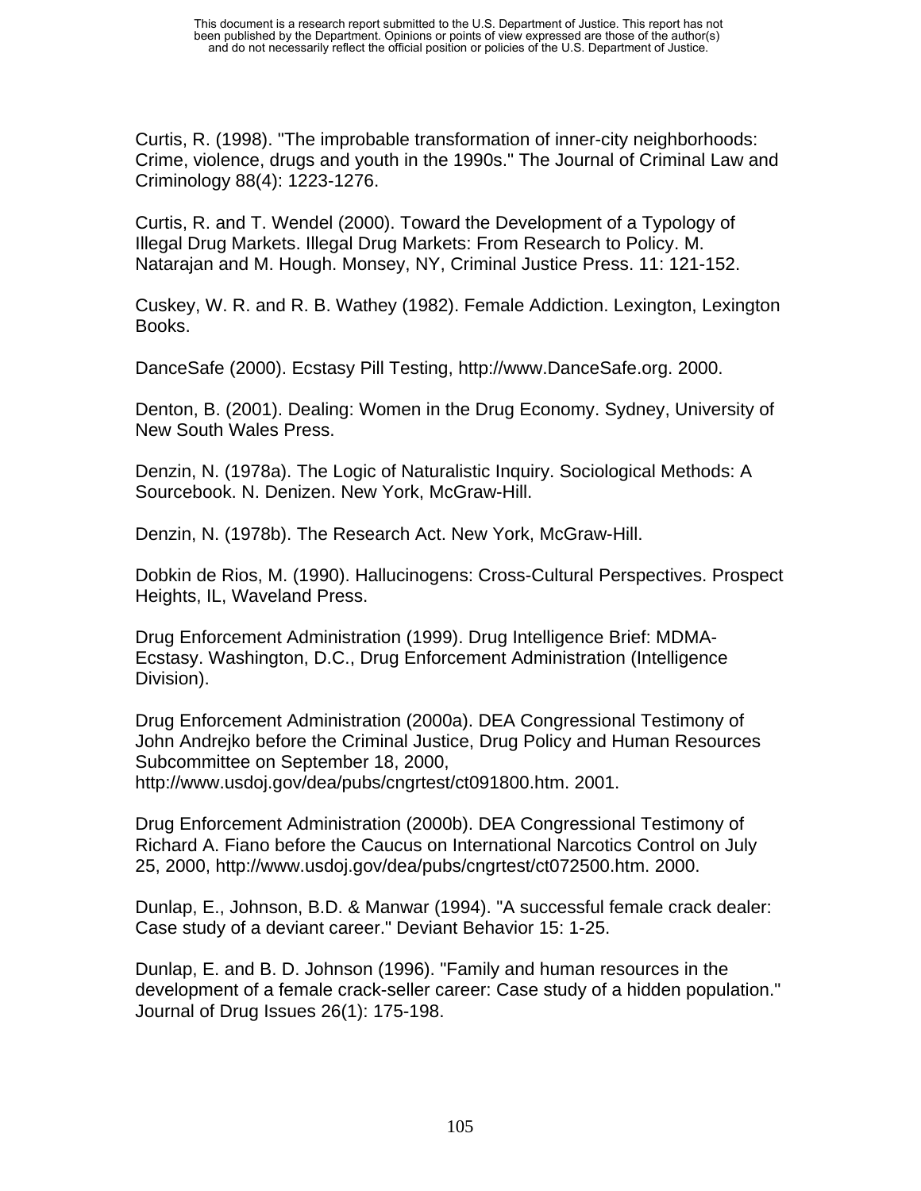Curtis, R. (1998). "The improbable transformation of inner-city neighborhoods: Crime, violence, drugs and youth in the 1990s." The Journal of Criminal Law and Criminology 88(4): 1223-1276.

Curtis, R. and T. Wendel (2000). Toward the Development of a Typology of Illegal Drug Markets. Illegal Drug Markets: From Research to Policy. M. Natarajan and M. Hough. Monsey, NY, Criminal Justice Press. 11: 121-152.

Cuskey, W. R. and R. B. Wathey (1982). Female Addiction. Lexington, Lexington Books.

DanceSafe (2000). Ecstasy Pill Testing, http://www.DanceSafe.org. 2000.

Denton, B. (2001). Dealing: Women in the Drug Economy. Sydney, University of New South Wales Press.

Denzin, N. (1978a). The Logic of Naturalistic Inquiry. Sociological Methods: A Sourcebook. N. Denizen. New York, McGraw-Hill.

Denzin, N. (1978b). The Research Act. New York, McGraw-Hill.

Dobkin de Rios, M. (1990). Hallucinogens: Cross-Cultural Perspectives. Prospect Heights, IL, Waveland Press.

Drug Enforcement Administration (1999). Drug Intelligence Brief: MDMA-Ecstasy. Washington, D.C., Drug Enforcement Administration (Intelligence Division).

Drug Enforcement Administration (2000a). DEA Congressional Testimony of John Andrejko before the Criminal Justice, Drug Policy and Human Resources Subcommittee on September 18, 2000, http://www.usdoj.gov/dea/pubs/cngrtest/ct091800.htm. 2001.

Drug Enforcement Administration (2000b). DEA Congressional Testimony of Richard A. Fiano before the Caucus on International Narcotics Control on July 25, 2000, http://www.usdoj.gov/dea/pubs/cngrtest/ct072500.htm. 2000.

Dunlap, E., Johnson, B.D. & Manwar (1994). "A successful female crack dealer: Case study of a deviant career." Deviant Behavior 15: 1-25.

Dunlap, E. and B. D. Johnson (1996). "Family and human resources in the development of a female crack-seller career: Case study of a hidden population." Journal of Drug Issues 26(1): 175-198.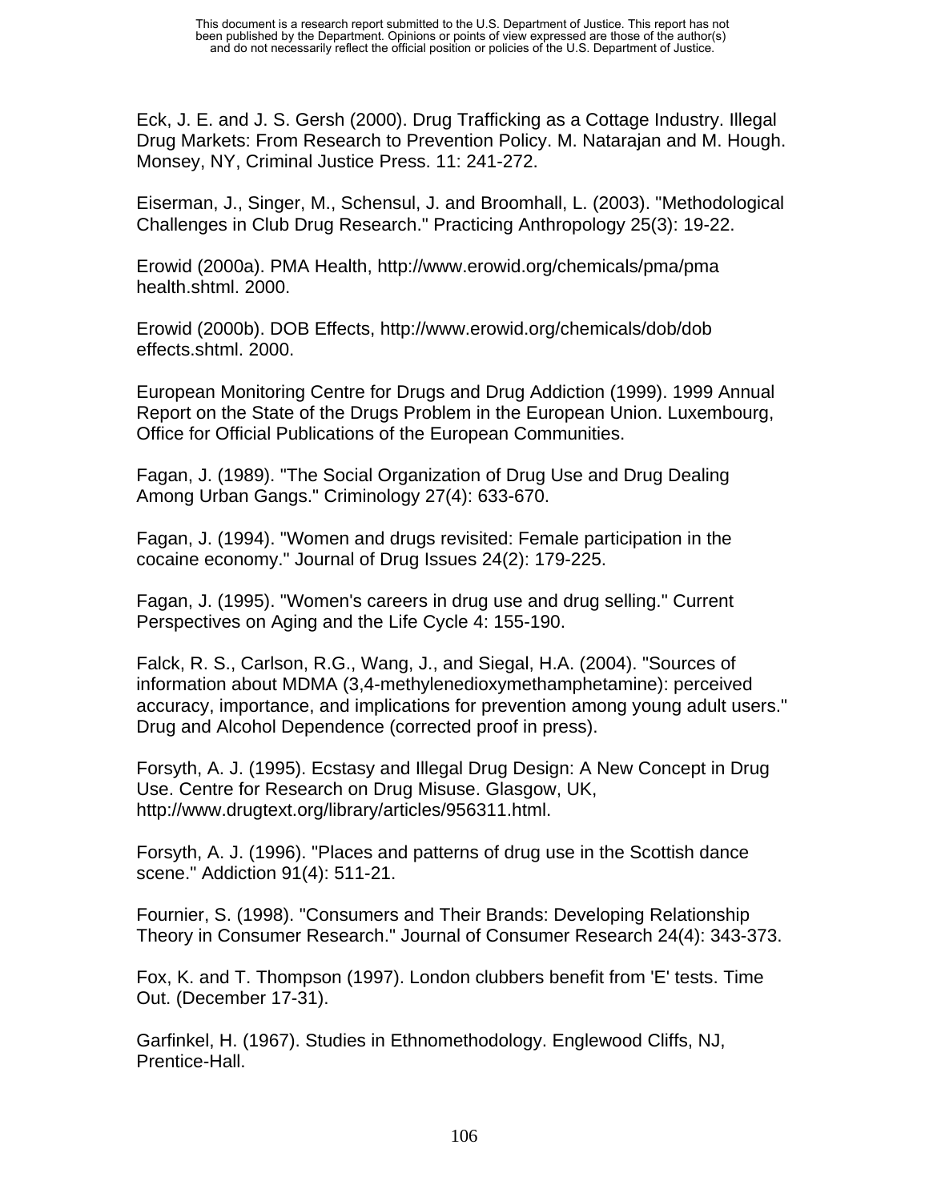Eck, J. E. and J. S. Gersh (2000). Drug Trafficking as a Cottage Industry. Illegal Drug Markets: From Research to Prevention Policy. M. Natarajan and M. Hough. Monsey, NY, Criminal Justice Press. 11: 241-272.

Eiserman, J., Singer, M., Schensul, J. and Broomhall, L. (2003). "Methodological Challenges in Club Drug Research." Practicing Anthropology 25(3): 19-22.

Erowid (2000a). PMA Health, http://www.erowid.org/chemicals/pma/pma health.shtml. 2000.

Erowid (2000b). DOB Effects, http://www.erowid.org/chemicals/dob/dob effects.shtml. 2000.

European Monitoring Centre for Drugs and Drug Addiction (1999). 1999 Annual Report on the State of the Drugs Problem in the European Union. Luxembourg, Office for Official Publications of the European Communities.

Fagan, J. (1989). "The Social Organization of Drug Use and Drug Dealing Among Urban Gangs." Criminology 27(4): 633-670.

Fagan, J. (1994). "Women and drugs revisited: Female participation in the cocaine economy." Journal of Drug Issues 24(2): 179-225.

Fagan, J. (1995). "Women's careers in drug use and drug selling." Current Perspectives on Aging and the Life Cycle 4: 155-190.

Falck, R. S., Carlson, R.G., Wang, J., and Siegal, H.A. (2004). "Sources of information about MDMA (3,4-methylenedioxymethamphetamine): perceived accuracy, importance, and implications for prevention among young adult users." Drug and Alcohol Dependence (corrected proof in press).

Forsyth, A. J. (1995). Ecstasy and Illegal Drug Design: A New Concept in Drug Use. Centre for Research on Drug Misuse. Glasgow, UK, http://www.drugtext.org/library/articles/956311.html.

Forsyth, A. J. (1996). "Places and patterns of drug use in the Scottish dance scene." Addiction 91(4): 511-21.

Fournier, S. (1998). "Consumers and Their Brands: Developing Relationship Theory in Consumer Research." Journal of Consumer Research 24(4): 343-373.

Fox, K. and T. Thompson (1997). London clubbers benefit from 'E' tests. Time Out. (December 17-31).

Garfinkel, H. (1967). Studies in Ethnomethodology. Englewood Cliffs, NJ, Prentice-Hall.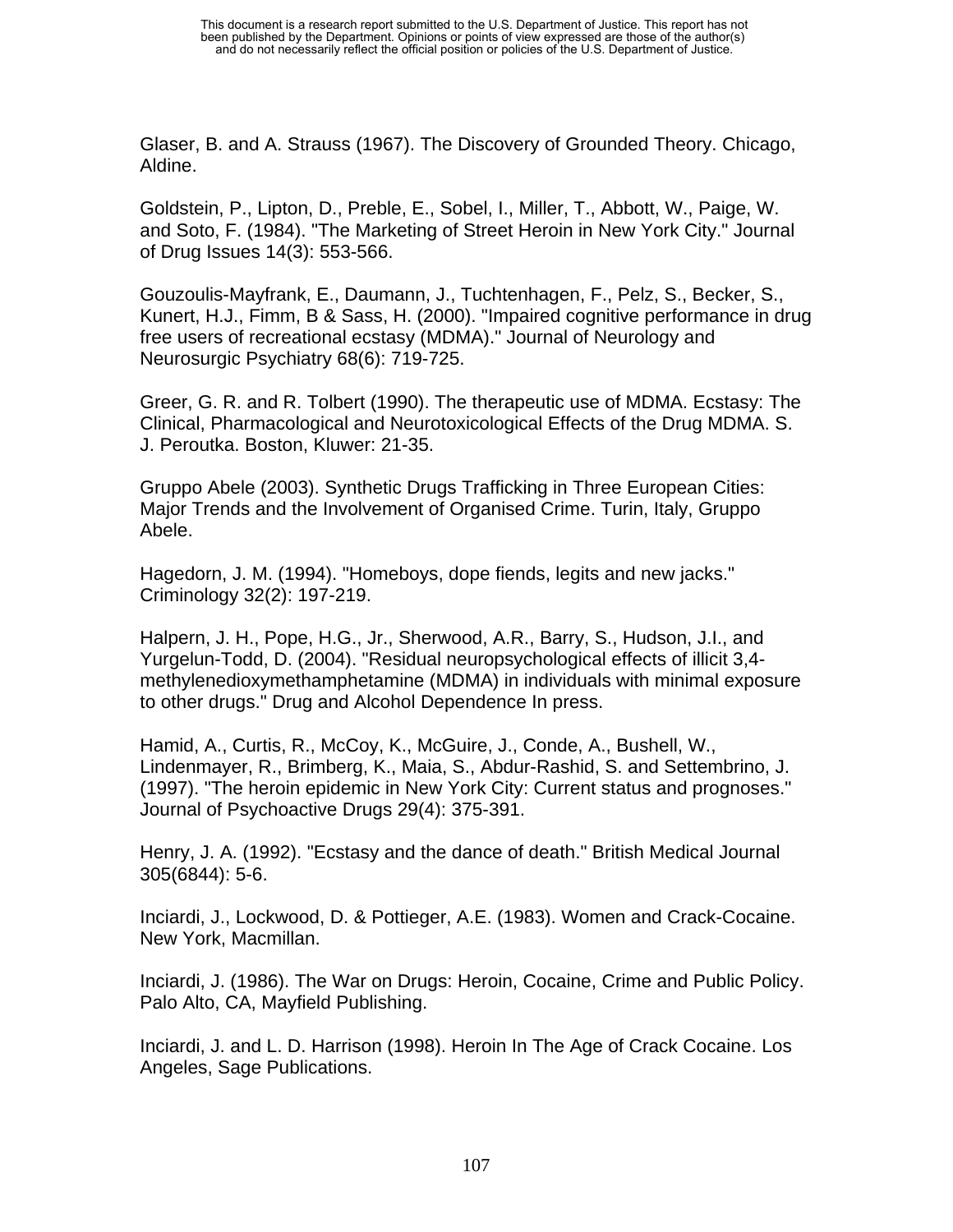Glaser, B. and A. Strauss (1967). The Discovery of Grounded Theory. Chicago, Aldine.

Goldstein, P., Lipton, D., Preble, E., Sobel, I., Miller, T., Abbott, W., Paige, W. and Soto, F. (1984). "The Marketing of Street Heroin in New York City." Journal of Drug Issues 14(3): 553-566.

Gouzoulis-Mayfrank, E., Daumann, J., Tuchtenhagen, F., Pelz, S., Becker, S., Kunert, H.J., Fimm, B & Sass, H. (2000). "Impaired cognitive performance in drug free users of recreational ecstasy (MDMA)." Journal of Neurology and Neurosurgic Psychiatry 68(6): 719-725.

Greer, G. R. and R. Tolbert (1990). The therapeutic use of MDMA. Ecstasy: The Clinical, Pharmacological and Neurotoxicological Effects of the Drug MDMA. S. J. Peroutka. Boston, Kluwer: 21-35.

Gruppo Abele (2003). Synthetic Drugs Trafficking in Three European Cities: Major Trends and the Involvement of Organised Crime. Turin, Italy, Gruppo Abele.

Hagedorn, J. M. (1994). "Homeboys, dope fiends, legits and new jacks." Criminology 32(2): 197-219.

Halpern, J. H., Pope, H.G., Jr., Sherwood, A.R., Barry, S., Hudson, J.I., and Yurgelun-Todd, D. (2004). "Residual neuropsychological effects of illicit 3,4-methylenedioxymethamphetamine (MDMA) in individuals with minimal exposure to other drugs." Drug and Alcohol Dependence In press.

Hamid, A., Curtis, R., McCoy, K., McGuire, J., Conde, A., Bushell, W., Lindenmayer, R., Brimberg, K., Maia, S., Abdur-Rashid, S. and Settembrino, J. (1997). "The heroin epidemic in New York City: Current status and prognoses." Journal of Psychoactive Drugs 29(4): 375-391.

Henry, J. A. (1992). "Ecstasy and the dance of death." British Medical Journal 305(6844): 5-6.

Inciardi, J., Lockwood, D. & Pottieger, A.E. (1983). Women and Crack-Cocaine. New York, Macmillan.

Inciardi, J. (1986). The War on Drugs: Heroin, Cocaine, Crime and Public Policy. Palo Alto, CA, Mayfield Publishing.

Inciardi, J. and L. D. Harrison (1998). Heroin In The Age of Crack Cocaine. Los Angeles, Sage Publications.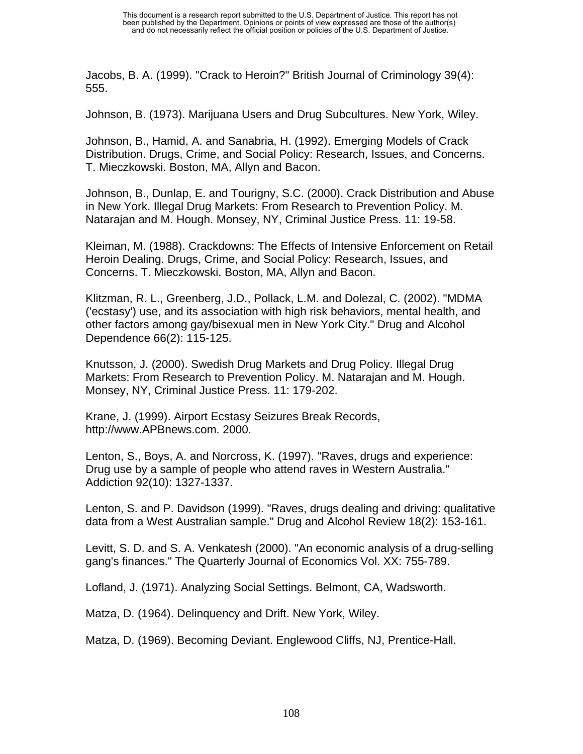Jacobs, B. A. (1999). "Crack to Heroin?" British Journal of Criminology 39(4): 555.

Johnson, B. (1973). Marijuana Users and Drug Subcultures. New York, Wiley.

Johnson, B., Hamid, A. and Sanabria, H. (1992). Emerging Models of Crack Distribution. Drugs, Crime, and Social Policy: Research, Issues, and Concerns. T. Mieczkowski. Boston, MA, Allyn and Bacon.

Johnson, B., Dunlap, E. and Tourigny, S.C. (2000). Crack Distribution and Abuse in New York. Illegal Drug Markets: From Research to Prevention Policy. M. Natarajan and M. Hough. Monsey, NY, Criminal Justice Press. 11: 19-58.

Kleiman, M. (1988). Crackdowns: The Effects of Intensive Enforcement on Retail Heroin Dealing. Drugs, Crime, and Social Policy: Research, Issues, and Concerns. T. Mieczkowski. Boston, MA, Allyn and Bacon.

Klitzman, R. L., Greenberg, J.D., Pollack, L.M. and Dolezal, C. (2002). "MDMA ('ecstasy') use, and its association with high risk behaviors, mental health, and other factors among gay/bisexual men in New York City." Drug and Alcohol Dependence 66(2): 115-125.

Knutsson, J. (2000). Swedish Drug Markets and Drug Policy. Illegal Drug Markets: From Research to Prevention Policy. M. Natarajan and M. Hough. Monsey, NY, Criminal Justice Press. 11: 179-202.

Krane, J. (1999). Airport Ecstasy Seizures Break Records, http://www.APBnews.com. 2000.

Lenton, S., Boys, A. and Norcross, K. (1997). "Raves, drugs and experience: Drug use by a sample of people who attend raves in Western Australia." Addiction 92(10): 1327-1337.

Lenton, S. and P. Davidson (1999). "Raves, drugs dealing and driving: qualitative data from a West Australian sample." Drug and Alcohol Review 18(2): 153-161.

Levitt, S. D. and S. A. Venkatesh (2000). "An economic analysis of a drug-selling gang's finances." The Quarterly Journal of Economics Vol. XX: 755-789.

Lofland, J. (1971). Analyzing Social Settings. Belmont, CA, Wadsworth.

Matza, D. (1964). Delinquency and Drift. New York, Wiley.

Matza, D. (1969). Becoming Deviant. Englewood Cliffs, NJ, Prentice-Hall.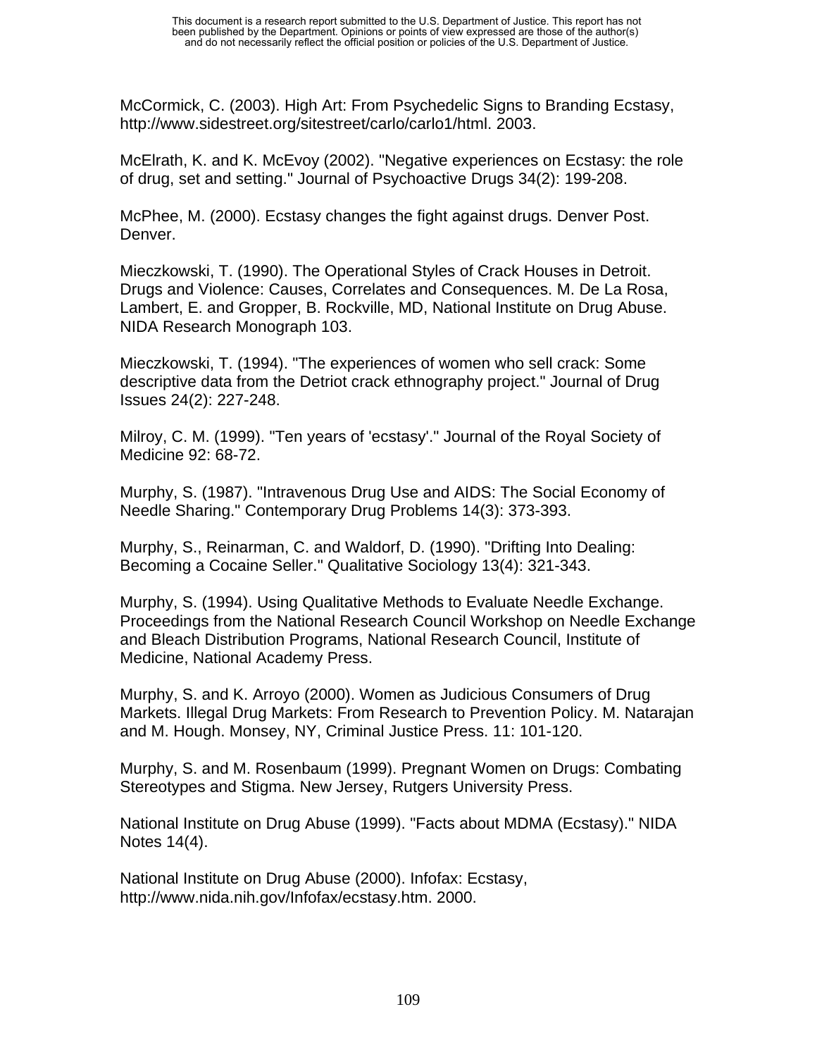McCormick, C. (2003). High Art: From Psychedelic Signs to Branding Ecstasy, http://www.sidestreet.org/sitestreet/carlo/carlo1/html. 2003.

McElrath, K. and K. McEvoy (2002). "Negative experiences on Ecstasy: the role of drug, set and setting." Journal of Psychoactive Drugs 34(2): 199-208.

McPhee, M. (2000). Ecstasy changes the fight against drugs. Denver Post. Denver.

Mieczkowski, T. (1990). The Operational Styles of Crack Houses in Detroit. Drugs and Violence: Causes, Correlates and Consequences. M. De La Rosa, Lambert, E. and Gropper, B. Rockville, MD, National Institute on Drug Abuse. NIDA Research Monograph 103.

Mieczkowski, T. (1994). "The experiences of women who sell crack: Some descriptive data from the Detriot crack ethnography project." Journal of Drug Issues 24(2): 227-248.

Milroy, C. M. (1999). "Ten years of 'ecstasy'." Journal of the Royal Society of Medicine 92: 68-72.

Murphy, S. (1987). "Intravenous Drug Use and AIDS: The Social Economy of Needle Sharing." Contemporary Drug Problems 14(3): 373-393.

Murphy, S., Reinarman, C. and Waldorf, D. (1990). "Drifting Into Dealing: Becoming a Cocaine Seller." Qualitative Sociology 13(4): 321-343.

Murphy, S. (1994). Using Qualitative Methods to Evaluate Needle Exchange. Proceedings from the National Research Council Workshop on Needle Exchange and Bleach Distribution Programs, National Research Council, Institute of Medicine, National Academy Press.

Murphy, S. and K. Arroyo (2000). Women as Judicious Consumers of Drug Markets. Illegal Drug Markets: From Research to Prevention Policy. M. Natarajan and M. Hough. Monsey, NY, Criminal Justice Press. 11: 101-120.

Murphy, S. and M. Rosenbaum (1999). Pregnant Women on Drugs: Combating Stereotypes and Stigma. New Jersey, Rutgers University Press.

National Institute on Drug Abuse (1999). "Facts about MDMA (Ecstasy)." NIDA Notes 14(4).

National Institute on Drug Abuse (2000). Infofax: Ecstasy, http://www.nida.nih.gov/Infofax/ecstasy.htm. 2000.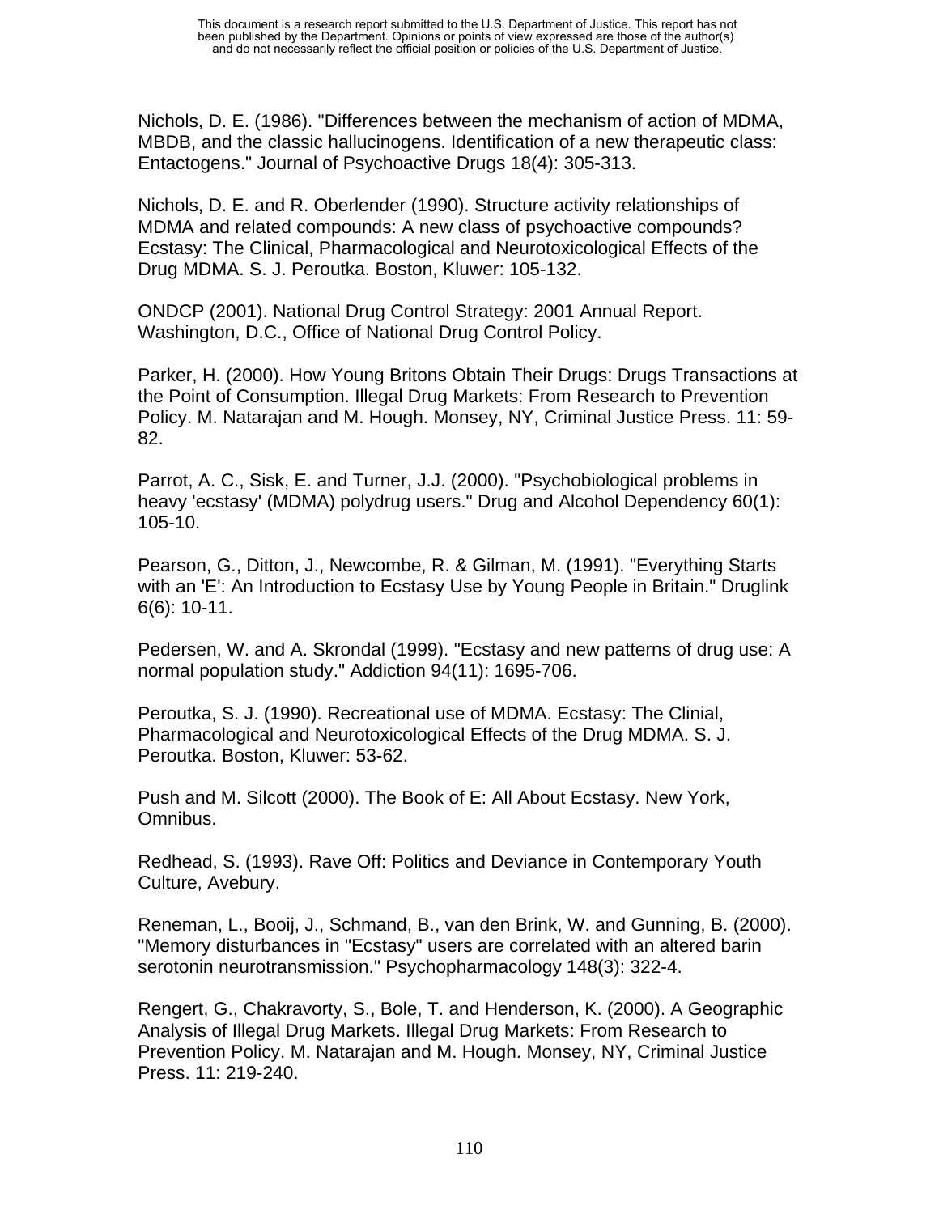Nichols, D. E. (1986). "Differences between the mechanism of action of MDMA, MBDB, and the classic hallucinogens. Identification of a new therapeutic class: Entactogens." Journal of Psychoactive Drugs 18(4): 305-313.

Nichols, D. E. and R. Oberlender (1990). Structure activity relationships of MDMA and related compounds: A new class of psychoactive compounds? Ecstasy: The Clinical, Pharmacological and Neurotoxicological Effects of the Drug MDMA. S. J. Peroutka. Boston, Kluwer: 105-132.

ONDCP (2001). National Drug Control Strategy: 2001 Annual Report. Washington, D.C., Office of National Drug Control Policy.

Parker, H. (2000). How Young Britons Obtain Their Drugs: Drugs Transactions at the Point of Consumption. Illegal Drug Markets: From Research to Prevention Policy. M. Natarajan and M. Hough. Monsey, NY, Criminal Justice Press. 11: 59-82.

Parrot, A. C., Sisk, E. and Turner, J.J. (2000). "Psychobiological problems in heavy 'ecstasy' (MDMA) polydrug users." Drug and Alcohol Dependency 60(1): 105-10.

Pearson, G., Ditton, J., Newcombe, R. & Gilman, M. (1991). "Everything Starts with an 'E': An Introduction to Ecstasy Use by Young People in Britain." Druglink 6(6): 10-11.

Pedersen, W. and A. Skrondal (1999). "Ecstasy and new patterns of drug use: A normal population study." Addiction 94(11): 1695-706.

Peroutka, S. J. (1990). Recreational use of MDMA. Ecstasy: The Clinial, Pharmacological and Neurotoxicological Effects of the Drug MDMA. S. J. Peroutka. Boston, Kluwer: 53-62.

Push and M. Silcott (2000). The Book of E: All About Ecstasy. New York, Omnibus.

Redhead, S. (1993). Rave Off: Politics and Deviance in Contemporary Youth Culture, Avebury.

Reneman, L., Booij, J., Schmand, B., van den Brink, W. and Gunning, B. (2000). "Memory disturbances in "Ecstasy" users are correlated with an altered barin serotonin neurotransmission." Psychopharmacology 148(3): 322-4.

Rengert, G., Chakravorty, S., Bole, T. and Henderson, K. (2000). A Geographic Analysis of Illegal Drug Markets. Illegal Drug Markets: From Research to Prevention Policy. M. Natarajan and M. Hough. Monsey, NY, Criminal Justice Press. 11: 219-240.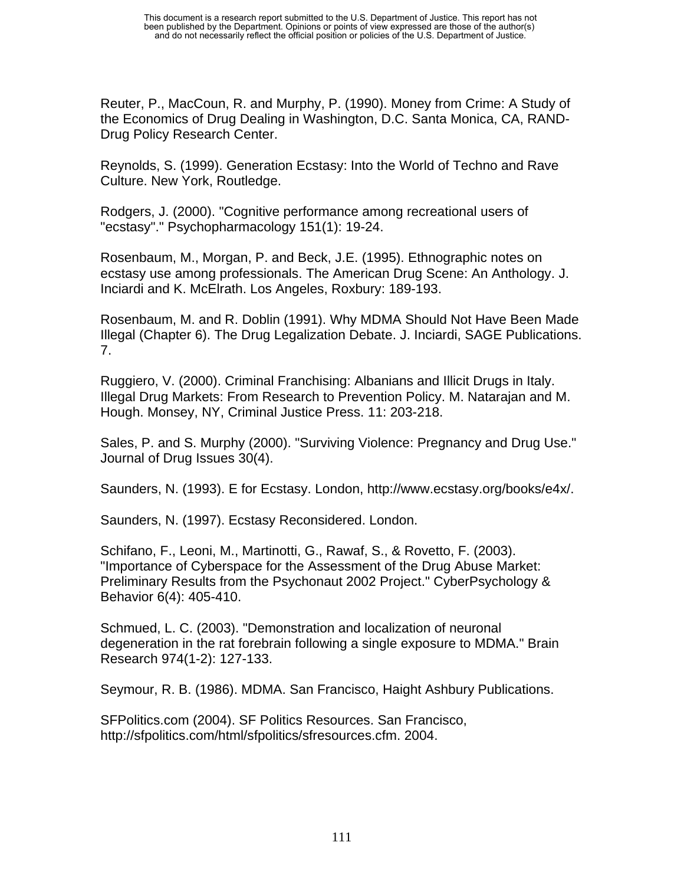Reuter, P., MacCoun, R. and Murphy, P. (1990). Money from Crime: A Study of the Economics of Drug Dealing in Washington, D.C. Santa Monica, CA, RAND-Drug Policy Research Center.

Reynolds, S. (1999). Generation Ecstasy: Into the World of Techno and Rave Culture. New York, Routledge.

Rodgers, J. (2000). "Cognitive performance among recreational users of "ecstasy"." Psychopharmacology 151(1): 19-24.

Rosenbaum, M., Morgan, P. and Beck, J.E. (1995). Ethnographic notes on ecstasy use among professionals. The American Drug Scene: An Anthology. J. Inciardi and K. McElrath. Los Angeles, Roxbury: 189-193.

Rosenbaum, M. and R. Doblin (1991). Why MDMA Should Not Have Been Made Illegal (Chapter 6). The Drug Legalization Debate. J. Inciardi, SAGE Publications. 7.

Ruggiero, V. (2000). Criminal Franchising: Albanians and Illicit Drugs in Italy. Illegal Drug Markets: From Research to Prevention Policy. M. Natarajan and M. Hough. Monsey, NY, Criminal Justice Press. 11: 203-218.

Sales, P. and S. Murphy (2000). "Surviving Violence: Pregnancy and Drug Use." Journal of Drug Issues 30(4).

Saunders, N. (1993). E for Ecstasy. London, http://www.ecstasy.org/books/e4x/.

Saunders, N. (1997). Ecstasy Reconsidered. London.

Schifano, F., Leoni, M., Martinotti, G., Rawaf, S., & Rovetto, F. (2003). "Importance of Cyberspace for the Assessment of the Drug Abuse Market: Preliminary Results from the Psychonaut 2002 Project." CyberPsychology & Behavior 6(4): 405-410.

Schmued, L. C. (2003). "Demonstration and localization of neuronal degeneration in the rat forebrain following a single exposure to MDMA." Brain Research 974(1-2): 127-133.

Seymour, R. B. (1986). MDMA. San Francisco, Haight Ashbury Publications.

SFPolitics.com (2004). SF Politics Resources. San Francisco, http://sfpolitics.com/html/sfpolitics/sfresources.cfm. 2004.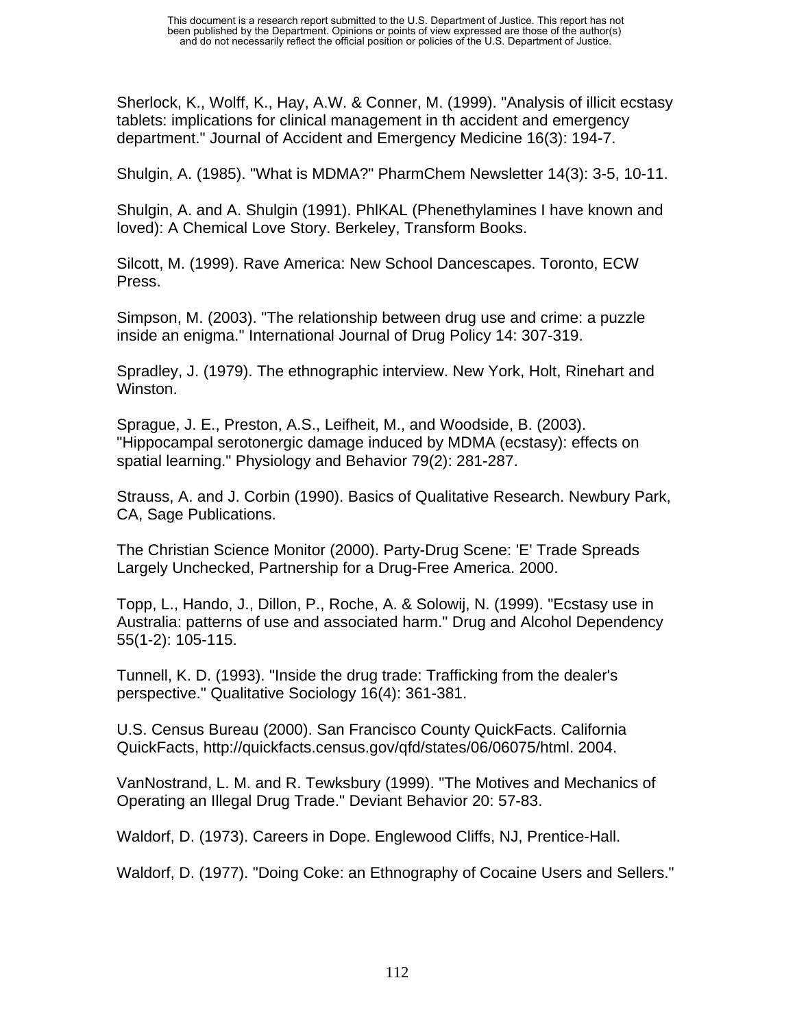Sherlock, K., Wolff, K., Hay, A.W. & Conner, M. (1999). "Analysis of illicit ecstasy tablets: implications for clinical management in th accident and emergency department." Journal of Accident and Emergency Medicine 16(3): 194-7.

Shulgin, A. (1985). "What is MDMA?" PharmChem Newsletter 14(3): 3-5, 10-11.

Shulgin, A. and A. Shulgin (1991). PhIKAL (Phenethylamines I have known and loved): A Chemical Love Story. Berkeley, Transform Books.

Silcott, M. (1999). Rave America: New School Dancescapes. Toronto, ECW Press.

Simpson, M. (2003). "The relationship between drug use and crime: a puzzle inside an enigma." International Journal of Drug Policy 14: 307-319.

Spradley, J. (1979). The ethnographic interview. New York, Holt, Rinehart and Winston.

Sprague, J. E., Preston, A.S., Leifheit, M., and Woodside, B. (2003). "Hippocampal serotonergic damage induced by MDMA (ecstasy): effects on spatial learning." Physiology and Behavior 79(2): 281-287.

Strauss, A. and J. Corbin (1990). Basics of Qualitative Research. Newbury Park, CA, Sage Publications.

The Christian Science Monitor (2000). Party-Drug Scene: 'E' Trade Spreads Largely Unchecked, Partnership for a Drug-Free America. 2000.

Topp, L., Hando, J., Dillon, P., Roche, A. & Solowij, N. (1999). "Ecstasy use in Australia: patterns of use and associated harm." Drug and Alcohol Dependency 55(1-2): 105-115.

Tunnell, K. D. (1993). "Inside the drug trade: Trafficking from the dealer's perspective." Qualitative Sociology 16(4): 361-381.

U.S. Census Bureau (2000). San Francisco County QuickFacts. California QuickFacts, http://quickfacts.census.gov/qfd/states/06/06075/html. 2004.

VanNostrand, L. M. and R. Tewksbury (1999). "The Motives and Mechanics of Operating an Illegal Drug Trade." Deviant Behavior 20: 57-83.

Waldorf, D. (1973). Careers in Dope. Englewood Cliffs, NJ, Prentice-Hall.

Waldorf, D. (1977). "Doing Coke: an Ethnography of Cocaine Users and Sellers."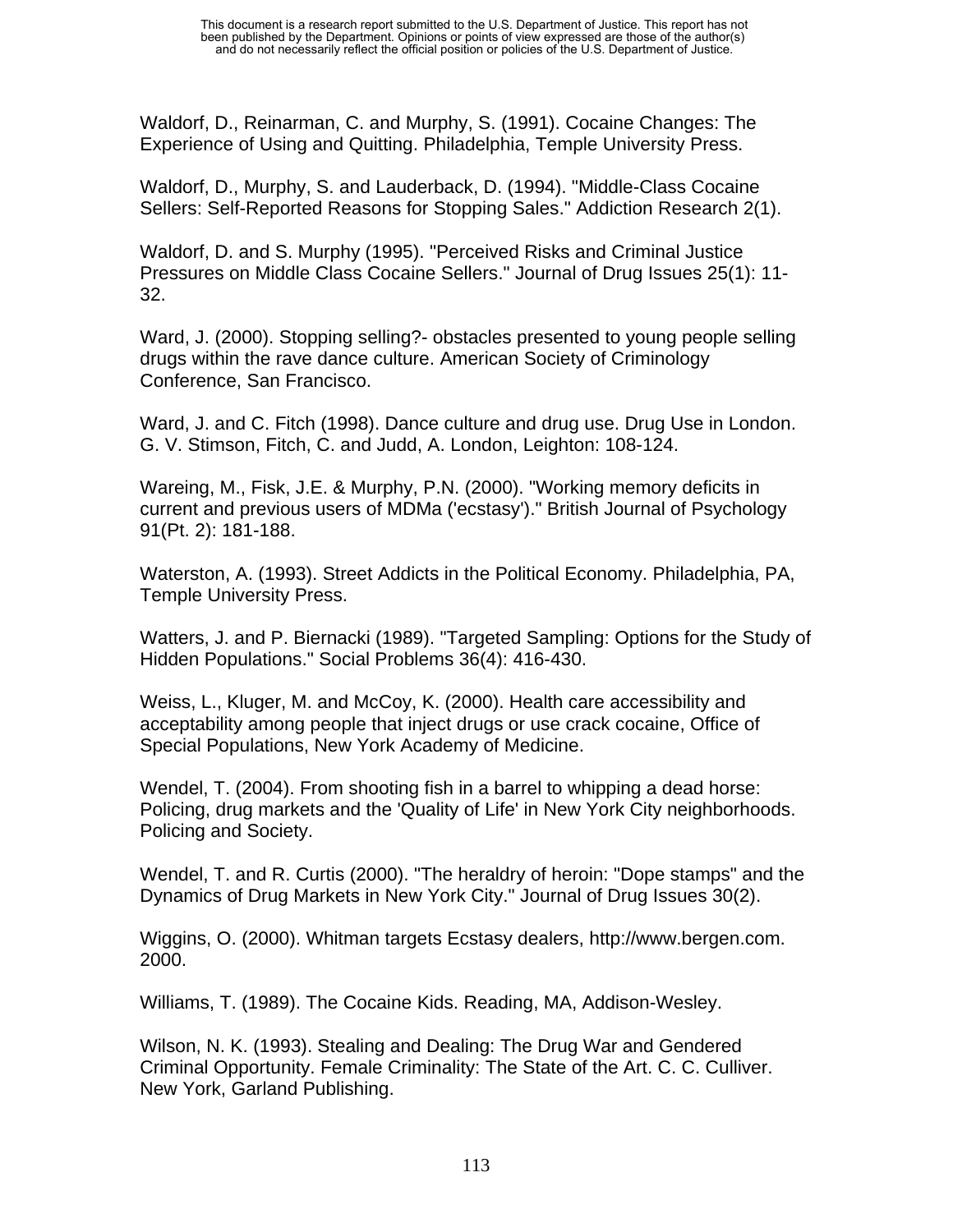Waldorf, D., Reinarman, C. and Murphy, S. (1991). Cocaine Changes: The Experience of Using and Quitting. Philadelphia, Temple University Press.

Waldorf, D., Murphy, S. and Lauderback, D. (1994). "Middle-Class Cocaine Sellers: Self-Reported Reasons for Stopping Sales." Addiction Research 2(1).

Waldorf, D. and S. Murphy (1995). "Perceived Risks and Criminal Justice Pressures on Middle Class Cocaine Sellers." Journal of Drug Issues 25(1): 11-32.

Ward, J. (2000). Stopping selling?- obstacles presented to young people selling drugs within the rave dance culture. American Society of Criminology Conference, San Francisco.

Ward, J. and C. Fitch (1998). Dance culture and drug use. Drug Use in London. G. V. Stimson, Fitch, C. and Judd, A. London, Leighton: 108-124.

Wareing, M., Fisk, J.E. & Murphy, P.N. (2000). "Working memory deficits in current and previous users of MDMa ('ecstasy')." British Journal of Psychology 91(Pt. 2): 181-188.

Waterston, A. (1993). Street Addicts in the Political Economy. Philadelphia, PA, Temple University Press.

Watters, J. and P. Biernacki (1989). "Targeted Sampling: Options for the Study of Hidden Populations." Social Problems 36(4): 416-430.

Weiss, L., Kluger, M. and McCoy, K. (2000). Health care accessibility and acceptability among people that inject drugs or use crack cocaine, Office of Special Populations, New York Academy of Medicine.

Wendel, T. (2004). From shooting fish in a barrel to whipping a dead horse: Policing, drug markets and the 'Quality of Life' in New York City neighborhoods. Policing and Society.

Wendel, T. and R. Curtis (2000). "The heraldry of heroin: "Dope stamps" and the Dynamics of Drug Markets in New York City." Journal of Drug Issues 30(2).

Wiggins, O. (2000). Whitman targets Ecstasy dealers, http://www.bergen.com. 2000.

Williams, T. (1989). The Cocaine Kids. Reading, MA, Addison-Wesley.

Wilson, N. K. (1993). Stealing and Dealing: The Drug War and Gendered Criminal Opportunity. Female Criminality: The State of the Art. C. C. Culliver. New York, Garland Publishing.